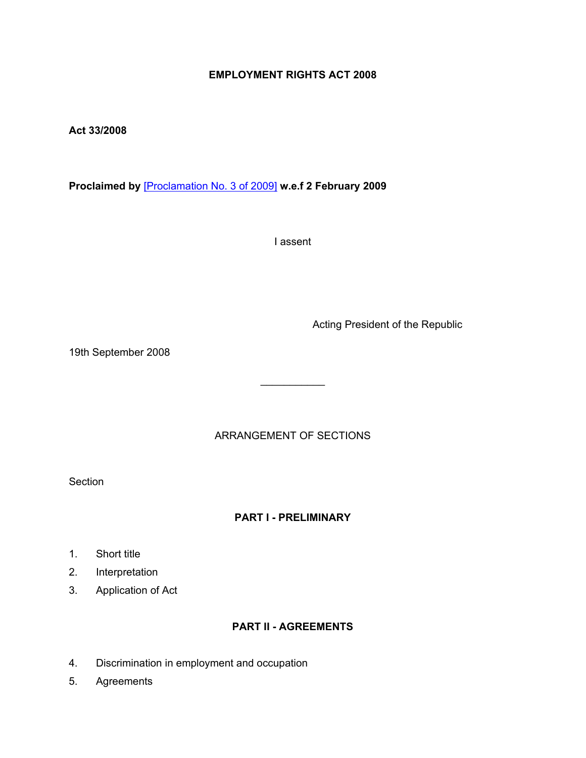# EMPLOYMENT RIGHTS ACT 2008

**Act 33/2008**

**Proclaimed by** [Proclamation No. 3 of 2009] **w.e.f 2 February 2009**

I assent

Acting President of the Republic

19th September 2008

---

ARRANGEMENT OF SECTIONS

Section

## PART I - PRELIMINARY

1. Short title
2. Interpretation
3. Application of Act

## PART II - AGREEMENTS

4. Discrimination in employment and occupation
5. Agreements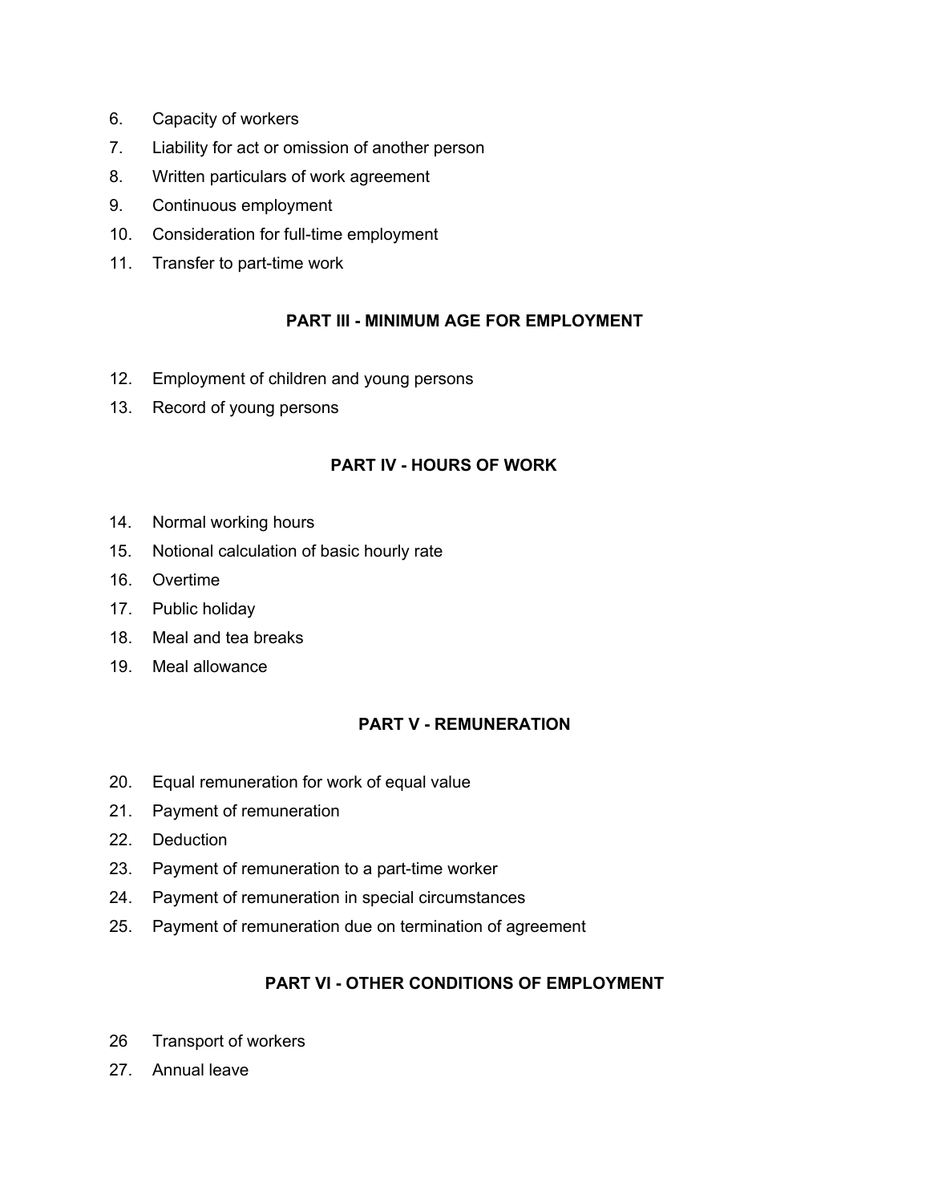6. Capacity of workers
7. Liability for act or omission of another person
8. Written particulars of work agreement
9. Continuous employment
10. Consideration for full-time employment
11. Transfer to part-time work

**PART III - MINIMUM AGE FOR EMPLOYMENT**

12. Employment of children and young persons
13. Record of young persons

**PART IV - HOURS OF WORK**

14. Normal working hours
15. Notional calculation of basic hourly rate
16. Overtime
17. Public holiday
18. Meal and tea breaks
19. Meal allowance

**PART V - REMUNERATION**

20. Equal remuneration for work of equal value
21. Payment of remuneration
22. Deduction
23. Payment of remuneration to a part-time worker
24. Payment of remuneration in special circumstances
25. Payment of remuneration due on termination of agreement

**PART VI - OTHER CONDITIONS OF EMPLOYMENT**

26 Transport of workers
27. Annual leave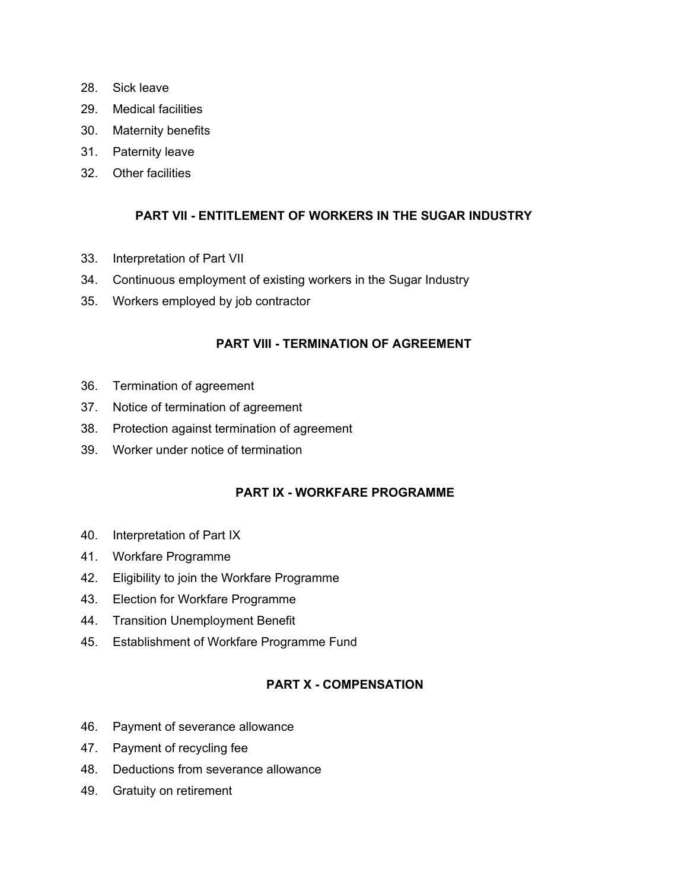28. Sick leave
29. Medical facilities
30. Maternity benefits
31. Paternity leave
32. Other facilities

## PART VII - ENTITLEMENT OF WORKERS IN THE SUGAR INDUSTRY

33. Interpretation of Part VII
34. Continuous employment of existing workers in the Sugar Industry
35. Workers employed by job contractor

## PART VIII - TERMINATION OF AGREEMENT

36. Termination of agreement
37. Notice of termination of agreement
38. Protection against termination of agreement
39. Worker under notice of termination

## PART IX - WORKFARE PROGRAMME

40. Interpretation of Part IX
41. Workfare Programme
42. Eligibility to join the Workfare Programme
43. Election for Workfare Programme
44. Transition Unemployment Benefit
45. Establishment of Workfare Programme Fund

## PART X - COMPENSATION

46. Payment of severance allowance
47. Payment of recycling fee
48. Deductions from severance allowance
49. Gratuity on retirement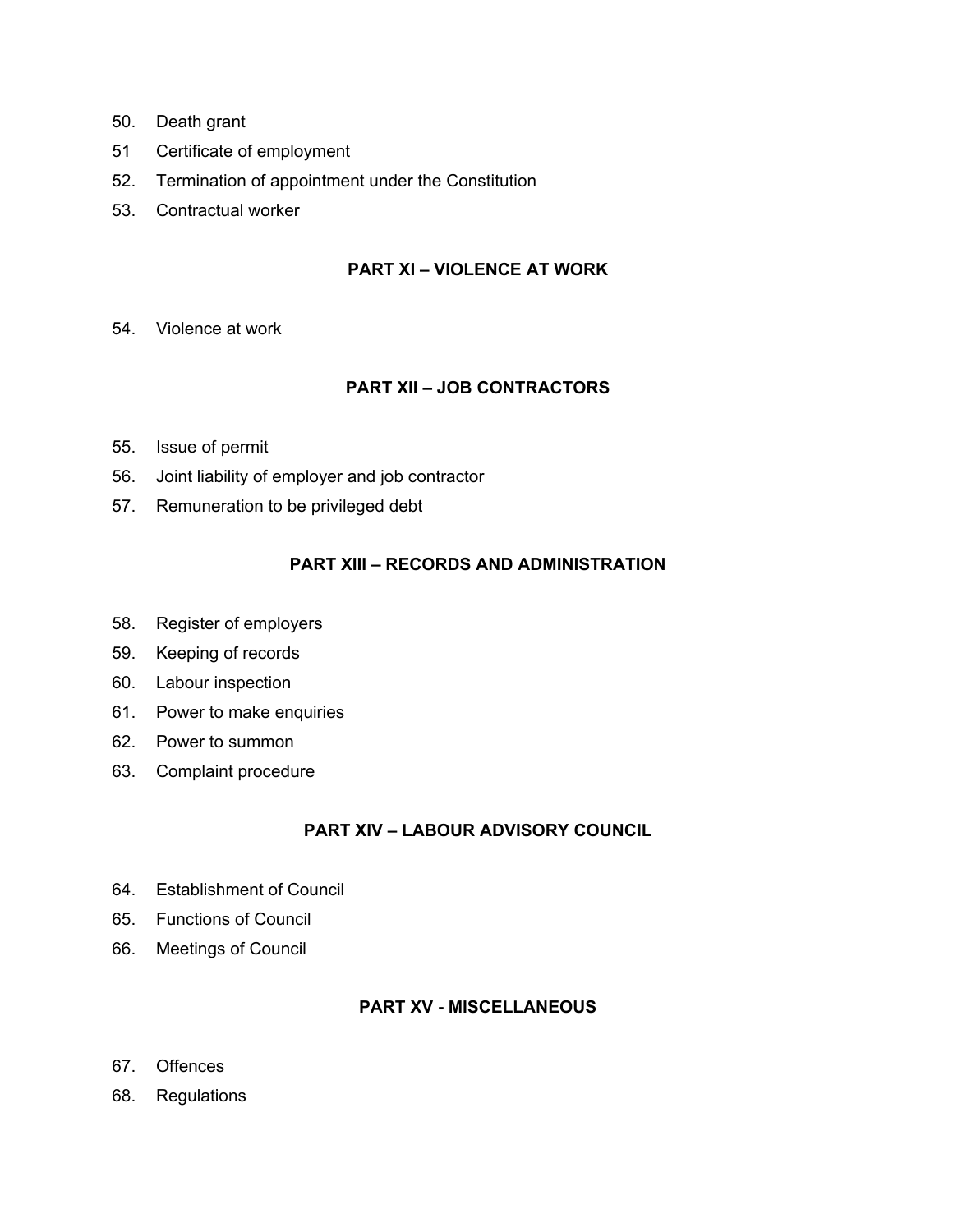50. Death grant

51 Certificate of employment

52. Termination of appointment under the Constitution

53. Contractual worker

## PART XI – VIOLENCE AT WORK

54. Violence at work

## PART XII – JOB CONTRACTORS

55. Issue of permit

56. Joint liability of employer and job contractor

57. Remuneration to be privileged debt

## PART XIII – RECORDS AND ADMINISTRATION

58. Register of employers

59. Keeping of records

60. Labour inspection

61. Power to make enquiries

62. Power to summon

63. Complaint procedure

## PART XIV – LABOUR ADVISORY COUNCIL

64. Establishment of Council

65. Functions of Council

66. Meetings of Council

## PART XV - MISCELLANEOUS

67. Offences

68. Regulations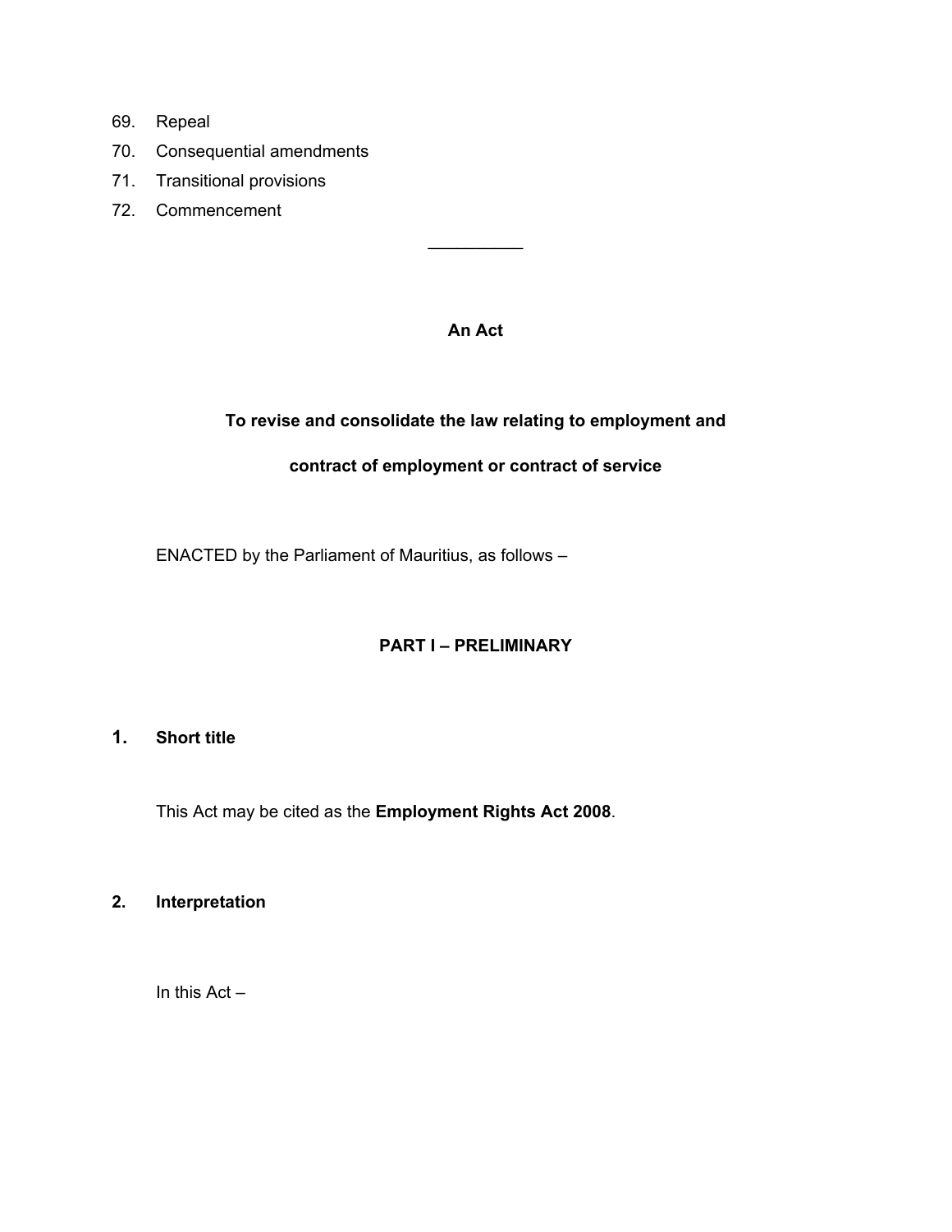69. Repeal

70. Consequential amendments

71. Transitional provisions

72. Commencement

---

**An Act**

**To revise and consolidate the law relating to employment and contract of employment or contract of service**

ENACTED by the Parliament of Mauritius, as follows –

## PART I – PRELIMINARY

### 1. Short title

This Act may be cited as the **Employment Rights Act 2008**.

### 2. Interpretation

In this Act –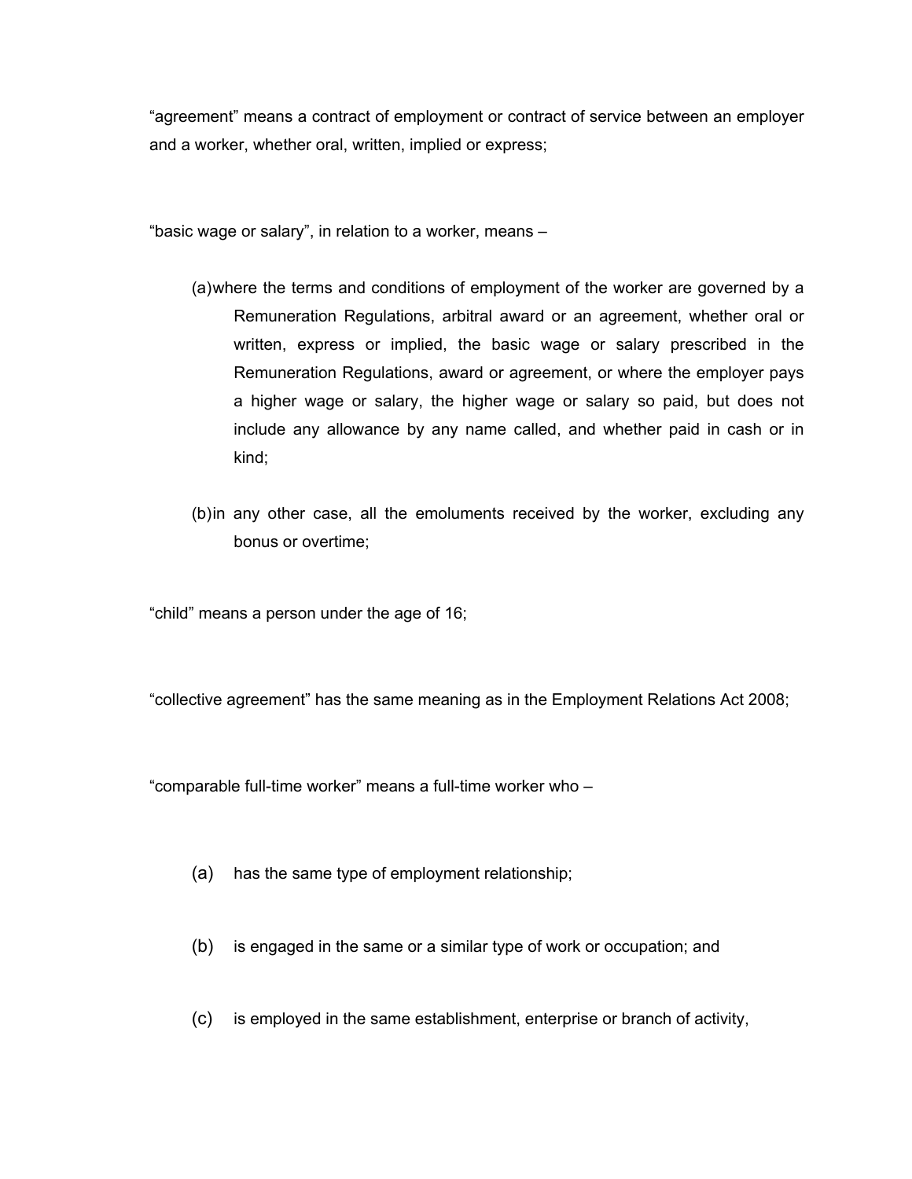"agreement" means a contract of employment or contract of service between an employer and a worker, whether oral, written, implied or express;

"basic wage or salary", in relation to a worker, means –

(a) where the terms and conditions of employment of the worker are governed by a Remuneration Regulations, arbitral award or an agreement, whether oral or written, express or implied, the basic wage or salary prescribed in the Remuneration Regulations, award or agreement, or where the employer pays a higher wage or salary, the higher wage or salary so paid, but does not include any allowance by any name called, and whether paid in cash or in kind;

(b) in any other case, all the emoluments received by the worker, excluding any bonus or overtime;

"child" means a person under the age of 16;

"collective agreement" has the same meaning as in the Employment Relations Act 2008;

"comparable full-time worker" means a full-time worker who –

(a) has the same type of employment relationship;

(b) is engaged in the same or a similar type of work or occupation; and

(c) is employed in the same establishment, enterprise or branch of activity,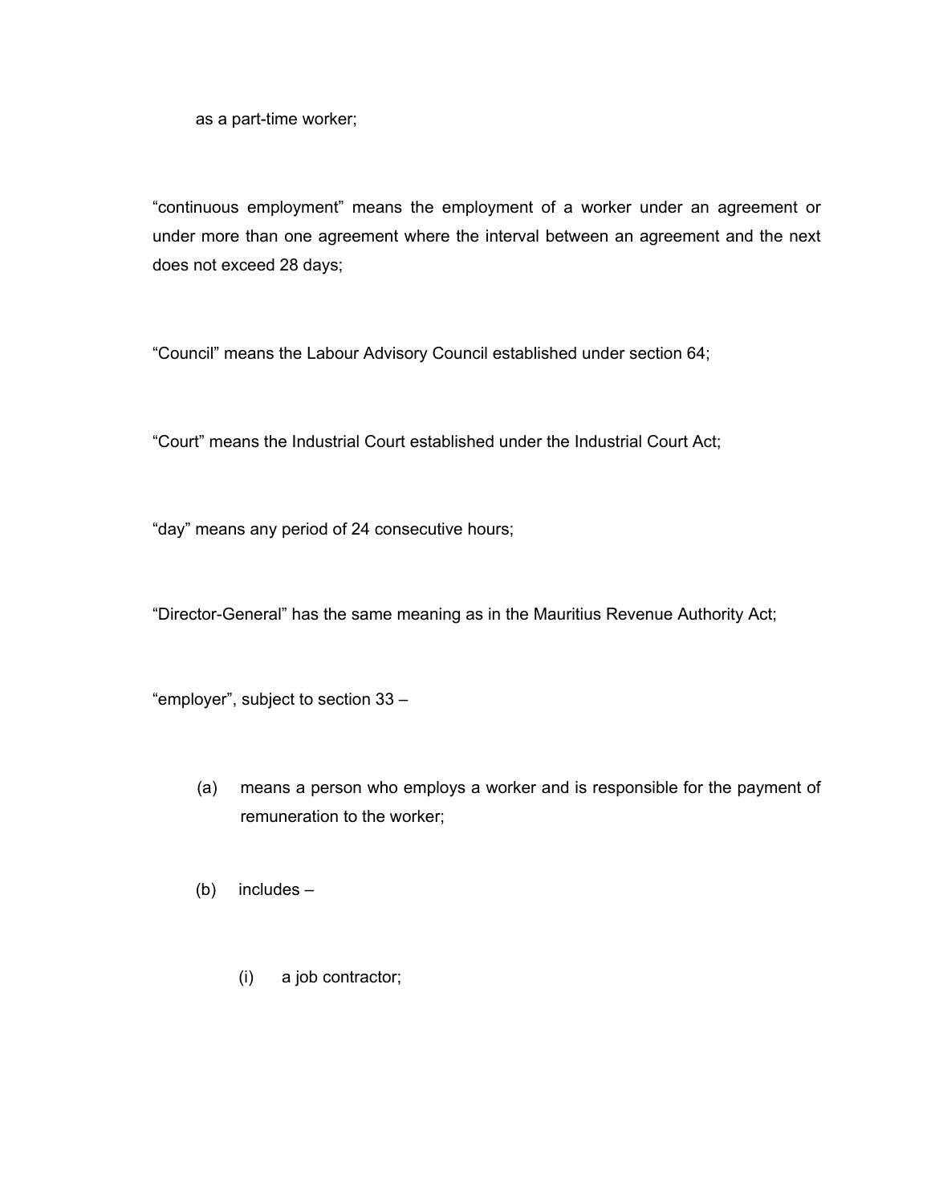as a part-time worker;

"continuous employment" means the employment of a worker under an agreement or under more than one agreement where the interval between an agreement and the next does not exceed 28 days;

"Council" means the Labour Advisory Council established under section 64;

"Court" means the Industrial Court established under the Industrial Court Act;

"day" means any period of 24 consecutive hours;

"Director-General" has the same meaning as in the Mauritius Revenue Authority Act;

"employer", subject to section 33 –

(a) means a person who employs a worker and is responsible for the payment of remuneration to the worker;

(b) includes –

(i) a job contractor;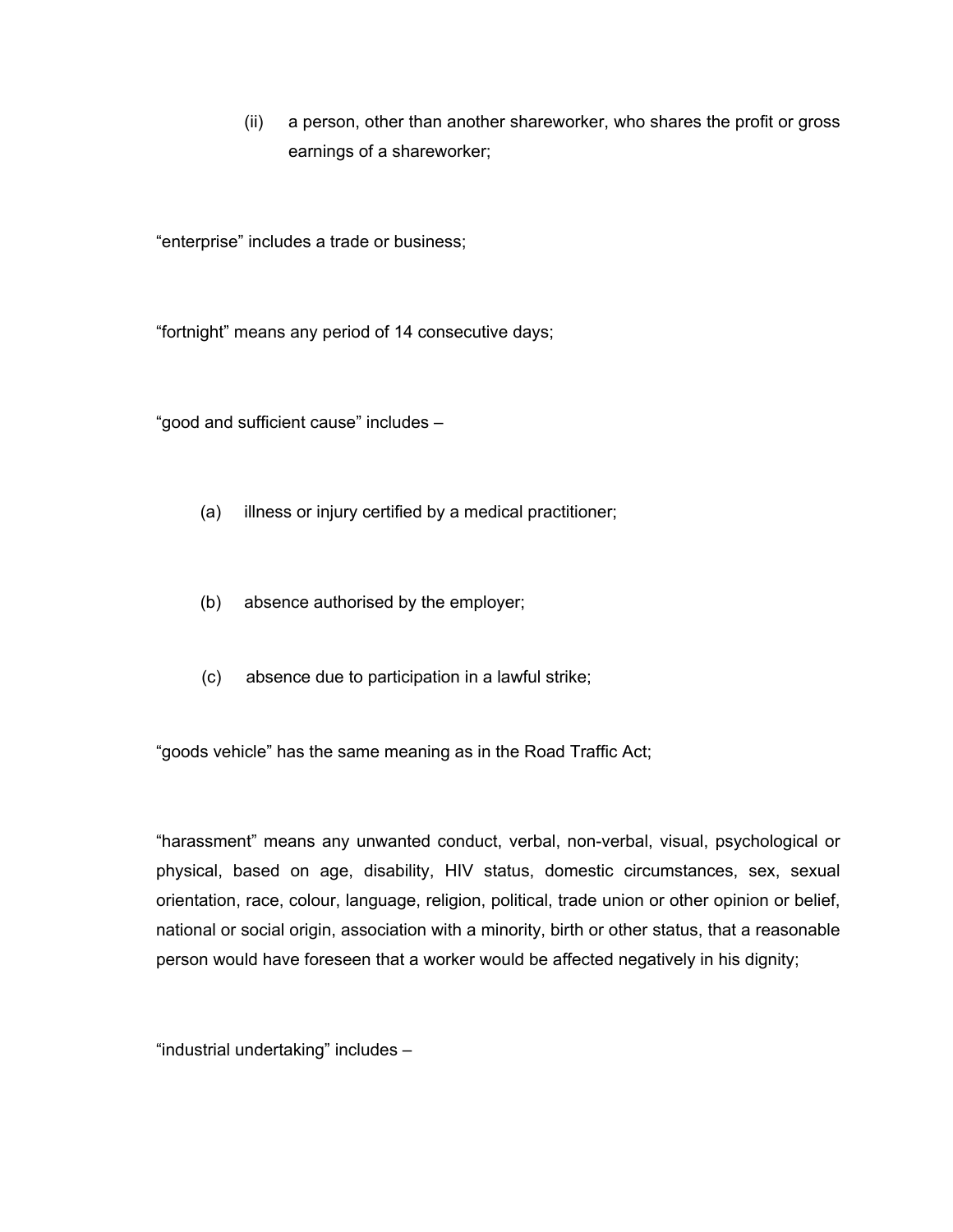(ii) a person, other than another shareworker, who shares the profit or gross earnings of a shareworker;

“enterprise” includes a trade or business;

“fortnight” means any period of 14 consecutive days;

“good and sufficient cause” includes –

(a) illness or injury certified by a medical practitioner;

(b) absence authorised by the employer;

(c) absence due to participation in a lawful strike;

“goods vehicle” has the same meaning as in the Road Traffic Act;

“harassment” means any unwanted conduct, verbal, non-verbal, visual, psychological or physical, based on age, disability, HIV status, domestic circumstances, sex, sexual orientation, race, colour, language, religion, political, trade union or other opinion or belief, national or social origin, association with a minority, birth or other status, that a reasonable person would have foreseen that a worker would be affected negatively in his dignity;

“industrial undertaking” includes –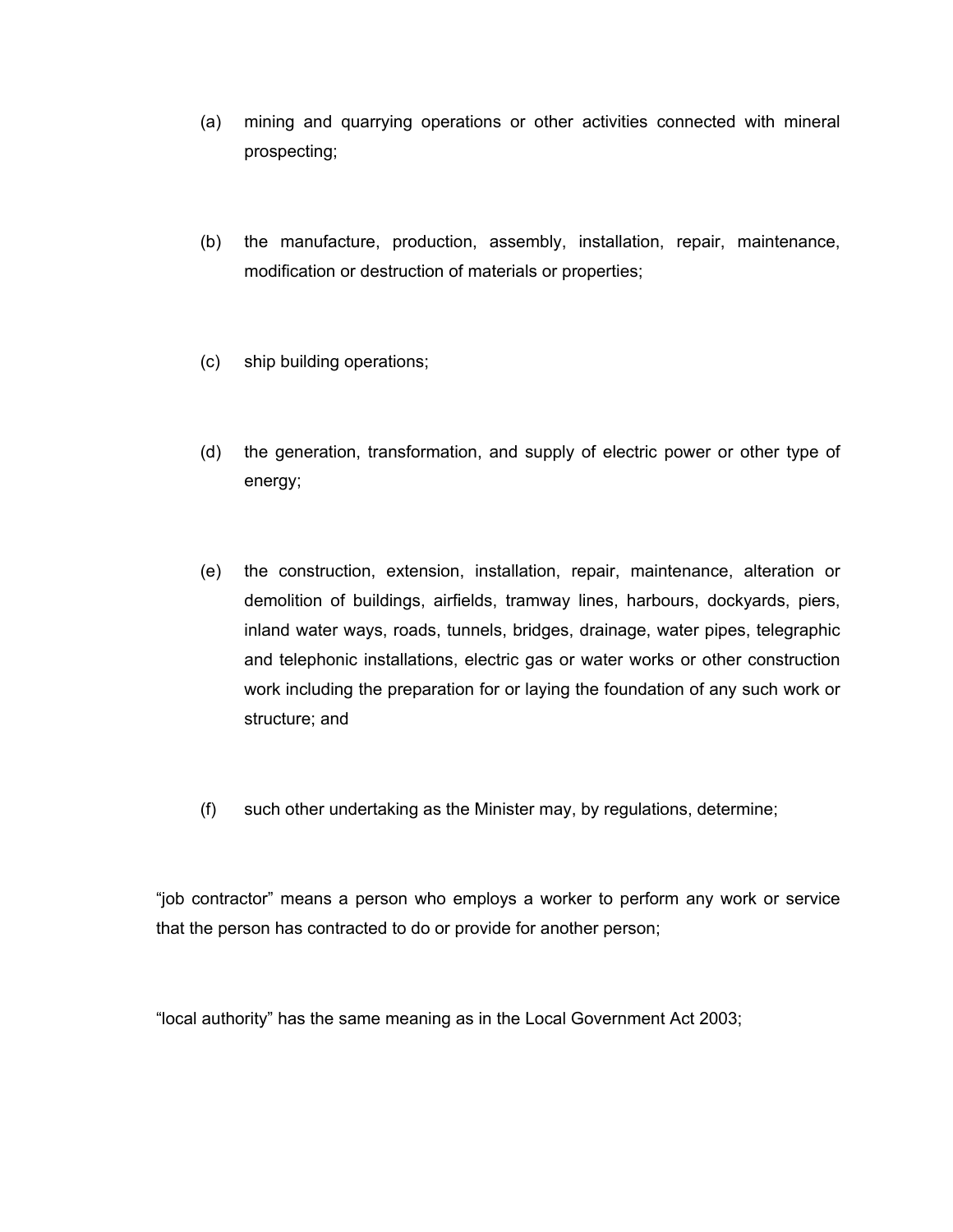(a) mining and quarrying operations or other activities connected with mineral prospecting;

(b) the manufacture, production, assembly, installation, repair, maintenance, modification or destruction of materials or properties;

(c) ship building operations;

(d) the generation, transformation, and supply of electric power or other type of energy;

(e) the construction, extension, installation, repair, maintenance, alteration or demolition of buildings, airfields, tramway lines, harbours, dockyards, piers, inland water ways, roads, tunnels, bridges, drainage, water pipes, telegraphic and telephonic installations, electric gas or water works or other construction work including the preparation for or laying the foundation of any such work or structure; and

(f) such other undertaking as the Minister may, by regulations, determine;

"job contractor" means a person who employs a worker to perform any work or service that the person has contracted to do or provide for another person;

"local authority" has the same meaning as in the Local Government Act 2003;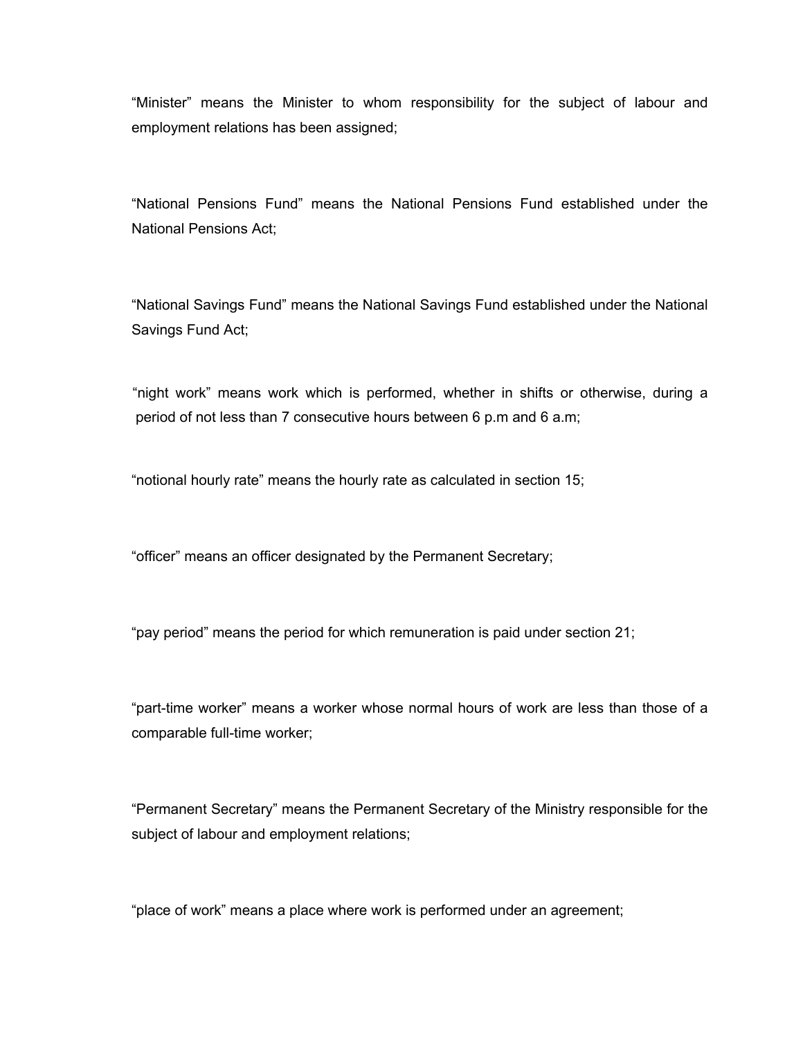“Minister” means the Minister to whom responsibility for the subject of labour and employment relations has been assigned;

“National Pensions Fund” means the National Pensions Fund established under the National Pensions Act;

“National Savings Fund” means the National Savings Fund established under the National Savings Fund Act;

“night work” means work which is performed, whether in shifts or otherwise, during a period of not less than 7 consecutive hours between 6 p.m and 6 a.m;

“notional hourly rate” means the hourly rate as calculated in section 15;

“officer” means an officer designated by the Permanent Secretary;

“pay period” means the period for which remuneration is paid under section 21;

“part-time worker” means a worker whose normal hours of work are less than those of a comparable full-time worker;

“Permanent Secretary” means the Permanent Secretary of the Ministry responsible for the subject of labour and employment relations;

“place of work” means a place where work is performed under an agreement;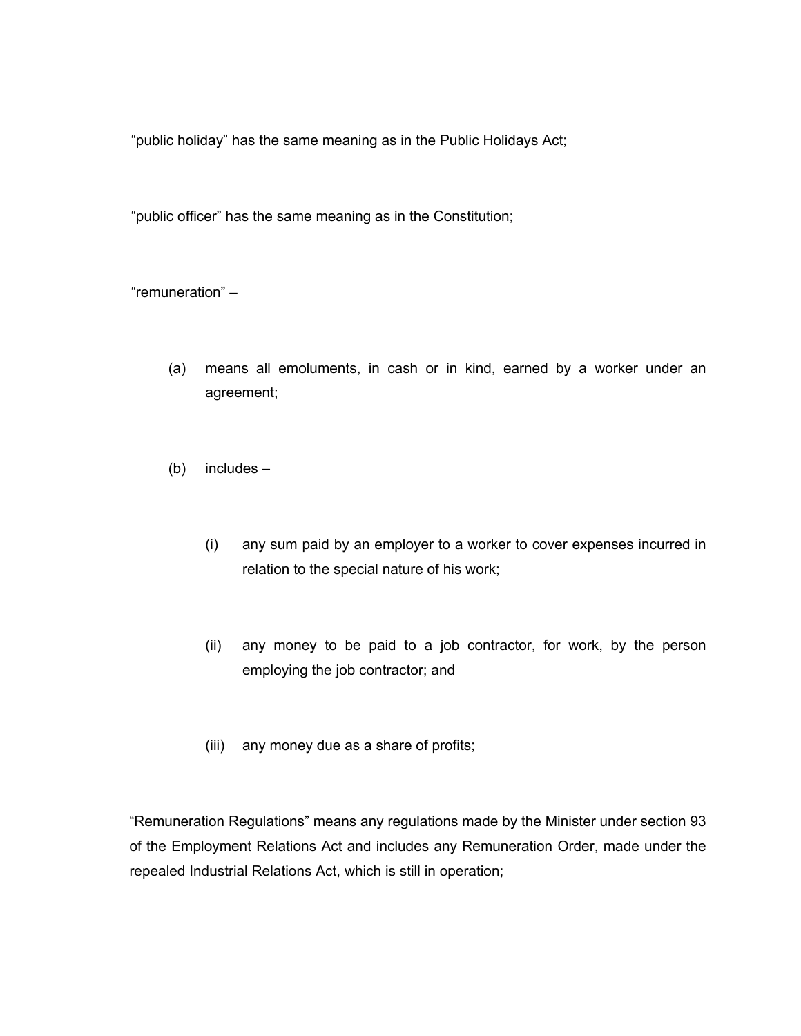“public holiday” has the same meaning as in the Public Holidays Act;

“public officer” has the same meaning as in the Constitution;

“remuneration” –

(a) means all emoluments, in cash or in kind, earned by a worker under an agreement;

(b) includes –

(i) any sum paid by an employer to a worker to cover expenses incurred in relation to the special nature of his work;

(ii) any money to be paid to a job contractor, for work, by the person employing the job contractor; and

(iii) any money due as a share of profits;

“Remuneration Regulations” means any regulations made by the Minister under section 93 of the Employment Relations Act and includes any Remuneration Order, made under the repealed Industrial Relations Act, which is still in operation;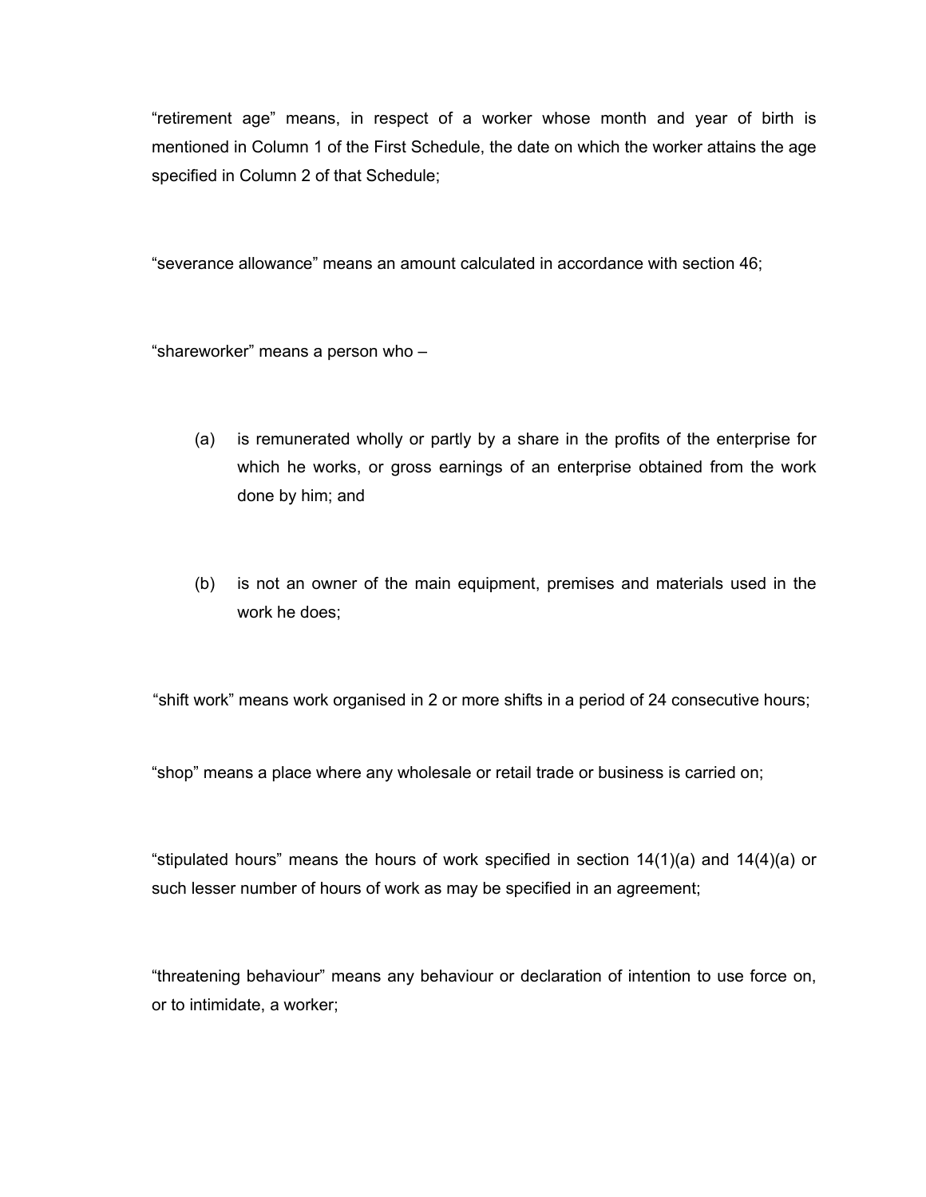“retirement age” means, in respect of a worker whose month and year of birth is mentioned in Column 1 of the First Schedule, the date on which the worker attains the age specified in Column 2 of that Schedule;

“severance allowance” means an amount calculated in accordance with section 46;

“shareworker” means a person who –

(a) is remunerated wholly or partly by a share in the profits of the enterprise for which he works, or gross earnings of an enterprise obtained from the work done by him; and

(b) is not an owner of the main equipment, premises and materials used in the work he does;

“shift work” means work organised in 2 or more shifts in a period of 24 consecutive hours;

“shop” means a place where any wholesale or retail trade or business is carried on;

“stipulated hours” means the hours of work specified in section 14(1)(a) and 14(4)(a) or such lesser number of hours of work as may be specified in an agreement;

“threatening behaviour” means any behaviour or declaration of intention to use force on, or to intimidate, a worker;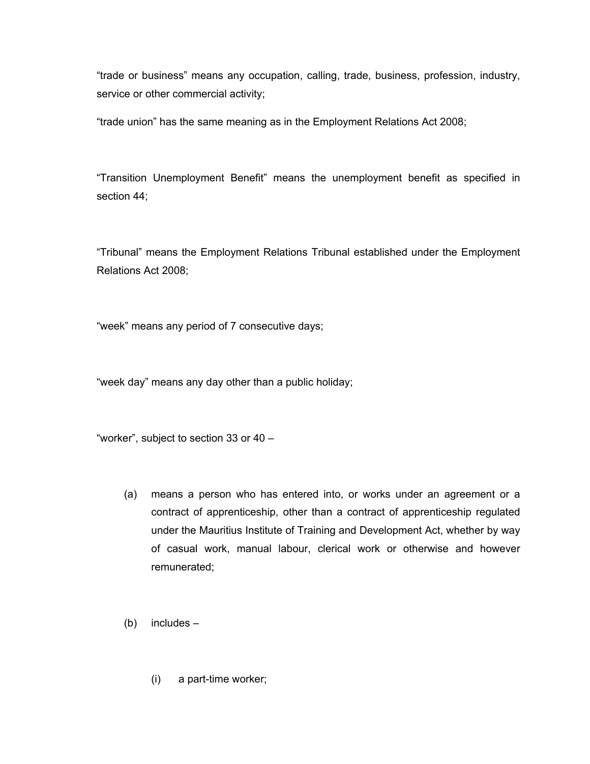"trade or business" means any occupation, calling, trade, business, profession, industry, service or other commercial activity;

"trade union" has the same meaning as in the Employment Relations Act 2008;

"Transition Unemployment Benefit" means the unemployment benefit as specified in section 44;

"Tribunal" means the Employment Relations Tribunal established under the Employment Relations Act 2008;

"week" means any period of 7 consecutive days;

"week day" means any day other than a public holiday;

"worker", subject to section 33 or 40 –

(a) means a person who has entered into, or works under an agreement or a contract of apprenticeship, other than a contract of apprenticeship regulated under the Mauritius Institute of Training and Development Act, whether by way of casual work, manual labour, clerical work or otherwise and however remunerated;

(b) includes –

(i) a part-time worker;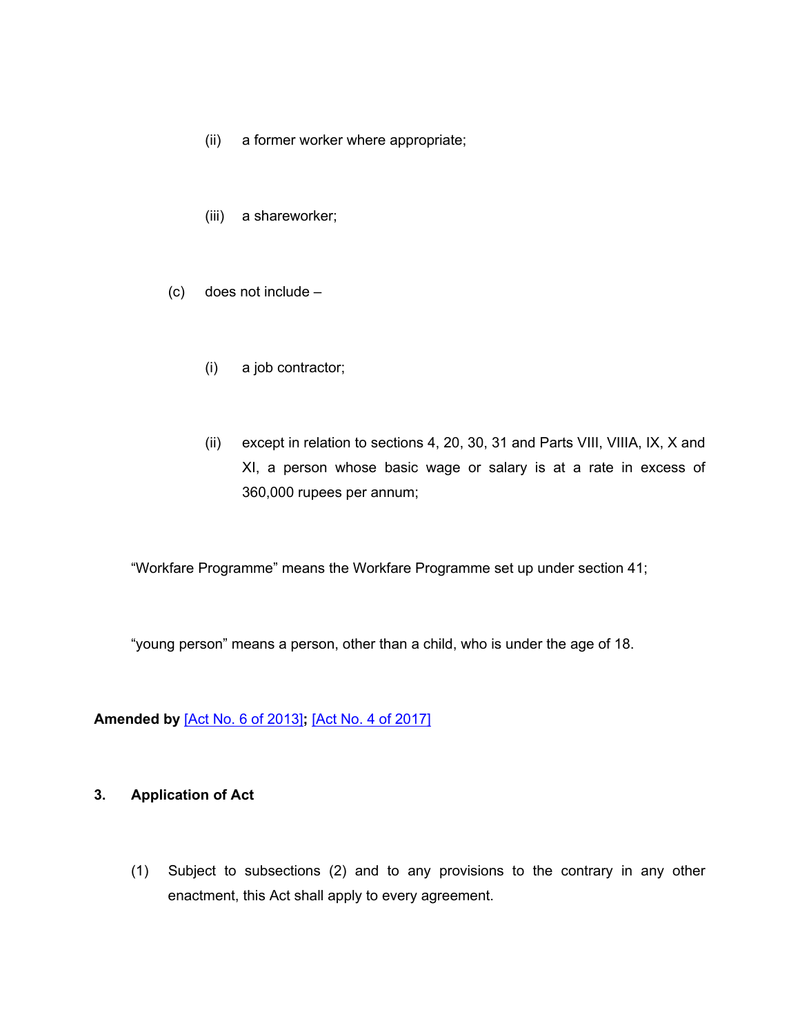(ii) a former worker where appropriate;

(iii) a shareworker;

(c) does not include –

(i) a job contractor;

(ii) except in relation to sections 4, 20, 30, 31 and Parts VIII, VIIIA, IX, X and XI, a person whose basic wage or salary is at a rate in excess of 360,000 rupees per annum;

"Workfare Programme" means the Workfare Programme set up under section 41;

"young person" means a person, other than a child, who is under the age of 18.

**Amended by** [Act No. 6 of 2013]**;** [Act No. 4 of 2017]

### 3. Application of Act

(1) Subject to subsections (2) and to any provisions to the contrary in any other enactment, this Act shall apply to every agreement.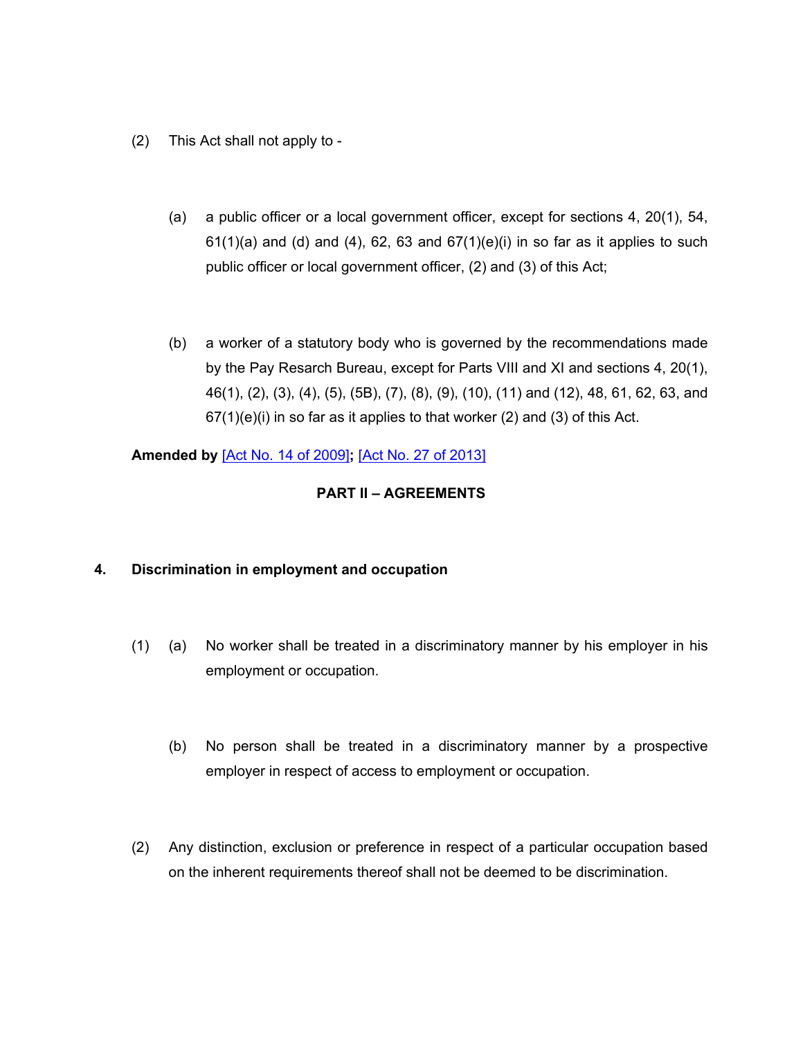(2) This Act shall not apply to -

(a) a public officer or a local government officer, except for sections 4, 20(1), 54, 61(1)(a) and (d) and (4), 62, 63 and 67(1)(e)(i) in so far as it applies to such public officer or local government officer, (2) and (3) of this Act;

(b) a worker of a statutory body who is governed by the recommendations made by the Pay Resarch Bureau, except for Parts VIII and XI and sections 4, 20(1), 46(1), (2), (3), (4), (5), (5B), (7), (8), (9), (10), (11) and (12), 48, 61, 62, 63, and 67(1)(e)(i) in so far as it applies to that worker (2) and (3) of this Act.

**Amended by** [Act No. 14 of 2009]**;** [Act No. 27 of 2013]

## PART II – AGREEMENTS

### 4. Discrimination in employment and occupation

(1) (a) No worker shall be treated in a discriminatory manner by his employer in his employment or occupation.

(b) No person shall be treated in a discriminatory manner by a prospective employer in respect of access to employment or occupation.

(2) Any distinction, exclusion or preference in respect of a particular occupation based on the inherent requirements thereof shall not be deemed to be discrimination.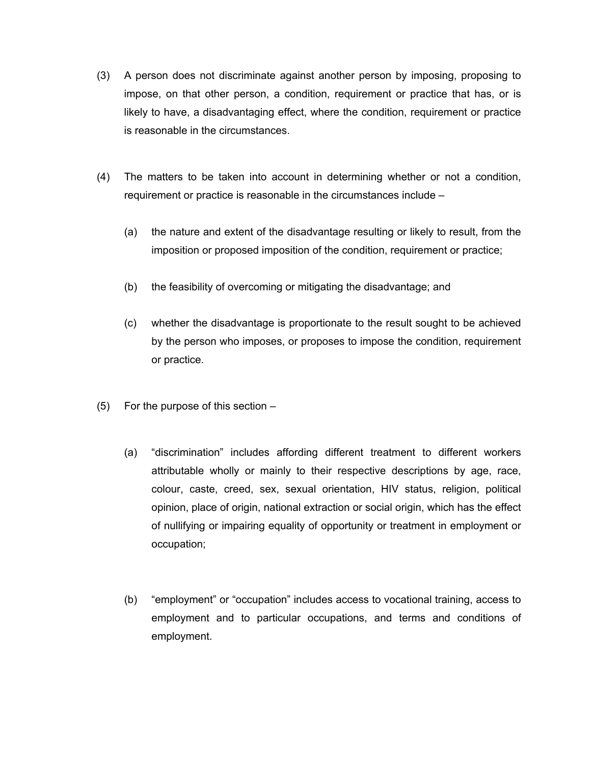(3) A person does not discriminate against another person by imposing, proposing to impose, on that other person, a condition, requirement or practice that has, or is likely to have, a disadvantaging effect, where the condition, requirement or practice is reasonable in the circumstances.

(4) The matters to be taken into account in determining whether or not a condition, requirement or practice is reasonable in the circumstances include –

(a) the nature and extent of the disadvantage resulting or likely to result, from the imposition or proposed imposition of the condition, requirement or practice;

(b) the feasibility of overcoming or mitigating the disadvantage; and

(c) whether the disadvantage is proportionate to the result sought to be achieved by the person who imposes, or proposes to impose the condition, requirement or practice.

(5) For the purpose of this section –

(a) "discrimination" includes affording different treatment to different workers attributable wholly or mainly to their respective descriptions by age, race, colour, caste, creed, sex, sexual orientation, HIV status, religion, political opinion, place of origin, national extraction or social origin, which has the effect of nullifying or impairing equality of opportunity or treatment in employment or occupation;

(b) "employment" or "occupation" includes access to vocational training, access to employment and to particular occupations, and terms and conditions of employment.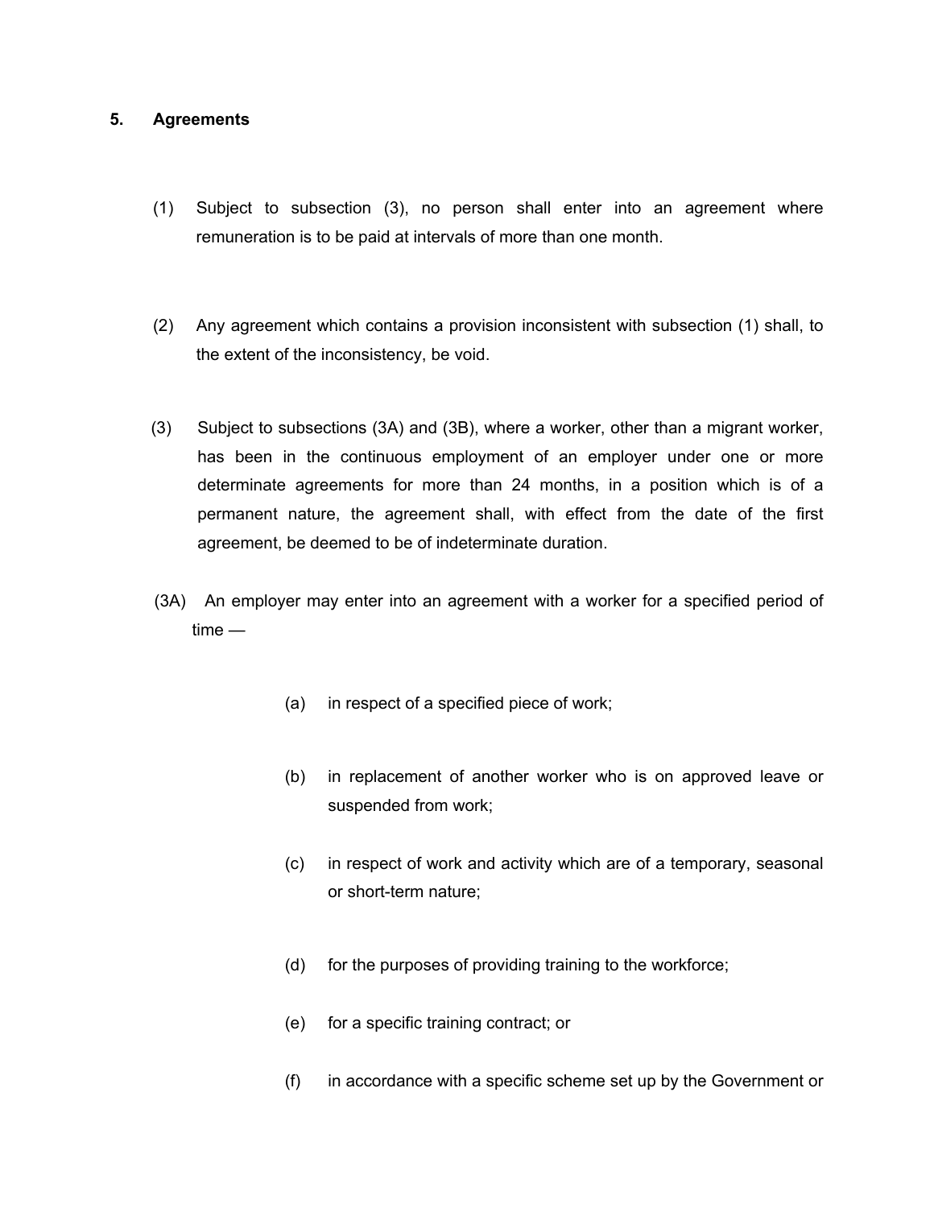## 5. Agreements

(1) Subject to subsection (3), no person shall enter into an agreement where remuneration is to be paid at intervals of more than one month.

(2) Any agreement which contains a provision inconsistent with subsection (1) shall, to the extent of the inconsistency, be void.

(3) Subject to subsections (3A) and (3B), where a worker, other than a migrant worker, has been in the continuous employment of an employer under one or more determinate agreements for more than 24 months, in a position which is of a permanent nature, the agreement shall, with effect from the date of the first agreement, be deemed to be of indeterminate duration.

(3A) An employer may enter into an agreement with a worker for a specified period of time —

(a) in respect of a specified piece of work;

(b) in replacement of another worker who is on approved leave or suspended from work;

(c) in respect of work and activity which are of a temporary, seasonal or short-term nature;

(d) for the purposes of providing training to the workforce;

(e) for a specific training contract; or

(f) in accordance with a specific scheme set up by the Government or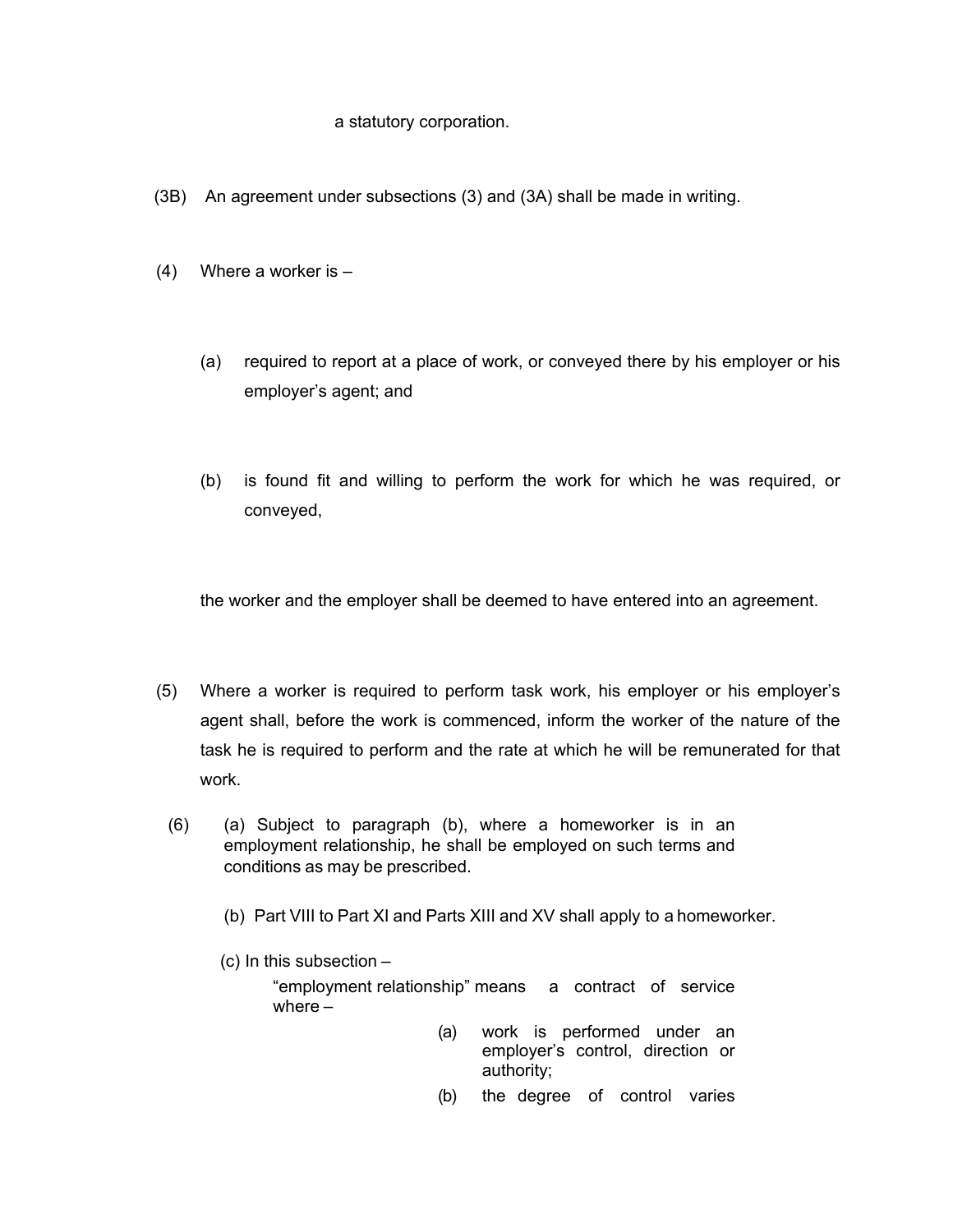a statutory corporation.

(3B) An agreement under subsections (3) and (3A) shall be made in writing.

(4) Where a worker is –

(a) required to report at a place of work, or conveyed there by his employer or his employer's agent; and

(b) is found fit and willing to perform the work for which he was required, or conveyed,

the worker and the employer shall be deemed to have entered into an agreement.

(5) Where a worker is required to perform task work, his employer or his employer's agent shall, before the work is commenced, inform the worker of the nature of the task he is required to perform and the rate at which he will be remunerated for that work.

(6) (a) Subject to paragraph (b), where a homeworker is in an employment relationship, he shall be employed on such terms and conditions as may be prescribed.

(b) Part VIII to Part XI and Parts XIII and XV shall apply to a homeworker.

(c) In this subsection –

"employment relationship" means a contract of service where –

(a) work is performed under an employer's control, direction or authority;

(b) the degree of control varies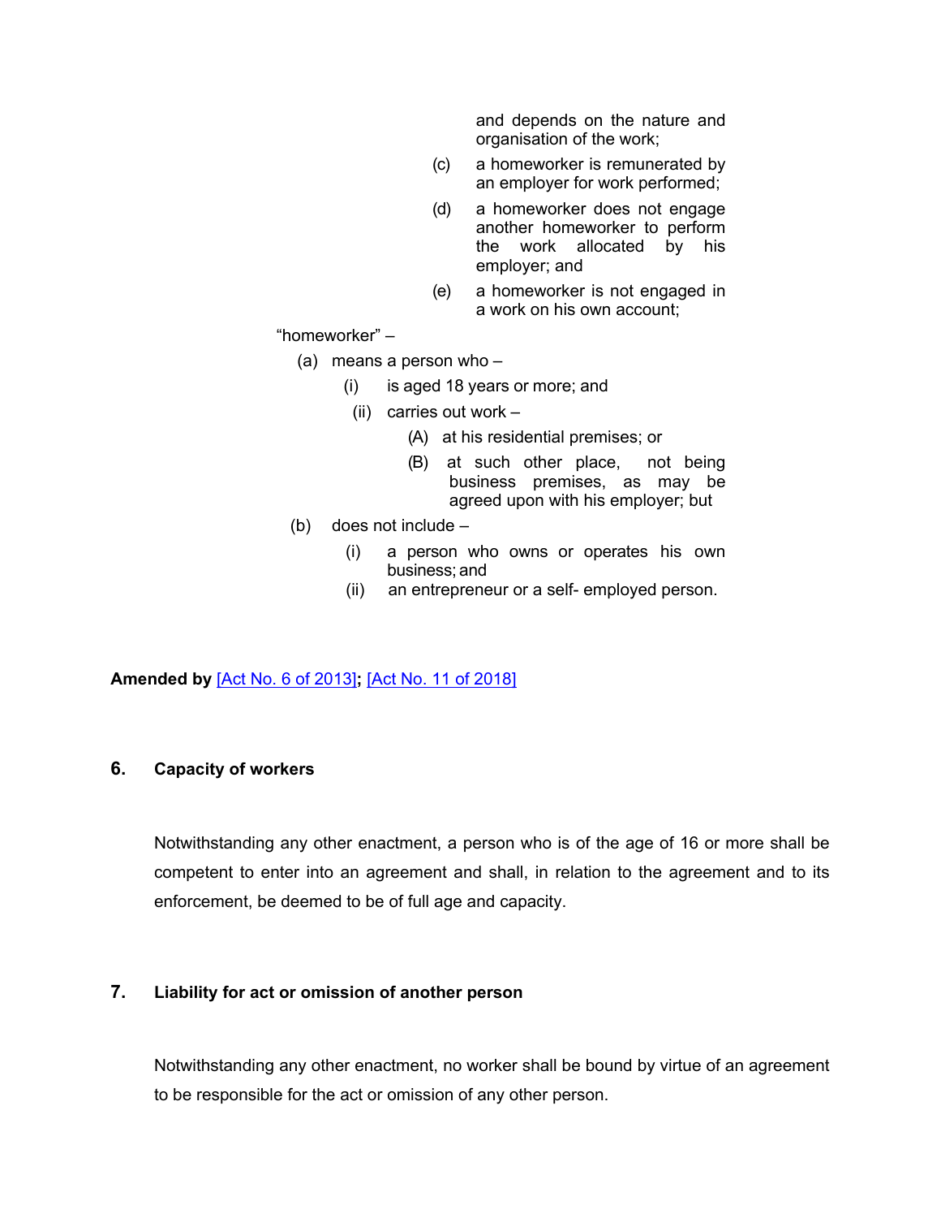and depends on the nature and organisation of the work;

(c) a homeworker is remunerated by an employer for work performed;

(d) a homeworker does not engage another homeworker to perform the work allocated by his employer; and

(e) a homeworker is not engaged in a work on his own account;

"homeworker" –

(a) means a person who –

(i) is aged 18 years or more; and

(ii) carries out work –

(A) at his residential premises; or

(B) at such other place, not being business premises, as may be agreed upon with his employer; but

(b) does not include –

(i) a person who owns or operates his own business; and

(ii) an entrepreneur or a self- employed person.

**Amended by** [Act No. 6 of 2013]**;** [Act No. 11 of 2018]

### 6. Capacity of workers

Notwithstanding any other enactment, a person who is of the age of 16 or more shall be competent to enter into an agreement and shall, in relation to the agreement and to its enforcement, be deemed to be of full age and capacity.

### 7. Liability for act or omission of another person

Notwithstanding any other enactment, no worker shall be bound by virtue of an agreement to be responsible for the act or omission of any other person.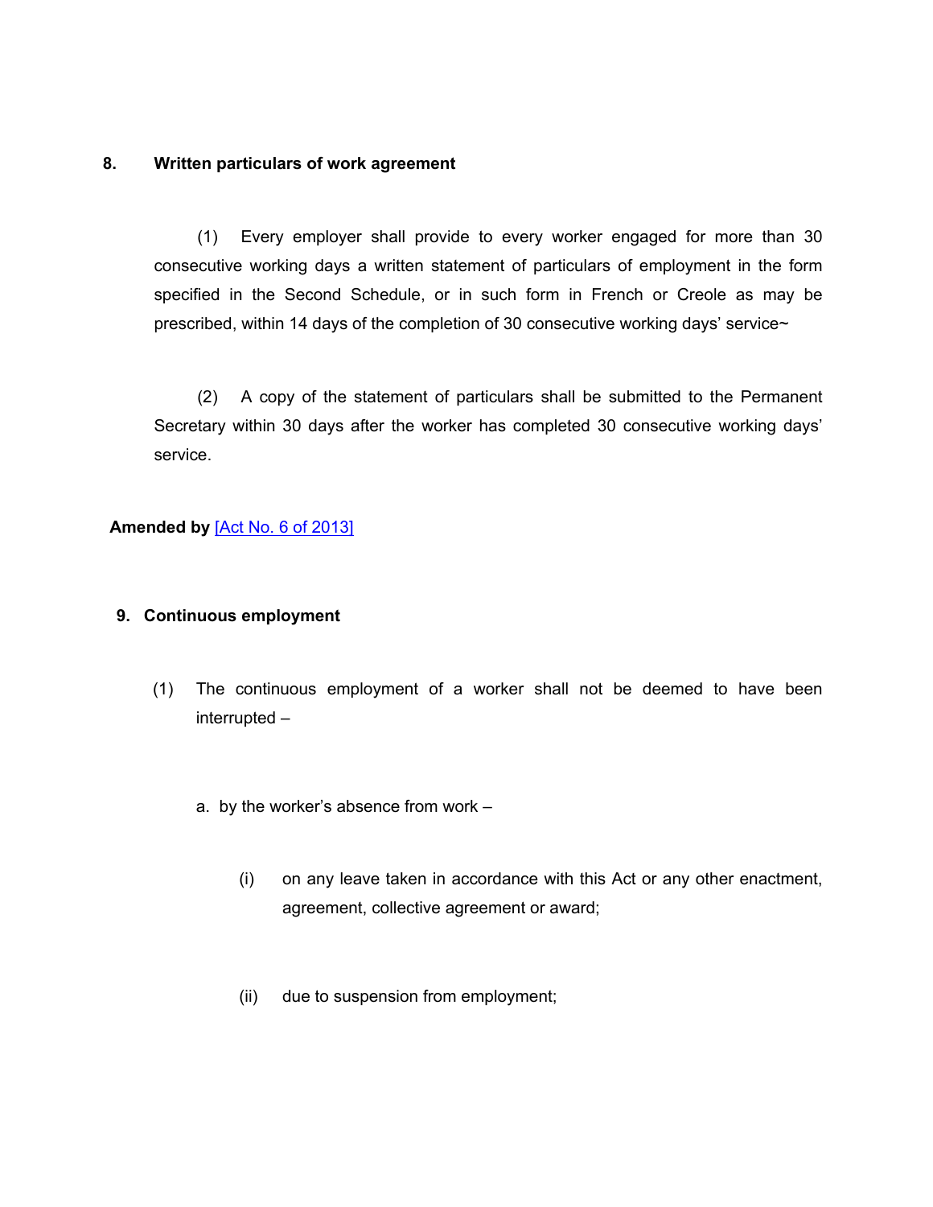**8. Written particulars of work agreement**

(1) Every employer shall provide to every worker engaged for more than 30 consecutive working days a written statement of particulars of employment in the form specified in the Second Schedule, or in such form in French or Creole as may be prescribed, within 14 days of the completion of 30 consecutive working days' service~

(2) A copy of the statement of particulars shall be submitted to the Permanent Secretary within 30 days after the worker has completed 30 consecutive working days' service.

**Amended by** [Act No. 6 of 2013]

**9. Continuous employment**

(1) The continuous employment of a worker shall not be deemed to have been interrupted –

a. by the worker's absence from work –

(i) on any leave taken in accordance with this Act or any other enactment, agreement, collective agreement or award;

(ii) due to suspension from employment;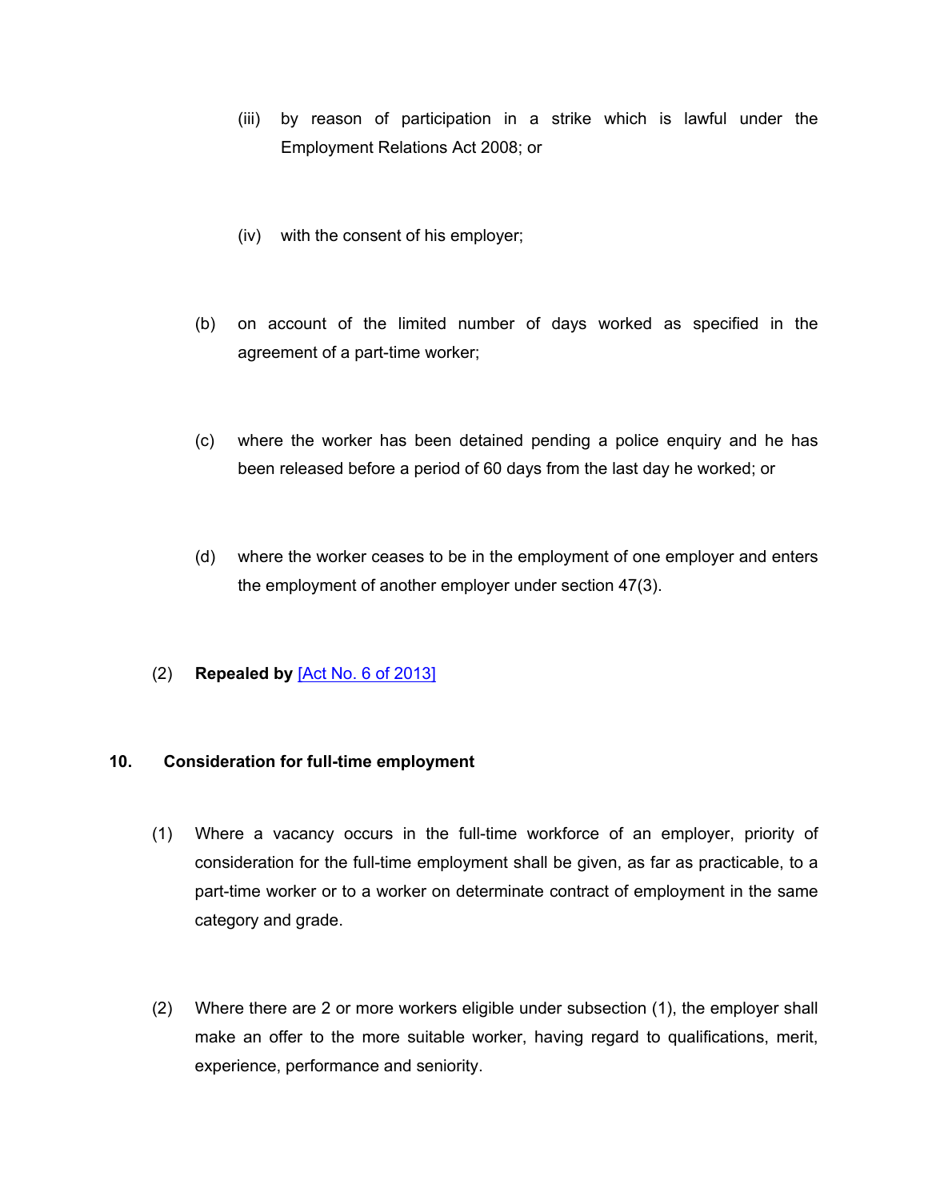(iii) by reason of participation in a strike which is lawful under the Employment Relations Act 2008; or

(iv) with the consent of his employer;

(b) on account of the limited number of days worked as specified in the agreement of a part-time worker;

(c) where the worker has been detained pending a police enquiry and he has been released before a period of 60 days from the last day he worked; or

(d) where the worker ceases to be in the employment of one employer and enters the employment of another employer under section 47(3).

(2) **Repealed by** [Act No. 6 of 2013]

### 10. Consideration for full-time employment

(1) Where a vacancy occurs in the full-time workforce of an employer, priority of consideration for the full-time employment shall be given, as far as practicable, to a part-time worker or to a worker on determinate contract of employment in the same category and grade.

(2) Where there are 2 or more workers eligible under subsection (1), the employer shall make an offer to the more suitable worker, having regard to qualifications, merit, experience, performance and seniority.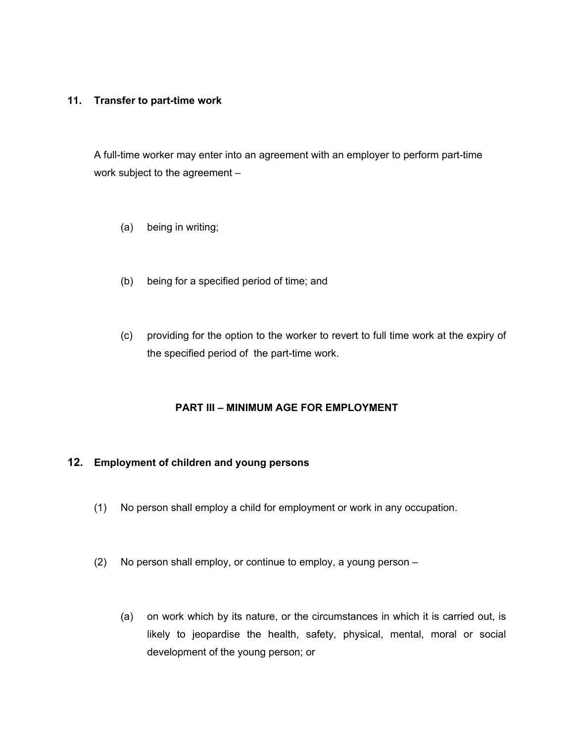**11. Transfer to part-time work**

A full-time worker may enter into an agreement with an employer to perform part-time work subject to the agreement –

(a) being in writing;

(b) being for a specified period of time; and

(c) providing for the option to the worker to revert to full time work at the expiry of the specified period of the part-time work.

## PART III – MINIMUM AGE FOR EMPLOYMENT

**12. Employment of children and young persons**

(1) No person shall employ a child for employment or work in any occupation.

(2) No person shall employ, or continue to employ, a young person –

(a) on work which by its nature, or the circumstances in which it is carried out, is likely to jeopardise the health, safety, physical, mental, moral or social development of the young person; or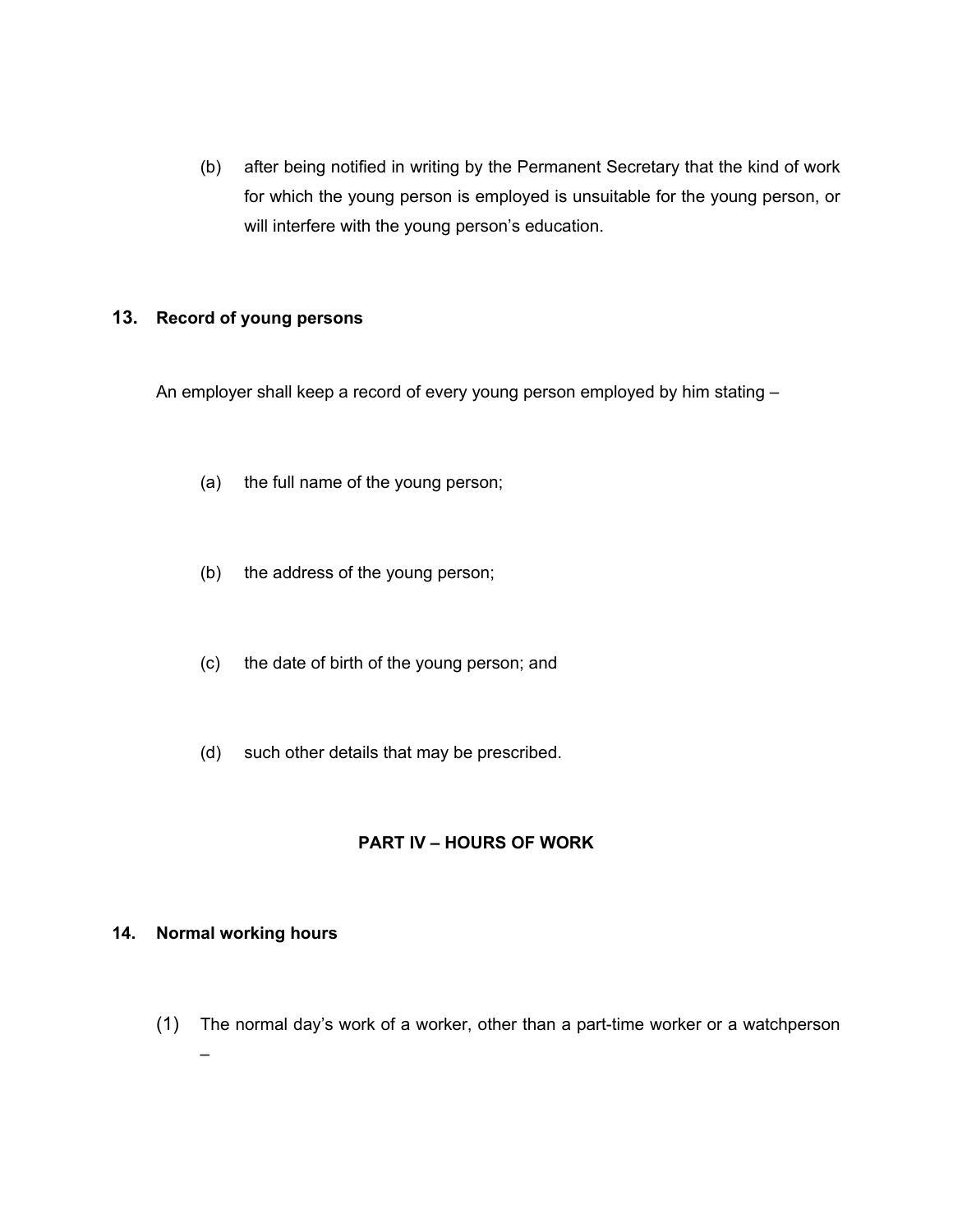(b) after being notified in writing by the Permanent Secretary that the kind of work for which the young person is employed is unsuitable for the young person, or will interfere with the young person's education.

### 13. Record of young persons

An employer shall keep a record of every young person employed by him stating –

(a) the full name of the young person;

(b) the address of the young person;

(c) the date of birth of the young person; and

(d) such other details that may be prescribed.

## PART IV – HOURS OF WORK

### 14. Normal working hours

(1) The normal day's work of a worker, other than a part-time worker or a watchperson –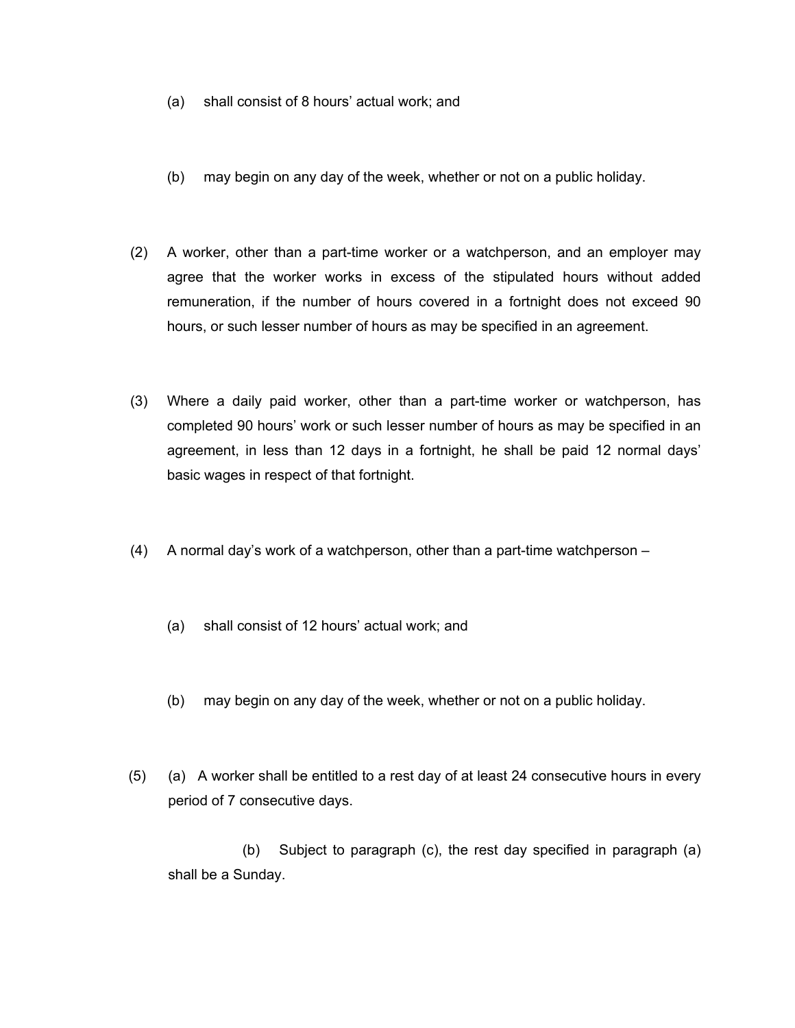(a) shall consist of 8 hours' actual work; and

(b) may begin on any day of the week, whether or not on a public holiday.

(2) A worker, other than a part-time worker or a watchperson, and an employer may agree that the worker works in excess of the stipulated hours without added remuneration, if the number of hours covered in a fortnight does not exceed 90 hours, or such lesser number of hours as may be specified in an agreement.

(3) Where a daily paid worker, other than a part-time worker or watchperson, has completed 90 hours' work or such lesser number of hours as may be specified in an agreement, in less than 12 days in a fortnight, he shall be paid 12 normal days' basic wages in respect of that fortnight.

(4) A normal day's work of a watchperson, other than a part-time watchperson –

(a) shall consist of 12 hours' actual work; and

(b) may begin on any day of the week, whether or not on a public holiday.

(5) (a) A worker shall be entitled to a rest day of at least 24 consecutive hours in every period of 7 consecutive days.

(b) Subject to paragraph (c), the rest day specified in paragraph (a) shall be a Sunday.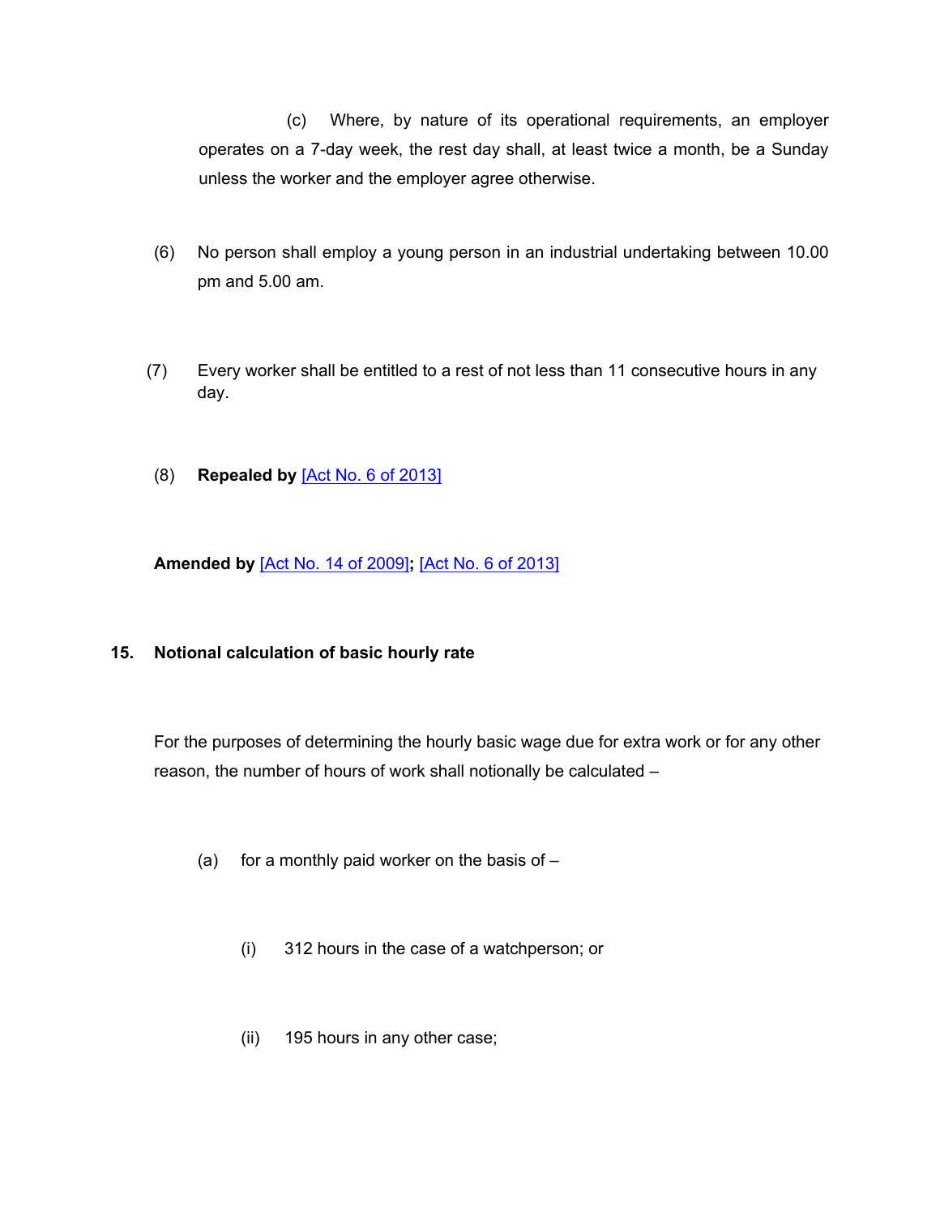(c) Where, by nature of its operational requirements, an employer operates on a 7-day week, the rest day shall, at least twice a month, be a Sunday unless the worker and the employer agree otherwise.

(6) No person shall employ a young person in an industrial undertaking between 10.00 pm and 5.00 am.

(7) Every worker shall be entitled to a rest of not less than 11 consecutive hours in any day.

(8) **Repealed by** [Act No. 6 of 2013]

**Amended by** [Act No. 14 of 2009]**;** [Act No. 6 of 2013]

### 15. Notional calculation of basic hourly rate

For the purposes of determining the hourly basic wage due for extra work or for any other reason, the number of hours of work shall notionally be calculated –

(a) for a monthly paid worker on the basis of –

(i) 312 hours in the case of a watchperson; or

(ii) 195 hours in any other case;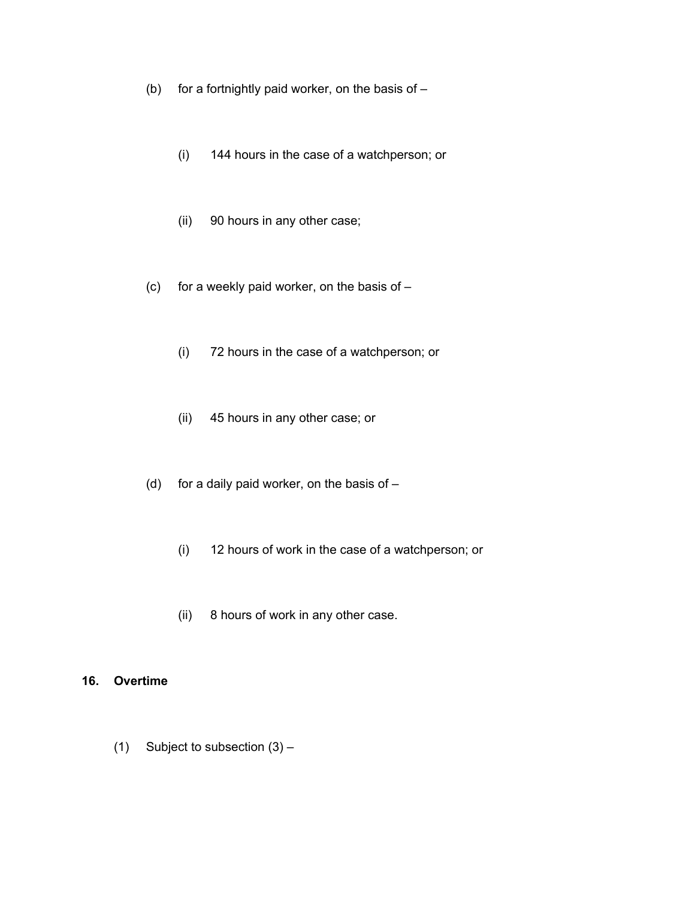(b) for a fortnightly paid worker, on the basis of –

(i) 144 hours in the case of a watchperson; or

(ii) 90 hours in any other case;

(c) for a weekly paid worker, on the basis of –

(i) 72 hours in the case of a watchperson; or

(ii) 45 hours in any other case; or

(d) for a daily paid worker, on the basis of –

(i) 12 hours of work in the case of a watchperson; or

(ii) 8 hours of work in any other case.

## 16. Overtime

(1) Subject to subsection (3) –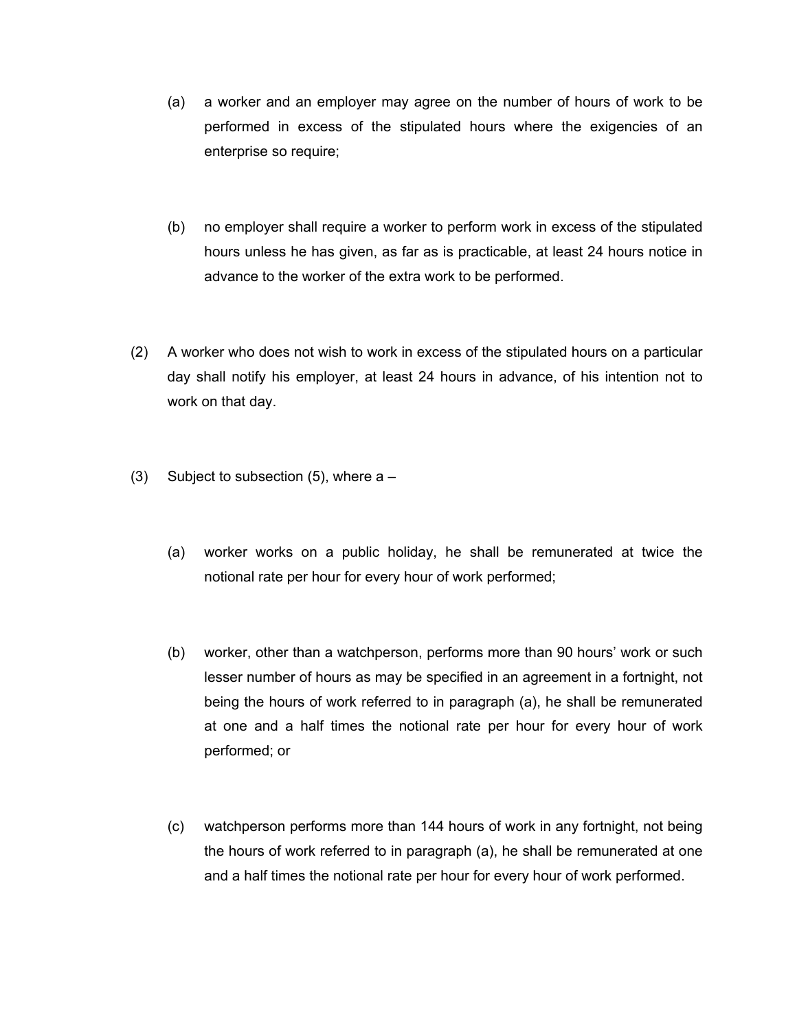(a) a worker and an employer may agree on the number of hours of work to be performed in excess of the stipulated hours where the exigencies of an enterprise so require;

(b) no employer shall require a worker to perform work in excess of the stipulated hours unless he has given, as far as is practicable, at least 24 hours notice in advance to the worker of the extra work to be performed.

(2) A worker who does not wish to work in excess of the stipulated hours on a particular day shall notify his employer, at least 24 hours in advance, of his intention not to work on that day.

(3) Subject to subsection (5), where a –

(a) worker works on a public holiday, he shall be remunerated at twice the notional rate per hour for every hour of work performed;

(b) worker, other than a watchperson, performs more than 90 hours' work or such lesser number of hours as may be specified in an agreement in a fortnight, not being the hours of work referred to in paragraph (a), he shall be remunerated at one and a half times the notional rate per hour for every hour of work performed; or

(c) watchperson performs more than 144 hours of work in any fortnight, not being the hours of work referred to in paragraph (a), he shall be remunerated at one and a half times the notional rate per hour for every hour of work performed.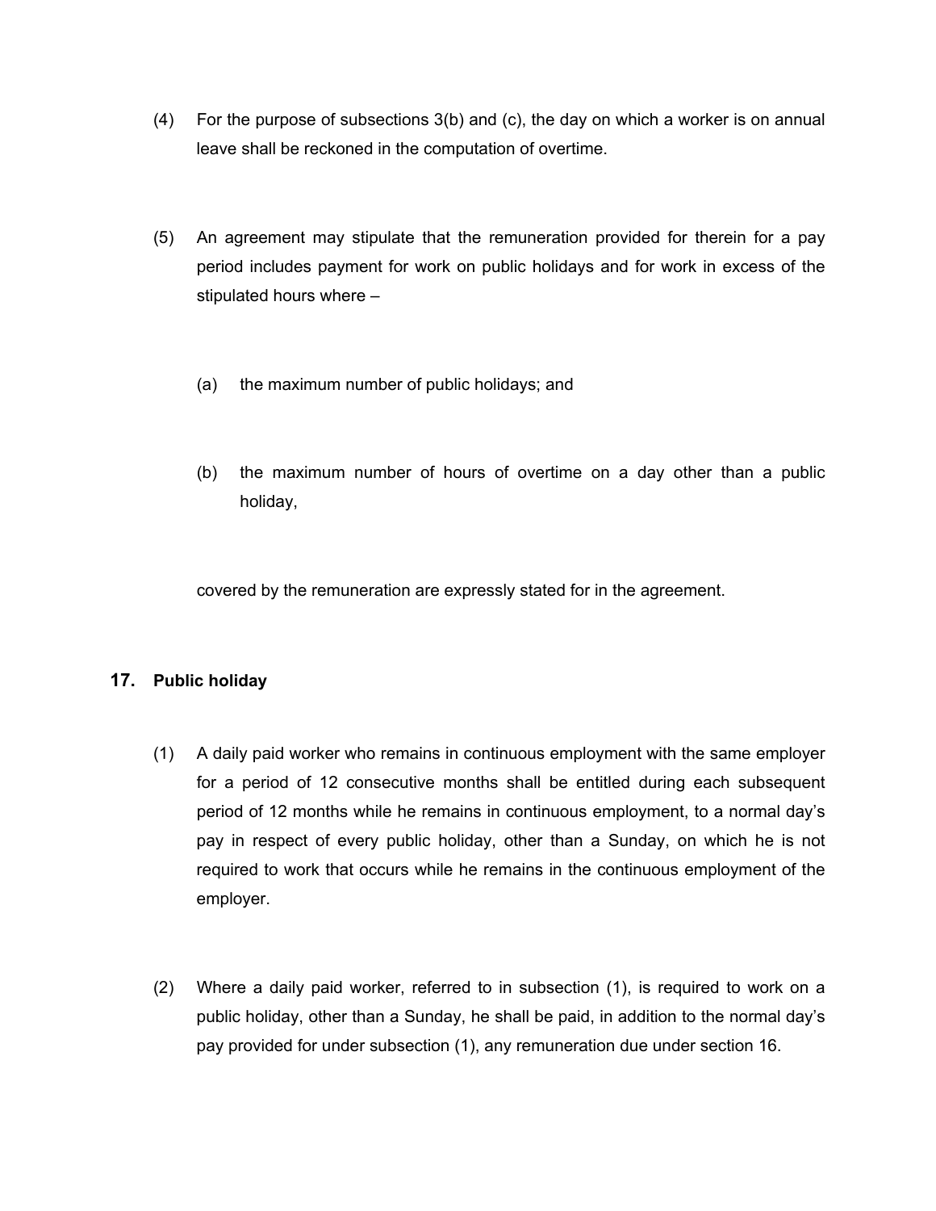(4) For the purpose of subsections 3(b) and (c), the day on which a worker is on annual leave shall be reckoned in the computation of overtime.

(5) An agreement may stipulate that the remuneration provided for therein for a pay period includes payment for work on public holidays and for work in excess of the stipulated hours where –

(a) the maximum number of public holidays; and

(b) the maximum number of hours of overtime on a day other than a public holiday,

covered by the remuneration are expressly stated for in the agreement.

## 17. Public holiday

(1) A daily paid worker who remains in continuous employment with the same employer for a period of 12 consecutive months shall be entitled during each subsequent period of 12 months while he remains in continuous employment, to a normal day's pay in respect of every public holiday, other than a Sunday, on which he is not required to work that occurs while he remains in the continuous employment of the employer.

(2) Where a daily paid worker, referred to in subsection (1), is required to work on a public holiday, other than a Sunday, he shall be paid, in addition to the normal day's pay provided for under subsection (1), any remuneration due under section 16.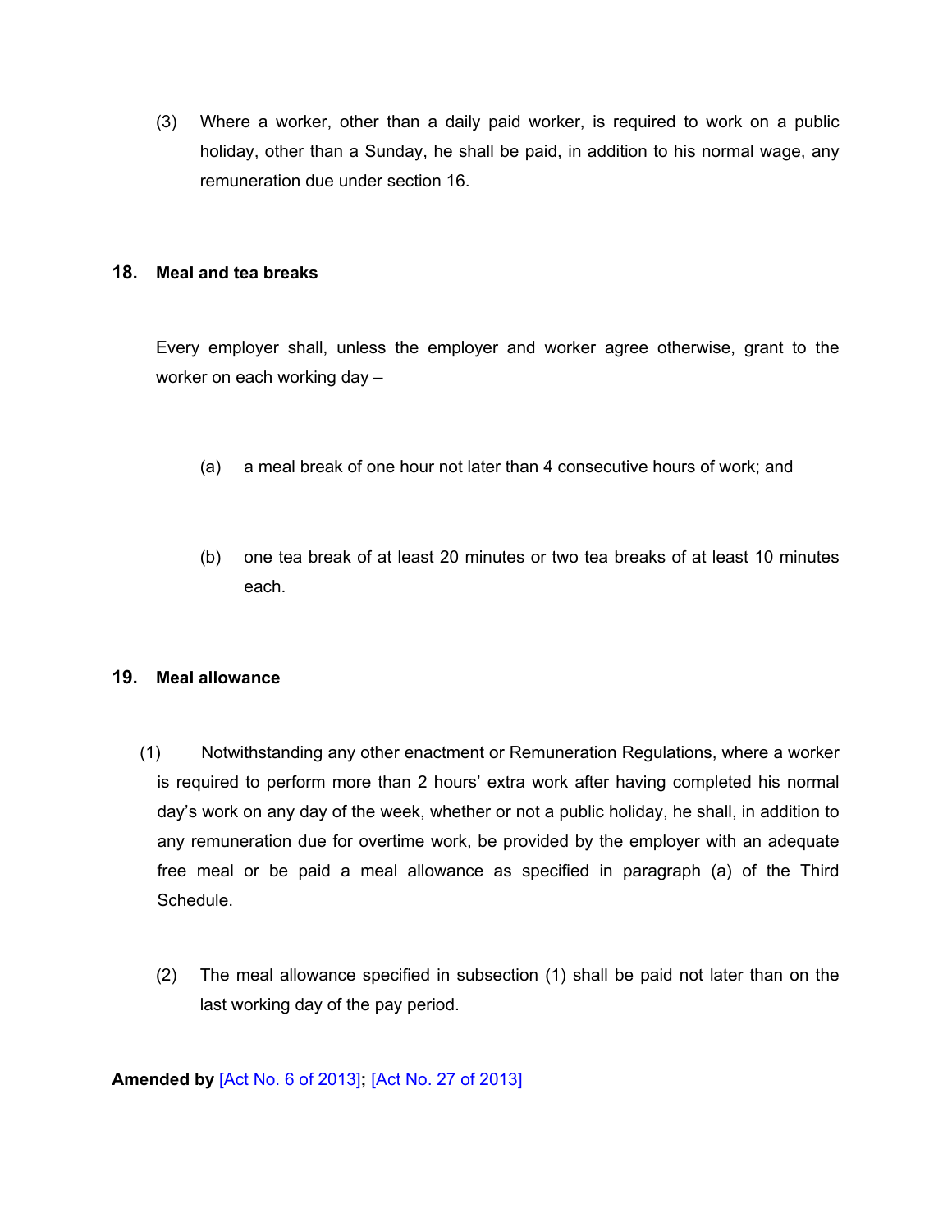(3) Where a worker, other than a daily paid worker, is required to work on a public holiday, other than a Sunday, he shall be paid, in addition to his normal wage, any remuneration due under section 16.

### 18. Meal and tea breaks

Every employer shall, unless the employer and worker agree otherwise, grant to the worker on each working day –

(a) a meal break of one hour not later than 4 consecutive hours of work; and

(b) one tea break of at least 20 minutes or two tea breaks of at least 10 minutes each.

### 19. Meal allowance

(1) Notwithstanding any other enactment or Remuneration Regulations, where a worker is required to perform more than 2 hours' extra work after having completed his normal day's work on any day of the week, whether or not a public holiday, he shall, in addition to any remuneration due for overtime work, be provided by the employer with an adequate free meal or be paid a meal allowance as specified in paragraph (a) of the Third Schedule.

(2) The meal allowance specified in subsection (1) shall be paid not later than on the last working day of the pay period.

**Amended by** [Act No. 6 of 2013]**;** [Act No. 27 of 2013]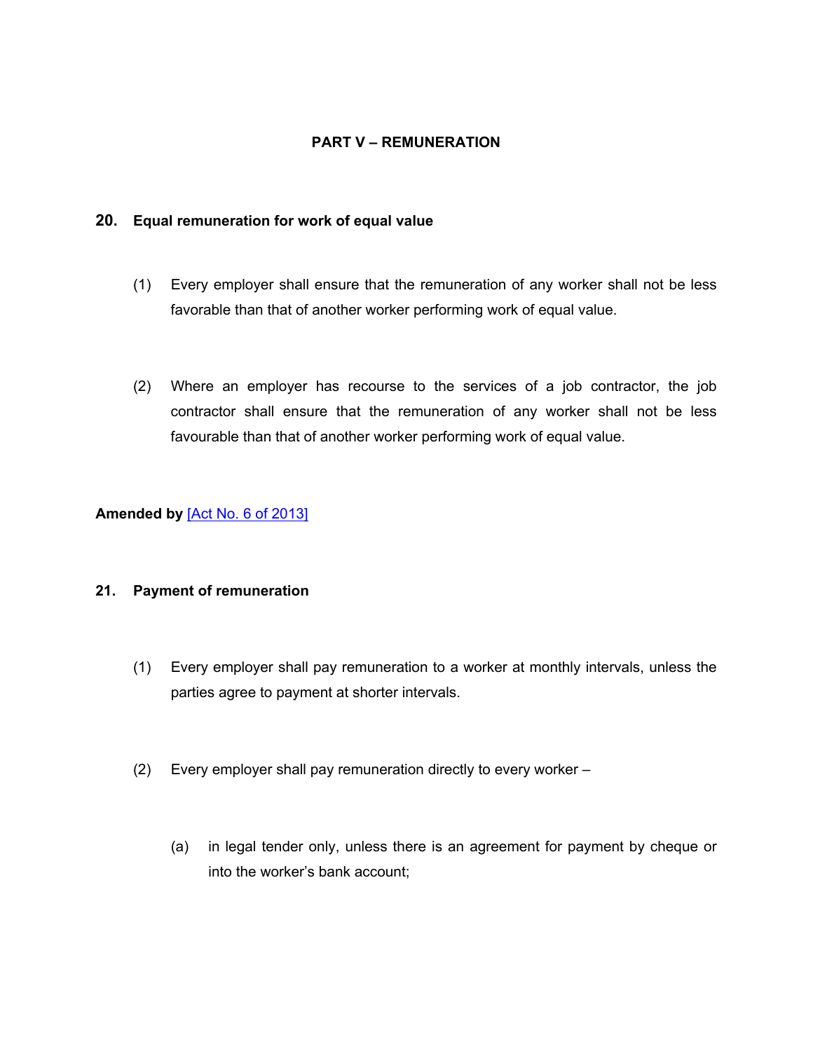## PART V – REMUNERATION

### 20. Equal remuneration for work of equal value

(1) Every employer shall ensure that the remuneration of any worker shall not be less favorable than that of another worker performing work of equal value.

(2) Where an employer has recourse to the services of a job contractor, the job contractor shall ensure that the remuneration of any worker shall not be less favourable than that of another worker performing work of equal value.

**Amended by** [Act No. 6 of 2013]

### 21. Payment of remuneration

(1) Every employer shall pay remuneration to a worker at monthly intervals, unless the parties agree to payment at shorter intervals.

(2) Every employer shall pay remuneration directly to every worker –

(a) in legal tender only, unless there is an agreement for payment by cheque or into the worker's bank account;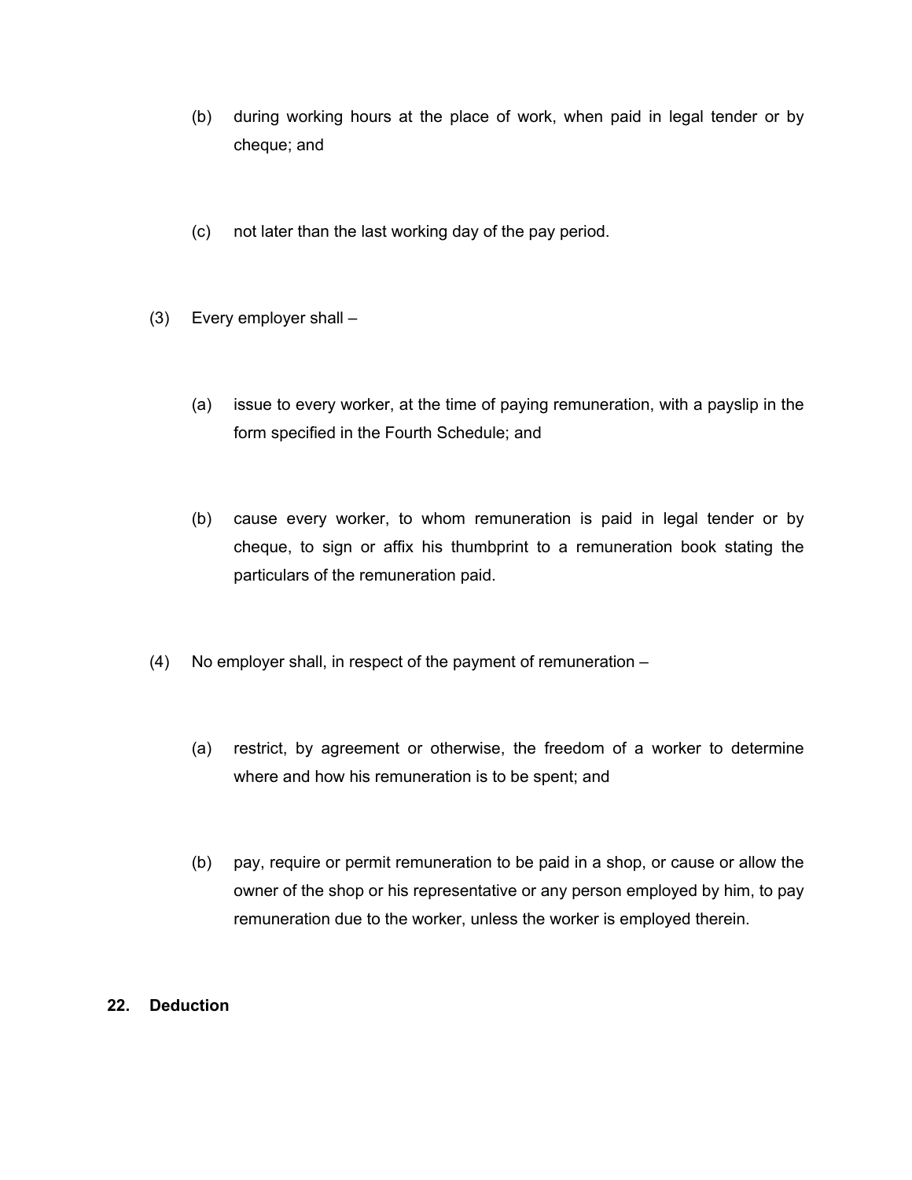(b) during working hours at the place of work, when paid in legal tender or by cheque; and

(c) not later than the last working day of the pay period.

(3) Every employer shall –

(a) issue to every worker, at the time of paying remuneration, with a payslip in the form specified in the Fourth Schedule; and

(b) cause every worker, to whom remuneration is paid in legal tender or by cheque, to sign or affix his thumbprint to a remuneration book stating the particulars of the remuneration paid.

(4) No employer shall, in respect of the payment of remuneration –

(a) restrict, by agreement or otherwise, the freedom of a worker to determine where and how his remuneration is to be spent; and

(b) pay, require or permit remuneration to be paid in a shop, or cause or allow the owner of the shop or his representative or any person employed by him, to pay remuneration due to the worker, unless the worker is employed therein.

**22. Deduction**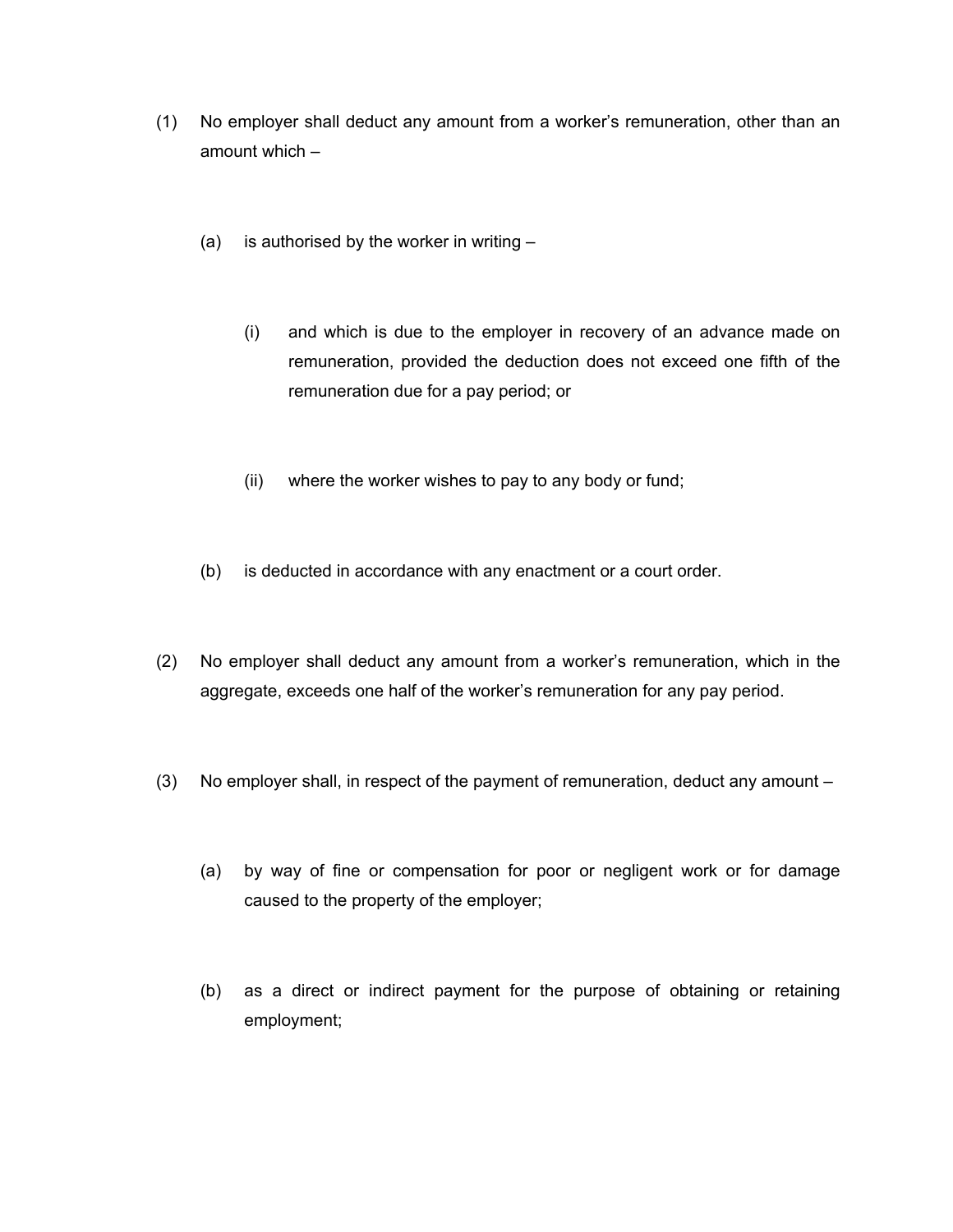(1) No employer shall deduct any amount from a worker’s remuneration, other than an amount which –

(a) is authorised by the worker in writing –

(i) and which is due to the employer in recovery of an advance made on remuneration, provided the deduction does not exceed one fifth of the remuneration due for a pay period; or

(ii) where the worker wishes to pay to any body or fund;

(b) is deducted in accordance with any enactment or a court order.

(2) No employer shall deduct any amount from a worker’s remuneration, which in the aggregate, exceeds one half of the worker’s remuneration for any pay period.

(3) No employer shall, in respect of the payment of remuneration, deduct any amount –

(a) by way of fine or compensation for poor or negligent work or for damage caused to the property of the employer;

(b) as a direct or indirect payment for the purpose of obtaining or retaining employment;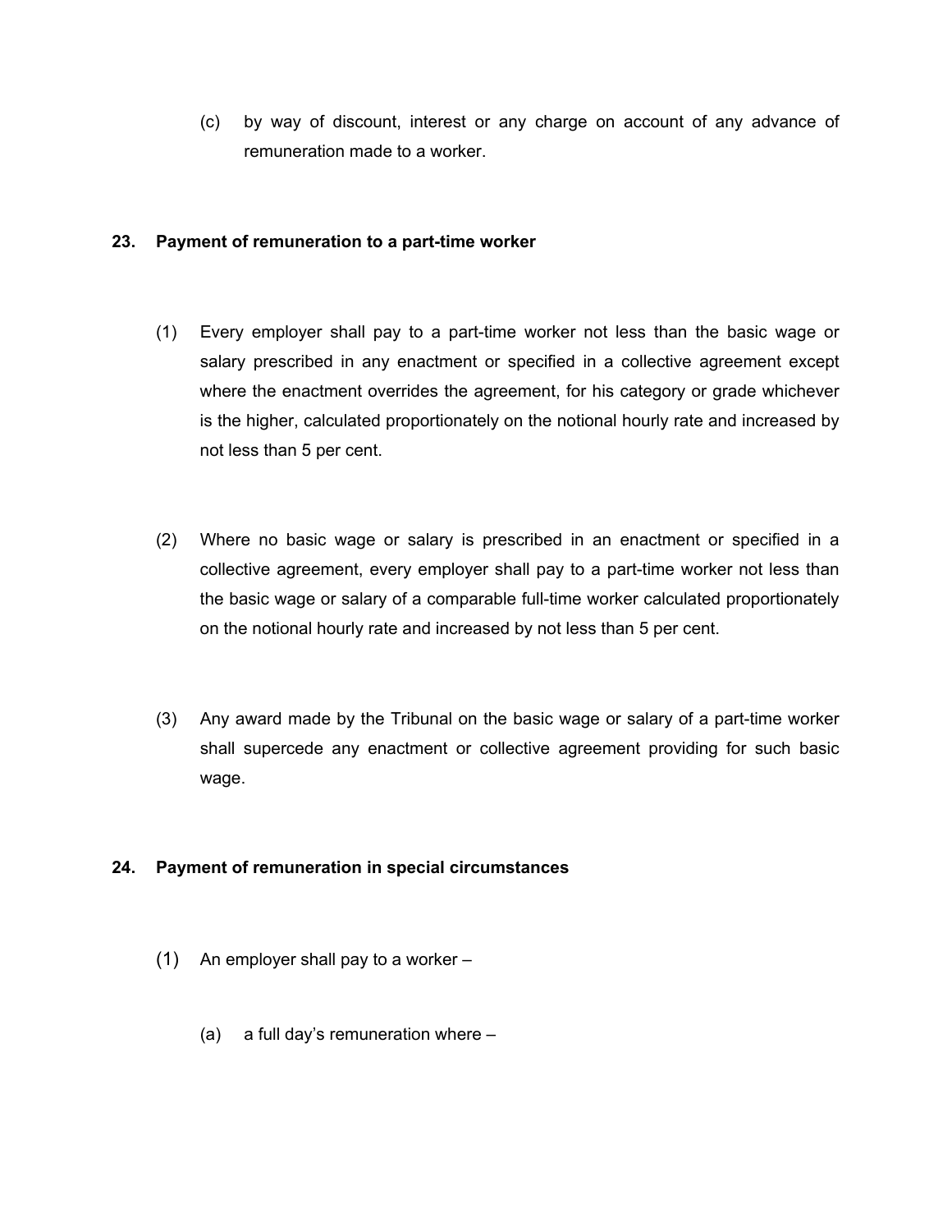(c) by way of discount, interest or any charge on account of any advance of remuneration made to a worker.

### 23. Payment of remuneration to a part-time worker

(1) Every employer shall pay to a part-time worker not less than the basic wage or salary prescribed in any enactment or specified in a collective agreement except where the enactment overrides the agreement, for his category or grade whichever is the higher, calculated proportionately on the notional hourly rate and increased by not less than 5 per cent.

(2) Where no basic wage or salary is prescribed in an enactment or specified in a collective agreement, every employer shall pay to a part-time worker not less than the basic wage or salary of a comparable full-time worker calculated proportionately on the notional hourly rate and increased by not less than 5 per cent.

(3) Any award made by the Tribunal on the basic wage or salary of a part-time worker shall supercede any enactment or collective agreement providing for such basic wage.

### 24. Payment of remuneration in special circumstances

(1) An employer shall pay to a worker –

(a) a full day's remuneration where –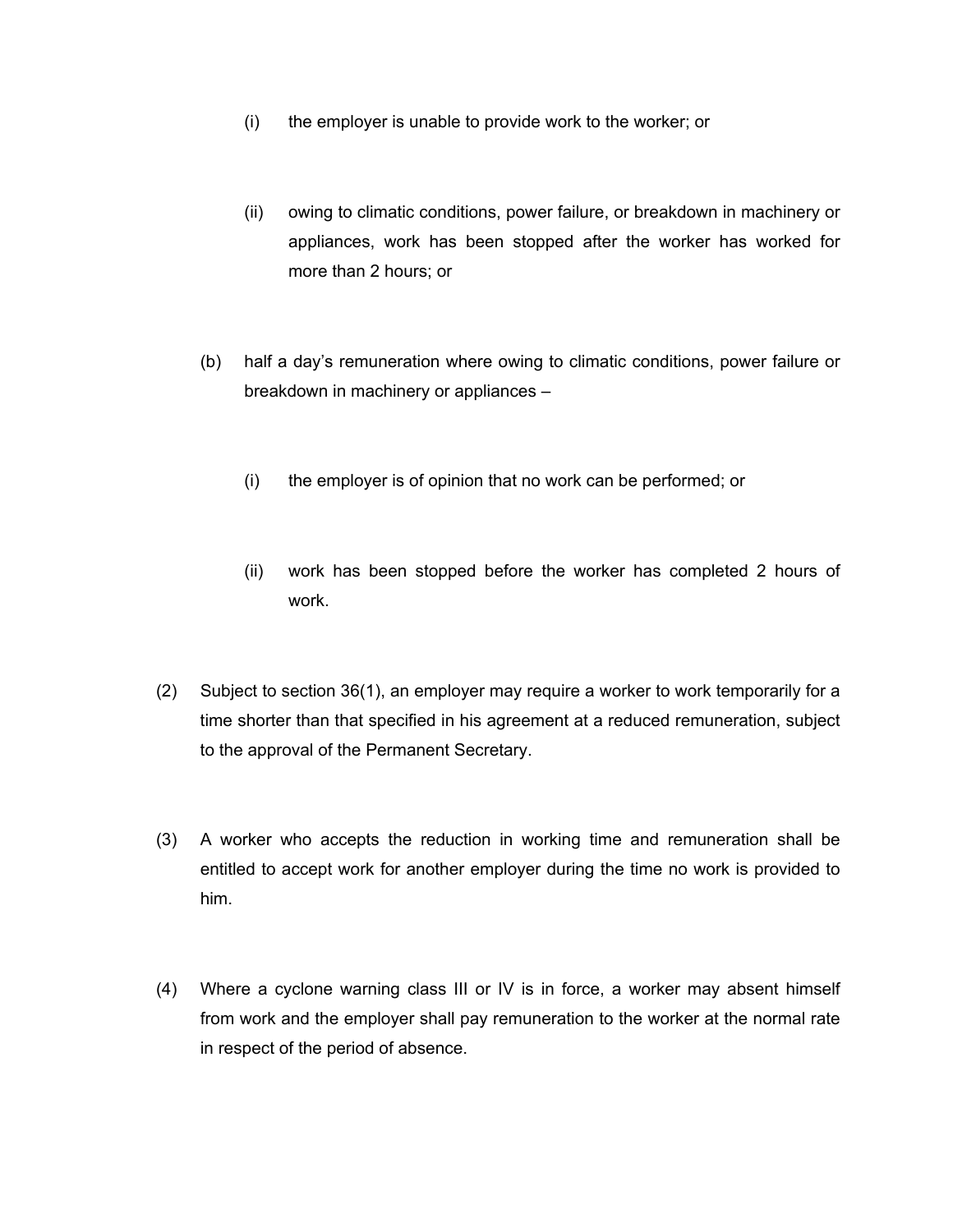(i) the employer is unable to provide work to the worker; or

(ii) owing to climatic conditions, power failure, or breakdown in machinery or appliances, work has been stopped after the worker has worked for more than 2 hours; or

(b) half a day's remuneration where owing to climatic conditions, power failure or breakdown in machinery or appliances –

(i) the employer is of opinion that no work can be performed; or

(ii) work has been stopped before the worker has completed 2 hours of work.

(2) Subject to section 36(1), an employer may require a worker to work temporarily for a time shorter than that specified in his agreement at a reduced remuneration, subject to the approval of the Permanent Secretary.

(3) A worker who accepts the reduction in working time and remuneration shall be entitled to accept work for another employer during the time no work is provided to him.

(4) Where a cyclone warning class III or IV is in force, a worker may absent himself from work and the employer shall pay remuneration to the worker at the normal rate in respect of the period of absence.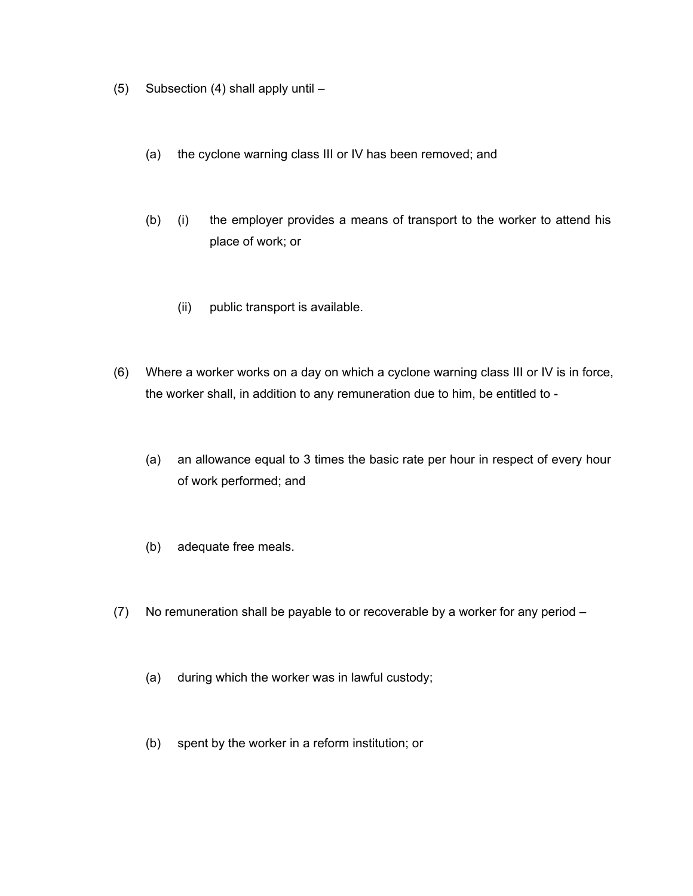(5) Subsection (4) shall apply until –

(a) the cyclone warning class III or IV has been removed; and

(b) (i) the employer provides a means of transport to the worker to attend his place of work; or

(ii) public transport is available.

(6) Where a worker works on a day on which a cyclone warning class III or IV is in force, the worker shall, in addition to any remuneration due to him, be entitled to -

(a) an allowance equal to 3 times the basic rate per hour in respect of every hour of work performed; and

(b) adequate free meals.

(7) No remuneration shall be payable to or recoverable by a worker for any period –

(a) during which the worker was in lawful custody;

(b) spent by the worker in a reform institution; or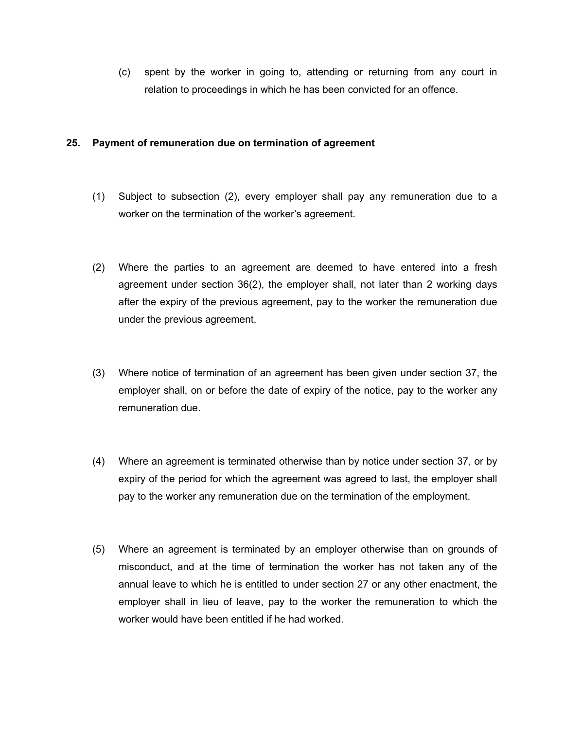(c) spent by the worker in going to, attending or returning from any court in relation to proceedings in which he has been convicted for an offence.

### 25. Payment of remuneration due on termination of agreement

(1) Subject to subsection (2), every employer shall pay any remuneration due to a worker on the termination of the worker's agreement.

(2) Where the parties to an agreement are deemed to have entered into a fresh agreement under section 36(2), the employer shall, not later than 2 working days after the expiry of the previous agreement, pay to the worker the remuneration due under the previous agreement.

(3) Where notice of termination of an agreement has been given under section 37, the employer shall, on or before the date of expiry of the notice, pay to the worker any remuneration due.

(4) Where an agreement is terminated otherwise than by notice under section 37, or by expiry of the period for which the agreement was agreed to last, the employer shall pay to the worker any remuneration due on the termination of the employment.

(5) Where an agreement is terminated by an employer otherwise than on grounds of misconduct, and at the time of termination the worker has not taken any of the annual leave to which he is entitled to under section 27 or any other enactment, the employer shall in lieu of leave, pay to the worker the remuneration to which the worker would have been entitled if he had worked.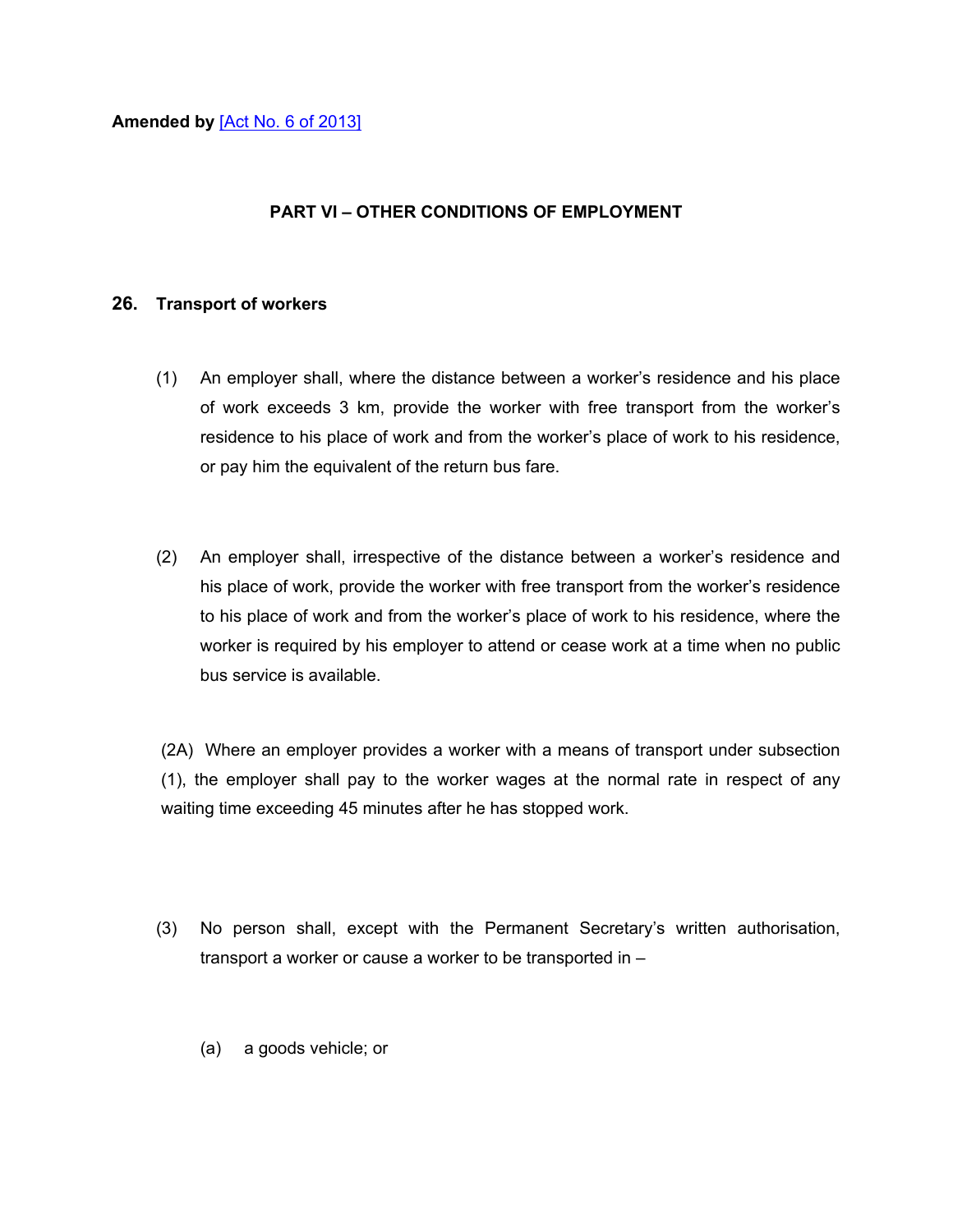**Amended by** [Act No. 6 of 2013]

## PART VI – OTHER CONDITIONS OF EMPLOYMENT

### 26. Transport of workers

(1) An employer shall, where the distance between a worker's residence and his place of work exceeds 3 km, provide the worker with free transport from the worker's residence to his place of work and from the worker's place of work to his residence, or pay him the equivalent of the return bus fare.

(2) An employer shall, irrespective of the distance between a worker's residence and his place of work, provide the worker with free transport from the worker's residence to his place of work and from the worker's place of work to his residence, where the worker is required by his employer to attend or cease work at a time when no public bus service is available.

(2A) Where an employer provides a worker with a means of transport under subsection (1), the employer shall pay to the worker wages at the normal rate in respect of any waiting time exceeding 45 minutes after he has stopped work.

(3) No person shall, except with the Permanent Secretary's written authorisation, transport a worker or cause a worker to be transported in –

(a) a goods vehicle; or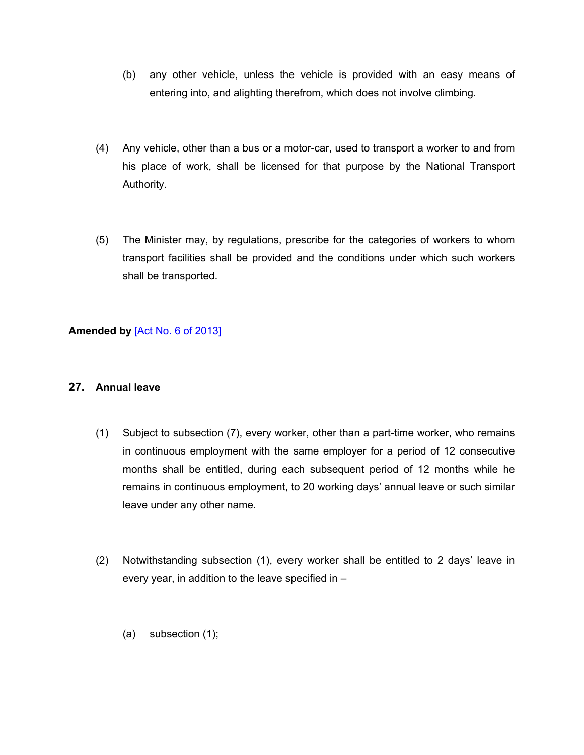(b) any other vehicle, unless the vehicle is provided with an easy means of entering into, and alighting therefrom, which does not involve climbing.

(4) Any vehicle, other than a bus or a motor-car, used to transport a worker to and from his place of work, shall be licensed for that purpose by the National Transport Authority.

(5) The Minister may, by regulations, prescribe for the categories of workers to whom transport facilities shall be provided and the conditions under which such workers shall be transported.

**Amended by** [Act No. 6 of 2013]

### 27. Annual leave

(1) Subject to subsection (7), every worker, other than a part-time worker, who remains in continuous employment with the same employer for a period of 12 consecutive months shall be entitled, during each subsequent period of 12 months while he remains in continuous employment, to 20 working days' annual leave or such similar leave under any other name.

(2) Notwithstanding subsection (1), every worker shall be entitled to 2 days' leave in every year, in addition to the leave specified in –

(a) subsection (1);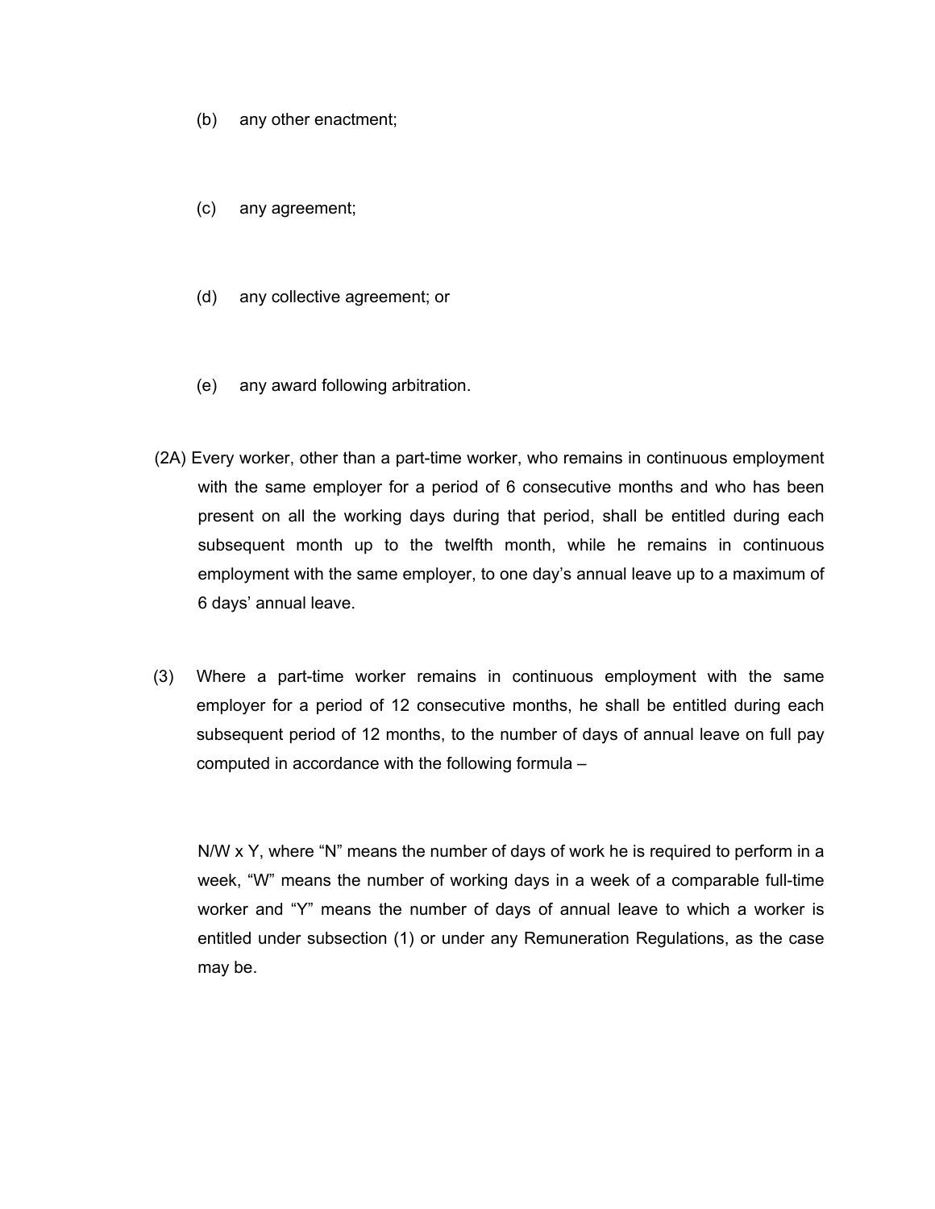(b) any other enactment;

(c) any agreement;

(d) any collective agreement; or

(e) any award following arbitration.

(2A) Every worker, other than a part-time worker, who remains in continuous employment with the same employer for a period of 6 consecutive months and who has been present on all the working days during that period, shall be entitled during each subsequent month up to the twelfth month, while he remains in continuous employment with the same employer, to one day's annual leave up to a maximum of 6 days' annual leave.

(3) Where a part-time worker remains in continuous employment with the same employer for a period of 12 consecutive months, he shall be entitled during each subsequent period of 12 months, to the number of days of annual leave on full pay computed in accordance with the following formula –

$N/W \times Y$, where "N" means the number of days of work he is required to perform in a week, "W" means the number of working days in a week of a comparable full-time worker and "Y" means the number of days of annual leave to which a worker is entitled under subsection (1) or under any Remuneration Regulations, as the case may be.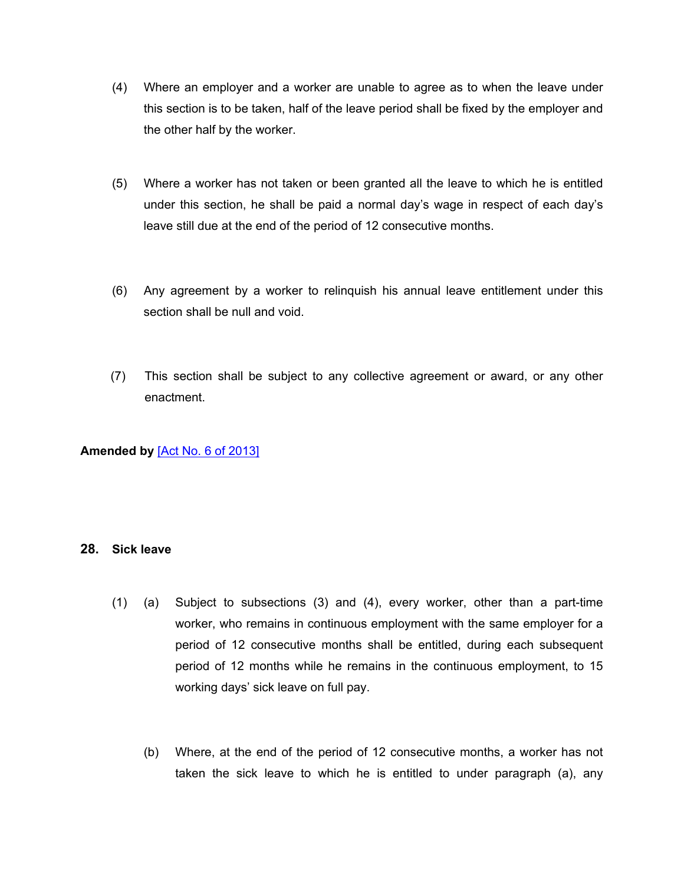(4) Where an employer and a worker are unable to agree as to when the leave under this section is to be taken, half of the leave period shall be fixed by the employer and the other half by the worker.

(5) Where a worker has not taken or been granted all the leave to which he is entitled under this section, he shall be paid a normal day's wage in respect of each day's leave still due at the end of the period of 12 consecutive months.

(6) Any agreement by a worker to relinquish his annual leave entitlement under this section shall be null and void.

(7) This section shall be subject to any collective agreement or award, or any other enactment.

**Amended by** [Act No. 6 of 2013]

## 28. Sick leave

(1) (a) Subject to subsections (3) and (4), every worker, other than a part-time worker, who remains in continuous employment with the same employer for a period of 12 consecutive months shall be entitled, during each subsequent period of 12 months while he remains in the continuous employment, to 15 working days' sick leave on full pay.

(b) Where, at the end of the period of 12 consecutive months, a worker has not taken the sick leave to which he is entitled to under paragraph (a), any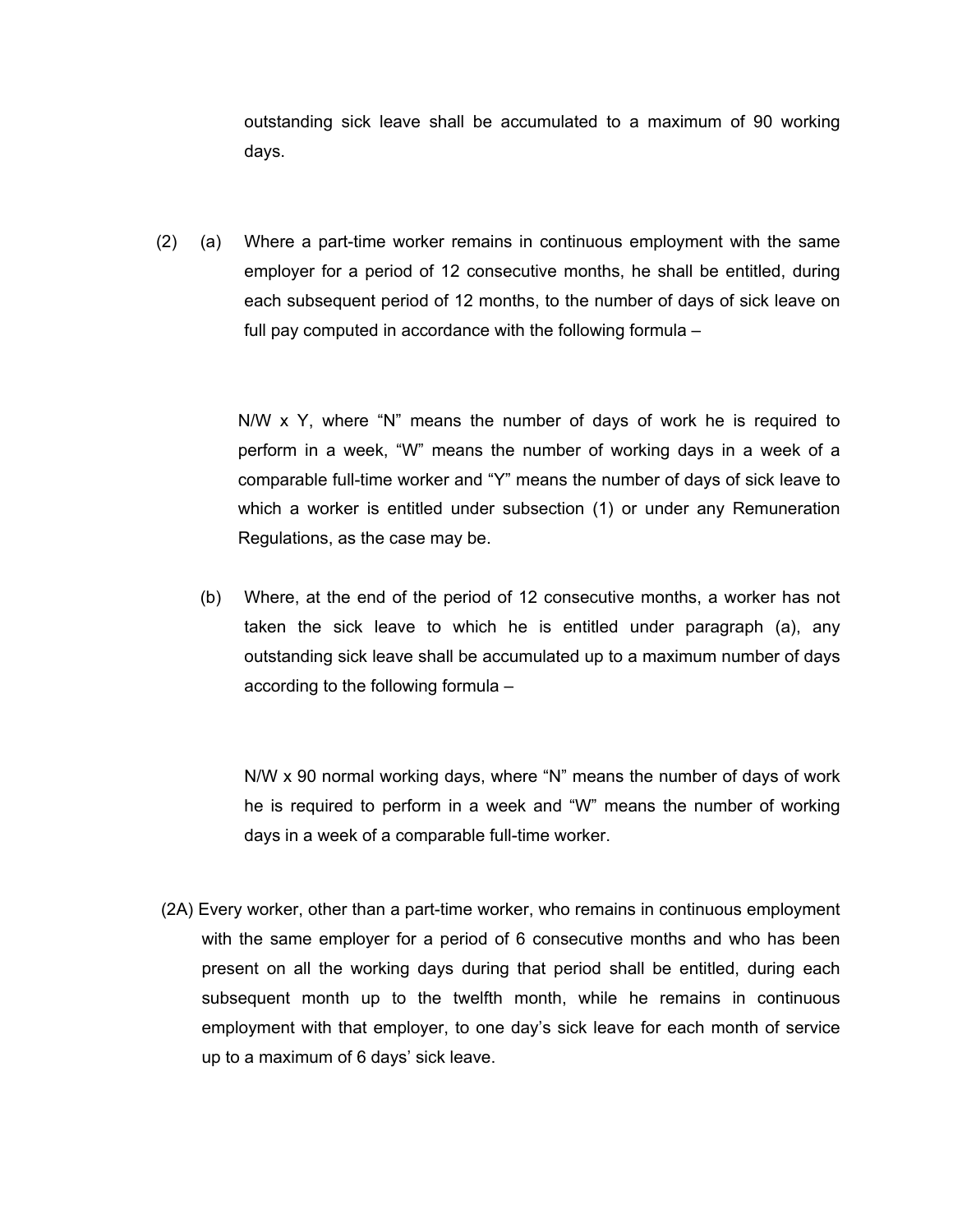outstanding sick leave shall be accumulated to a maximum of 90 working days.

(2) (a) Where a part-time worker remains in continuous employment with the same employer for a period of 12 consecutive months, he shall be entitled, during each subsequent period of 12 months, to the number of days of sick leave on full pay computed in accordance with the following formula –

$N/W \times Y$, where "N" means the number of days of work he is required to perform in a week, "W" means the number of working days in a week of a comparable full-time worker and "Y" means the number of days of sick leave to which a worker is entitled under subsection (1) or under any Remuneration Regulations, as the case may be.

(b) Where, at the end of the period of 12 consecutive months, a worker has not taken the sick leave to which he is entitled under paragraph (a), any outstanding sick leave shall be accumulated up to a maximum number of days according to the following formula –

$N/W \times 90$ normal working days, where "N" means the number of days of work he is required to perform in a week and "W" means the number of working days in a week of a comparable full-time worker.

(2A) Every worker, other than a part-time worker, who remains in continuous employment with the same employer for a period of 6 consecutive months and who has been present on all the working days during that period shall be entitled, during each subsequent month up to the twelfth month, while he remains in continuous employment with that employer, to one day's sick leave for each month of service up to a maximum of 6 days' sick leave.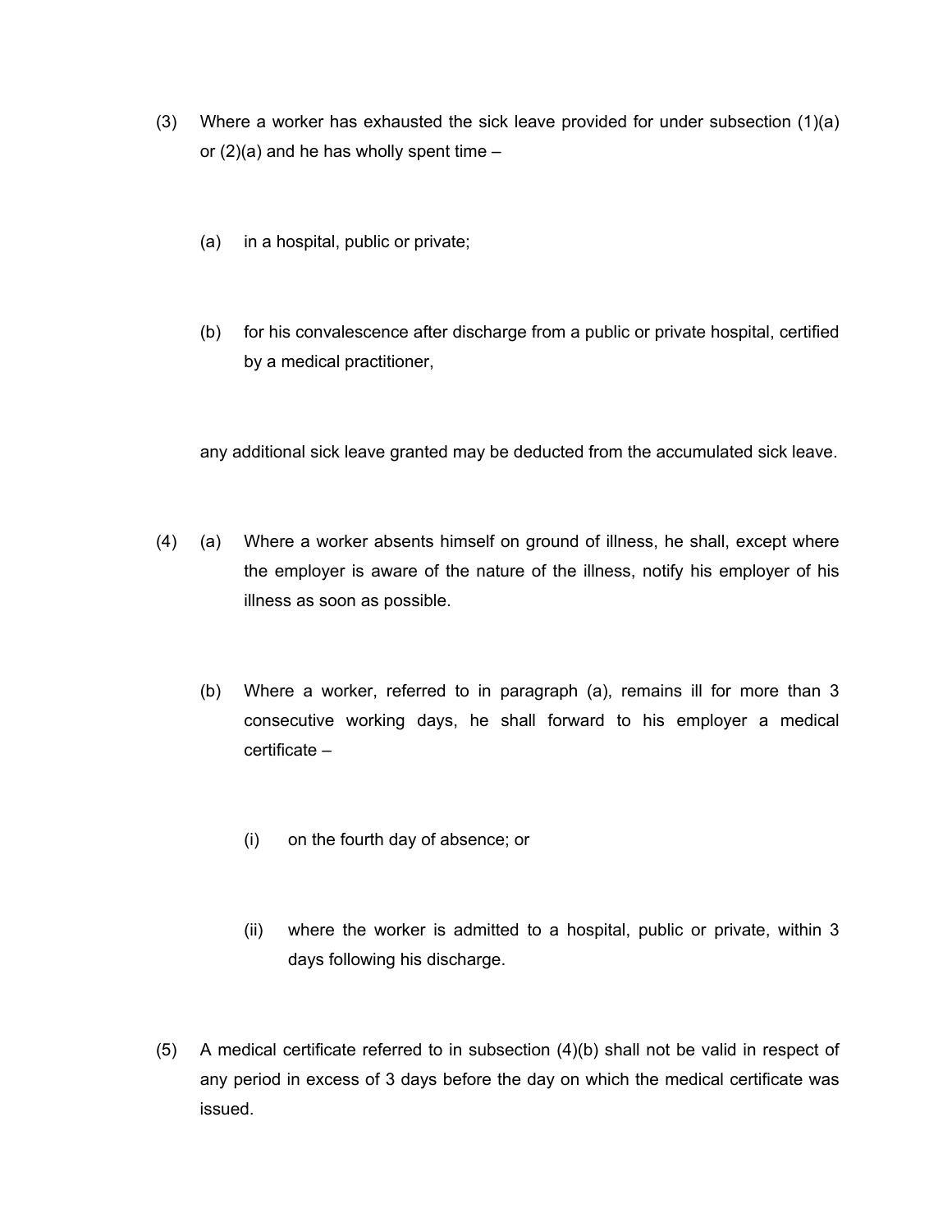(3) Where a worker has exhausted the sick leave provided for under subsection (1)(a) or (2)(a) and he has wholly spent time –

(a) in a hospital, public or private;

(b) for his convalescence after discharge from a public or private hospital, certified by a medical practitioner,

any additional sick leave granted may be deducted from the accumulated sick leave.

(4) (a) Where a worker absents himself on ground of illness, he shall, except where the employer is aware of the nature of the illness, notify his employer of his illness as soon as possible.

(b) Where a worker, referred to in paragraph (a), remains ill for more than 3 consecutive working days, he shall forward to his employer a medical certificate –

(i) on the fourth day of absence; or

(ii) where the worker is admitted to a hospital, public or private, within 3 days following his discharge.

(5) A medical certificate referred to in subsection (4)(b) shall not be valid in respect of any period in excess of 3 days before the day on which the medical certificate was issued.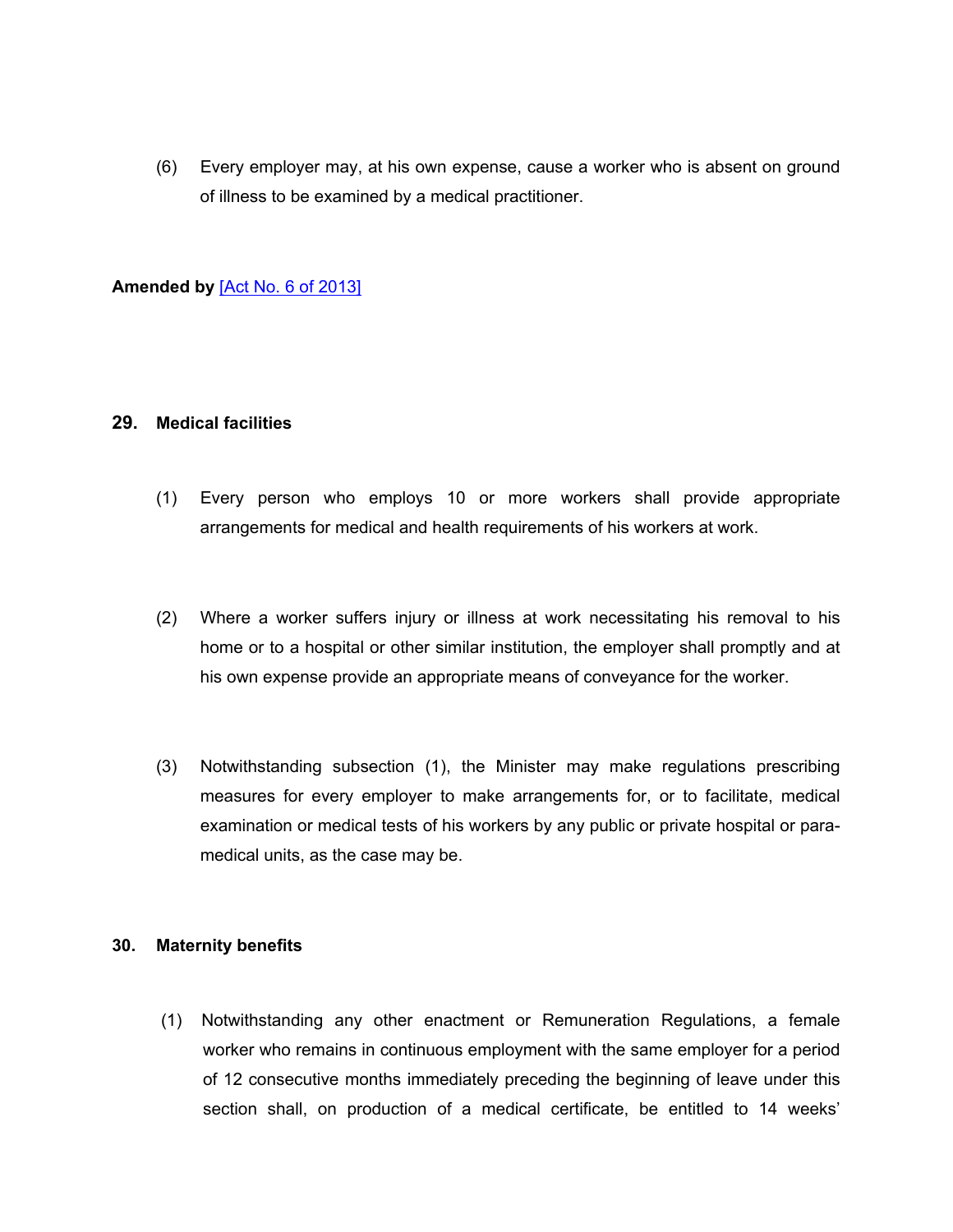(6) Every employer may, at his own expense, cause a worker who is absent on ground of illness to be examined by a medical practitioner.

**Amended by** [Act No. 6 of 2013]

### 29. Medical facilities

(1) Every person who employs 10 or more workers shall provide appropriate arrangements for medical and health requirements of his workers at work.

(2) Where a worker suffers injury or illness at work necessitating his removal to his home or to a hospital or other similar institution, the employer shall promptly and at his own expense provide an appropriate means of conveyance for the worker.

(3) Notwithstanding subsection (1), the Minister may make regulations prescribing measures for every employer to make arrangements for, or to facilitate, medical examination or medical tests of his workers by any public or private hospital or para-medical units, as the case may be.

### 30. Maternity benefits

(1) Notwithstanding any other enactment or Remuneration Regulations, a female worker who remains in continuous employment with the same employer for a period of 12 consecutive months immediately preceding the beginning of leave under this section shall, on production of a medical certificate, be entitled to 14 weeks'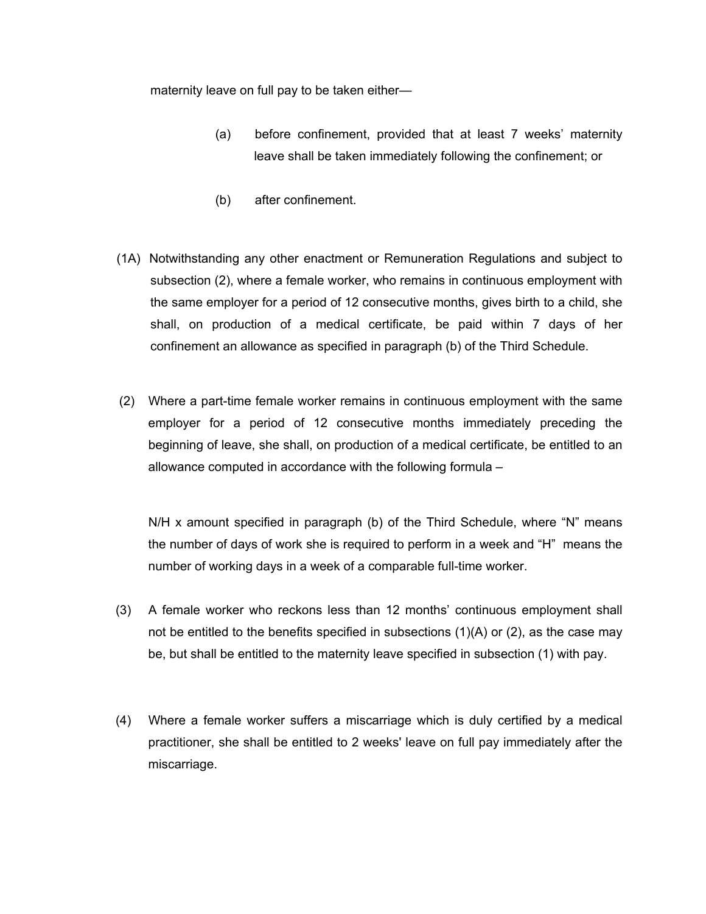maternity leave on full pay to be taken either—

(a) before confinement, provided that at least 7 weeks' maternity leave shall be taken immediately following the confinement; or

(b) after confinement.

(1A) Notwithstanding any other enactment or Remuneration Regulations and subject to subsection (2), where a female worker, who remains in continuous employment with the same employer for a period of 12 consecutive months, gives birth to a child, she shall, on production of a medical certificate, be paid within 7 days of her confinement an allowance as specified in paragraph (b) of the Third Schedule.

(2) Where a part-time female worker remains in continuous employment with the same employer for a period of 12 consecutive months immediately preceding the beginning of leave, she shall, on production of a medical certificate, be entitled to an allowance computed in accordance with the following formula –

N/H x amount specified in paragraph (b) of the Third Schedule, where "N" means the number of days of work she is required to perform in a week and "H" means the number of working days in a week of a comparable full-time worker.

(3) A female worker who reckons less than 12 months' continuous employment shall not be entitled to the benefits specified in subsections (1)(A) or (2), as the case may be, but shall be entitled to the maternity leave specified in subsection (1) with pay.

(4) Where a female worker suffers a miscarriage which is duly certified by a medical practitioner, she shall be entitled to 2 weeks' leave on full pay immediately after the miscarriage.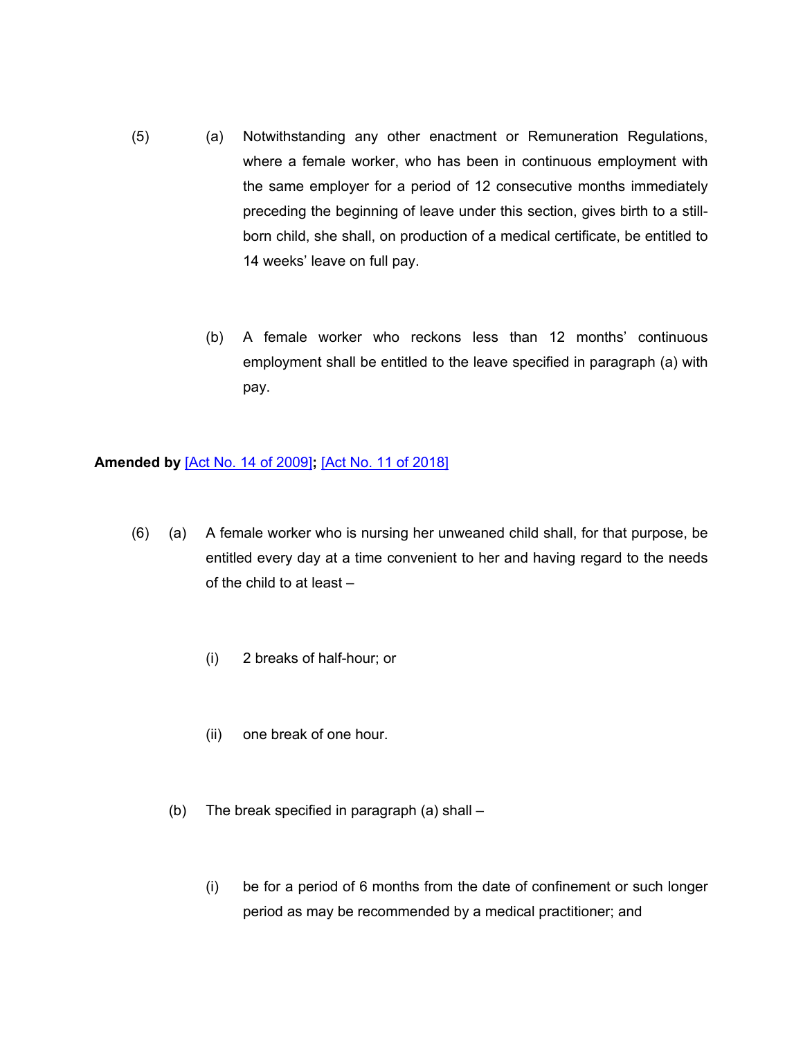(5) (a) Notwithstanding any other enactment or Remuneration Regulations, where a female worker, who has been in continuous employment with the same employer for a period of 12 consecutive months immediately preceding the beginning of leave under this section, gives birth to a still-born child, she shall, on production of a medical certificate, be entitled to 14 weeks' leave on full pay.

(b) A female worker who reckons less than 12 months' continuous employment shall be entitled to the leave specified in paragraph (a) with pay.

**Amended by** [Act No. 14 of 2009]**;** [Act No. 11 of 2018]

(6) (a) A female worker who is nursing her unweaned child shall, for that purpose, be entitled every day at a time convenient to her and having regard to the needs of the child to at least –

(i) 2 breaks of half-hour; or

(ii) one break of one hour.

(b) The break specified in paragraph (a) shall –

(i) be for a period of 6 months from the date of confinement or such longer period as may be recommended by a medical practitioner; and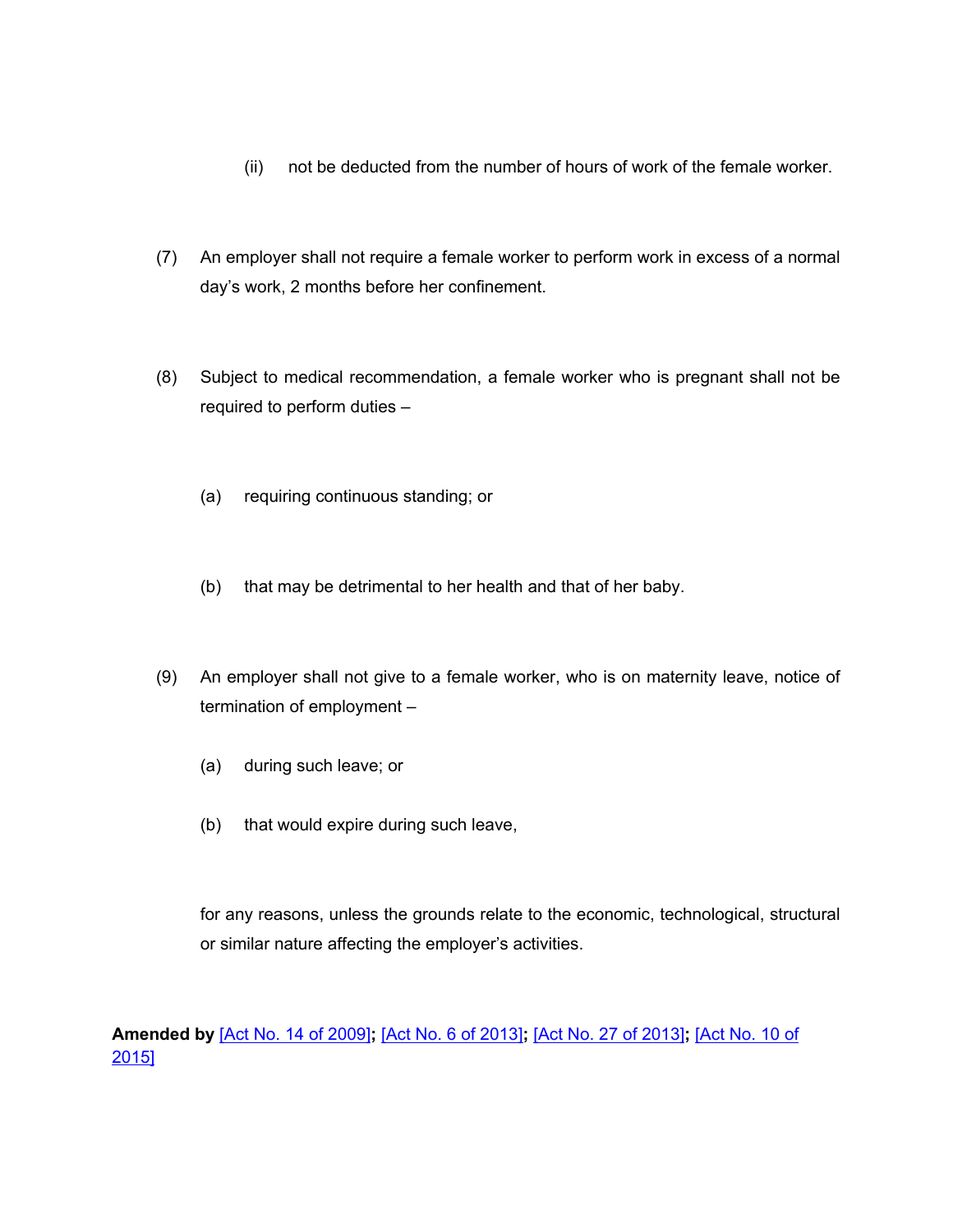(ii) not be deducted from the number of hours of work of the female worker.

(7) An employer shall not require a female worker to perform work in excess of a normal day's work, 2 months before her confinement.

(8) Subject to medical recommendation, a female worker who is pregnant shall not be required to perform duties –

(a) requiring continuous standing; or

(b) that may be detrimental to her health and that of her baby.

(9) An employer shall not give to a female worker, who is on maternity leave, notice of termination of employment –

(a) during such leave; or

(b) that would expire during such leave,

for any reasons, unless the grounds relate to the economic, technological, structural or similar nature affecting the employer's activities.

**Amended by** [Act No. 14 of 2009]**;** [Act No. 6 of 2013]**;** [Act No. 27 of 2013]**;** [Act No. 10 of 2015]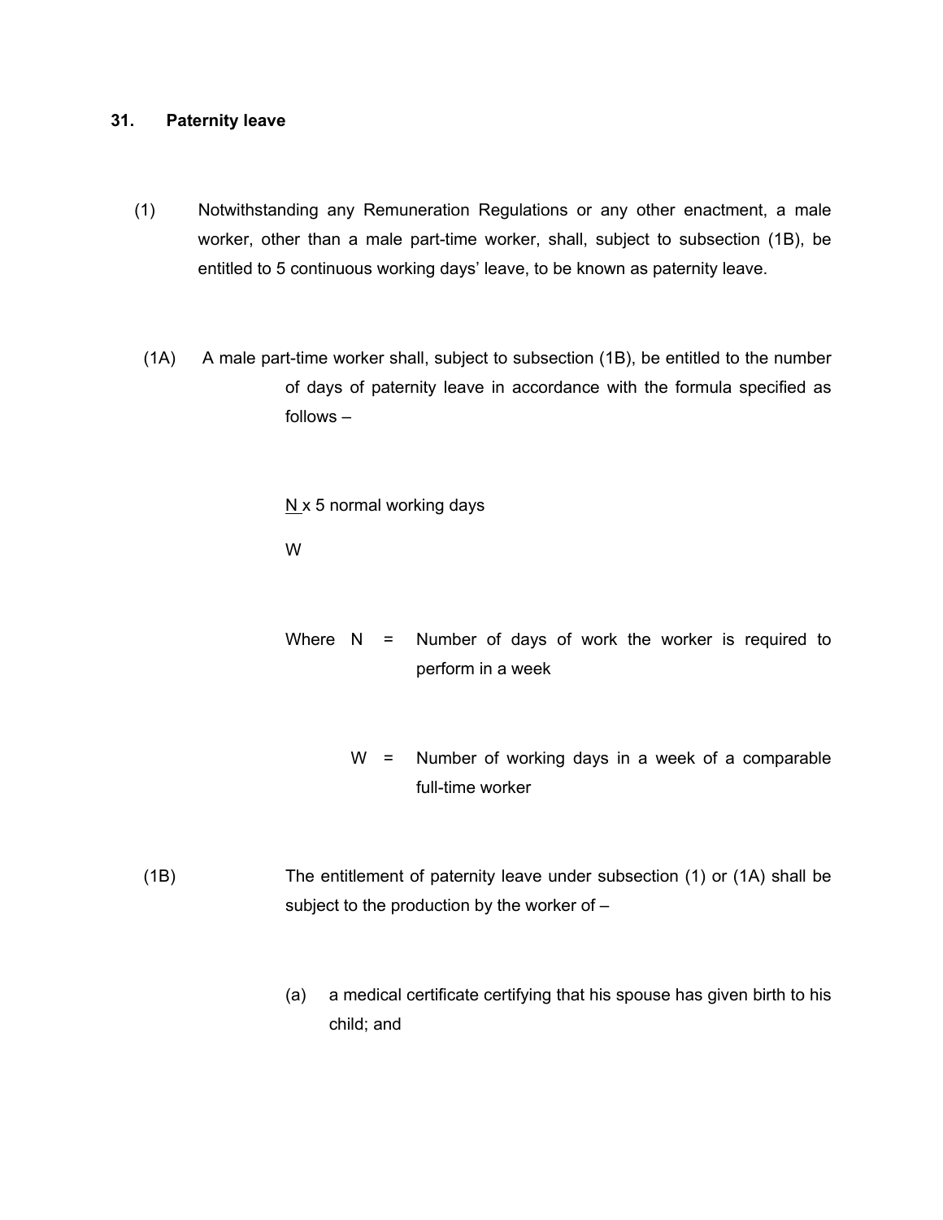**31. Paternity leave**

(1) Notwithstanding any Remuneration Regulations or any other enactment, a male worker, other than a male part-time worker, shall, subject to subsection (1B), be entitled to 5 continuous working days' leave, to be known as paternity leave.

(1A) A male part-time worker shall, subject to subsection (1B), be entitled to the number of days of paternity leave in accordance with the formula specified as follows –

$$\frac{N}{W} \times 5 \text{ normal working days}$$

Where N = Number of days of work the worker is required to perform in a week

W = Number of working days in a week of a comparable full-time worker

(1B) The entitlement of paternity leave under subsection (1) or (1A) shall be subject to the production by the worker of –

(a) a medical certificate certifying that his spouse has given birth to his child; and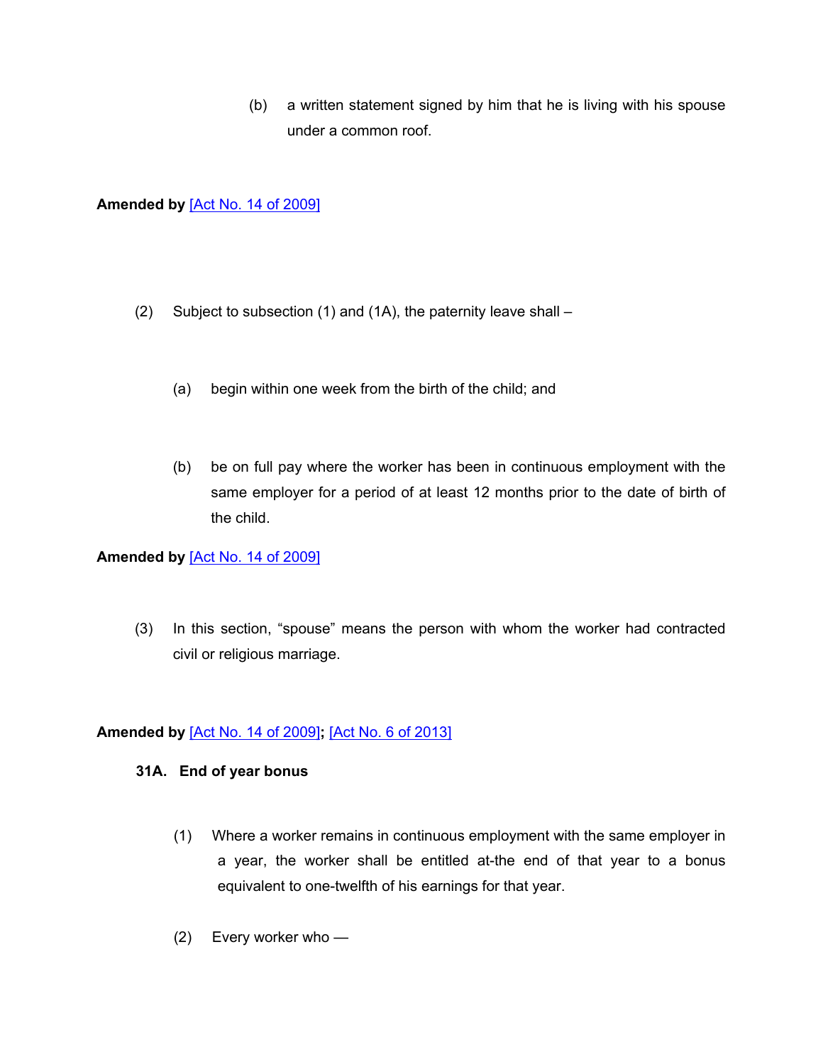(b) a written statement signed by him that he is living with his spouse under a common roof.

**Amended by** [Act No. 14 of 2009]

(2) Subject to subsection (1) and (1A), the paternity leave shall –

(a) begin within one week from the birth of the child; and

(b) be on full pay where the worker has been in continuous employment with the same employer for a period of at least 12 months prior to the date of birth of the child.

**Amended by** [Act No. 14 of 2009]

(3) In this section, “spouse” means the person with whom the worker had contracted civil or religious marriage.

**Amended by** [Act No. 14 of 2009]**;** [Act No. 6 of 2013]

### 31A. End of year bonus

(1) Where a worker remains in continuous employment with the same employer in a year, the worker shall be entitled at-the end of that year to a bonus equivalent to one-twelfth of his earnings for that year.

(2) Every worker who —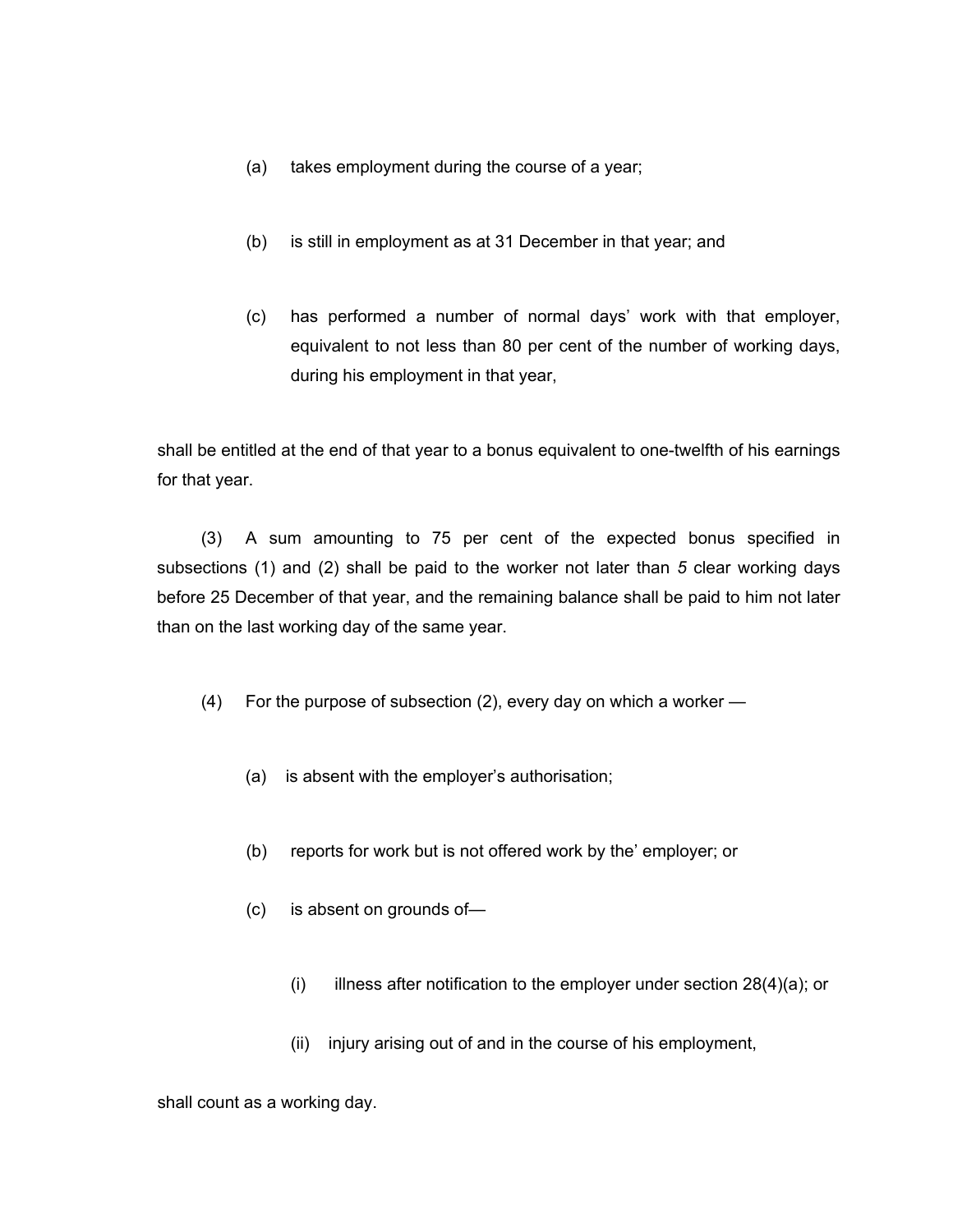(a) takes employment during the course of a year;

(b) is still in employment as at 31 December in that year; and

(c) has performed a number of normal days' work with that employer, equivalent to not less than 80 per cent of the number of working days, during his employment in that year,

shall be entitled at the end of that year to a bonus equivalent to one-twelfth of his earnings for that year.

(3) A sum amounting to 75 per cent of the expected bonus specified in subsections (1) and (2) shall be paid to the worker not later than *5* clear working days before 25 December of that year, and the remaining balance shall be paid to him not later than on the last working day of the same year.

(4) For the purpose of subsection (2), every day on which a worker —

(a) is absent with the employer's authorisation;

(b) reports for work but is not offered work by the' employer; or

(c) is absent on grounds of—

(i) illness after notification to the employer under section 28(4)(a); or

(ii) injury arising out of and in the course of his employment,

shall count as a working day.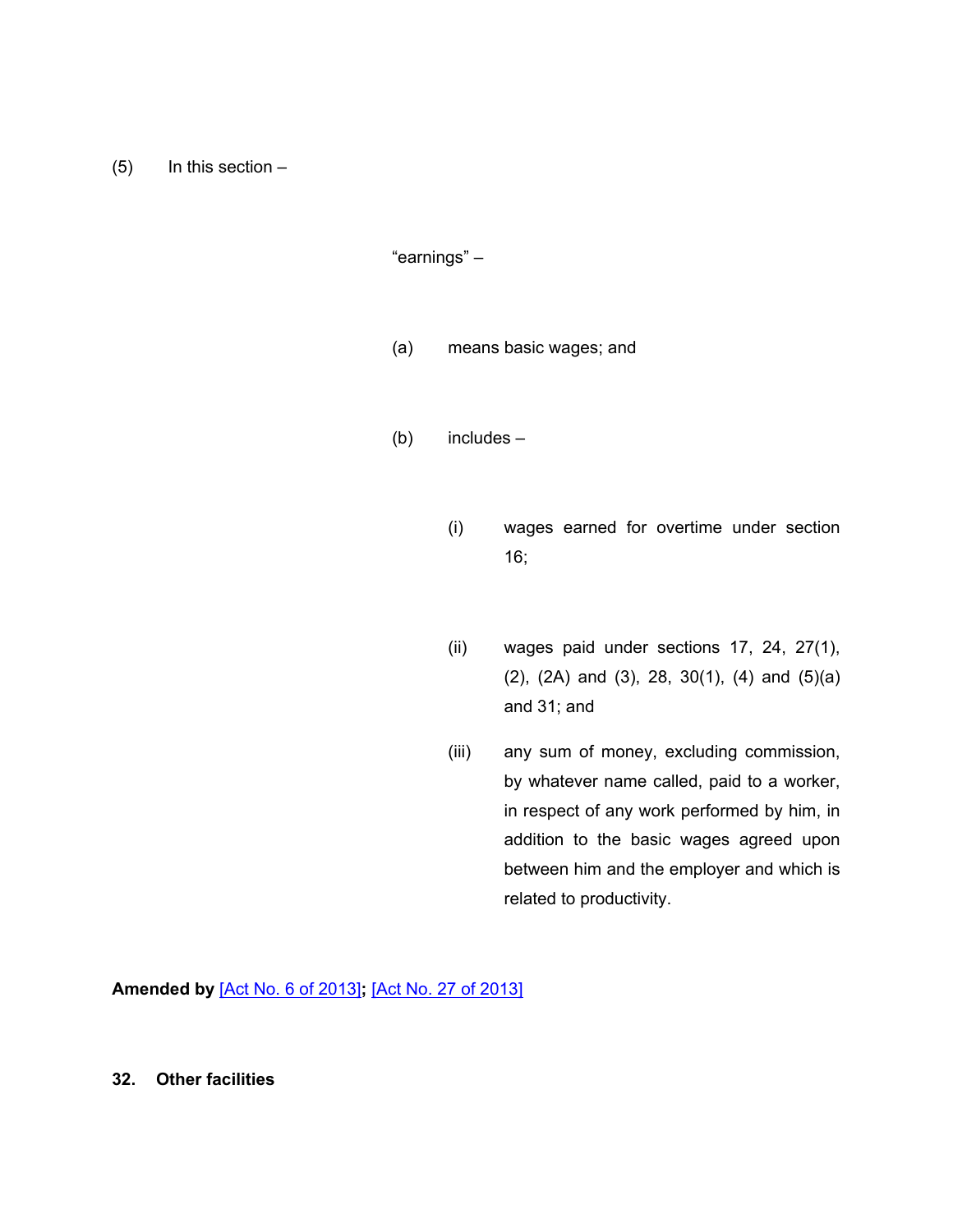(5) In this section –

"earnings" –

(a) means basic wages; and

(b) includes –

(i) wages earned for overtime under section 16;

(ii) wages paid under sections 17, 24, 27(1), (2), (2A) and (3), 28, 30(1), (4) and (5)(a) and 31; and

(iii) any sum of money, excluding commission, by whatever name called, paid to a worker, in respect of any work performed by him, in addition to the basic wages agreed upon between him and the employer and which is related to productivity.

**Amended by** [Act No. 6 of 2013]**;** [Act No. 27 of 2013]

**32. Other facilities**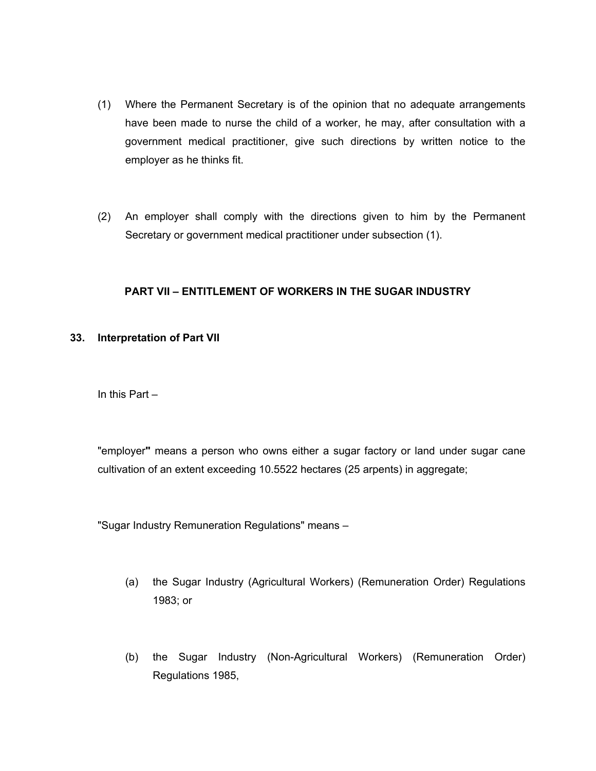(1) Where the Permanent Secretary is of the opinion that no adequate arrangements have been made to nurse the child of a worker, he may, after consultation with a government medical practitioner, give such directions by written notice to the employer as he thinks fit.

(2) An employer shall comply with the directions given to him by the Permanent Secretary or government medical practitioner under subsection (1).

## PART VII – ENTITLEMENT OF WORKERS IN THE SUGAR INDUSTRY

### 33. Interpretation of Part VII

In this Part –

"employer" means a person who owns either a sugar factory or land under sugar cane cultivation of an extent exceeding 10.5522 hectares (25 arpents) in aggregate;

"Sugar Industry Remuneration Regulations" means –

(a) the Sugar Industry (Agricultural Workers) (Remuneration Order) Regulations 1983; or

(b) the Sugar Industry (Non-Agricultural Workers) (Remuneration Order) Regulations 1985,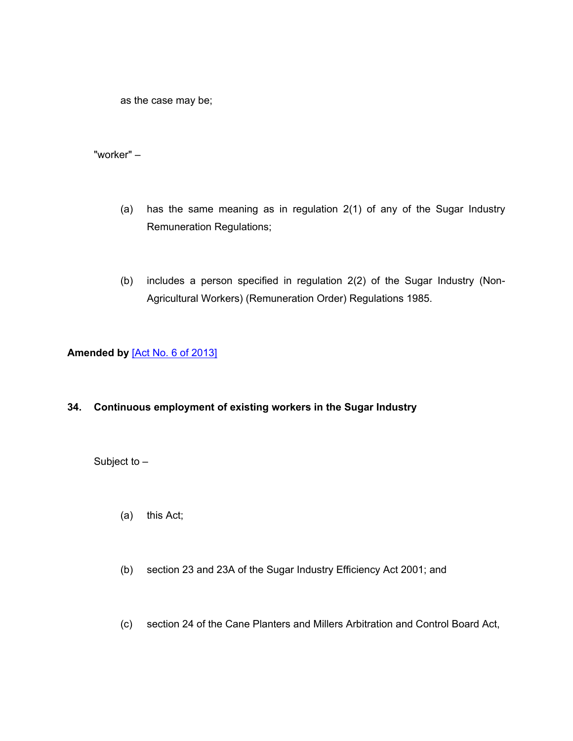as the case may be;

"worker" –

(a) has the same meaning as in regulation 2(1) of any of the Sugar Industry Remuneration Regulations;

(b) includes a person specified in regulation 2(2) of the Sugar Industry (Non-Agricultural Workers) (Remuneration Order) Regulations 1985.

**Amended by** [Act No. 6 of 2013]

### 34. Continuous employment of existing workers in the Sugar Industry

Subject to –

(a) this Act;

(b) section 23 and 23A of the Sugar Industry Efficiency Act 2001; and

(c) section 24 of the Cane Planters and Millers Arbitration and Control Board Act,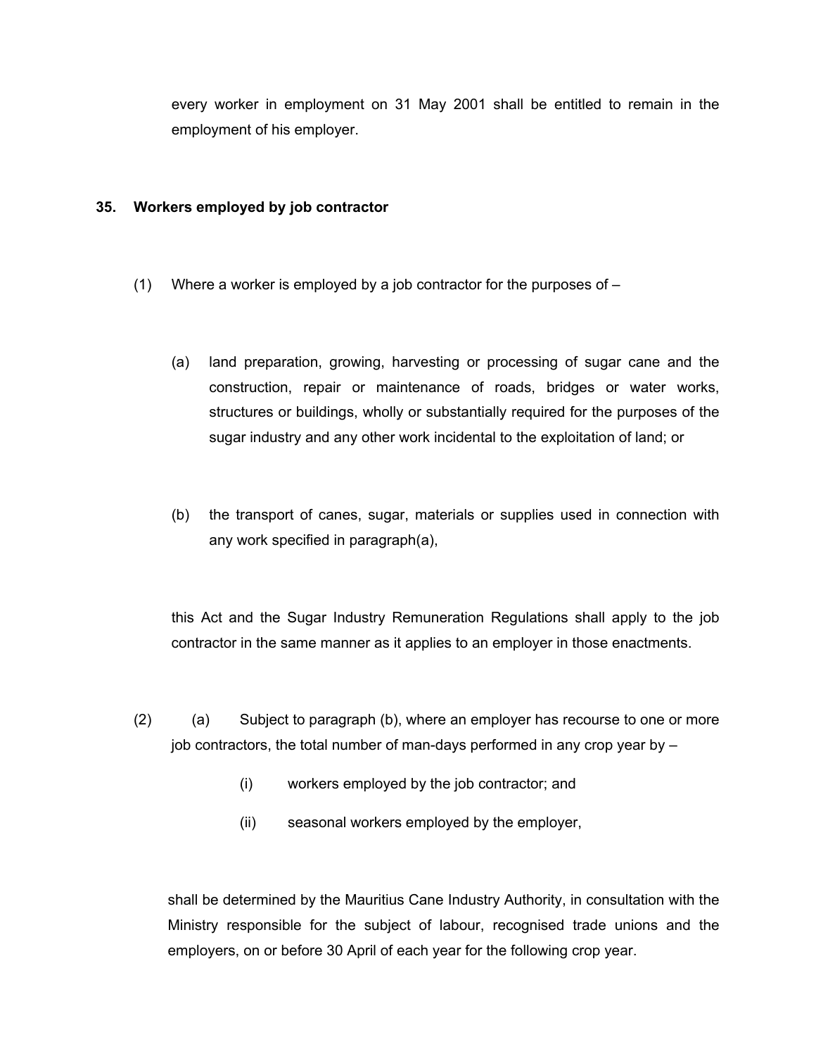every worker in employment on 31 May 2001 shall be entitled to remain in the employment of his employer.

### 35. Workers employed by job contractor

(1) Where a worker is employed by a job contractor for the purposes of –

(a) land preparation, growing, harvesting or processing of sugar cane and the construction, repair or maintenance of roads, bridges or water works, structures or buildings, wholly or substantially required for the purposes of the sugar industry and any other work incidental to the exploitation of land; or

(b) the transport of canes, sugar, materials or supplies used in connection with any work specified in paragraph(a),

this Act and the Sugar Industry Remuneration Regulations shall apply to the job contractor in the same manner as it applies to an employer in those enactments.

(2) (a) Subject to paragraph (b), where an employer has recourse to one or more job contractors, the total number of man-days performed in any crop year by –

(i) workers employed by the job contractor; and

(ii) seasonal workers employed by the employer,

shall be determined by the Mauritius Cane Industry Authority, in consultation with the Ministry responsible for the subject of labour, recognised trade unions and the employers, on or before 30 April of each year for the following crop year.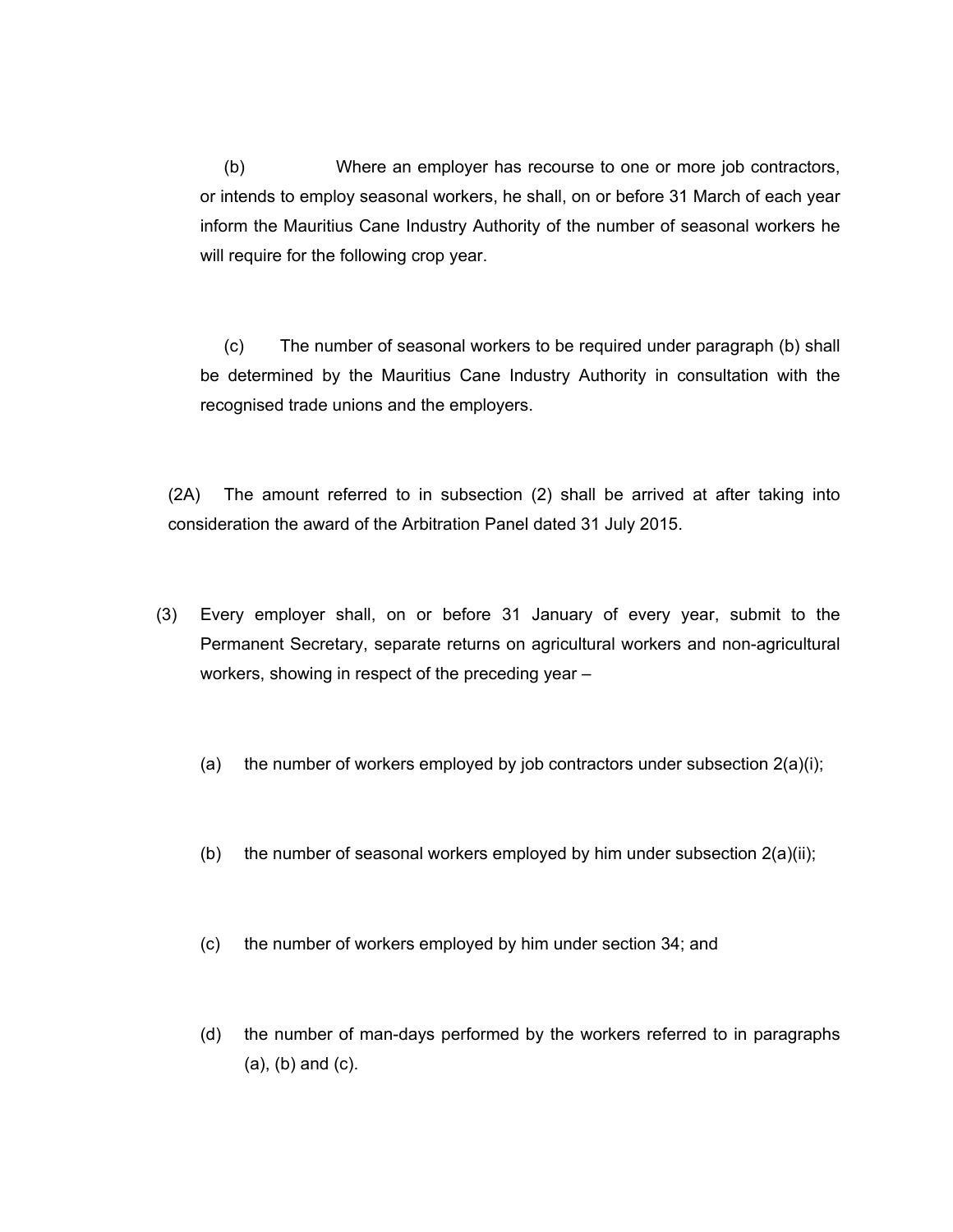(b) Where an employer has recourse to one or more job contractors, or intends to employ seasonal workers, he shall, on or before 31 March of each year inform the Mauritius Cane Industry Authority of the number of seasonal workers he will require for the following crop year.

(c) The number of seasonal workers to be required under paragraph (b) shall be determined by the Mauritius Cane Industry Authority in consultation with the recognised trade unions and the employers.

(2A) The amount referred to in subsection (2) shall be arrived at after taking into consideration the award of the Arbitration Panel dated 31 July 2015.

(3) Every employer shall, on or before 31 January of every year, submit to the Permanent Secretary, separate returns on agricultural workers and non-agricultural workers, showing in respect of the preceding year –

(a) the number of workers employed by job contractors under subsection 2(a)(i);

(b) the number of seasonal workers employed by him under subsection 2(a)(ii);

(c) the number of workers employed by him under section 34; and

(d) the number of man-days performed by the workers referred to in paragraphs (a), (b) and (c).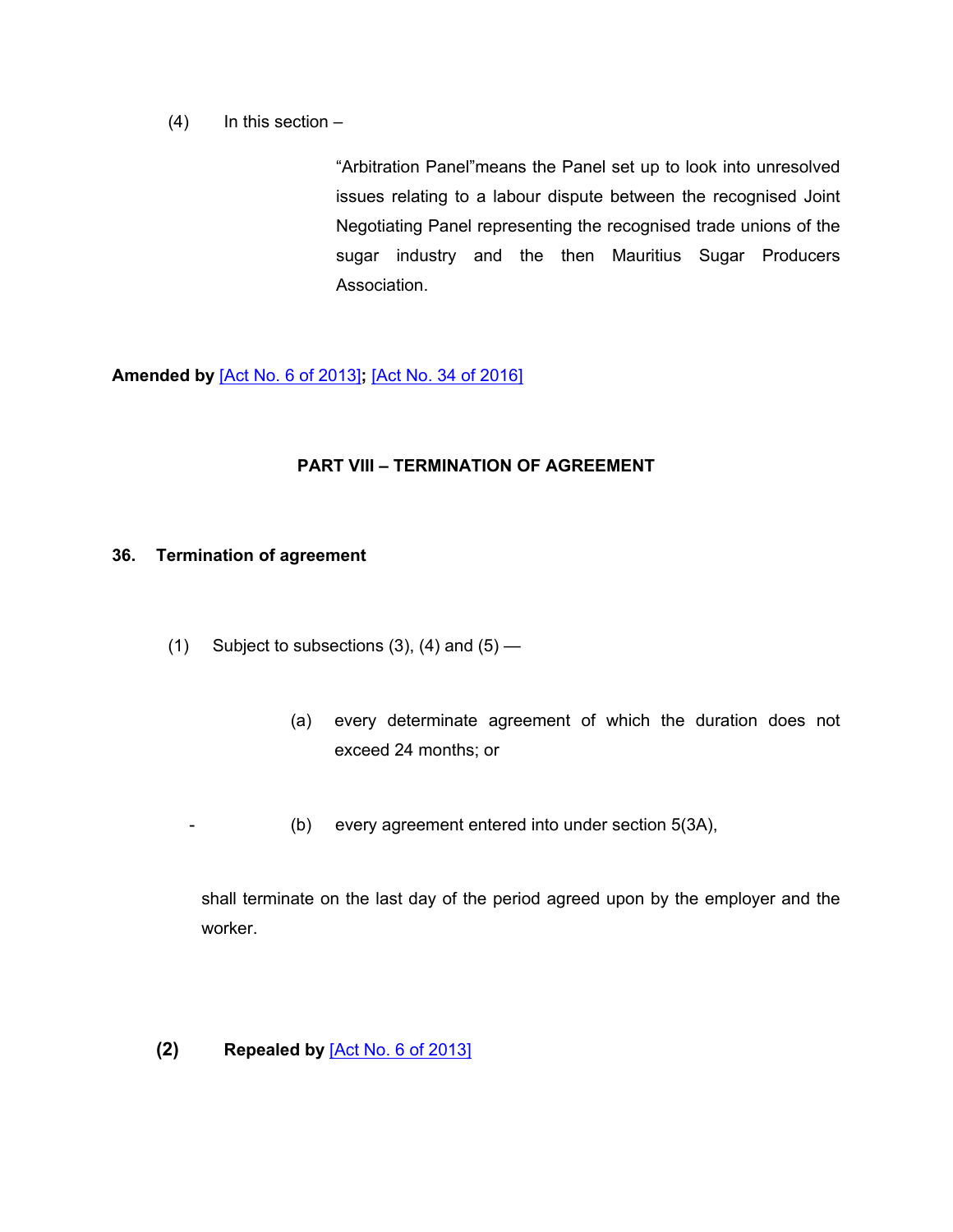(4) In this section –

“Arbitration Panel”means the Panel set up to look into unresolved issues relating to a labour dispute between the recognised Joint Negotiating Panel representing the recognised trade unions of the sugar industry and the then Mauritius Sugar Producers Association.

**Amended by** [Act No. 6 of 2013]**;** [Act No. 34 of 2016]

## PART VIII – TERMINATION OF AGREEMENT

### 36. Termination of agreement

(1) Subject to subsections (3), (4) and (5) —

(a) every determinate agreement of which the duration does not exceed 24 months; or

\- (b) every agreement entered into under section 5(3A),

shall terminate on the last day of the period agreed upon by the employer and the worker.

**(2) Repealed by** [Act No. 6 of 2013]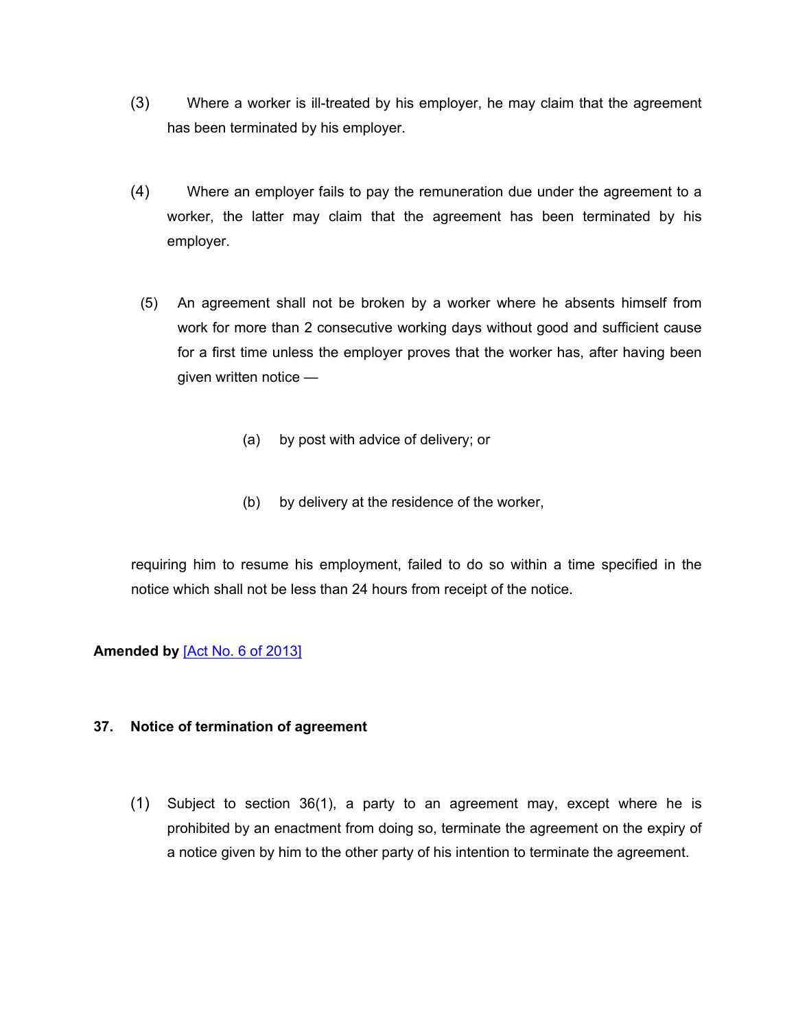(3) Where a worker is ill-treated by his employer, he may claim that the agreement has been terminated by his employer.

(4) Where an employer fails to pay the remuneration due under the agreement to a worker, the latter may claim that the agreement has been terminated by his employer.

(5) An agreement shall not be broken by a worker where he absents himself from work for more than 2 consecutive working days without good and sufficient cause for a first time unless the employer proves that the worker has, after having been given written notice —

(a) by post with advice of delivery; or

(b) by delivery at the residence of the worker,

requiring him to resume his employment, failed to do so within a time specified in the notice which shall not be less than 24 hours from receipt of the notice.

**Amended by** [Act No. 6 of 2013]

**37. Notice of termination of agreement**

(1) Subject to section 36(1), a party to an agreement may, except where he is prohibited by an enactment from doing so, terminate the agreement on the expiry of a notice given by him to the other party of his intention to terminate the agreement.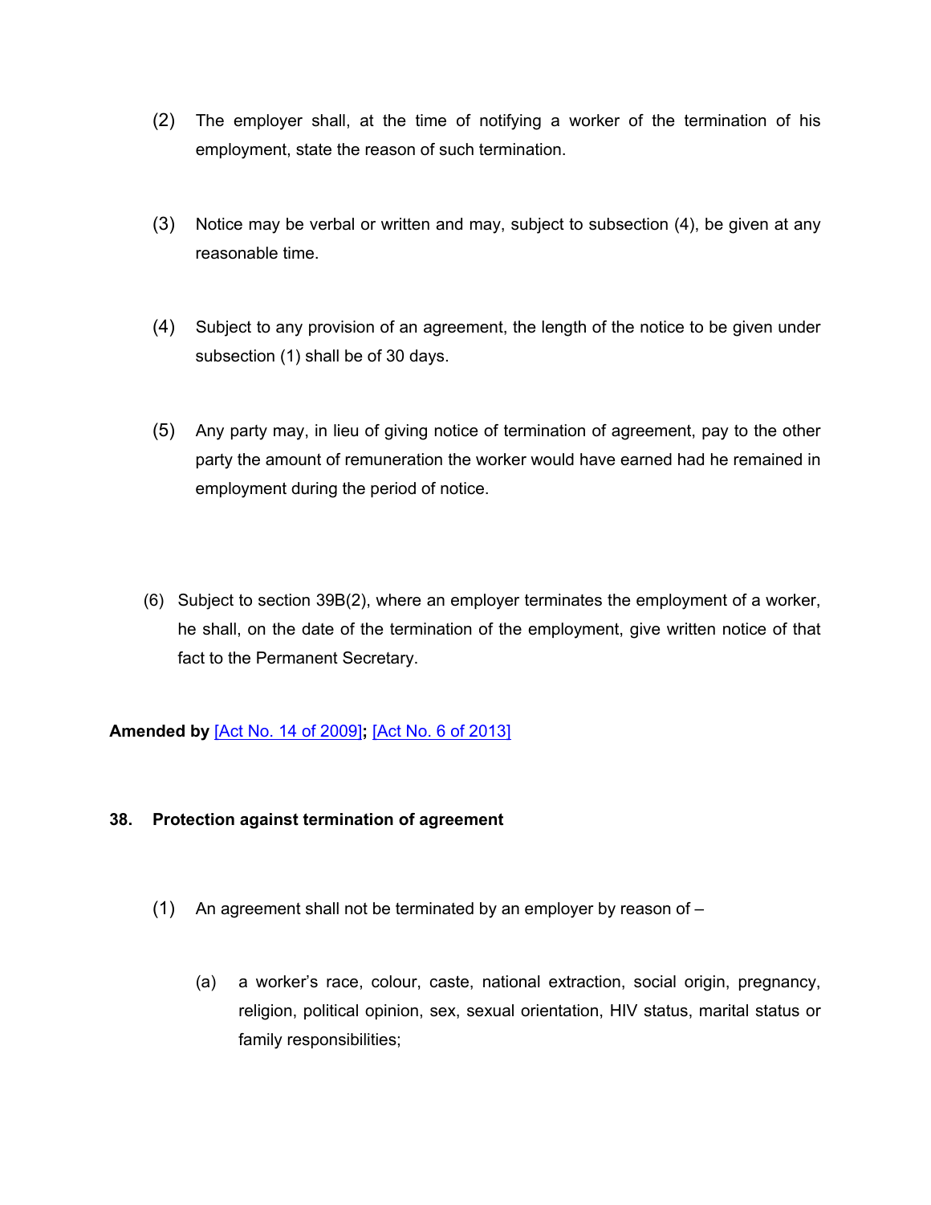(2) The employer shall, at the time of notifying a worker of the termination of his employment, state the reason of such termination.

(3) Notice may be verbal or written and may, subject to subsection (4), be given at any reasonable time.

(4) Subject to any provision of an agreement, the length of the notice to be given under subsection (1) shall be of 30 days.

(5) Any party may, in lieu of giving notice of termination of agreement, pay to the other party the amount of remuneration the worker would have earned had he remained in employment during the period of notice.

(6) Subject to section 39B(2), where an employer terminates the employment of a worker, he shall, on the date of the termination of the employment, give written notice of that fact to the Permanent Secretary.

**Amended by** [Act No. 14 of 2009]**;** [Act No. 6 of 2013]

### 38. Protection against termination of agreement

(1) An agreement shall not be terminated by an employer by reason of –

(a) a worker's race, colour, caste, national extraction, social origin, pregnancy, religion, political opinion, sex, sexual orientation, HIV status, marital status or family responsibilities;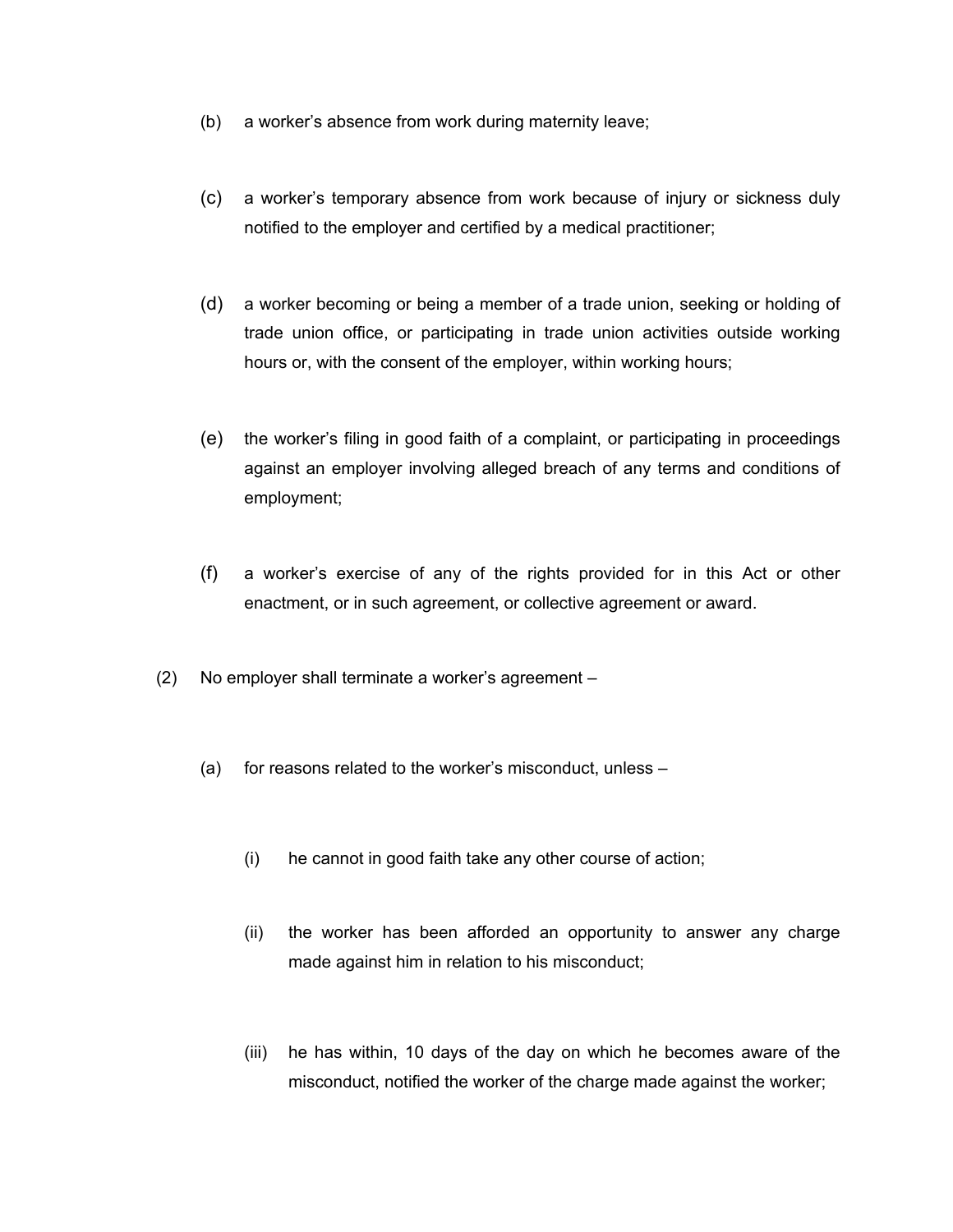(b) a worker's absence from work during maternity leave;

(c) a worker's temporary absence from work because of injury or sickness duly notified to the employer and certified by a medical practitioner;

(d) a worker becoming or being a member of a trade union, seeking or holding of trade union office, or participating in trade union activities outside working hours or, with the consent of the employer, within working hours;

(e) the worker's filing in good faith of a complaint, or participating in proceedings against an employer involving alleged breach of any terms and conditions of employment;

(f) a worker's exercise of any of the rights provided for in this Act or other enactment, or in such agreement, or collective agreement or award.

(2) No employer shall terminate a worker's agreement –

(a) for reasons related to the worker's misconduct, unless –

(i) he cannot in good faith take any other course of action;

(ii) the worker has been afforded an opportunity to answer any charge made against him in relation to his misconduct;

(iii) he has within, 10 days of the day on which he becomes aware of the misconduct, notified the worker of the charge made against the worker;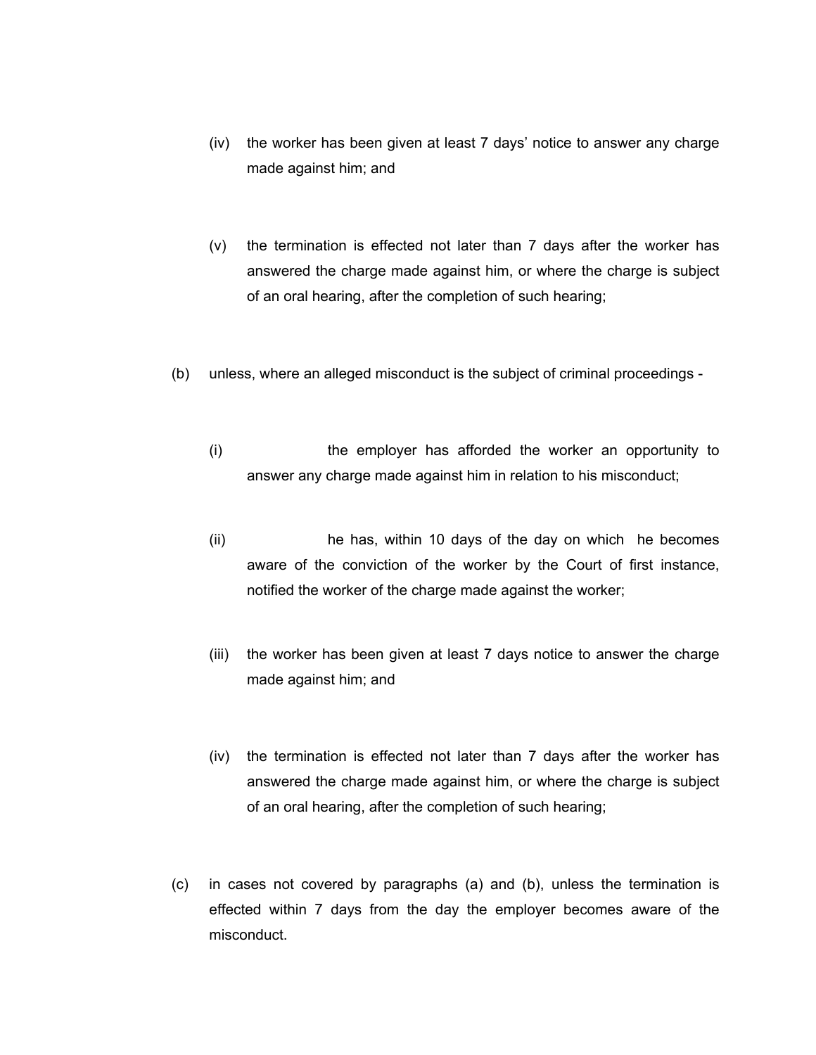(iv) the worker has been given at least 7 days' notice to answer any charge made against him; and

(v) the termination is effected not later than 7 days after the worker has answered the charge made against him, or where the charge is subject of an oral hearing, after the completion of such hearing;

(b) unless, where an alleged misconduct is the subject of criminal proceedings -

(i) the employer has afforded the worker an opportunity to answer any charge made against him in relation to his misconduct;

(ii) he has, within 10 days of the day on which he becomes aware of the conviction of the worker by the Court of first instance, notified the worker of the charge made against the worker;

(iii) the worker has been given at least 7 days notice to answer the charge made against him; and

(iv) the termination is effected not later than 7 days after the worker has answered the charge made against him, or where the charge is subject of an oral hearing, after the completion of such hearing;

(c) in cases not covered by paragraphs (a) and (b), unless the termination is effected within 7 days from the day the employer becomes aware of the misconduct.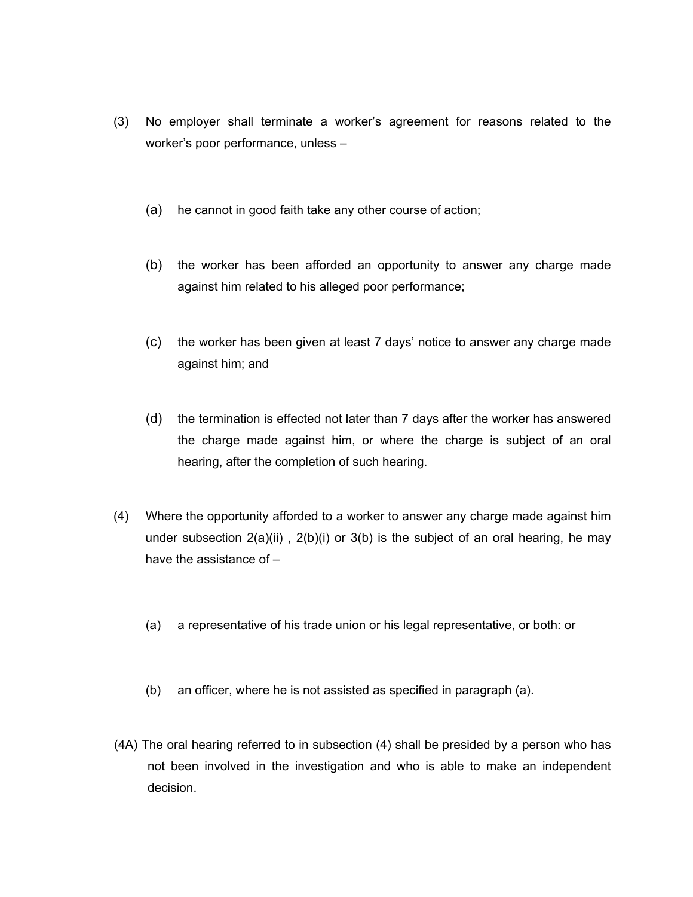(3) No employer shall terminate a worker's agreement for reasons related to the worker's poor performance, unless –

(a) he cannot in good faith take any other course of action;

(b) the worker has been afforded an opportunity to answer any charge made against him related to his alleged poor performance;

(c) the worker has been given at least 7 days' notice to answer any charge made against him; and

(d) the termination is effected not later than 7 days after the worker has answered the charge made against him, or where the charge is subject of an oral hearing, after the completion of such hearing.

(4) Where the opportunity afforded to a worker to answer any charge made against him under subsection 2(a)(ii) , 2(b)(i) or 3(b) is the subject of an oral hearing, he may have the assistance of –

(a) a representative of his trade union or his legal representative, or both: or

(b) an officer, where he is not assisted as specified in paragraph (a).

(4A) The oral hearing referred to in subsection (4) shall be presided by a person who has not been involved in the investigation and who is able to make an independent decision.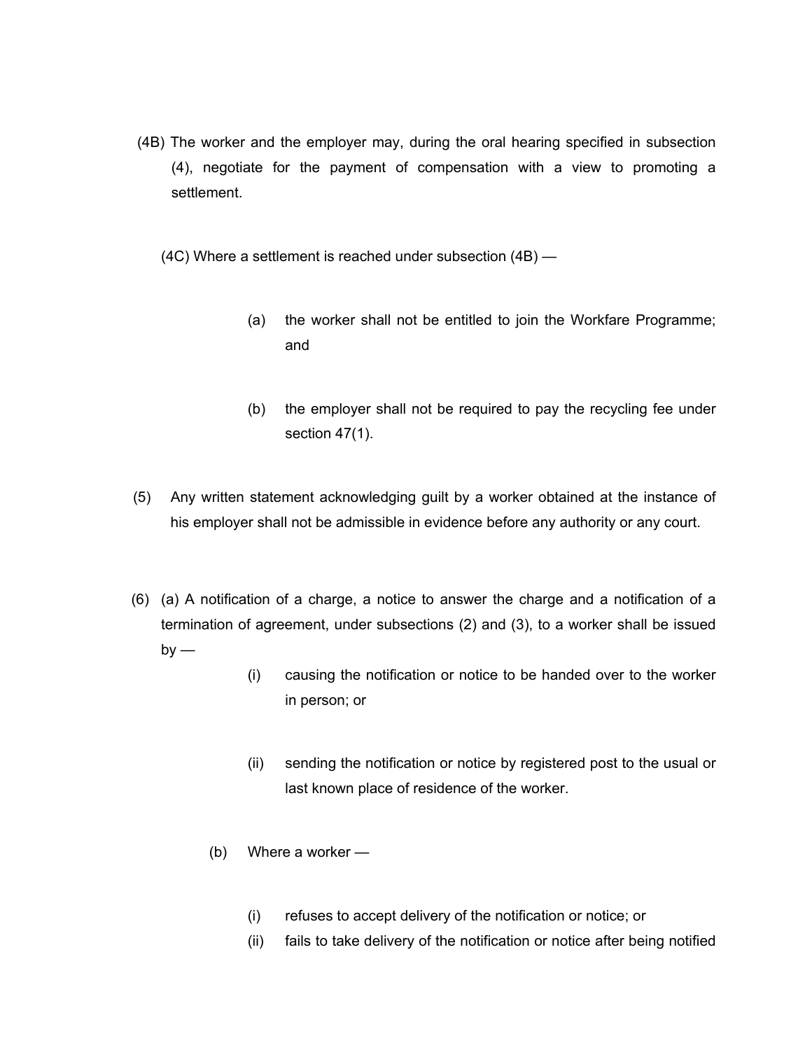(4B) The worker and the employer may, during the oral hearing specified in subsection (4), negotiate for the payment of compensation with a view to promoting a settlement.

(4C) Where a settlement is reached under subsection (4B) —

(a) the worker shall not be entitled to join the Workfare Programme; and

(b) the employer shall not be required to pay the recycling fee under section 47(1).

(5) Any written statement acknowledging guilt by a worker obtained at the instance of his employer shall not be admissible in evidence before any authority or any court.

(6) (a) A notification of a charge, a notice to answer the charge and a notification of a termination of agreement, under subsections (2) and (3), to a worker shall be issued by —

(i) causing the notification or notice to be handed over to the worker in person; or

(ii) sending the notification or notice by registered post to the usual or last known place of residence of the worker.

(b) Where a worker —

(i) refuses to accept delivery of the notification or notice; or

(ii) fails to take delivery of the notification or notice after being notified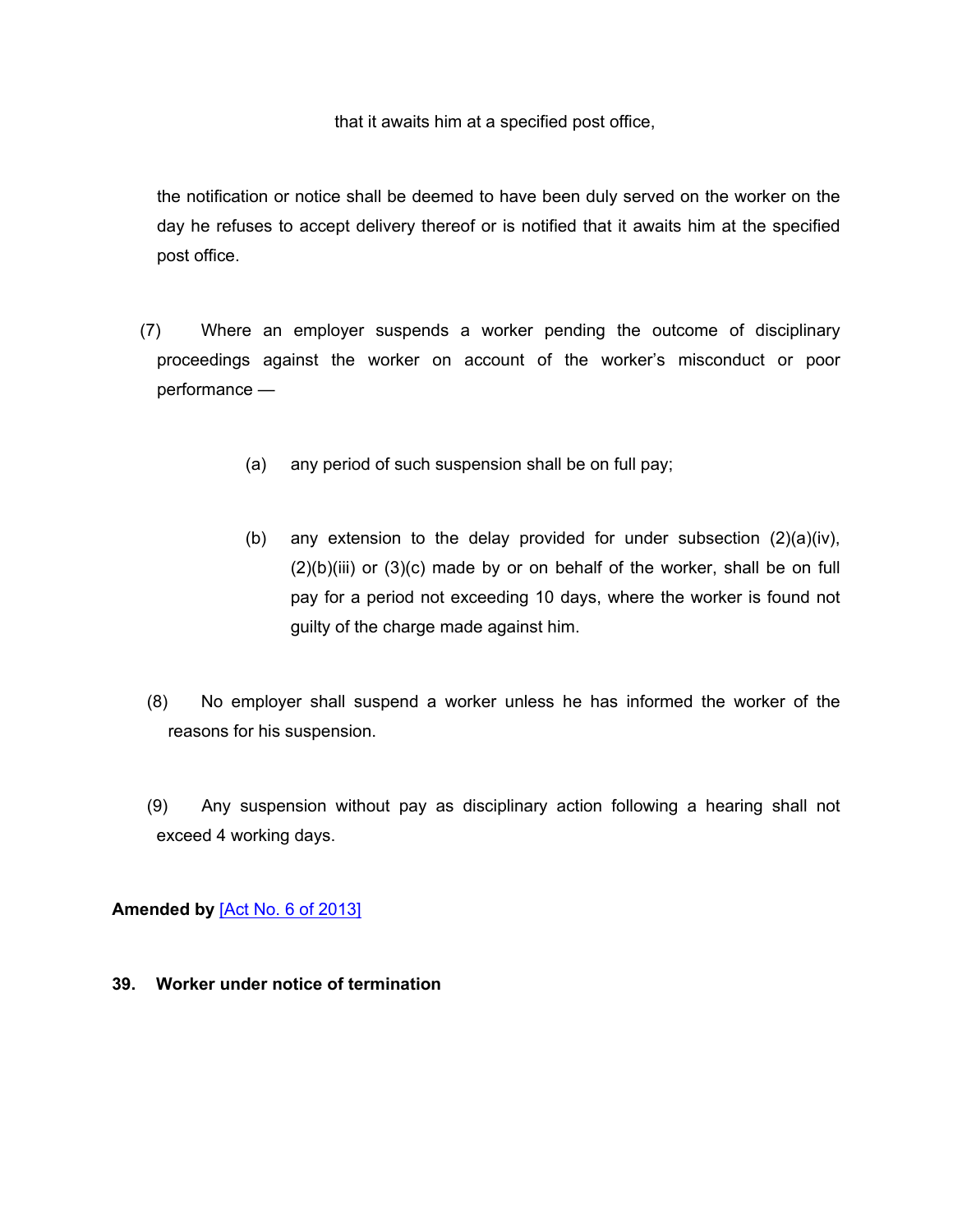that it awaits him at a specified post office,

the notification or notice shall be deemed to have been duly served on the worker on the day he refuses to accept delivery thereof or is notified that it awaits him at the specified post office.

(7) Where an employer suspends a worker pending the outcome of disciplinary proceedings against the worker on account of the worker's misconduct or poor performance —

(a) any period of such suspension shall be on full pay;

(b) any extension to the delay provided for under subsection (2)(a)(iv), (2)(b)(iii) or (3)(c) made by or on behalf of the worker, shall be on full pay for a period not exceeding 10 days, where the worker is found not guilty of the charge made against him.

(8) No employer shall suspend a worker unless he has informed the worker of the reasons for his suspension.

(9) Any suspension without pay as disciplinary action following a hearing shall not exceed 4 working days.

**Amended by** [Act No. 6 of 2013]

**39. Worker under notice of termination**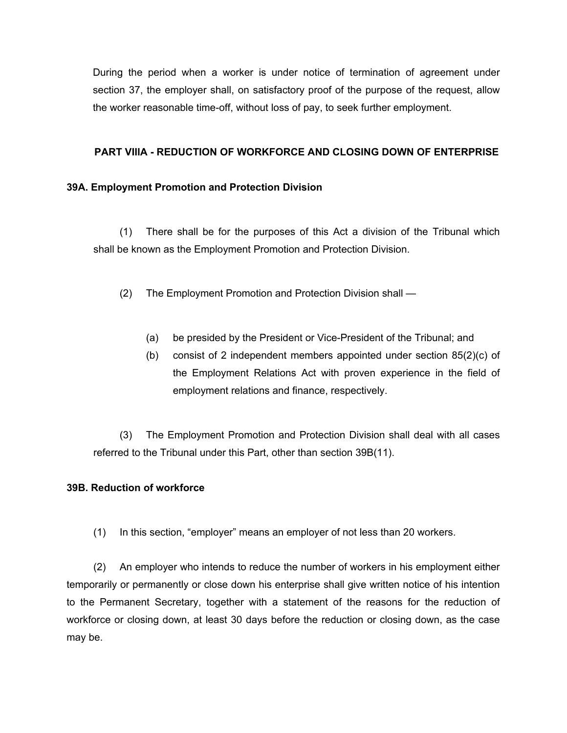During the period when a worker is under notice of termination of agreement under section 37, the employer shall, on satisfactory proof of the purpose of the request, allow the worker reasonable time-off, without loss of pay, to seek further employment.

## PART VIIIA - REDUCTION OF WORKFORCE AND CLOSING DOWN OF ENTERPRISE

### 39A. Employment Promotion and Protection Division

(1) There shall be for the purposes of this Act a division of the Tribunal which shall be known as the Employment Promotion and Protection Division.

(2) The Employment Promotion and Protection Division shall —

(a) be presided by the President or Vice-President of the Tribunal; and
(b) consist of 2 independent members appointed under section 85(2)(c) of the Employment Relations Act with proven experience in the field of employment relations and finance, respectively.

(3) The Employment Promotion and Protection Division shall deal with all cases referred to the Tribunal under this Part, other than section 39B(11).

### 39B. Reduction of workforce

(1) In this section, “employer” means an employer of not less than 20 workers.

(2) An employer who intends to reduce the number of workers in his employment either temporarily or permanently or close down his enterprise shall give written notice of his intention to the Permanent Secretary, together with a statement of the reasons for the reduction of workforce or closing down, at least 30 days before the reduction or closing down, as the case may be.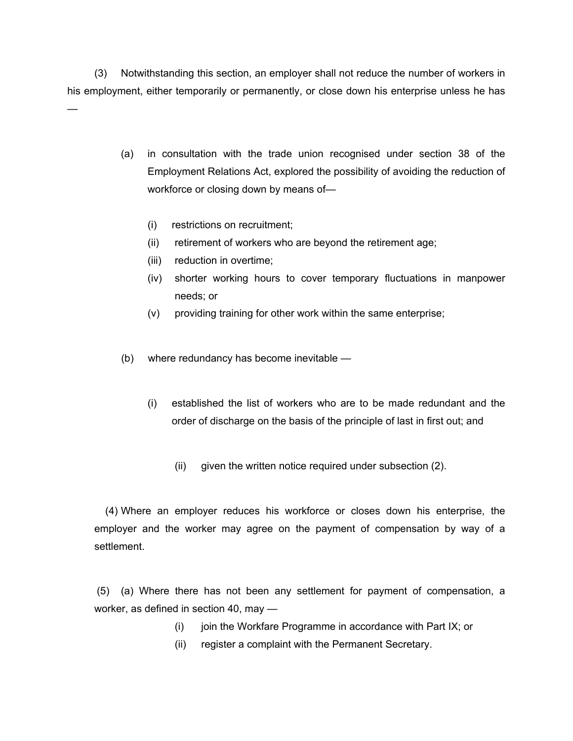(3) Notwithstanding this section, an employer shall not reduce the number of workers in his employment, either temporarily or permanently, or close down his enterprise unless he has —

(a) in consultation with the trade union recognised under section 38 of the Employment Relations Act, explored the possibility of avoiding the reduction of workforce or closing down by means of—

(i) restrictions on recruitment;

(ii) retirement of workers who are beyond the retirement age;

(iii) reduction in overtime;

(iv) shorter working hours to cover temporary fluctuations in manpower needs; or

(v) providing training for other work within the same enterprise;

(b) where redundancy has become inevitable —

(i) established the list of workers who are to be made redundant and the order of discharge on the basis of the principle of last in first out; and

(ii) given the written notice required under subsection (2).

(4) Where an employer reduces his workforce or closes down his enterprise, the employer and the worker may agree on the payment of compensation by way of a settlement.

(5) (a) Where there has not been any settlement for payment of compensation, a worker, as defined in section 40, may —

(i) join the Workfare Programme in accordance with Part IX; or

(ii) register a complaint with the Permanent Secretary.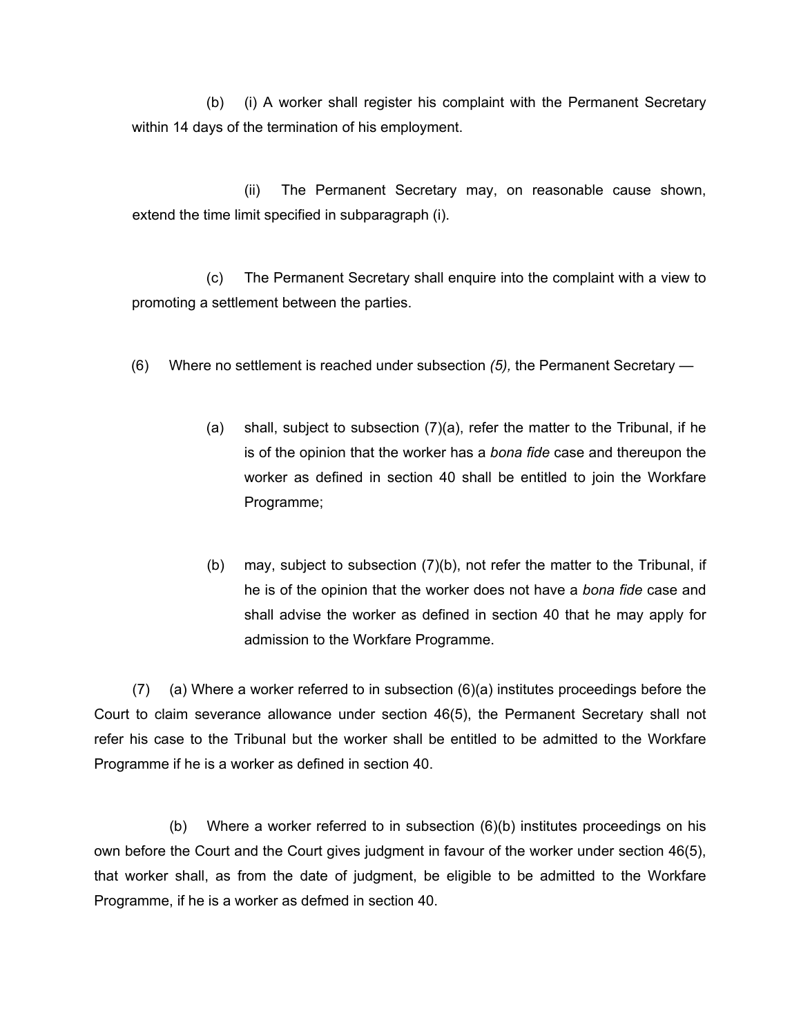(b) (i) A worker shall register his complaint with the Permanent Secretary within 14 days of the termination of his employment.

(ii) The Permanent Secretary may, on reasonable cause shown, extend the time limit specified in subparagraph (i).

(c) The Permanent Secretary shall enquire into the complaint with a view to promoting a settlement between the parties.

(6) Where no settlement is reached under subsection *(5),* the Permanent Secretary —

(a) shall, subject to subsection (7)(a), refer the matter to the Tribunal, if he is of the opinion that the worker has a *bona fide* case and thereupon the worker as defined in section 40 shall be entitled to join the Workfare Programme;

(b) may, subject to subsection (7)(b), not refer the matter to the Tribunal, if he is of the opinion that the worker does not have a *bona fide* case and shall advise the worker as defined in section 40 that he may apply for admission to the Workfare Programme.

(7) (a) Where a worker referred to in subsection (6)(a) institutes proceedings before the Court to claim severance allowance under section 46(5), the Permanent Secretary shall not refer his case to the Tribunal but the worker shall be entitled to be admitted to the Workfare Programme if he is a worker as defined in section 40.

(b) Where a worker referred to in subsection (6)(b) institutes proceedings on his own before the Court and the Court gives judgment in favour of the worker under section 46(5), that worker shall, as from the date of judgment, be eligible to be admitted to the Workfare Programme, if he is a worker as defmed in section 40.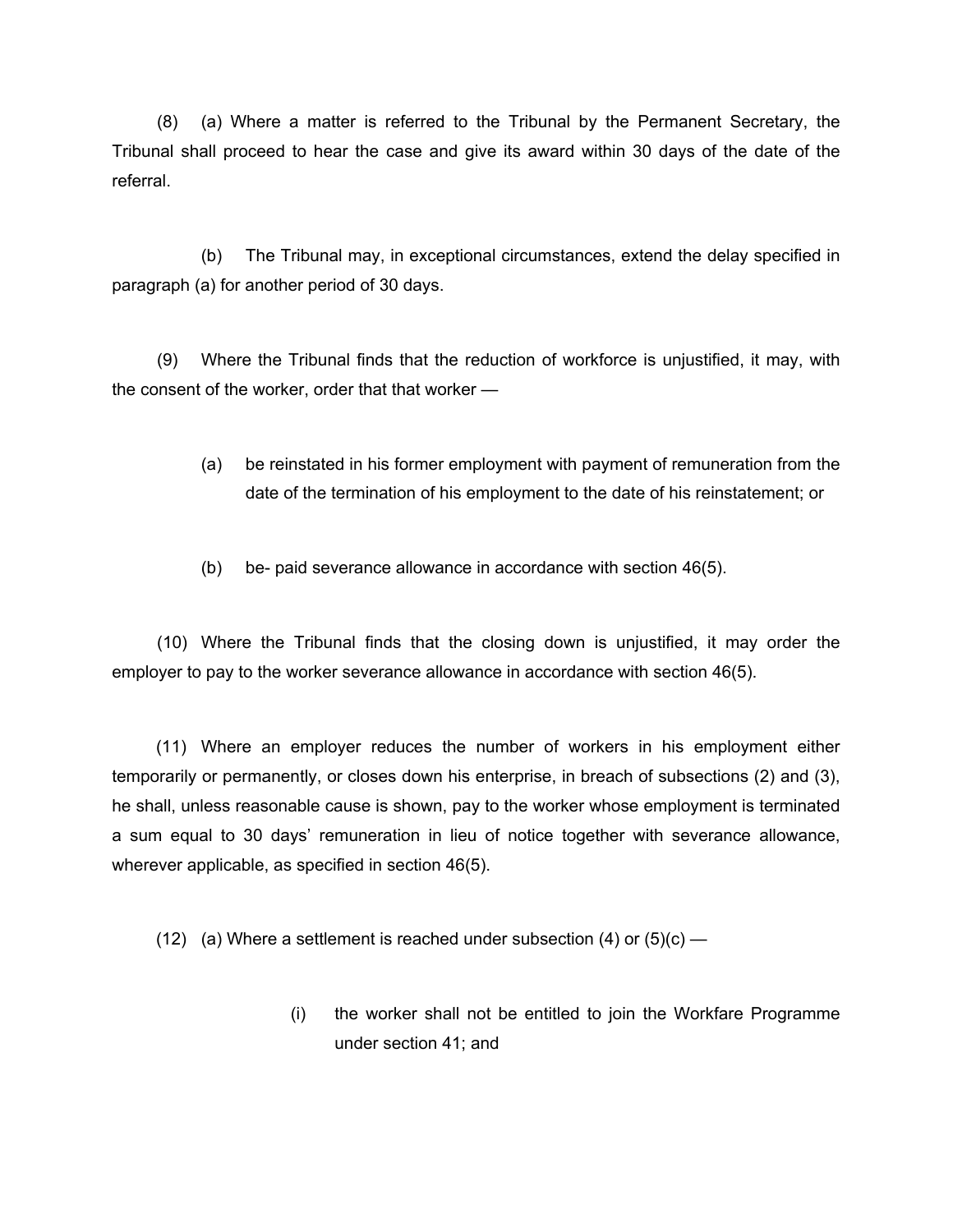(8) (a) Where a matter is referred to the Tribunal by the Permanent Secretary, the Tribunal shall proceed to hear the case and give its award within 30 days of the date of the referral.

(b) The Tribunal may, in exceptional circumstances, extend the delay specified in paragraph (a) for another period of 30 days.

(9) Where the Tribunal finds that the reduction of workforce is unjustified, it may, with the consent of the worker, order that that worker —

- (a) be reinstated in his former employment with payment of remuneration from the date of the termination of his employment to the date of his reinstatement; or
- (b) be- paid severance allowance in accordance with section 46(5).

(10) Where the Tribunal finds that the closing down is unjustified, it may order the employer to pay to the worker severance allowance in accordance with section 46(5).

(11) Where an employer reduces the number of workers in his employment either temporarily or permanently, or closes down his enterprise, in breach of subsections (2) and (3), he shall, unless reasonable cause is shown, pay to the worker whose employment is terminated a sum equal to 30 days' remuneration in lieu of notice together with severance allowance, wherever applicable, as specified in section 46(5).

(12) (a) Where a settlement is reached under subsection (4) or (5)(c) —

- (i) the worker shall not be entitled to join the Workfare Programme under section 41; and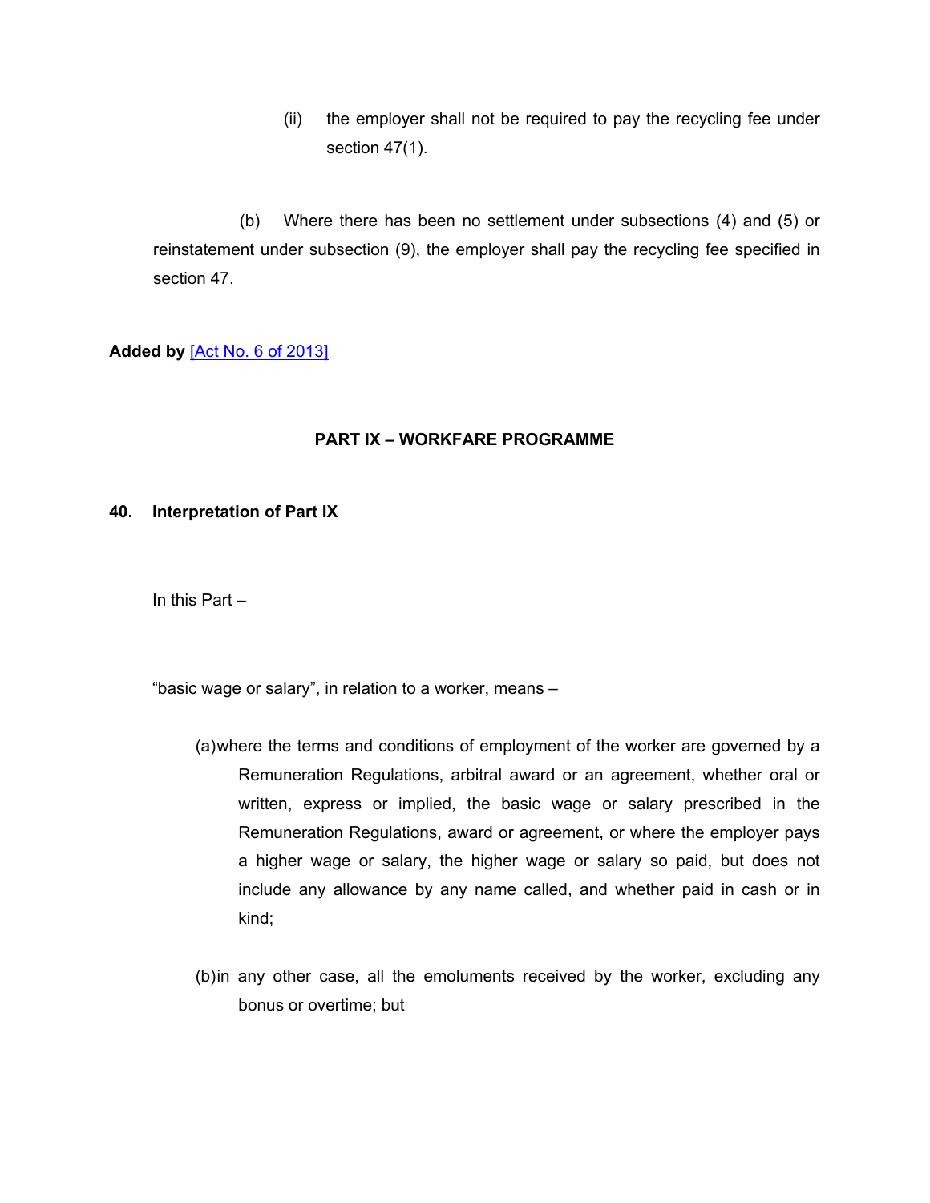(ii) the employer shall not be required to pay the recycling fee under section 47(1).

(b) Where there has been no settlement under subsections (4) and (5) or reinstatement under subsection (9), the employer shall pay the recycling fee specified in section 47.

**Added by** [Act No. 6 of 2013]

## PART IX – WORKFARE PROGRAMME

### 40. Interpretation of Part IX

In this Part –

"basic wage or salary", in relation to a worker, means –

(a) where the terms and conditions of employment of the worker are governed by a Remuneration Regulations, arbitral award or an agreement, whether oral or written, express or implied, the basic wage or salary prescribed in the Remuneration Regulations, award or agreement, or where the employer pays a higher wage or salary, the higher wage or salary so paid, but does not include any allowance by any name called, and whether paid in cash or in kind;

(b) in any other case, all the emoluments received by the worker, excluding any bonus or overtime; but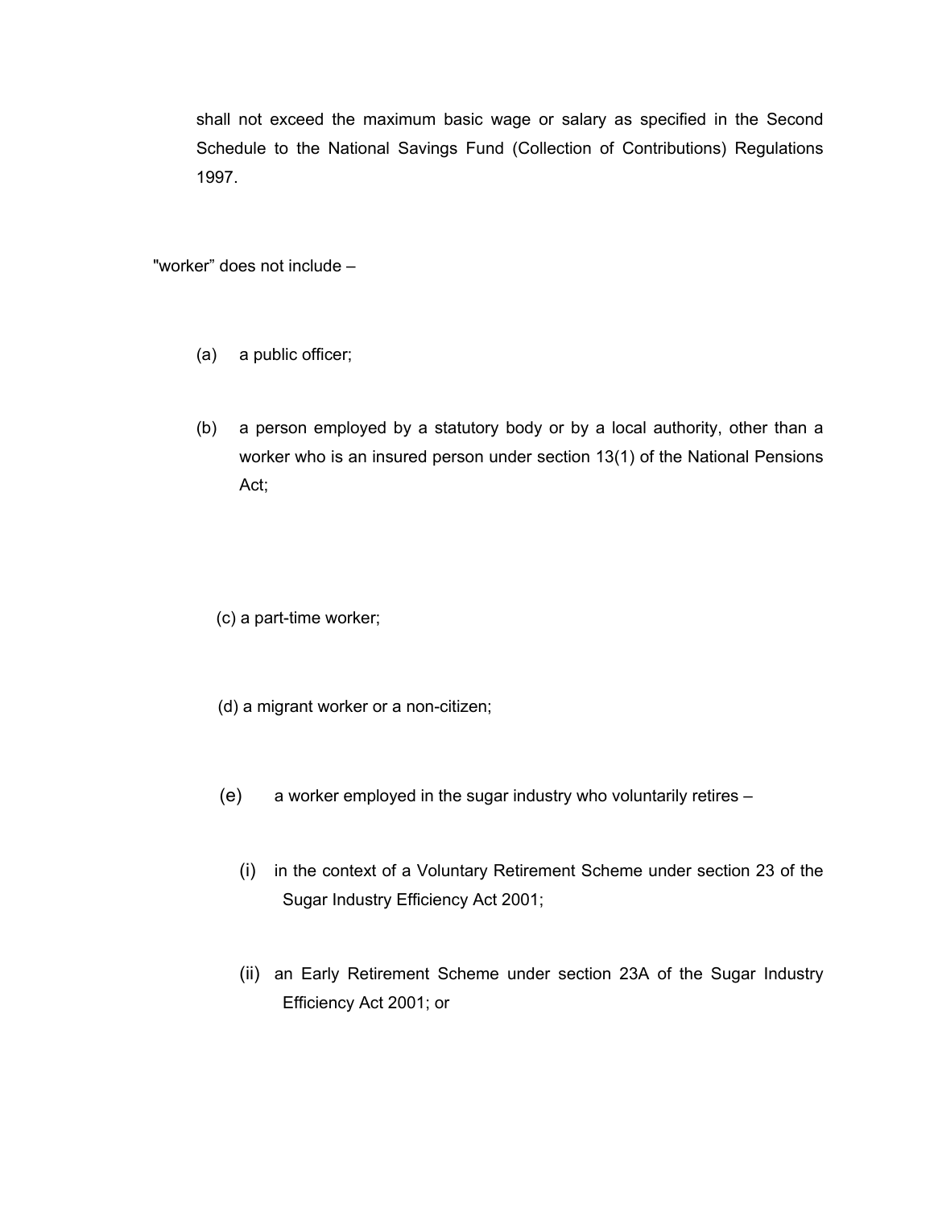shall not exceed the maximum basic wage or salary as specified in the Second Schedule to the National Savings Fund (Collection of Contributions) Regulations 1997.

"worker" does not include –

(a) a public officer;

(b) a person employed by a statutory body or by a local authority, other than a worker who is an insured person under section 13(1) of the National Pensions Act;

(c) a part-time worker;

(d) a migrant worker or a non-citizen;

(e) a worker employed in the sugar industry who voluntarily retires –

(i) in the context of a Voluntary Retirement Scheme under section 23 of the Sugar Industry Efficiency Act 2001;

(ii) an Early Retirement Scheme under section 23A of the Sugar Industry Efficiency Act 2001; or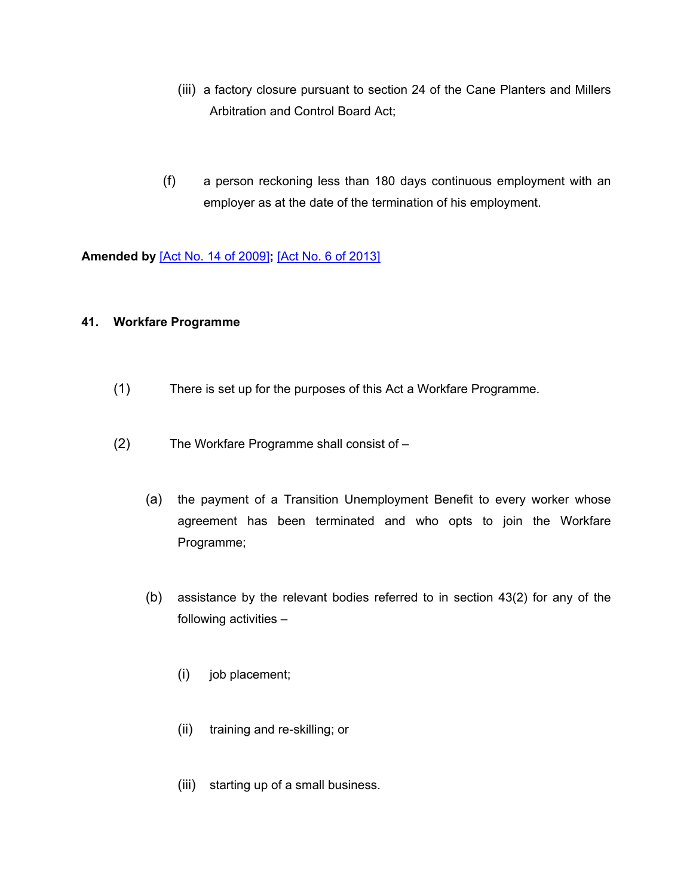(iii) a factory closure pursuant to section 24 of the Cane Planters and Millers Arbitration and Control Board Act;

(f) a person reckoning less than 180 days continuous employment with an employer as at the date of the termination of his employment.

**Amended by** [Act No. 14 of 2009]**;** [Act No. 6 of 2013]

### 41. Workfare Programme

(1) There is set up for the purposes of this Act a Workfare Programme.

(2) The Workfare Programme shall consist of –

(a) the payment of a Transition Unemployment Benefit to every worker whose agreement has been terminated and who opts to join the Workfare Programme;

(b) assistance by the relevant bodies referred to in section 43(2) for any of the following activities –

(i) job placement;

(ii) training and re-skilling; or

(iii) starting up of a small business.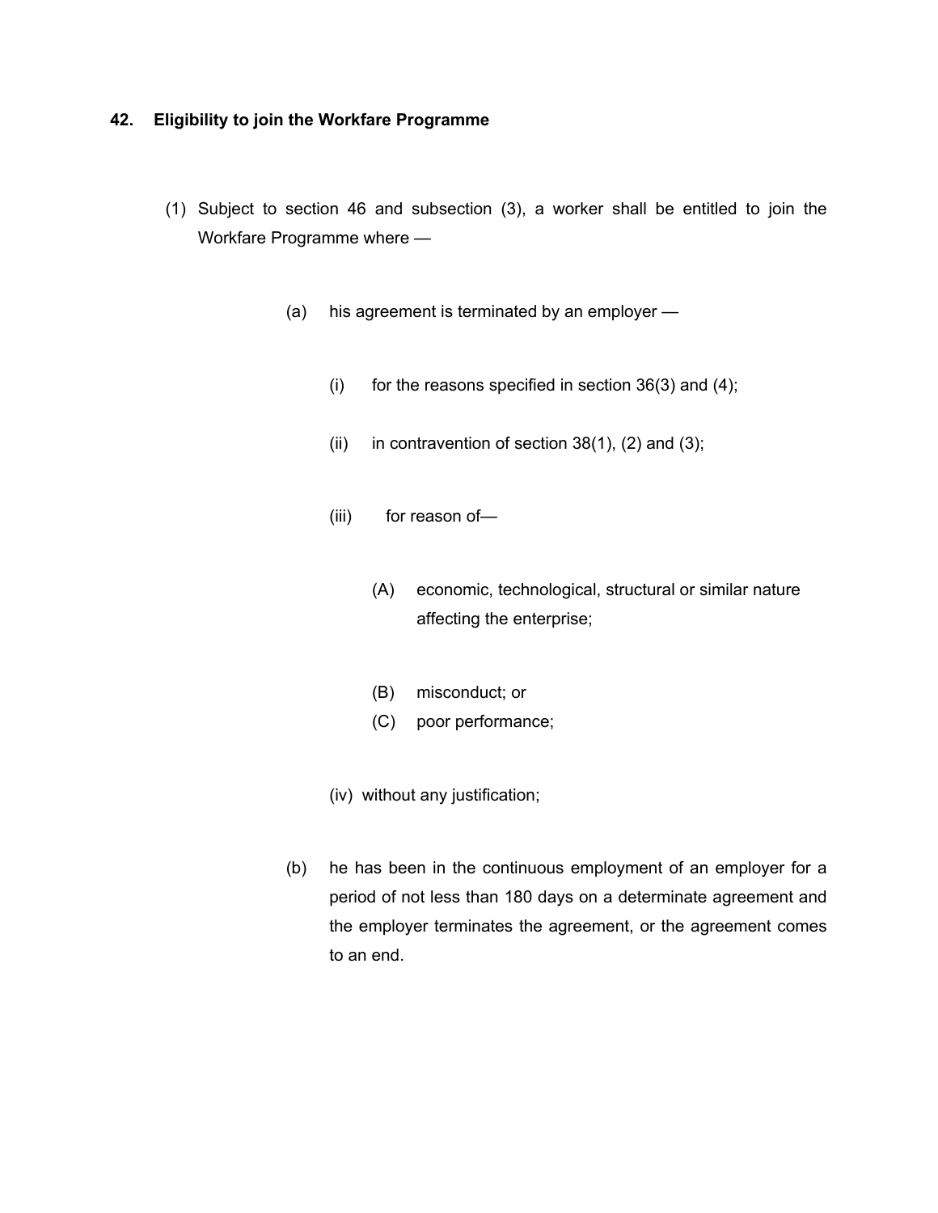**42. Eligibility to join the Workfare Programme**

(1) Subject to section 46 and subsection (3), a worker shall be entitled to join the Workfare Programme where —

(a) his agreement is terminated by an employer —

(i) for the reasons specified in section 36(3) and (4);

(ii) in contravention of section 38(1), (2) and (3);

(iii) for reason of—

(A) economic, technological, structural or similar nature affecting the enterprise;

(B) misconduct; or

(C) poor performance;

(iv) without any justification;

(b) he has been in the continuous employment of an employer for a period of not less than 180 days on a determinate agreement and the employer terminates the agreement, or the agreement comes to an end.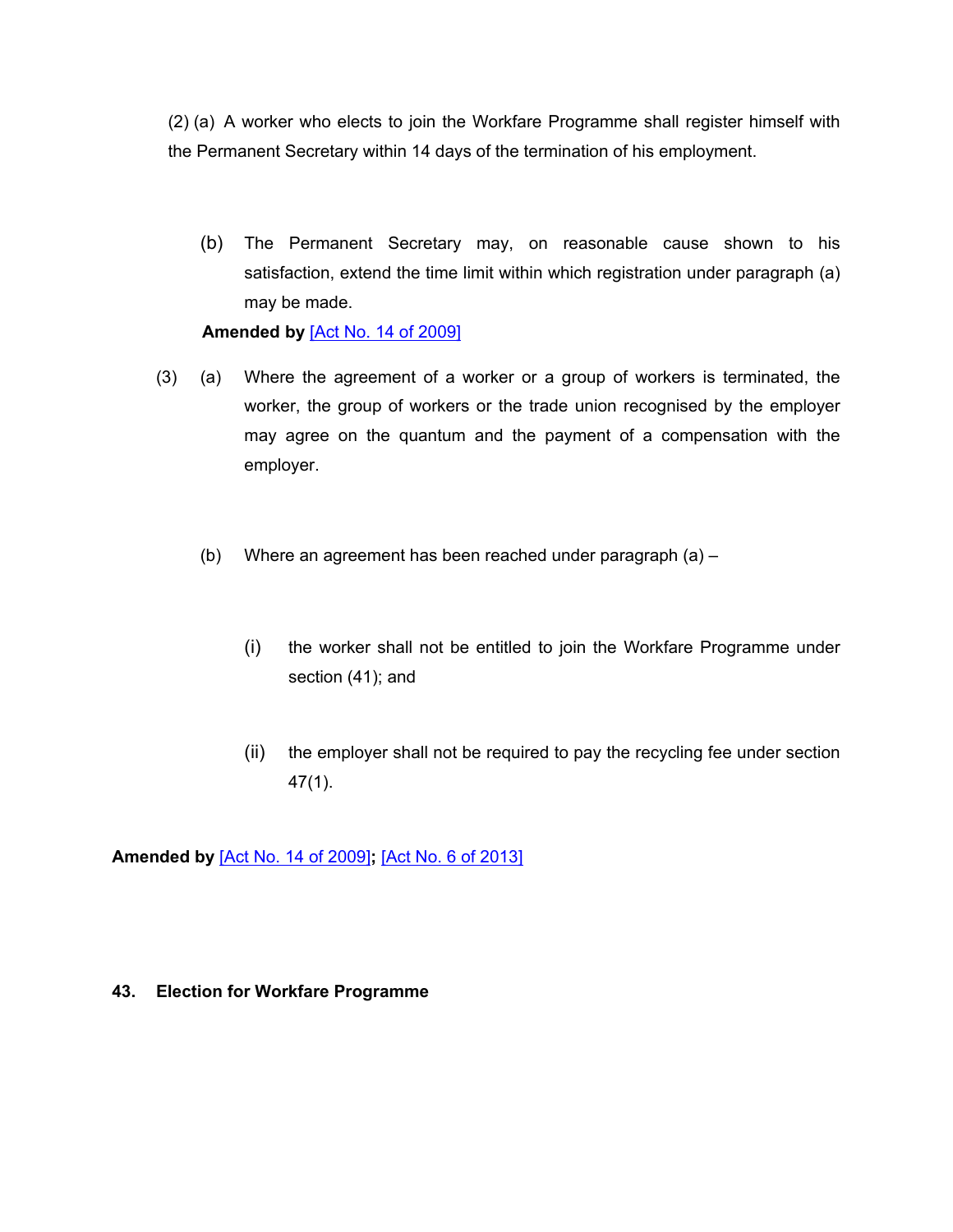(2) (a) A worker who elects to join the Workfare Programme shall register himself with the Permanent Secretary within 14 days of the termination of his employment.

(b) The Permanent Secretary may, on reasonable cause shown to his satisfaction, extend the time limit within which registration under paragraph (a) may be made.

**Amended by** [Act No. 14 of 2009]

(3) (a) Where the agreement of a worker or a group of workers is terminated, the worker, the group of workers or the trade union recognised by the employer may agree on the quantum and the payment of a compensation with the employer.

(b) Where an agreement has been reached under paragraph (a) –

(i) the worker shall not be entitled to join the Workfare Programme under section (41); and

(ii) the employer shall not be required to pay the recycling fee under section 47(1).

**Amended by** [Act No. 14 of 2009]**;** [Act No. 6 of 2013]

**43. Election for Workfare Programme**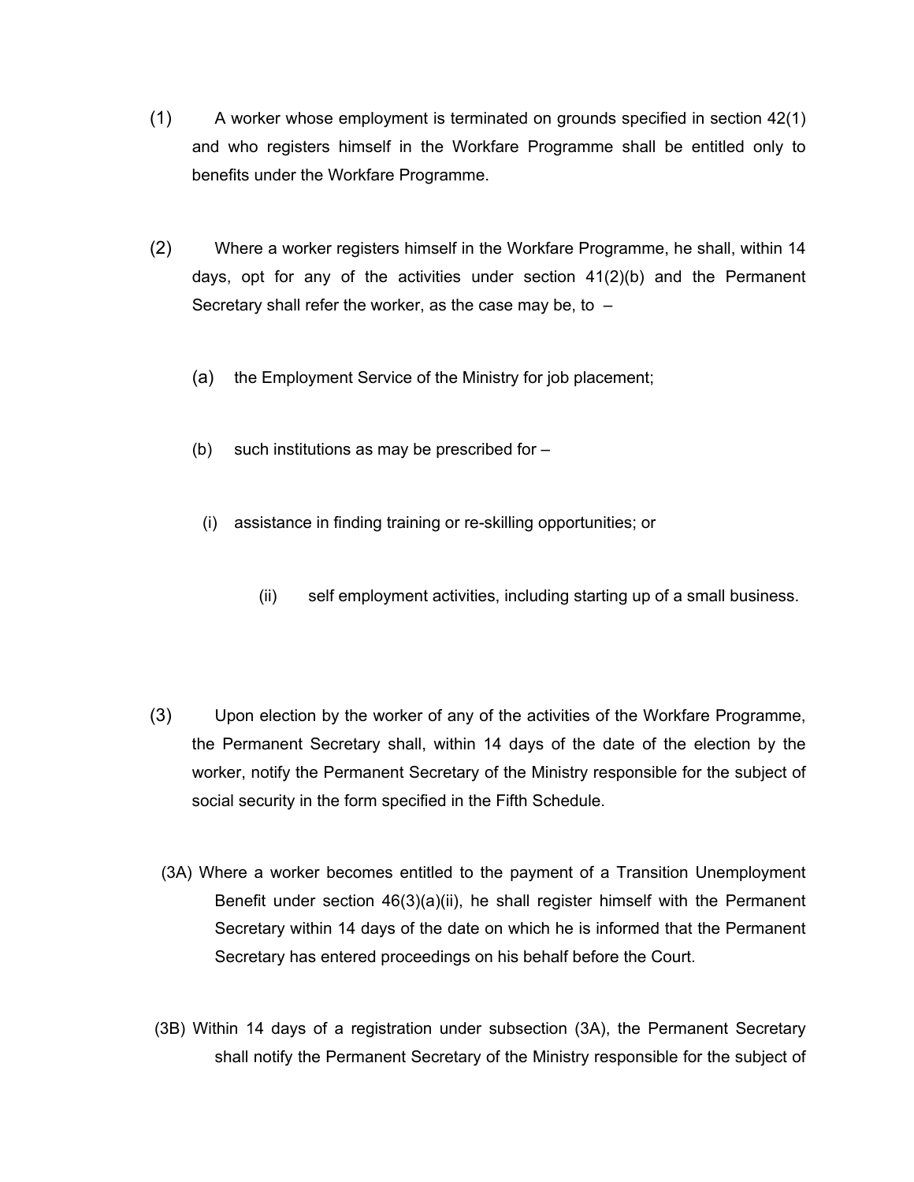(1) A worker whose employment is terminated on grounds specified in section 42(1) and who registers himself in the Workfare Programme shall be entitled only to benefits under the Workfare Programme.

(2) Where a worker registers himself in the Workfare Programme, he shall, within 14 days, opt for any of the activities under section 41(2)(b) and the Permanent Secretary shall refer the worker, as the case may be, to –

(a) the Employment Service of the Ministry for job placement;

(b) such institutions as may be prescribed for –

(i) assistance in finding training or re-skilling opportunities; or

(ii) self employment activities, including starting up of a small business.

(3) Upon election by the worker of any of the activities of the Workfare Programme, the Permanent Secretary shall, within 14 days of the date of the election by the worker, notify the Permanent Secretary of the Ministry responsible for the subject of social security in the form specified in the Fifth Schedule.

(3A) Where a worker becomes entitled to the payment of a Transition Unemployment Benefit under section 46(3)(a)(ii), he shall register himself with the Permanent Secretary within 14 days of the date on which he is informed that the Permanent Secretary has entered proceedings on his behalf before the Court.

(3B) Within 14 days of a registration under subsection (3A), the Permanent Secretary shall notify the Permanent Secretary of the Ministry responsible for the subject of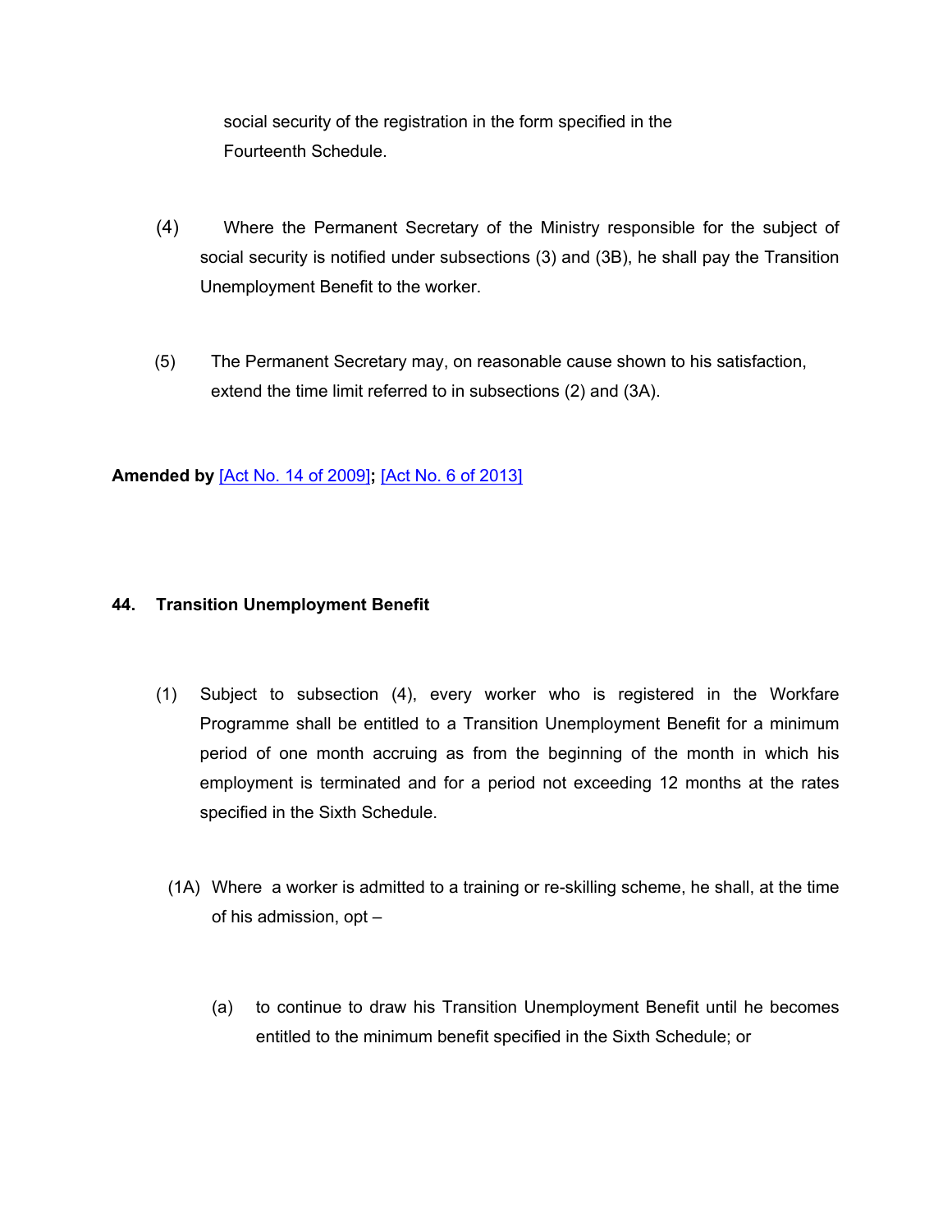social security of the registration in the form specified in the Fourteenth Schedule.

(4) Where the Permanent Secretary of the Ministry responsible for the subject of social security is notified under subsections (3) and (3B), he shall pay the Transition Unemployment Benefit to the worker.

(5) The Permanent Secretary may, on reasonable cause shown to his satisfaction, extend the time limit referred to in subsections (2) and (3A).

**Amended by** [Act No. 14 of 2009]**;** [Act No. 6 of 2013]

### 44. Transition Unemployment Benefit

(1) Subject to subsection (4), every worker who is registered in the Workfare Programme shall be entitled to a Transition Unemployment Benefit for a minimum period of one month accruing as from the beginning of the month in which his employment is terminated and for a period not exceeding 12 months at the rates specified in the Sixth Schedule.

(1A) Where a worker is admitted to a training or re-skilling scheme, he shall, at the time of his admission, opt –

(a) to continue to draw his Transition Unemployment Benefit until he becomes entitled to the minimum benefit specified in the Sixth Schedule; or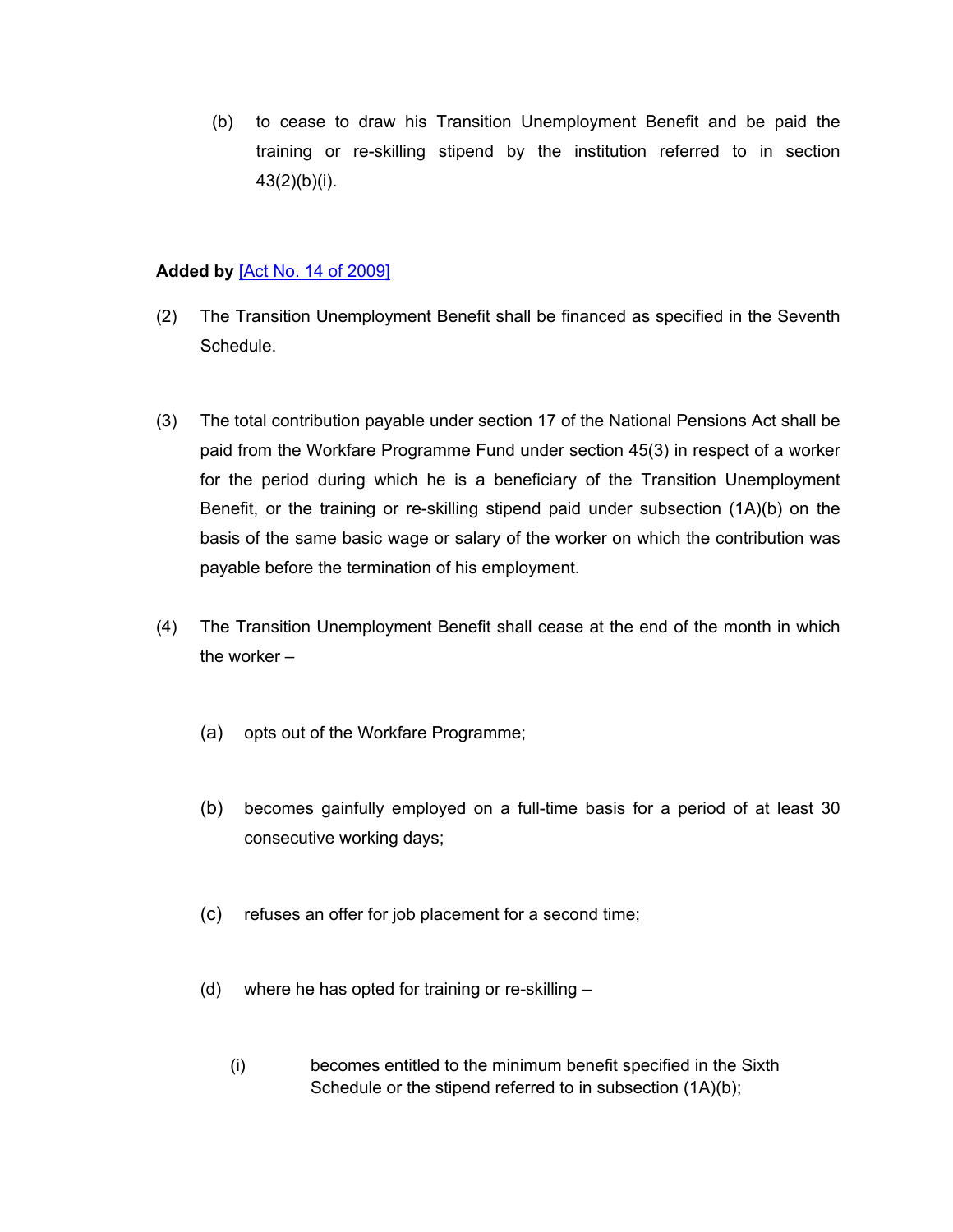(b) to cease to draw his Transition Unemployment Benefit and be paid the training or re-skilling stipend by the institution referred to in section 43(2)(b)(i).

**Added by** [Act No. 14 of 2009]

(2) The Transition Unemployment Benefit shall be financed as specified in the Seventh Schedule.

(3) The total contribution payable under section 17 of the National Pensions Act shall be paid from the Workfare Programme Fund under section 45(3) in respect of a worker for the period during which he is a beneficiary of the Transition Unemployment Benefit, or the training or re-skilling stipend paid under subsection (1A)(b) on the basis of the same basic wage or salary of the worker on which the contribution was payable before the termination of his employment.

(4) The Transition Unemployment Benefit shall cease at the end of the month in which the worker –

(a) opts out of the Workfare Programme;

(b) becomes gainfully employed on a full-time basis for a period of at least 30 consecutive working days;

(c) refuses an offer for job placement for a second time;

(d) where he has opted for training or re-skilling –

(i) becomes entitled to the minimum benefit specified in the Sixth Schedule or the stipend referred to in subsection (1A)(b);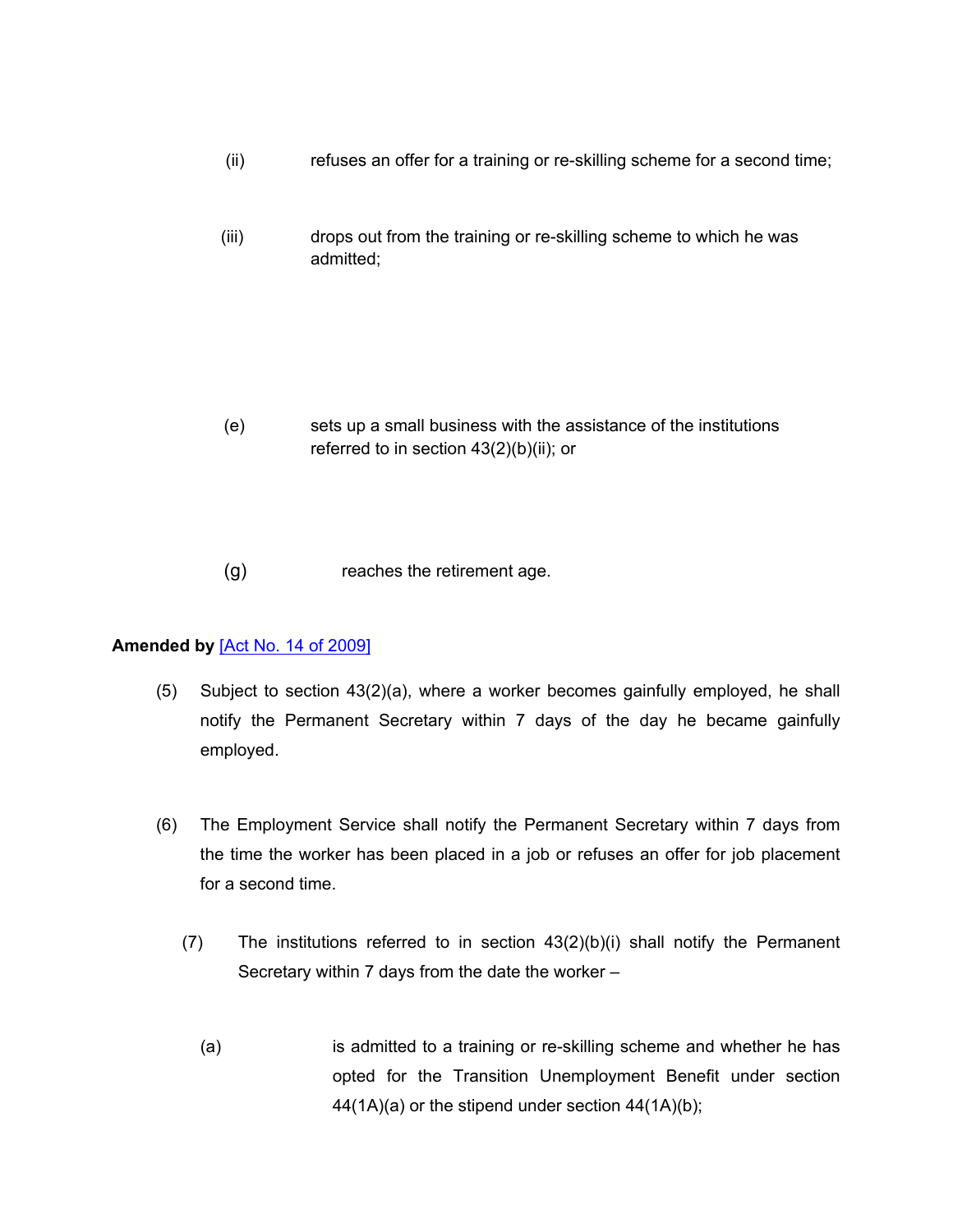(ii) refuses an offer for a training or re-skilling scheme for a second time;

(iii) drops out from the training or re-skilling scheme to which he was admitted;

(e) sets up a small business with the assistance of the institutions referred to in section 43(2)(b)(ii); or

(g) reaches the retirement age.

**Amended by** [Act No. 14 of 2009]

(5) Subject to section 43(2)(a), where a worker becomes gainfully employed, he shall notify the Permanent Secretary within 7 days of the day he became gainfully employed.

(6) The Employment Service shall notify the Permanent Secretary within 7 days from the time the worker has been placed in a job or refuses an offer for job placement for a second time.

(7) The institutions referred to in section 43(2)(b)(i) shall notify the Permanent Secretary within 7 days from the date the worker –

(a) is admitted to a training or re-skilling scheme and whether he has opted for the Transition Unemployment Benefit under section 44(1A)(a) or the stipend under section 44(1A)(b);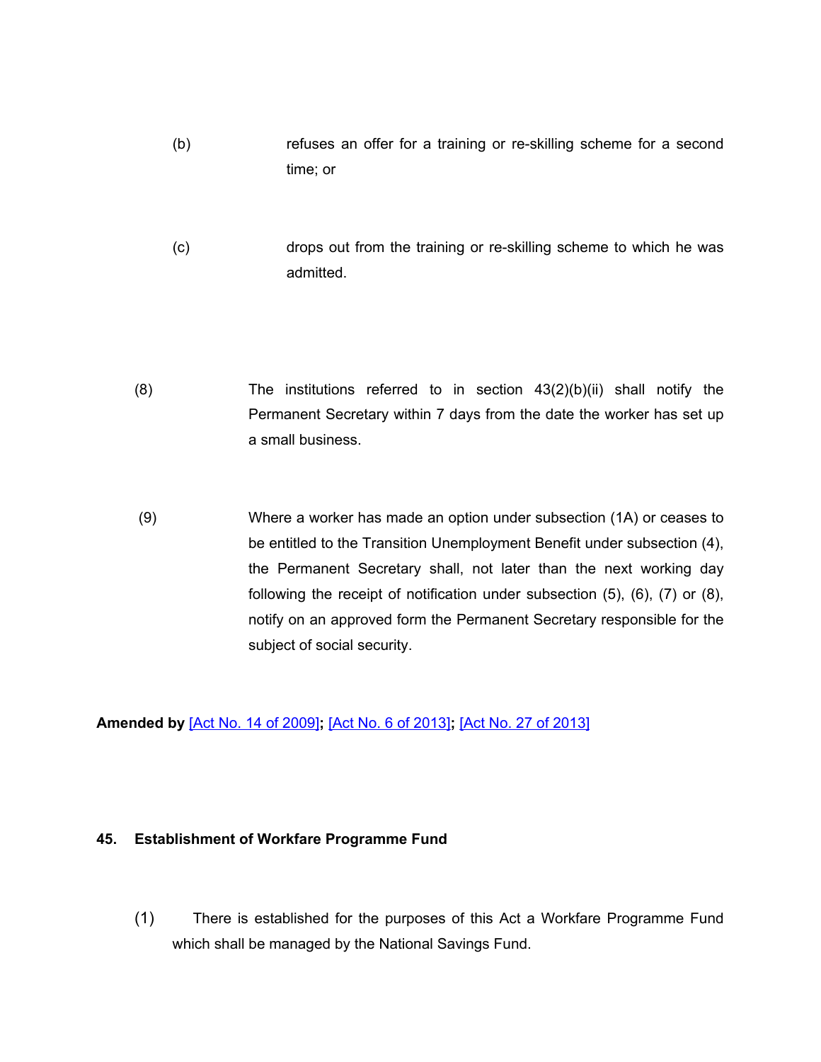(b) refuses an offer for a training or re-skilling scheme for a second time; or

(c) drops out from the training or re-skilling scheme to which he was admitted.

(8) The institutions referred to in section 43(2)(b)(ii) shall notify the Permanent Secretary within 7 days from the date the worker has set up a small business.

(9) Where a worker has made an option under subsection (1A) or ceases to be entitled to the Transition Unemployment Benefit under subsection (4), the Permanent Secretary shall, not later than the next working day following the receipt of notification under subsection (5), (6), (7) or (8), notify on an approved form the Permanent Secretary responsible for the subject of social security.

**Amended by** [Act No. 14 of 2009]**;** [Act No. 6 of 2013]**;** [Act No. 27 of 2013]

**45. Establishment of Workfare Programme Fund**

(1) There is established for the purposes of this Act a Workfare Programme Fund which shall be managed by the National Savings Fund.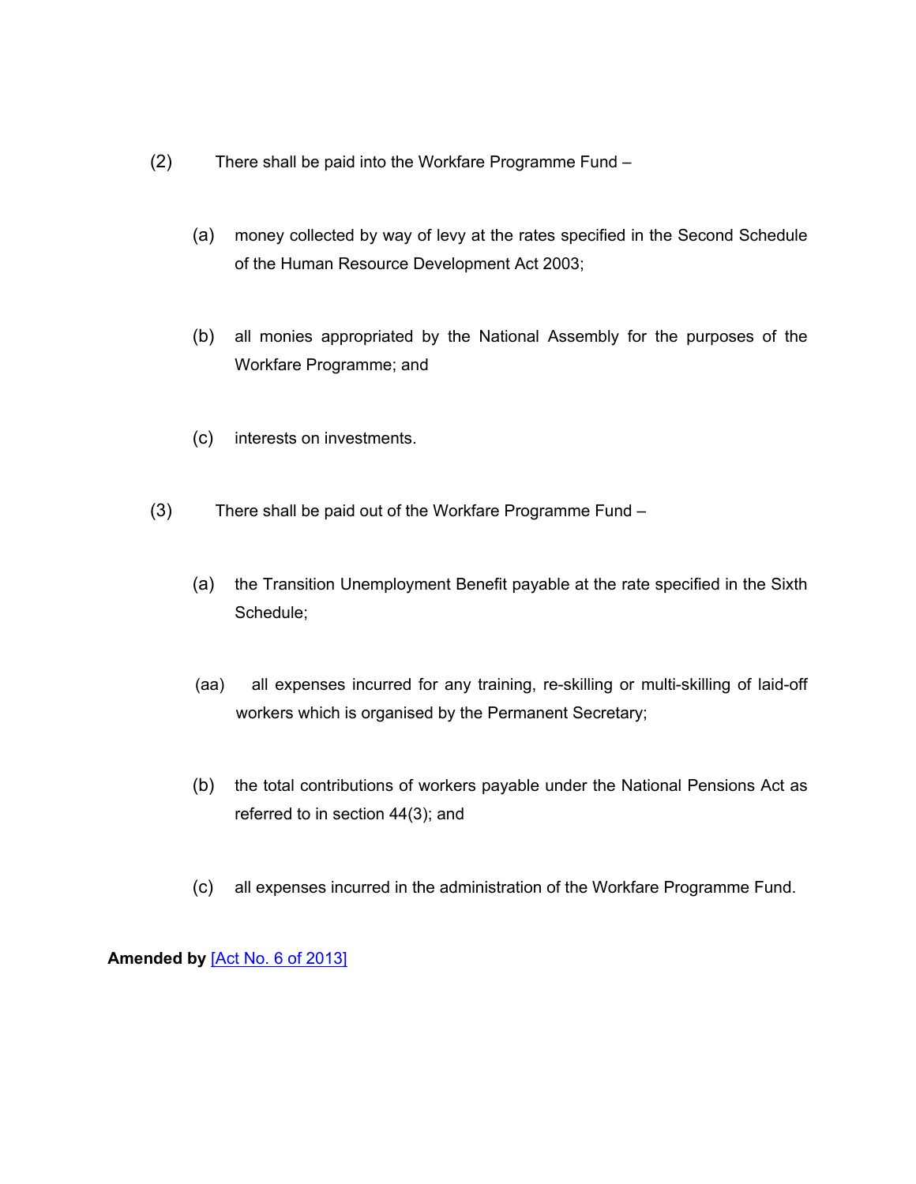(2) There shall be paid into the Workfare Programme Fund –

(a) money collected by way of levy at the rates specified in the Second Schedule of the Human Resource Development Act 2003;

(b) all monies appropriated by the National Assembly for the purposes of the Workfare Programme; and

(c) interests on investments.

(3) There shall be paid out of the Workfare Programme Fund –

(a) the Transition Unemployment Benefit payable at the rate specified in the Sixth Schedule;

(aa) all expenses incurred for any training, re-skilling or multi-skilling of laid-off workers which is organised by the Permanent Secretary;

(b) the total contributions of workers payable under the National Pensions Act as referred to in section 44(3); and

(c) all expenses incurred in the administration of the Workfare Programme Fund.

**Amended by** [Act No. 6 of 2013]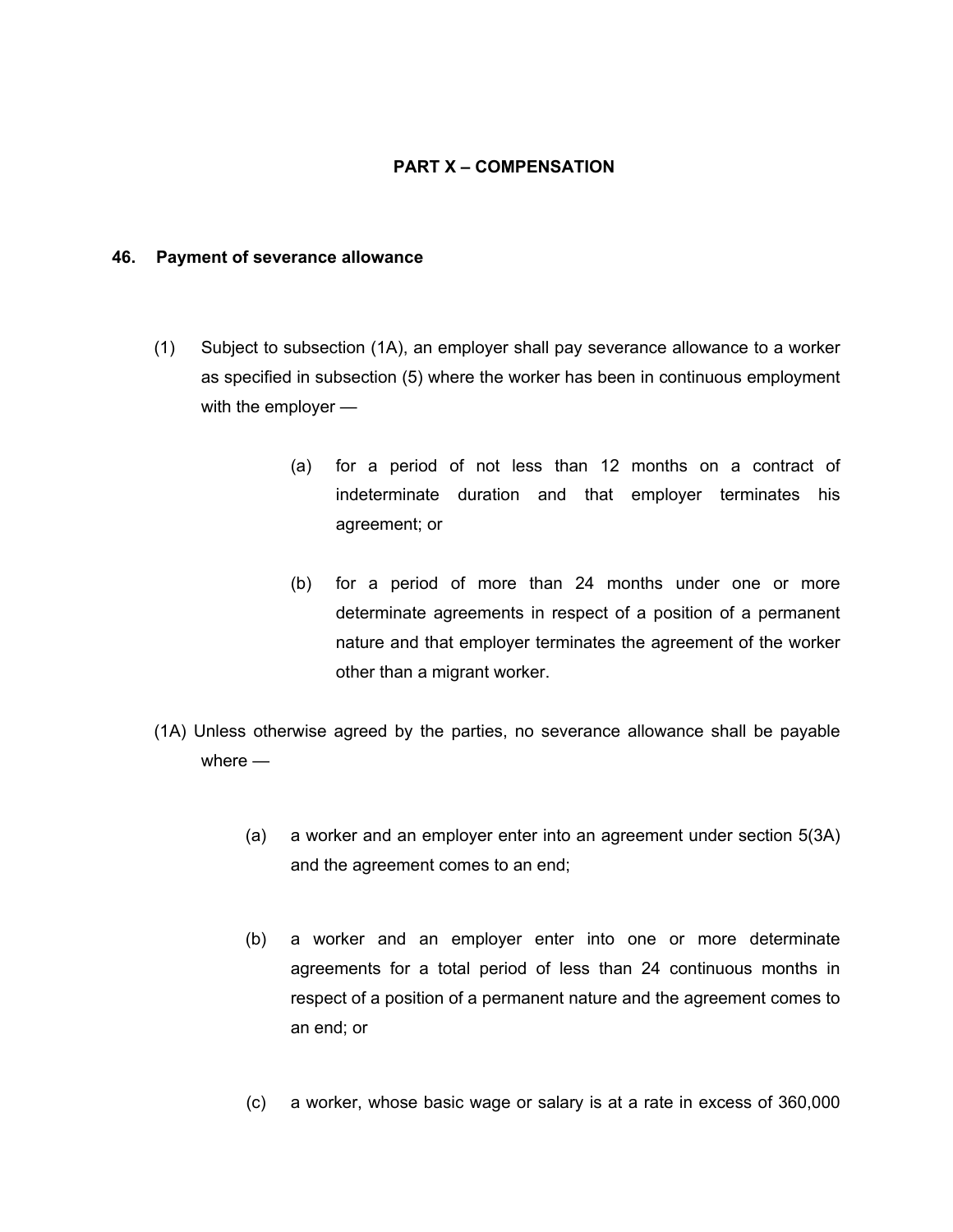## PART X – COMPENSATION

### 46. Payment of severance allowance

(1) Subject to subsection (1A), an employer shall pay severance allowance to a worker as specified in subsection (5) where the worker has been in continuous employment with the employer —

(a) for a period of not less than 12 months on a contract of indeterminate duration and that employer terminates his agreement; or

(b) for a period of more than 24 months under one or more determinate agreements in respect of a position of a permanent nature and that employer terminates the agreement of the worker other than a migrant worker.

(1A) Unless otherwise agreed by the parties, no severance allowance shall be payable where —

(a) a worker and an employer enter into an agreement under section 5(3A) and the agreement comes to an end;

(b) a worker and an employer enter into one or more determinate agreements for a total period of less than 24 continuous months in respect of a position of a permanent nature and the agreement comes to an end; or

(c) a worker, whose basic wage or salary is at a rate in excess of 360,000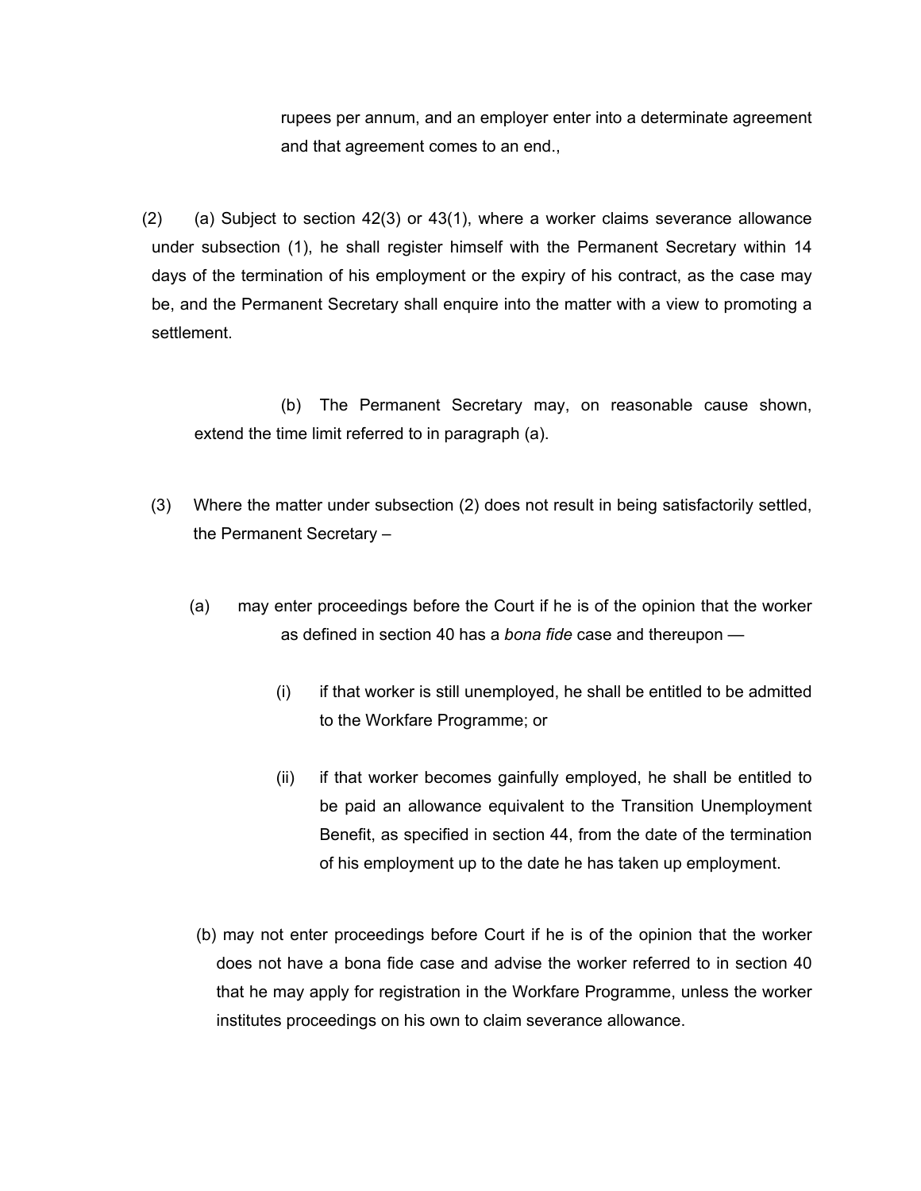rupees per annum, and an employer enter into a determinate agreement and that agreement comes to an end.,

(2) (a) Subject to section 42(3) or 43(1), where a worker claims severance allowance under subsection (1), he shall register himself with the Permanent Secretary within 14 days of the termination of his employment or the expiry of his contract, as the case may be, and the Permanent Secretary shall enquire into the matter with a view to promoting a settlement.

(b) The Permanent Secretary may, on reasonable cause shown, extend the time limit referred to in paragraph (a).

(3) Where the matter under subsection (2) does not result in being satisfactorily settled, the Permanent Secretary –

(a) may enter proceedings before the Court if he is of the opinion that the worker as defined in section 40 has a *bona fide* case and thereupon —

(i) if that worker is still unemployed, he shall be entitled to be admitted to the Workfare Programme; or

(ii) if that worker becomes gainfully employed, he shall be entitled to be paid an allowance equivalent to the Transition Unemployment Benefit, as specified in section 44, from the date of the termination of his employment up to the date he has taken up employment.

(b) may not enter proceedings before Court if he is of the opinion that the worker does not have a bona fide case and advise the worker referred to in section 40 that he may apply for registration in the Workfare Programme, unless the worker institutes proceedings on his own to claim severance allowance.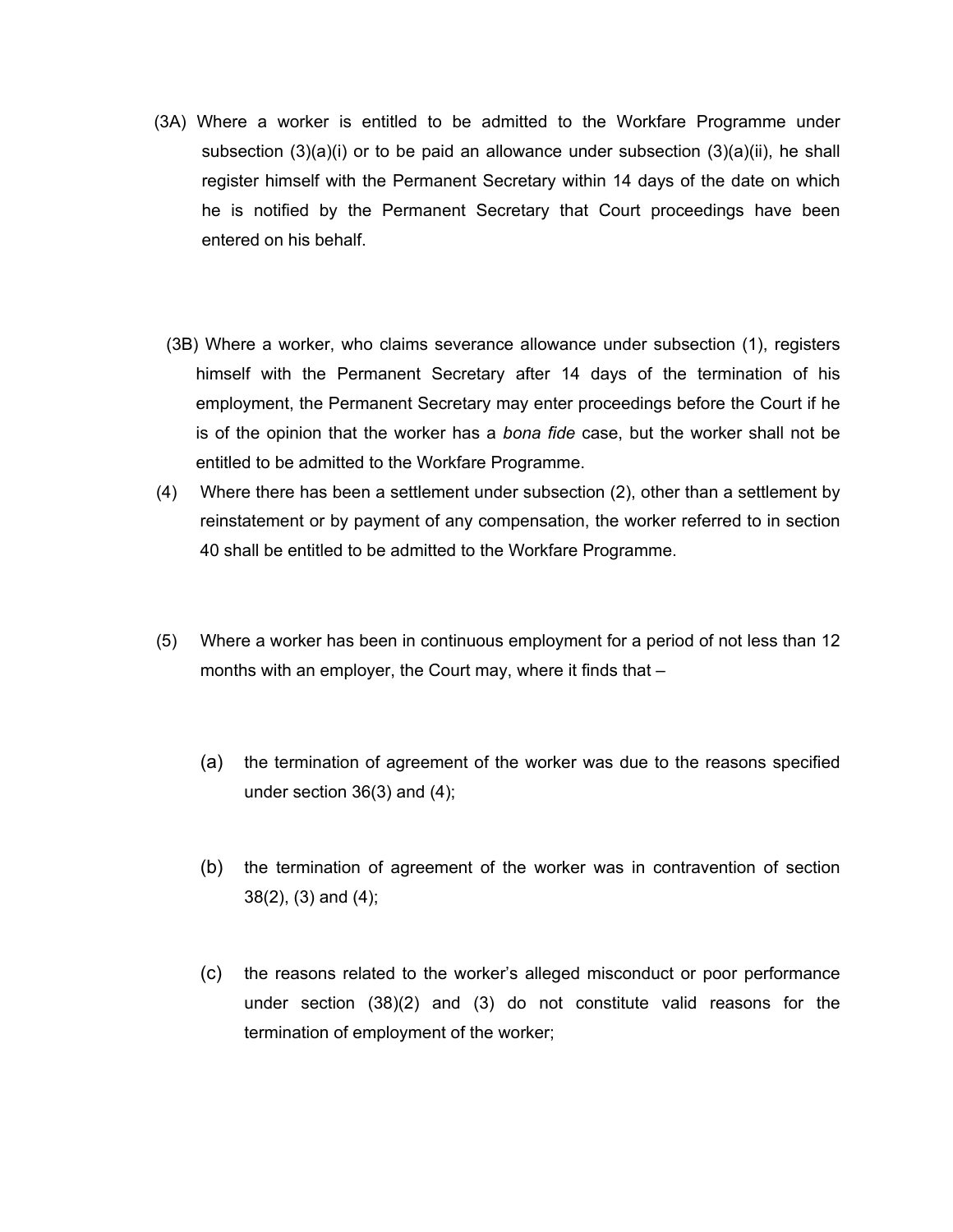(3A) Where a worker is entitled to be admitted to the Workfare Programme under subsection (3)(a)(i) or to be paid an allowance under subsection (3)(a)(ii), he shall register himself with the Permanent Secretary within 14 days of the date on which he is notified by the Permanent Secretary that Court proceedings have been entered on his behalf.

(3B) Where a worker, who claims severance allowance under subsection (1), registers himself with the Permanent Secretary after 14 days of the termination of his employment, the Permanent Secretary may enter proceedings before the Court if he is of the opinion that the worker has a *bona fide* case, but the worker shall not be entitled to be admitted to the Workfare Programme.

(4) Where there has been a settlement under subsection (2), other than a settlement by reinstatement or by payment of any compensation, the worker referred to in section 40 shall be entitled to be admitted to the Workfare Programme.

(5) Where a worker has been in continuous employment for a period of not less than 12 months with an employer, the Court may, where it finds that –

(a) the termination of agreement of the worker was due to the reasons specified under section 36(3) and (4);

(b) the termination of agreement of the worker was in contravention of section 38(2), (3) and (4);

(c) the reasons related to the worker's alleged misconduct or poor performance under section (38)(2) and (3) do not constitute valid reasons for the termination of employment of the worker;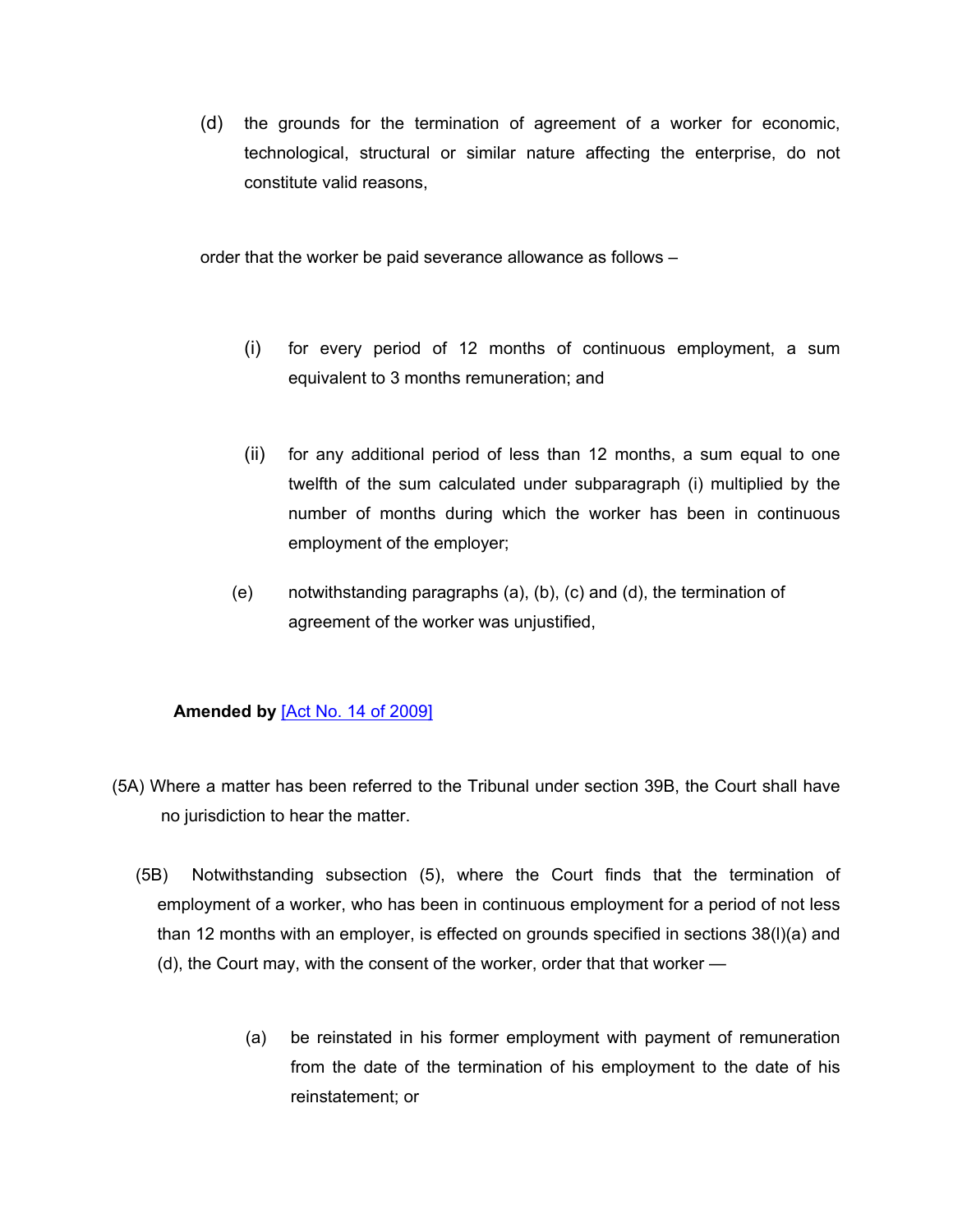(d) the grounds for the termination of agreement of a worker for economic, technological, structural or similar nature affecting the enterprise, do not constitute valid reasons,

order that the worker be paid severance allowance as follows –

(i) for every period of 12 months of continuous employment, a sum equivalent to 3 months remuneration; and

(ii) for any additional period of less than 12 months, a sum equal to one twelfth of the sum calculated under subparagraph (i) multiplied by the number of months during which the worker has been in continuous employment of the employer;

(e) notwithstanding paragraphs (a), (b), (c) and (d), the termination of agreement of the worker was unjustified,

**Amended by** [Act No. 14 of 2009]

(5A) Where a matter has been referred to the Tribunal under section 39B, the Court shall have no jurisdiction to hear the matter.

(5B) Notwithstanding subsection (5), where the Court finds that the termination of employment of a worker, who has been in continuous employment for a period of not less than 12 months with an employer, is effected on grounds specified in sections 38(l)(a) and (d), the Court may, with the consent of the worker, order that that worker —

(a) be reinstated in his former employment with payment of remuneration from the date of the termination of his employment to the date of his reinstatement; or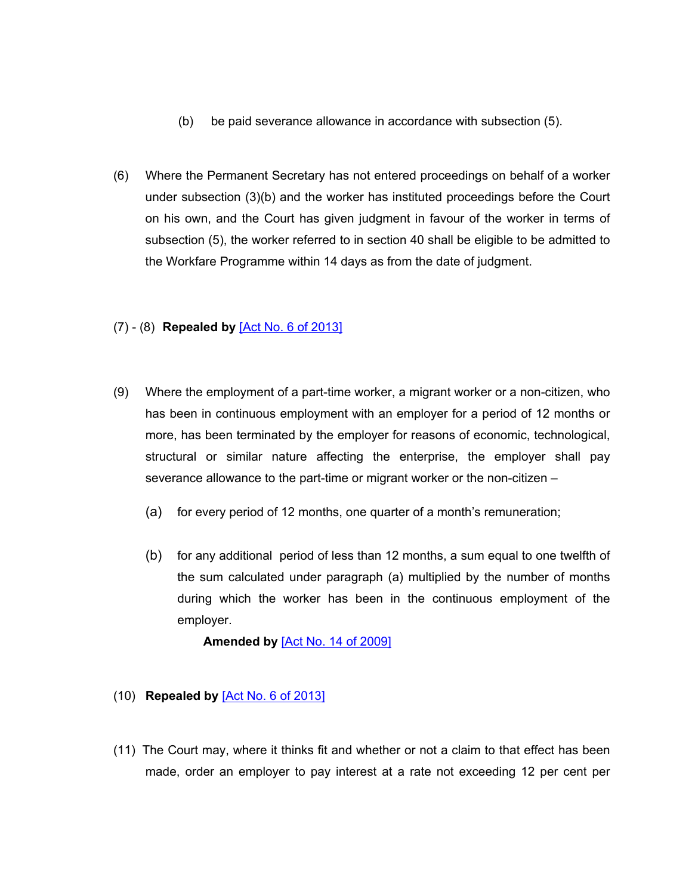(b) be paid severance allowance in accordance with subsection (5).

(6) Where the Permanent Secretary has not entered proceedings on behalf of a worker under subsection (3)(b) and the worker has instituted proceedings before the Court on his own, and the Court has given judgment in favour of the worker in terms of subsection (5), the worker referred to in section 40 shall be eligible to be admitted to the Workfare Programme within 14 days as from the date of judgment.

(7) - (8) **Repealed by** [Act No. 6 of 2013]

(9) Where the employment of a part-time worker, a migrant worker or a non-citizen, who has been in continuous employment with an employer for a period of 12 months or more, has been terminated by the employer for reasons of economic, technological, structural or similar nature affecting the enterprise, the employer shall pay severance allowance to the part-time or migrant worker or the non-citizen –

(a) for every period of 12 months, one quarter of a month's remuneration;

(b) for any additional period of less than 12 months, a sum equal to one twelfth of the sum calculated under paragraph (a) multiplied by the number of months during which the worker has been in the continuous employment of the employer.

**Amended by** [Act No. 14 of 2009]

(10) **Repealed by** [Act No. 6 of 2013]

(11) The Court may, where it thinks fit and whether or not a claim to that effect has been made, order an employer to pay interest at a rate not exceeding 12 per cent per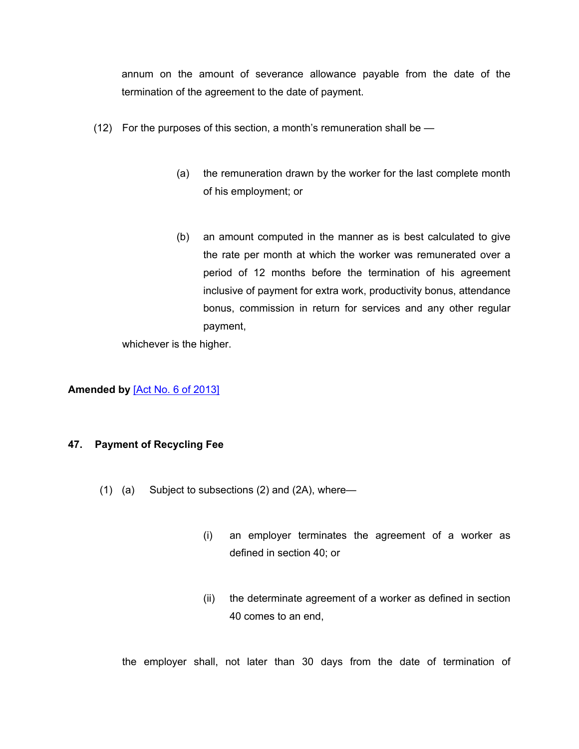annum on the amount of severance allowance payable from the date of the termination of the agreement to the date of payment.

(12) For the purposes of this section, a month's remuneration shall be —

(a) the remuneration drawn by the worker for the last complete month of his employment; or

(b) an amount computed in the manner as is best calculated to give the rate per month at which the worker was remunerated over a period of 12 months before the termination of his agreement inclusive of payment for extra work, productivity bonus, attendance bonus, commission in return for services and any other regular payment,

whichever is the higher.

**Amended by** [Act No. 6 of 2013]

### 47. Payment of Recycling Fee

(1) (a) Subject to subsections (2) and (2A), where—

(i) an employer terminates the agreement of a worker as defined in section 40; or

(ii) the determinate agreement of a worker as defined in section 40 comes to an end,

the employer shall, not later than 30 days from the date of termination of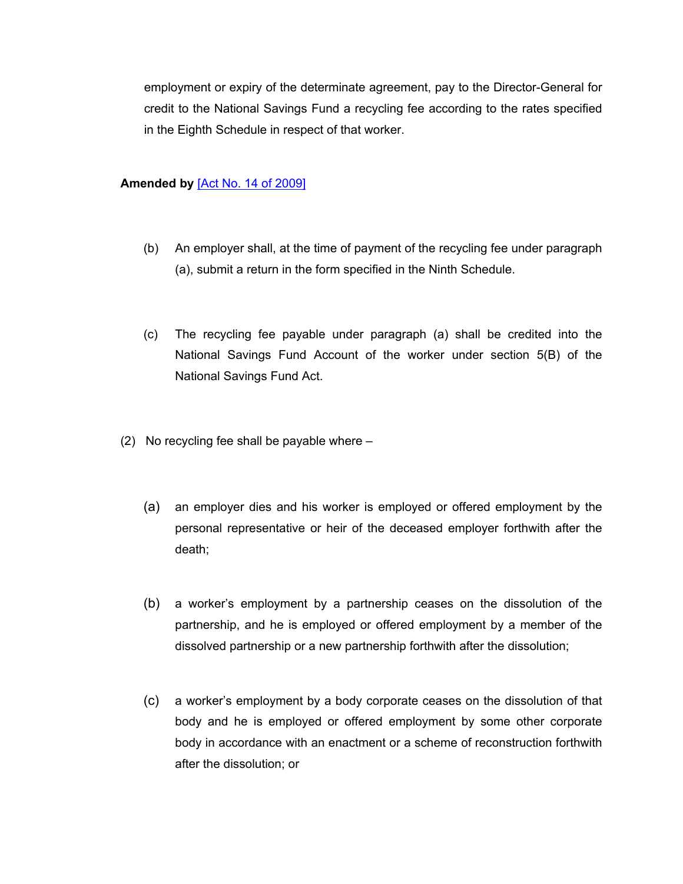employment or expiry of the determinate agreement, pay to the Director-General for credit to the National Savings Fund a recycling fee according to the rates specified in the Eighth Schedule in respect of that worker.

**Amended by** [Act No. 14 of 2009]

(b) An employer shall, at the time of payment of the recycling fee under paragraph (a), submit a return in the form specified in the Ninth Schedule.

(c) The recycling fee payable under paragraph (a) shall be credited into the National Savings Fund Account of the worker under section 5(B) of the National Savings Fund Act.

(2) No recycling fee shall be payable where –

(a) an employer dies and his worker is employed or offered employment by the personal representative or heir of the deceased employer forthwith after the death;

(b) a worker's employment by a partnership ceases on the dissolution of the partnership, and he is employed or offered employment by a member of the dissolved partnership or a new partnership forthwith after the dissolution;

(c) a worker's employment by a body corporate ceases on the dissolution of that body and he is employed or offered employment by some other corporate body in accordance with an enactment or a scheme of reconstruction forthwith after the dissolution; or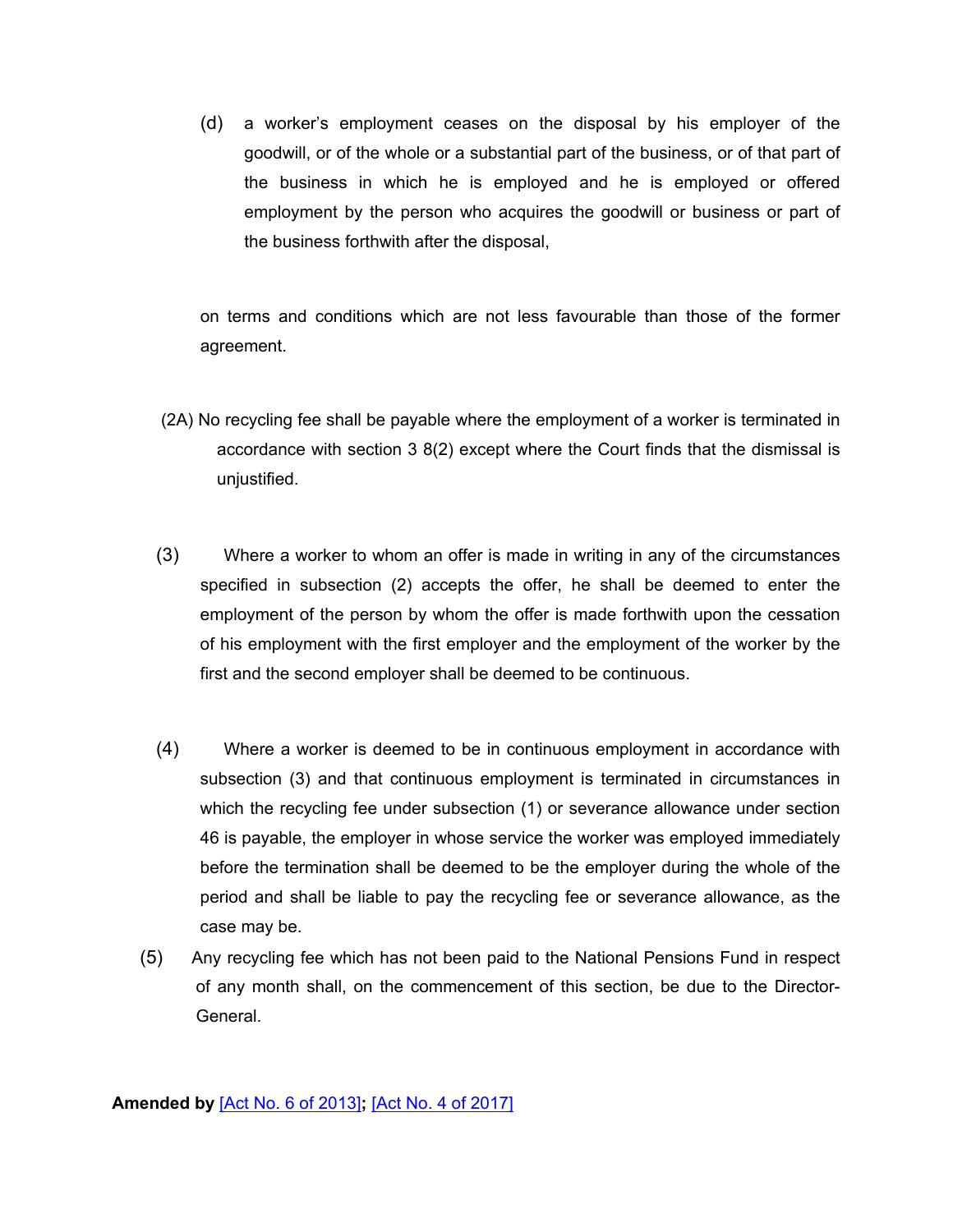(d) a worker's employment ceases on the disposal by his employer of the goodwill, or of the whole or a substantial part of the business, or of that part of the business in which he is employed and he is employed or offered employment by the person who acquires the goodwill or business or part of the business forthwith after the disposal,

on terms and conditions which are not less favourable than those of the former agreement.

(2A) No recycling fee shall be payable where the employment of a worker is terminated in accordance with section 3 8(2) except where the Court finds that the dismissal is unjustified.

(3) Where a worker to whom an offer is made in writing in any of the circumstances specified in subsection (2) accepts the offer, he shall be deemed to enter the employment of the person by whom the offer is made forthwith upon the cessation of his employment with the first employer and the employment of the worker by the first and the second employer shall be deemed to be continuous.

(4) Where a worker is deemed to be in continuous employment in accordance with subsection (3) and that continuous employment is terminated in circumstances in which the recycling fee under subsection (1) or severance allowance under section 46 is payable, the employer in whose service the worker was employed immediately before the termination shall be deemed to be the employer during the whole of the period and shall be liable to pay the recycling fee or severance allowance, as the case may be.

(5) Any recycling fee which has not been paid to the National Pensions Fund in respect of any month shall, on the commencement of this section, be due to the Director-General.

**Amended by** [Act No. 6 of 2013]**;** [Act No. 4 of 2017]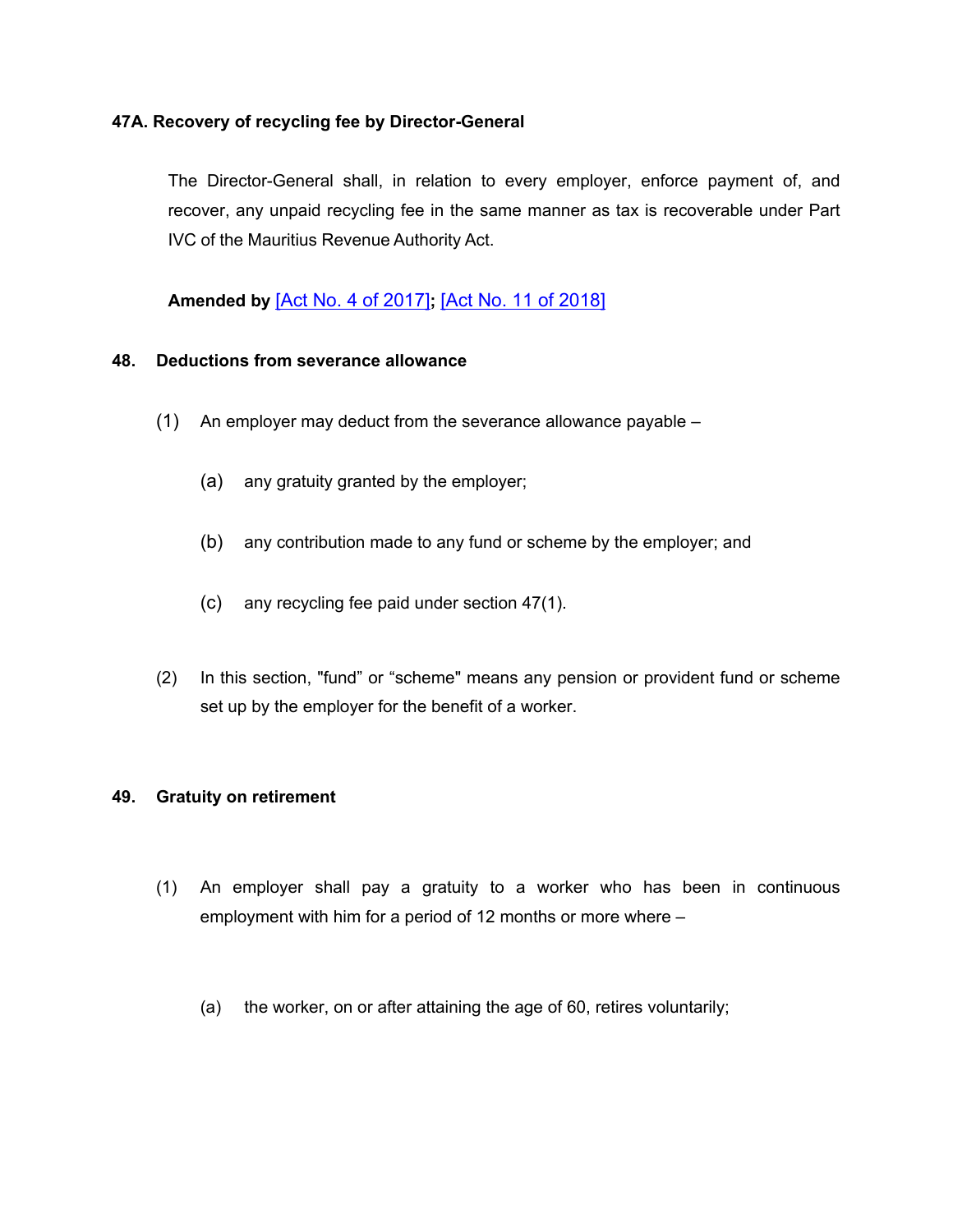### 47A. Recovery of recycling fee by Director-General

The Director-General shall, in relation to every employer, enforce payment of, and recover, any unpaid recycling fee in the same manner as tax is recoverable under Part IVC of the Mauritius Revenue Authority Act.

**Amended by** [Act No. 4 of 2017]**;** [Act No. 11 of 2018]

### 48. Deductions from severance allowance

(1) An employer may deduct from the severance allowance payable –

(a) any gratuity granted by the employer;

(b) any contribution made to any fund or scheme by the employer; and

(c) any recycling fee paid under section 47(1).

(2) In this section, "fund" or "scheme" means any pension or provident fund or scheme set up by the employer for the benefit of a worker.

### 49. Gratuity on retirement

(1) An employer shall pay a gratuity to a worker who has been in continuous employment with him for a period of 12 months or more where –

(a) the worker, on or after attaining the age of 60, retires voluntarily;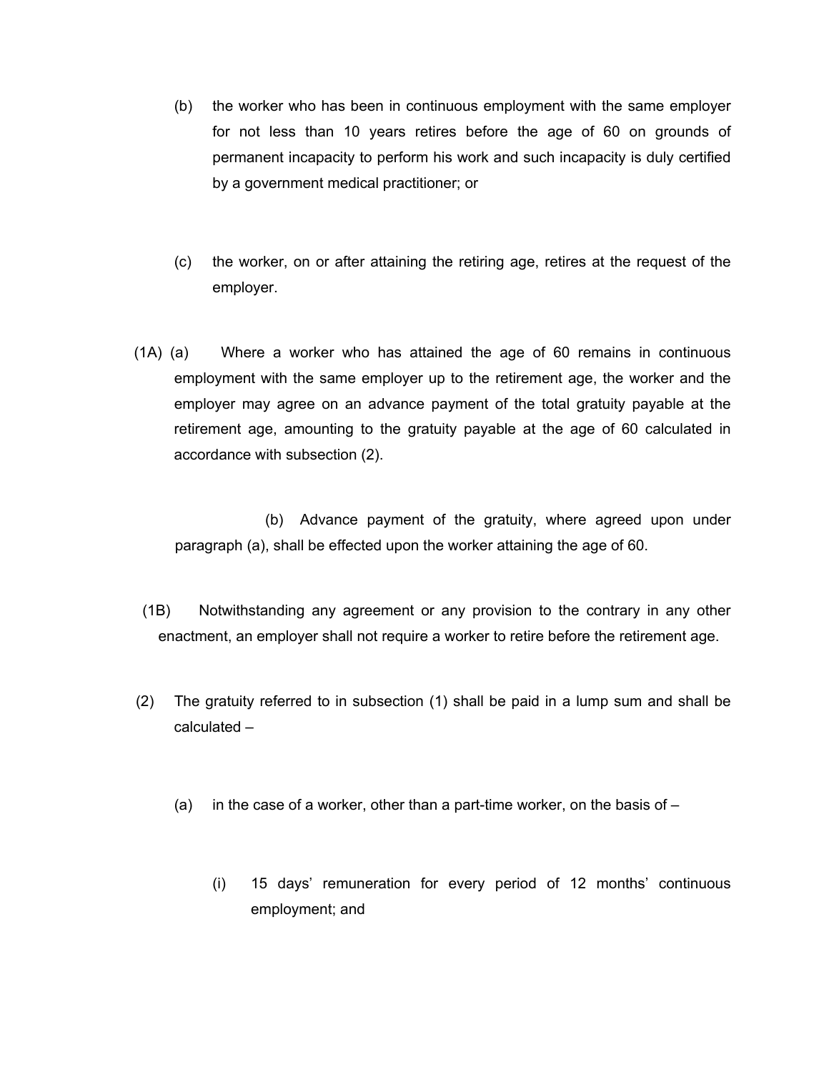(b) the worker who has been in continuous employment with the same employer for not less than 10 years retires before the age of 60 on grounds of permanent incapacity to perform his work and such incapacity is duly certified by a government medical practitioner; or

(c) the worker, on or after attaining the retiring age, retires at the request of the employer.

(1A) (a) Where a worker who has attained the age of 60 remains in continuous employment with the same employer up to the retirement age, the worker and the employer may agree on an advance payment of the total gratuity payable at the retirement age, amounting to the gratuity payable at the age of 60 calculated in accordance with subsection (2).

(b) Advance payment of the gratuity, where agreed upon under paragraph (a), shall be effected upon the worker attaining the age of 60.

(1B) Notwithstanding any agreement or any provision to the contrary in any other enactment, an employer shall not require a worker to retire before the retirement age.

(2) The gratuity referred to in subsection (1) shall be paid in a lump sum and shall be calculated –

(a) in the case of a worker, other than a part-time worker, on the basis of –

(i) 15 days' remuneration for every period of 12 months' continuous employment; and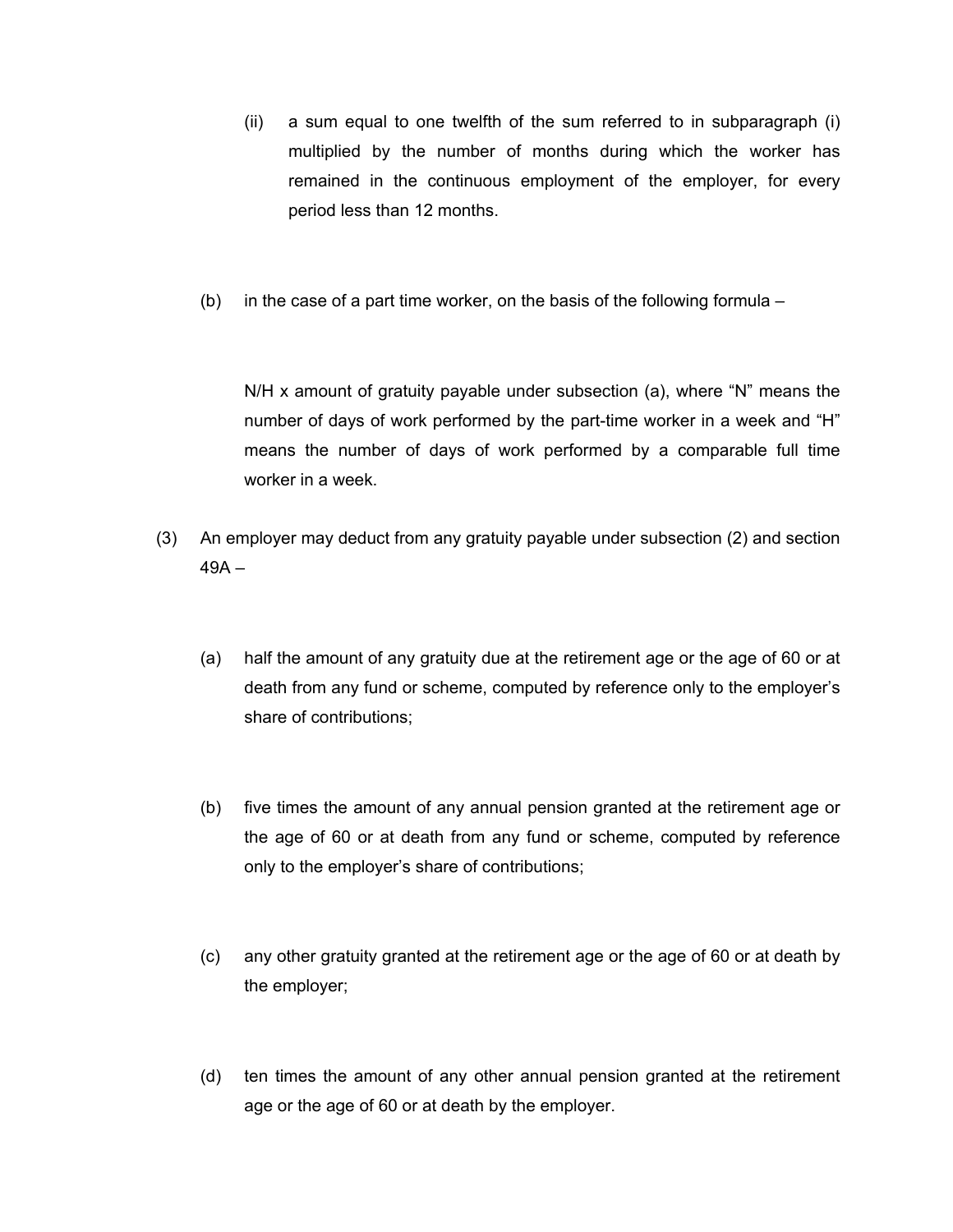(ii) a sum equal to one twelfth of the sum referred to in subparagraph (i) multiplied by the number of months during which the worker has remained in the continuous employment of the employer, for every period less than 12 months.

(b) in the case of a part time worker, on the basis of the following formula –

N/H x amount of gratuity payable under subsection (a), where "N" means the number of days of work performed by the part-time worker in a week and "H" means the number of days of work performed by a comparable full time worker in a week.

(3) An employer may deduct from any gratuity payable under subsection (2) and section 49A –

(a) half the amount of any gratuity due at the retirement age or the age of 60 or at death from any fund or scheme, computed by reference only to the employer's share of contributions;

(b) five times the amount of any annual pension granted at the retirement age or the age of 60 or at death from any fund or scheme, computed by reference only to the employer's share of contributions;

(c) any other gratuity granted at the retirement age or the age of 60 or at death by the employer;

(d) ten times the amount of any other annual pension granted at the retirement age or the age of 60 or at death by the employer.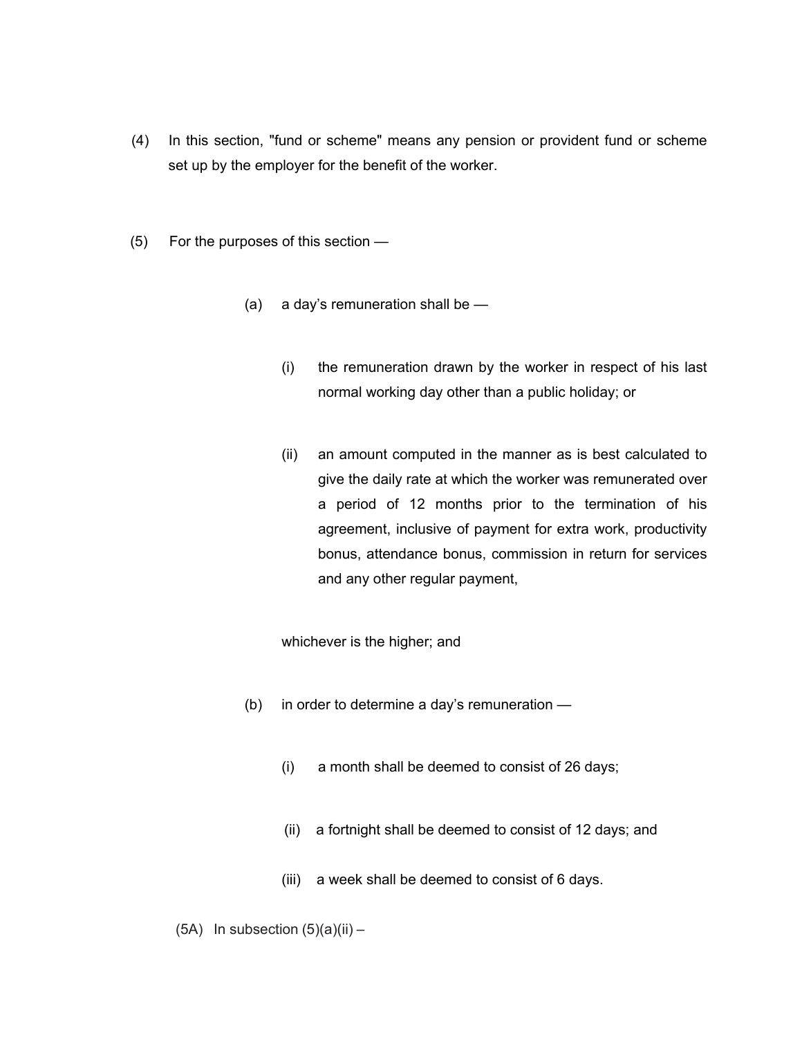(4) In this section, "fund or scheme" means any pension or provident fund or scheme set up by the employer for the benefit of the worker.

(5) For the purposes of this section —

(a) a day's remuneration shall be —

(i) the remuneration drawn by the worker in respect of his last normal working day other than a public holiday; or

(ii) an amount computed in the manner as is best calculated to give the daily rate at which the worker was remunerated over a period of 12 months prior to the termination of his agreement, inclusive of payment for extra work, productivity bonus, attendance bonus, commission in return for services and any other regular payment,

whichever is the higher; and

(b) in order to determine a day's remuneration —

(i) a month shall be deemed to consist of 26 days;

(ii) a fortnight shall be deemed to consist of 12 days; and

(iii) a week shall be deemed to consist of 6 days.

(5A) In subsection (5)(a)(ii) –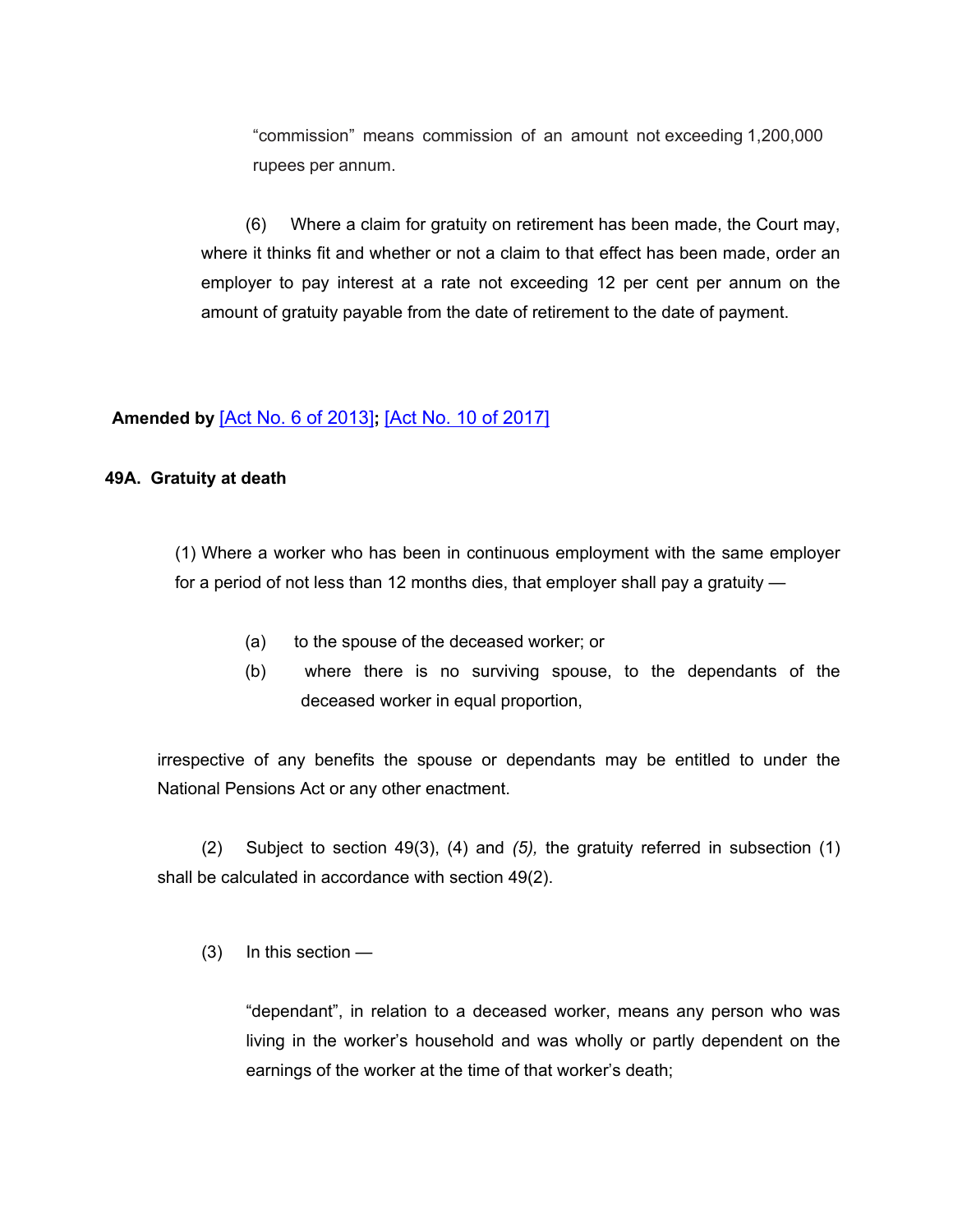"commission" means commission of an amount not exceeding 1,200,000 rupees per annum.

(6) Where a claim for gratuity on retirement has been made, the Court may, where it thinks fit and whether or not a claim to that effect has been made, order an employer to pay interest at a rate not exceeding 12 per cent per annum on the amount of gratuity payable from the date of retirement to the date of payment.

**Amended by** [Act No. 6 of 2013]**;** [Act No. 10 of 2017]

**49A. Gratuity at death**

(1) Where a worker who has been in continuous employment with the same employer for a period of not less than 12 months dies, that employer shall pay a gratuity —

(a) to the spouse of the deceased worker; or

(b) where there is no surviving spouse, to the dependants of the deceased worker in equal proportion,

irrespective of any benefits the spouse or dependants may be entitled to under the National Pensions Act or any other enactment.

(2) Subject to section 49(3), (4) and *(5),* the gratuity referred in subsection (1) shall be calculated in accordance with section 49(2).

(3) In this section —

"dependant", in relation to a deceased worker, means any person who was living in the worker's household and was wholly or partly dependent on the earnings of the worker at the time of that worker's death;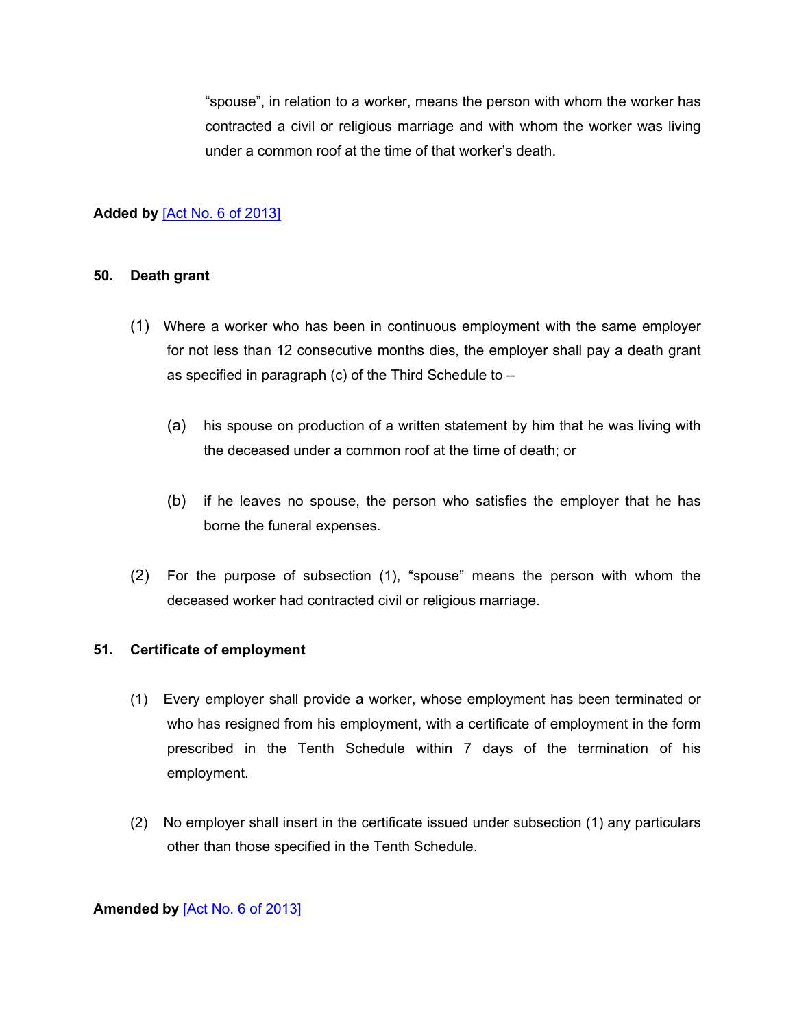"spouse", in relation to a worker, means the person with whom the worker has contracted a civil or religious marriage and with whom the worker was living under a common roof at the time of that worker's death.

**Added by** [Act No. 6 of 2013]

**50. Death grant**

(1) Where a worker who has been in continuous employment with the same employer for not less than 12 consecutive months dies, the employer shall pay a death grant as specified in paragraph (c) of the Third Schedule to –

(a) his spouse on production of a written statement by him that he was living with the deceased under a common roof at the time of death; or

(b) if he leaves no spouse, the person who satisfies the employer that he has borne the funeral expenses.

(2) For the purpose of subsection (1), "spouse" means the person with whom the deceased worker had contracted civil or religious marriage.

**51. Certificate of employment**

(1) Every employer shall provide a worker, whose employment has been terminated or who has resigned from his employment, with a certificate of employment in the form prescribed in the Tenth Schedule within 7 days of the termination of his employment.

(2) No employer shall insert in the certificate issued under subsection (1) any particulars other than those specified in the Tenth Schedule.

**Amended by** [Act No. 6 of 2013]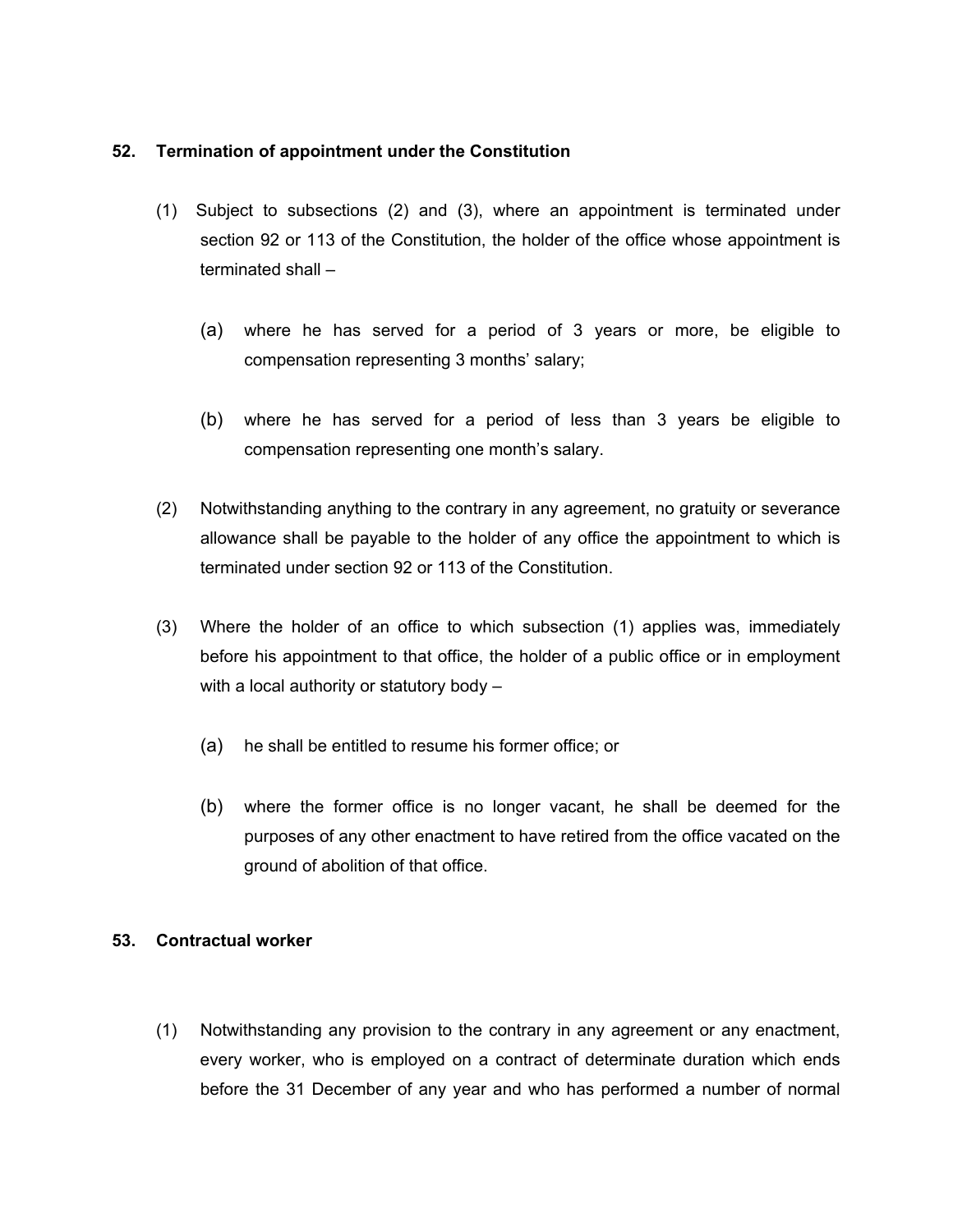**52. Termination of appointment under the Constitution**

(1) Subject to subsections (2) and (3), where an appointment is terminated under section 92 or 113 of the Constitution, the holder of the office whose appointment is terminated shall –

(a) where he has served for a period of 3 years or more, be eligible to compensation representing 3 months' salary;

(b) where he has served for a period of less than 3 years be eligible to compensation representing one month's salary.

(2) Notwithstanding anything to the contrary in any agreement, no gratuity or severance allowance shall be payable to the holder of any office the appointment to which is terminated under section 92 or 113 of the Constitution.

(3) Where the holder of an office to which subsection (1) applies was, immediately before his appointment to that office, the holder of a public office or in employment with a local authority or statutory body –

(a) he shall be entitled to resume his former office; or

(b) where the former office is no longer vacant, he shall be deemed for the purposes of any other enactment to have retired from the office vacated on the ground of abolition of that office.

**53. Contractual worker**

(1) Notwithstanding any provision to the contrary in any agreement or any enactment, every worker, who is employed on a contract of determinate duration which ends before the 31 December of any year and who has performed a number of normal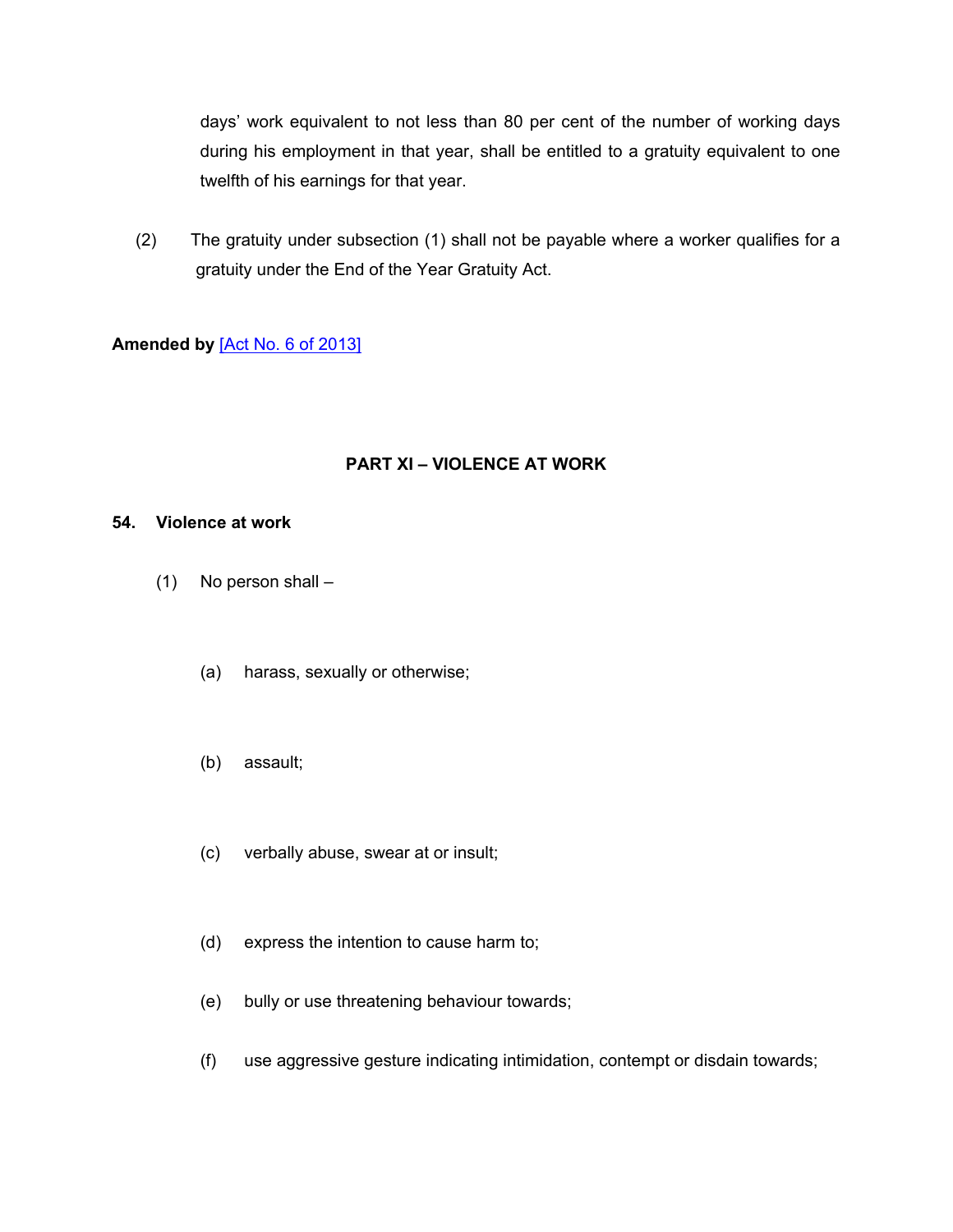days' work equivalent to not less than 80 per cent of the number of working days during his employment in that year, shall be entitled to a gratuity equivalent to one twelfth of his earnings for that year.

(2) The gratuity under subsection (1) shall not be payable where a worker qualifies for a gratuity under the End of the Year Gratuity Act.

**Amended by** [Act No. 6 of 2013]

## PART XI – VIOLENCE AT WORK

### 54. Violence at work

(1) No person shall –

(a) harass, sexually or otherwise;

(b) assault;

(c) verbally abuse, swear at or insult;

(d) express the intention to cause harm to;

(e) bully or use threatening behaviour towards;

(f) use aggressive gesture indicating intimidation, contempt or disdain towards;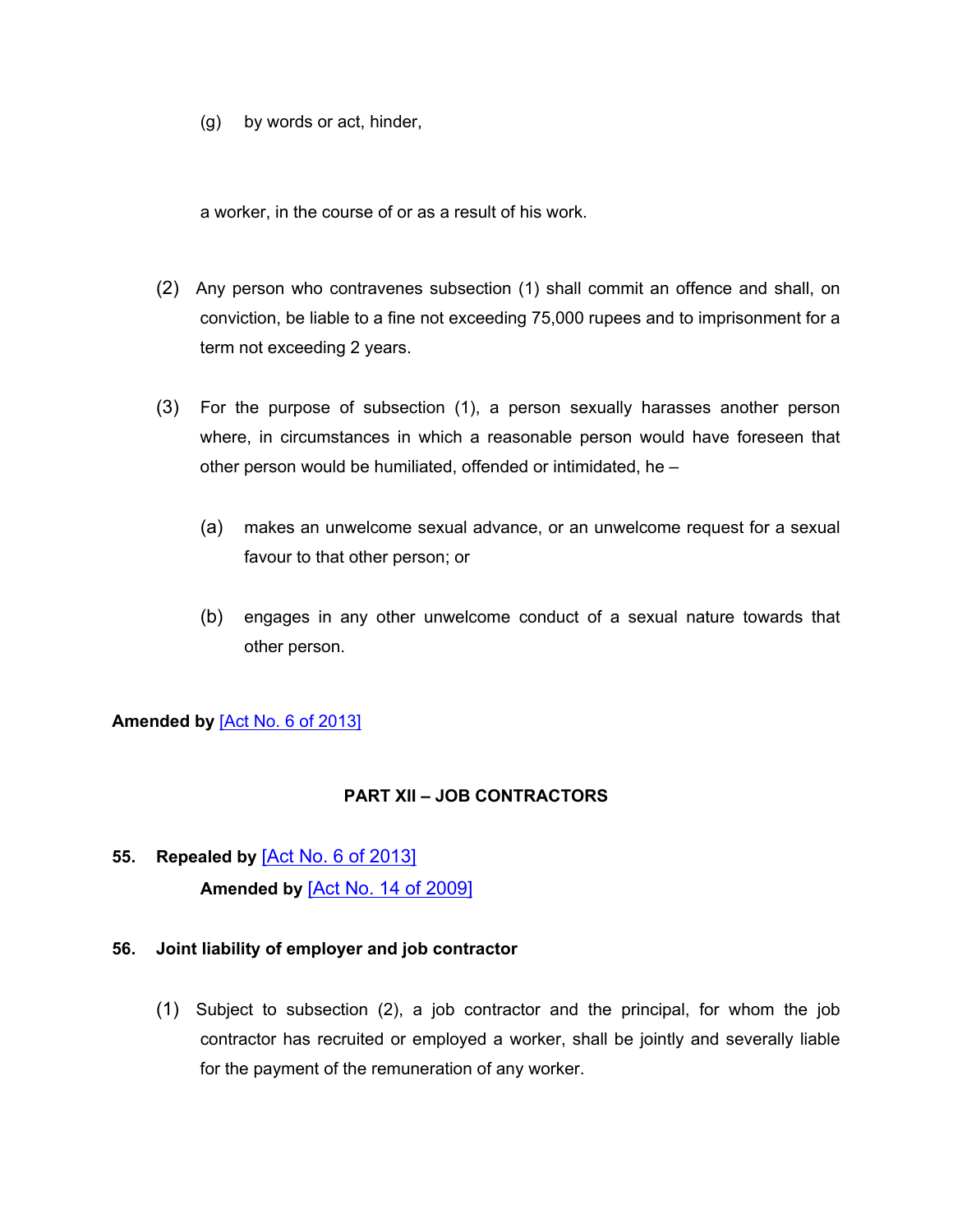(g) by words or act, hinder,

a worker, in the course of or as a result of his work.

(2) Any person who contravenes subsection (1) shall commit an offence and shall, on conviction, be liable to a fine not exceeding 75,000 rupees and to imprisonment for a term not exceeding 2 years.

(3) For the purpose of subsection (1), a person sexually harasses another person where, in circumstances in which a reasonable person would have foreseen that other person would be humiliated, offended or intimidated, he –

(a) makes an unwelcome sexual advance, or an unwelcome request for a sexual favour to that other person; or

(b) engages in any other unwelcome conduct of a sexual nature towards that other person.

**Amended by** [Act No. 6 of 2013]

## PART XII – JOB CONTRACTORS

**55. Repealed by** [Act No. 6 of 2013]

**Amended by** [Act No. 14 of 2009]

**56. Joint liability of employer and job contractor**

(1) Subject to subsection (2), a job contractor and the principal, for whom the job contractor has recruited or employed a worker, shall be jointly and severally liable for the payment of the remuneration of any worker.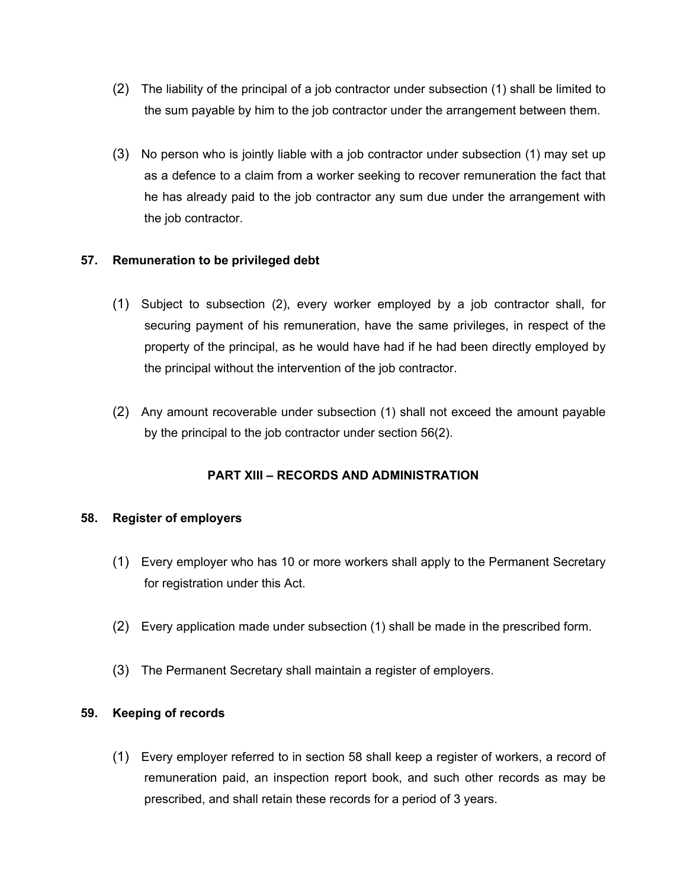(2) The liability of the principal of a job contractor under subsection (1) shall be limited to the sum payable by him to the job contractor under the arrangement between them.

(3) No person who is jointly liable with a job contractor under subsection (1) may set up as a defence to a claim from a worker seeking to recover remuneration the fact that he has already paid to the job contractor any sum due under the arrangement with the job contractor.

**57. Remuneration to be privileged debt**

(1) Subject to subsection (2), every worker employed by a job contractor shall, for securing payment of his remuneration, have the same privileges, in respect of the property of the principal, as he would have had if he had been directly employed by the principal without the intervention of the job contractor.

(2) Any amount recoverable under subsection (1) shall not exceed the amount payable by the principal to the job contractor under section 56(2).

## PART XIII – RECORDS AND ADMINISTRATION

**58. Register of employers**

(1) Every employer who has 10 or more workers shall apply to the Permanent Secretary for registration under this Act.

(2) Every application made under subsection (1) shall be made in the prescribed form.

(3) The Permanent Secretary shall maintain a register of employers.

**59. Keeping of records**

(1) Every employer referred to in section 58 shall keep a register of workers, a record of remuneration paid, an inspection report book, and such other records as may be prescribed, and shall retain these records for a period of 3 years.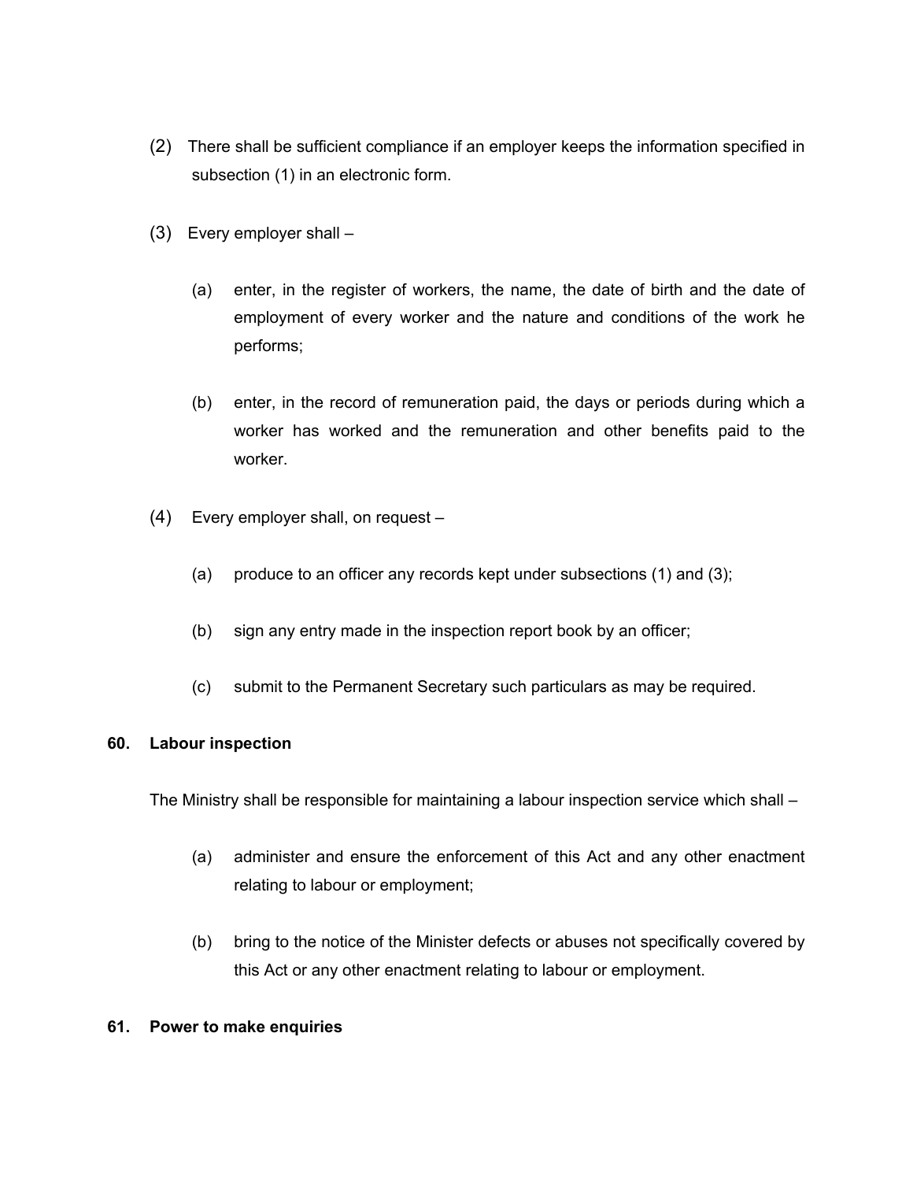(2) There shall be sufficient compliance if an employer keeps the information specified in subsection (1) in an electronic form.

(3) Every employer shall –

(a) enter, in the register of workers, the name, the date of birth and the date of employment of every worker and the nature and conditions of the work he performs;

(b) enter, in the record of remuneration paid, the days or periods during which a worker has worked and the remuneration and other benefits paid to the worker.

(4) Every employer shall, on request –

(a) produce to an officer any records kept under subsections (1) and (3);

(b) sign any entry made in the inspection report book by an officer;

(c) submit to the Permanent Secretary such particulars as may be required.

**60. Labour inspection**

The Ministry shall be responsible for maintaining a labour inspection service which shall –

(a) administer and ensure the enforcement of this Act and any other enactment relating to labour or employment;

(b) bring to the notice of the Minister defects or abuses not specifically covered by this Act or any other enactment relating to labour or employment.

**61. Power to make enquiries**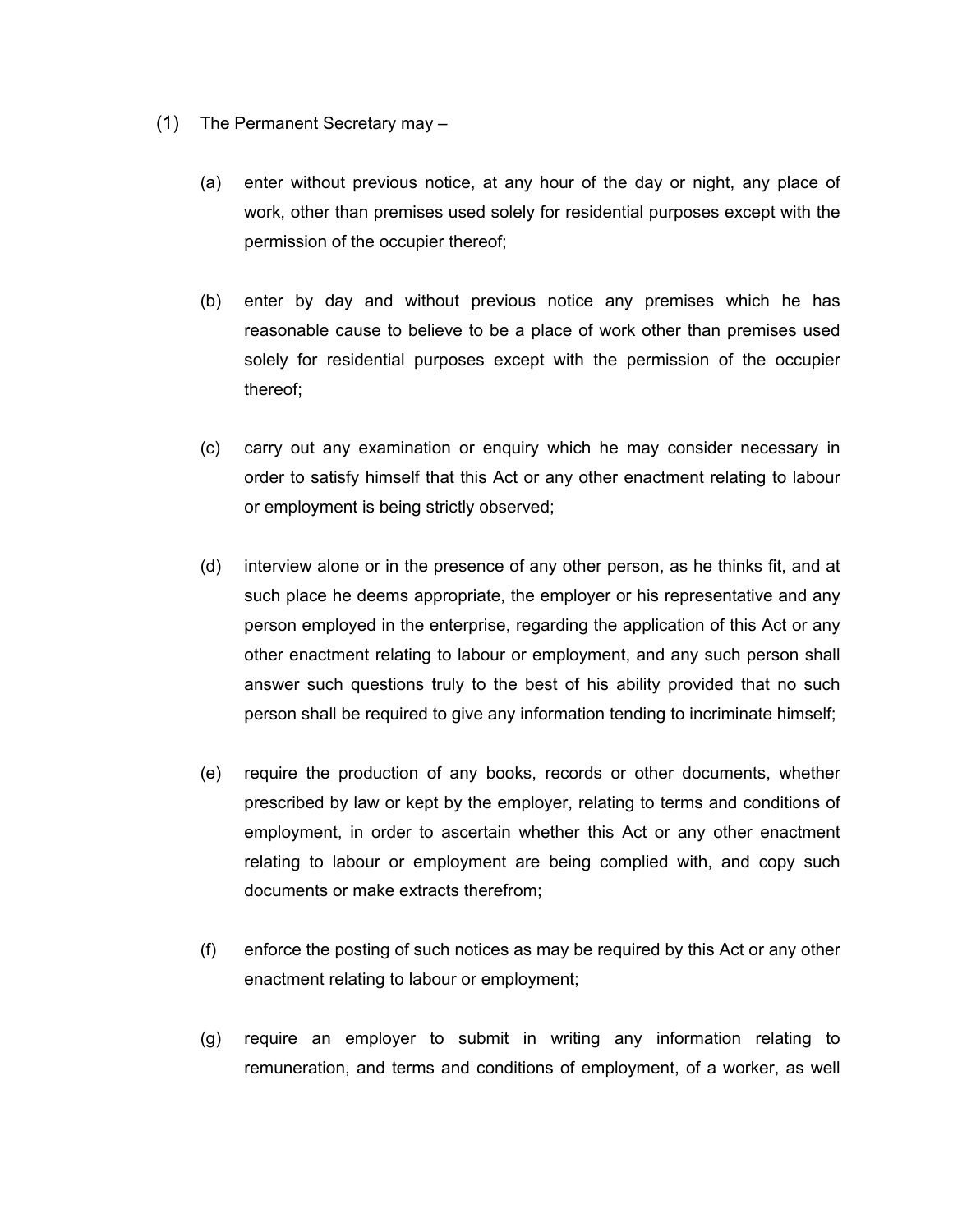(1) The Permanent Secretary may –

(a) enter without previous notice, at any hour of the day or night, any place of work, other than premises used solely for residential purposes except with the permission of the occupier thereof;

(b) enter by day and without previous notice any premises which he has reasonable cause to believe to be a place of work other than premises used solely for residential purposes except with the permission of the occupier thereof;

(c) carry out any examination or enquiry which he may consider necessary in order to satisfy himself that this Act or any other enactment relating to labour or employment is being strictly observed;

(d) interview alone or in the presence of any other person, as he thinks fit, and at such place he deems appropriate, the employer or his representative and any person employed in the enterprise, regarding the application of this Act or any other enactment relating to labour or employment, and any such person shall answer such questions truly to the best of his ability provided that no such person shall be required to give any information tending to incriminate himself;

(e) require the production of any books, records or other documents, whether prescribed by law or kept by the employer, relating to terms and conditions of employment, in order to ascertain whether this Act or any other enactment relating to labour or employment are being complied with, and copy such documents or make extracts therefrom;

(f) enforce the posting of such notices as may be required by this Act or any other enactment relating to labour or employment;

(g) require an employer to submit in writing any information relating to remuneration, and terms and conditions of employment, of a worker, as well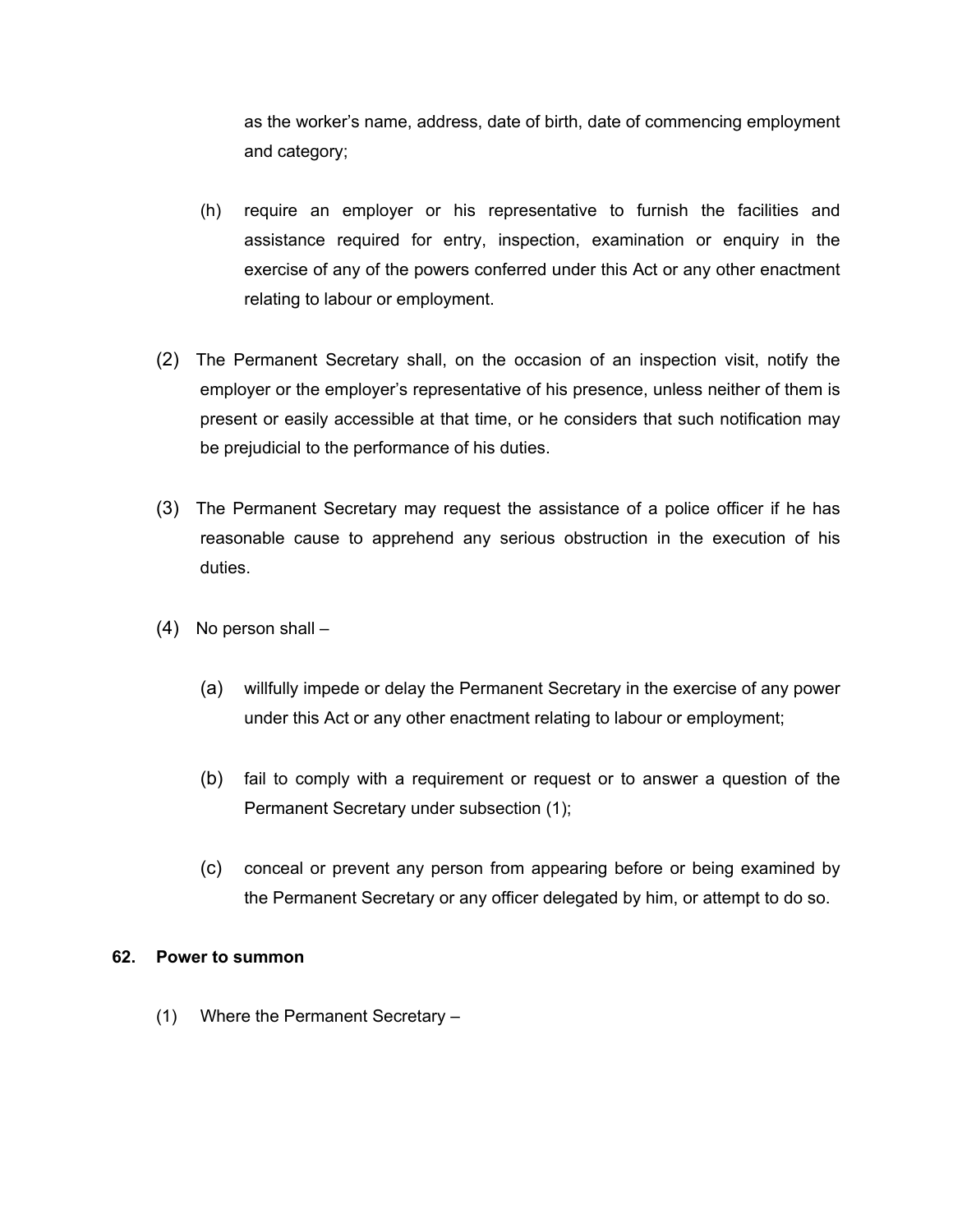as the worker's name, address, date of birth, date of commencing employment and category;

(h) require an employer or his representative to furnish the facilities and assistance required for entry, inspection, examination or enquiry in the exercise of any of the powers conferred under this Act or any other enactment relating to labour or employment.

(2) The Permanent Secretary shall, on the occasion of an inspection visit, notify the employer or the employer's representative of his presence, unless neither of them is present or easily accessible at that time, or he considers that such notification may be prejudicial to the performance of his duties.

(3) The Permanent Secretary may request the assistance of a police officer if he has reasonable cause to apprehend any serious obstruction in the execution of his duties.

(4) No person shall –

(a) willfully impede or delay the Permanent Secretary in the exercise of any power under this Act or any other enactment relating to labour or employment;

(b) fail to comply with a requirement or request or to answer a question of the Permanent Secretary under subsection (1);

(c) conceal or prevent any person from appearing before or being examined by the Permanent Secretary or any officer delegated by him, or attempt to do so.

**62. Power to summon**

(1) Where the Permanent Secretary –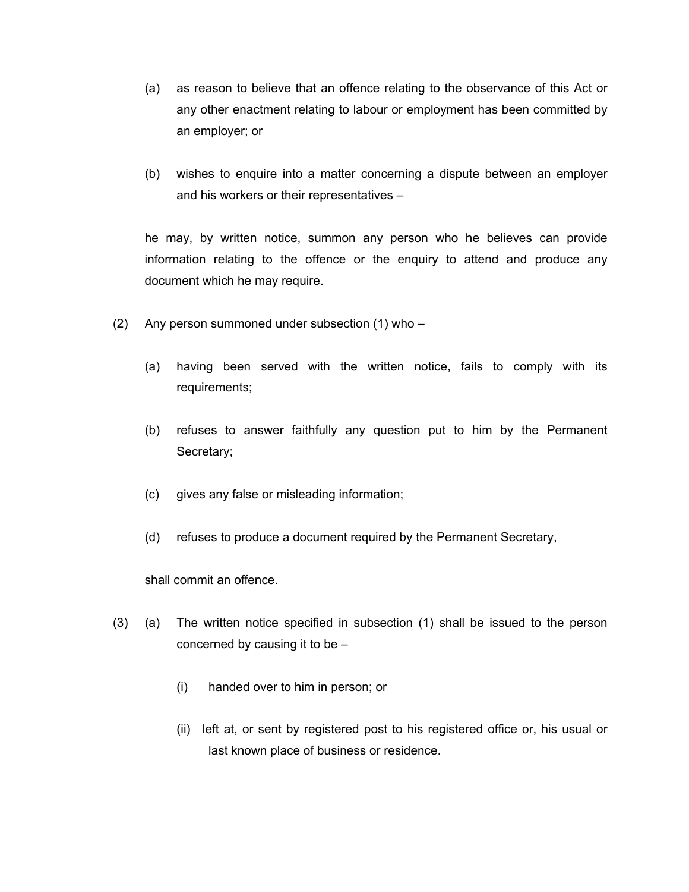(a) as reason to believe that an offence relating to the observance of this Act or any other enactment relating to labour or employment has been committed by an employer; or

(b) wishes to enquire into a matter concerning a dispute between an employer and his workers or their representatives –

he may, by written notice, summon any person who he believes can provide information relating to the offence or the enquiry to attend and produce any document which he may require.

(2) Any person summoned under subsection (1) who –

(a) having been served with the written notice, fails to comply with its requirements;

(b) refuses to answer faithfully any question put to him by the Permanent Secretary;

(c) gives any false or misleading information;

(d) refuses to produce a document required by the Permanent Secretary,

shall commit an offence.

(3) (a) The written notice specified in subsection (1) shall be issued to the person concerned by causing it to be –

(i) handed over to him in person; or

(ii) left at, or sent by registered post to his registered office or, his usual or last known place of business or residence.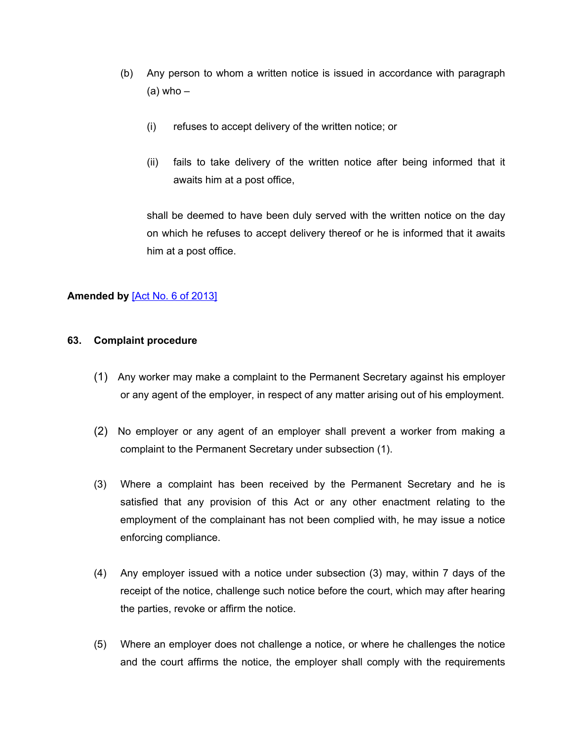(b) Any person to whom a written notice is issued in accordance with paragraph (a) who –

(i) refuses to accept delivery of the written notice; or

(ii) fails to take delivery of the written notice after being informed that it awaits him at a post office,

shall be deemed to have been duly served with the written notice on the day on which he refuses to accept delivery thereof or he is informed that it awaits him at a post office.

**Amended by** [Act No. 6 of 2013]

**63. Complaint procedure**

(1) Any worker may make a complaint to the Permanent Secretary against his employer or any agent of the employer, in respect of any matter arising out of his employment.

(2) No employer or any agent of an employer shall prevent a worker from making a complaint to the Permanent Secretary under subsection (1).

(3) Where a complaint has been received by the Permanent Secretary and he is satisfied that any provision of this Act or any other enactment relating to the employment of the complainant has not been complied with, he may issue a notice enforcing compliance.

(4) Any employer issued with a notice under subsection (3) may, within 7 days of the receipt of the notice, challenge such notice before the court, which may after hearing the parties, revoke or affirm the notice.

(5) Where an employer does not challenge a notice, or where he challenges the notice and the court affirms the notice, the employer shall comply with the requirements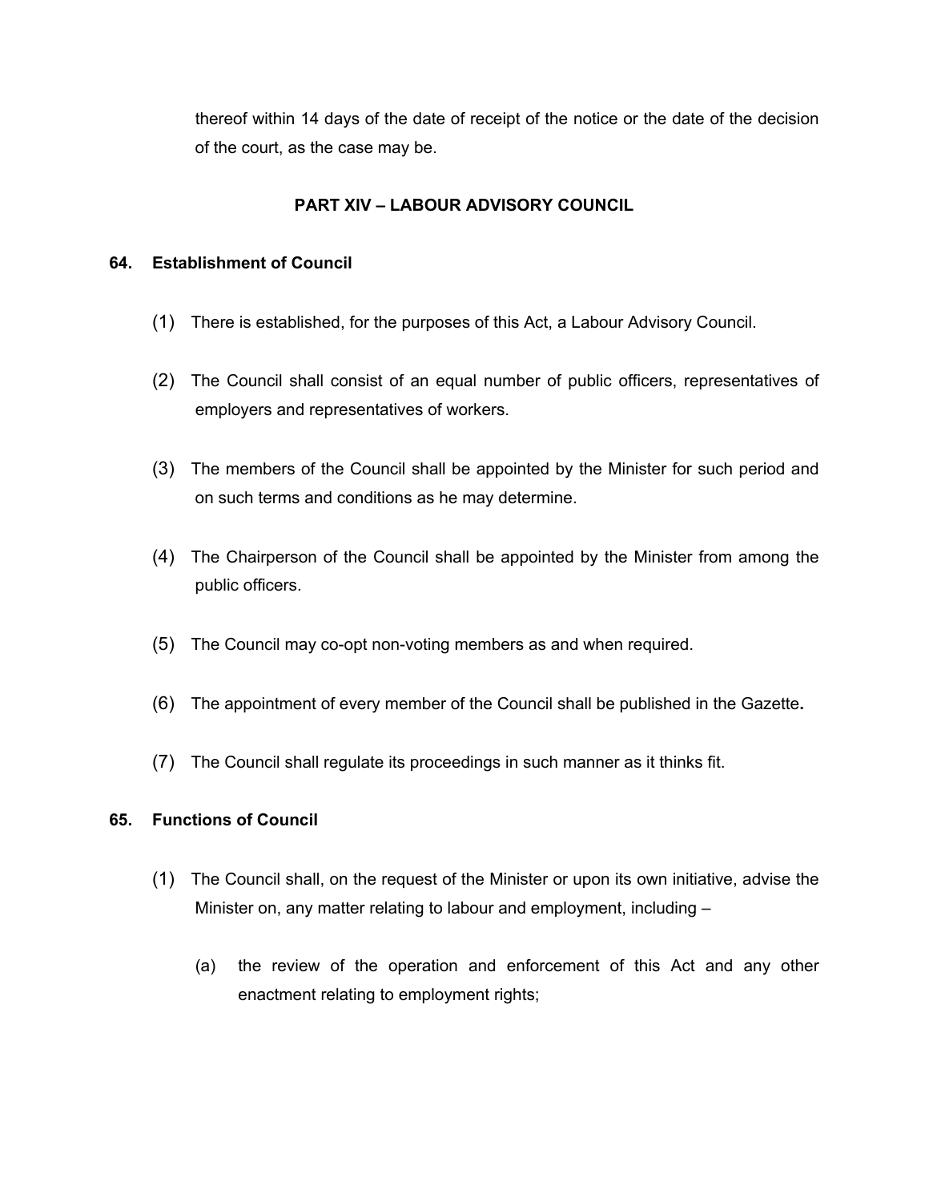thereof within 14 days of the date of receipt of the notice or the date of the decision of the court, as the case may be.

## PART XIV – LABOUR ADVISORY COUNCIL

### 64. Establishment of Council

(1) There is established, for the purposes of this Act, a Labour Advisory Council.

(2) The Council shall consist of an equal number of public officers, representatives of employers and representatives of workers.

(3) The members of the Council shall be appointed by the Minister for such period and on such terms and conditions as he may determine.

(4) The Chairperson of the Council shall be appointed by the Minister from among the public officers.

(5) The Council may co-opt non-voting members as and when required.

(6) The appointment of every member of the Council shall be published in the Gazette**.**

(7) The Council shall regulate its proceedings in such manner as it thinks fit.

### 65. Functions of Council

(1) The Council shall, on the request of the Minister or upon its own initiative, advise the Minister on, any matter relating to labour and employment, including –

(a) the review of the operation and enforcement of this Act and any other enactment relating to employment rights;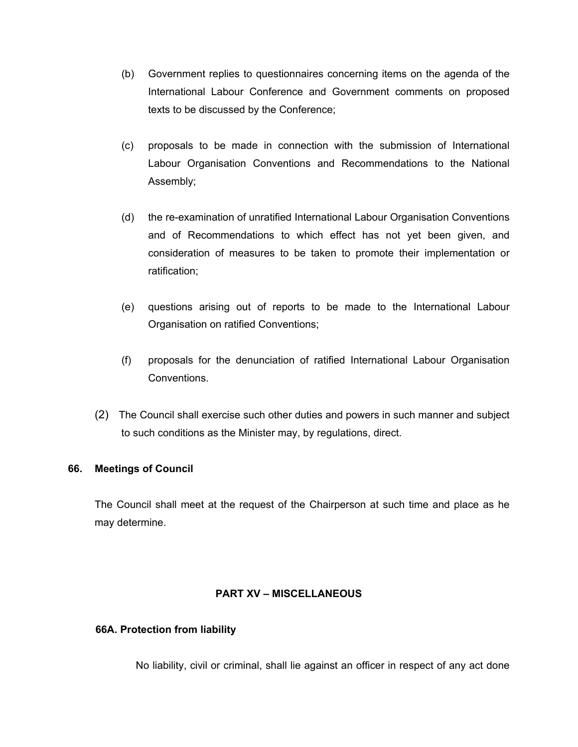(b) Government replies to questionnaires concerning items on the agenda of the International Labour Conference and Government comments on proposed texts to be discussed by the Conference;

(c) proposals to be made in connection with the submission of International Labour Organisation Conventions and Recommendations to the National Assembly;

(d) the re-examination of unratified International Labour Organisation Conventions and of Recommendations to which effect has not yet been given, and consideration of measures to be taken to promote their implementation or ratification;

(e) questions arising out of reports to be made to the International Labour Organisation on ratified Conventions;

(f) proposals for the denunciation of ratified International Labour Organisation Conventions.

(2) The Council shall exercise such other duties and powers in such manner and subject to such conditions as the Minister may, by regulations, direct.

**66. Meetings of Council**

The Council shall meet at the request of the Chairperson at such time and place as he may determine.

## PART XV – MISCELLANEOUS

**66A. Protection from liability**

No liability, civil or criminal, shall lie against an officer in respect of any act done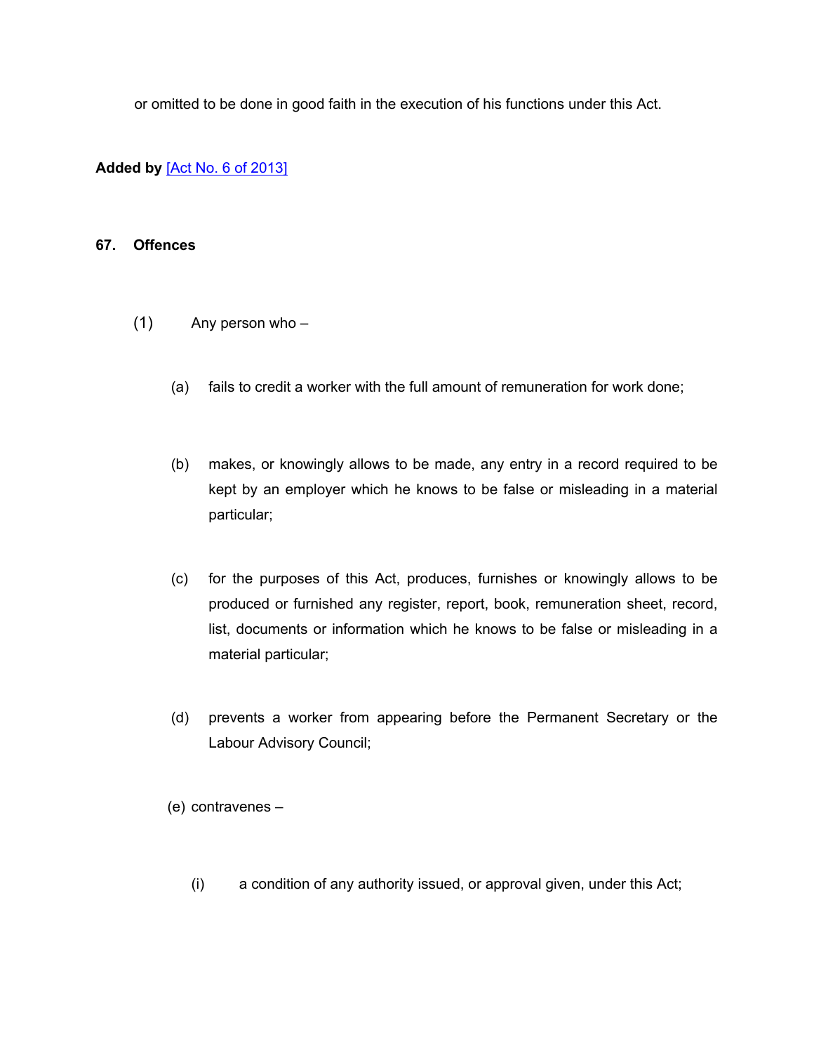or omitted to be done in good faith in the execution of his functions under this Act.

**Added by** [Act No. 6 of 2013]

## 67. Offences

(1) Any person who –

(a) fails to credit a worker with the full amount of remuneration for work done;

(b) makes, or knowingly allows to be made, any entry in a record required to be kept by an employer which he knows to be false or misleading in a material particular;

(c) for the purposes of this Act, produces, furnishes or knowingly allows to be produced or furnished any register, report, book, remuneration sheet, record, list, documents or information which he knows to be false or misleading in a material particular;

(d) prevents a worker from appearing before the Permanent Secretary or the Labour Advisory Council;

(e) contravenes –

(i) a condition of any authority issued, or approval given, under this Act;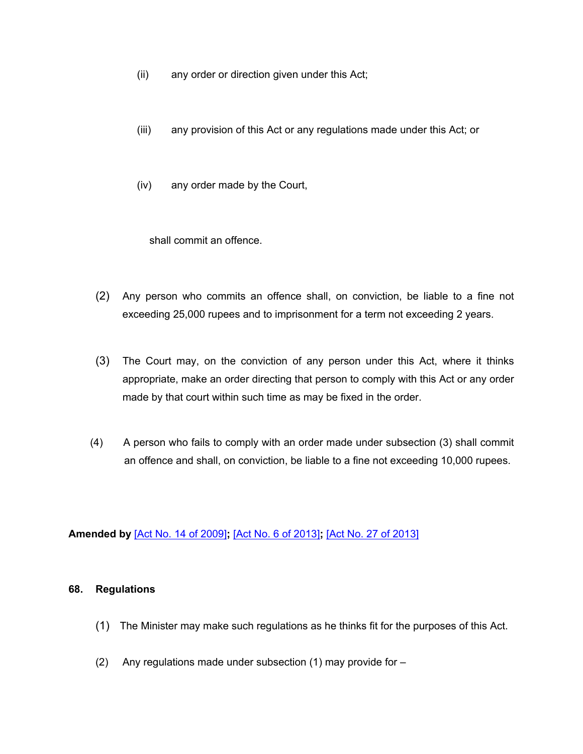(ii) any order or direction given under this Act;

(iii) any provision of this Act or any regulations made under this Act; or

(iv) any order made by the Court,

shall commit an offence.

(2) Any person who commits an offence shall, on conviction, be liable to a fine not exceeding 25,000 rupees and to imprisonment for a term not exceeding 2 years.

(3) The Court may, on the conviction of any person under this Act, where it thinks appropriate, make an order directing that person to comply with this Act or any order made by that court within such time as may be fixed in the order.

(4) A person who fails to comply with an order made under subsection (3) shall commit an offence and shall, on conviction, be liable to a fine not exceeding 10,000 rupees.

**Amended by** [Act No. 14 of 2009]**;** [Act No. 6 of 2013]**;** [Act No. 27 of 2013]

**68. Regulations**

(1) The Minister may make such regulations as he thinks fit for the purposes of this Act.

(2) Any regulations made under subsection (1) may provide for –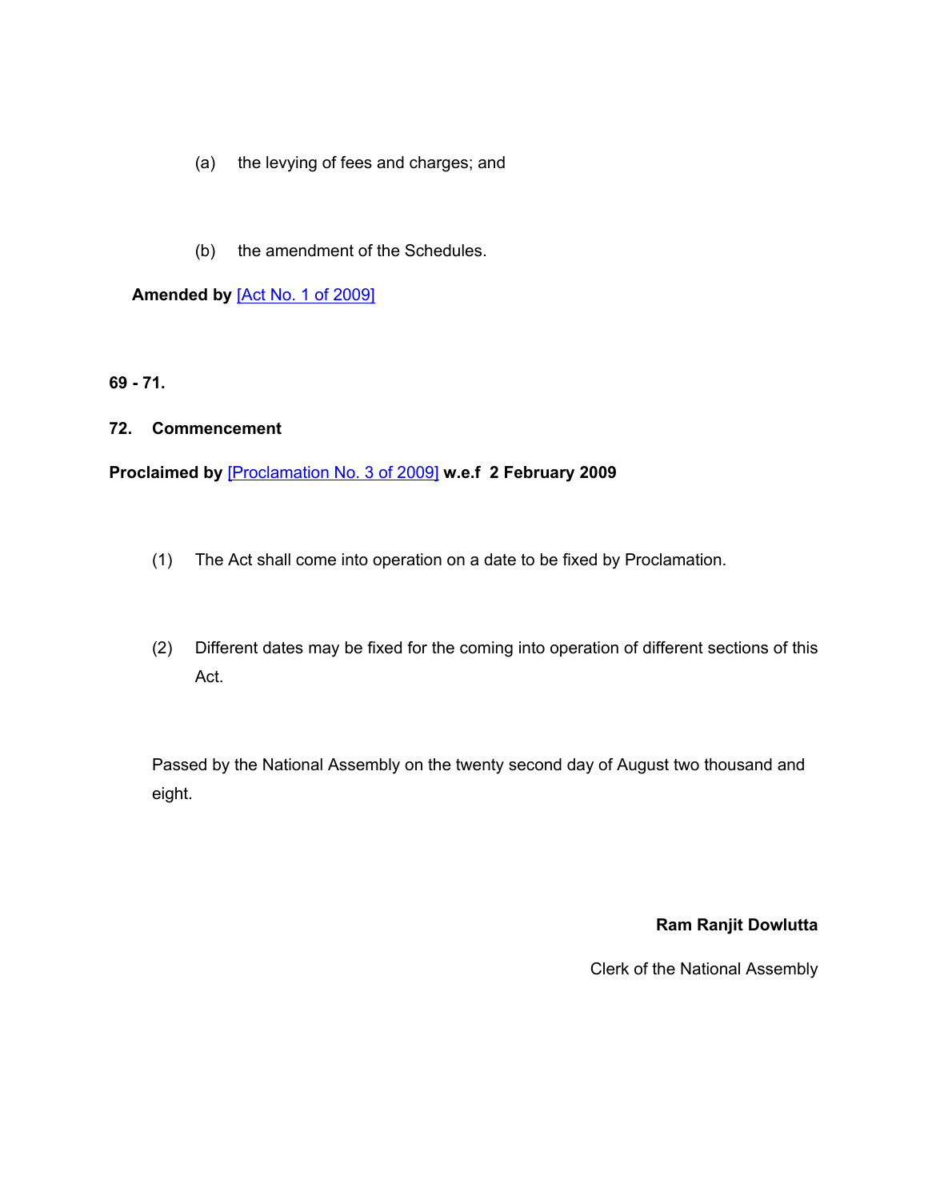(a) the levying of fees and charges; and

(b) the amendment of the Schedules.

**Amended by** [Act No. 1 of 2009]

**69 - 71.**

**72. Commencement**

**Proclaimed by** [Proclamation No. 3 of 2009] **w.e.f 2 February 2009**

(1) The Act shall come into operation on a date to be fixed by Proclamation.

(2) Different dates may be fixed for the coming into operation of different sections of this Act.

Passed by the National Assembly on the twenty second day of August two thousand and eight.

**Ram Ranjit Dowlutta**

Clerk of the National Assembly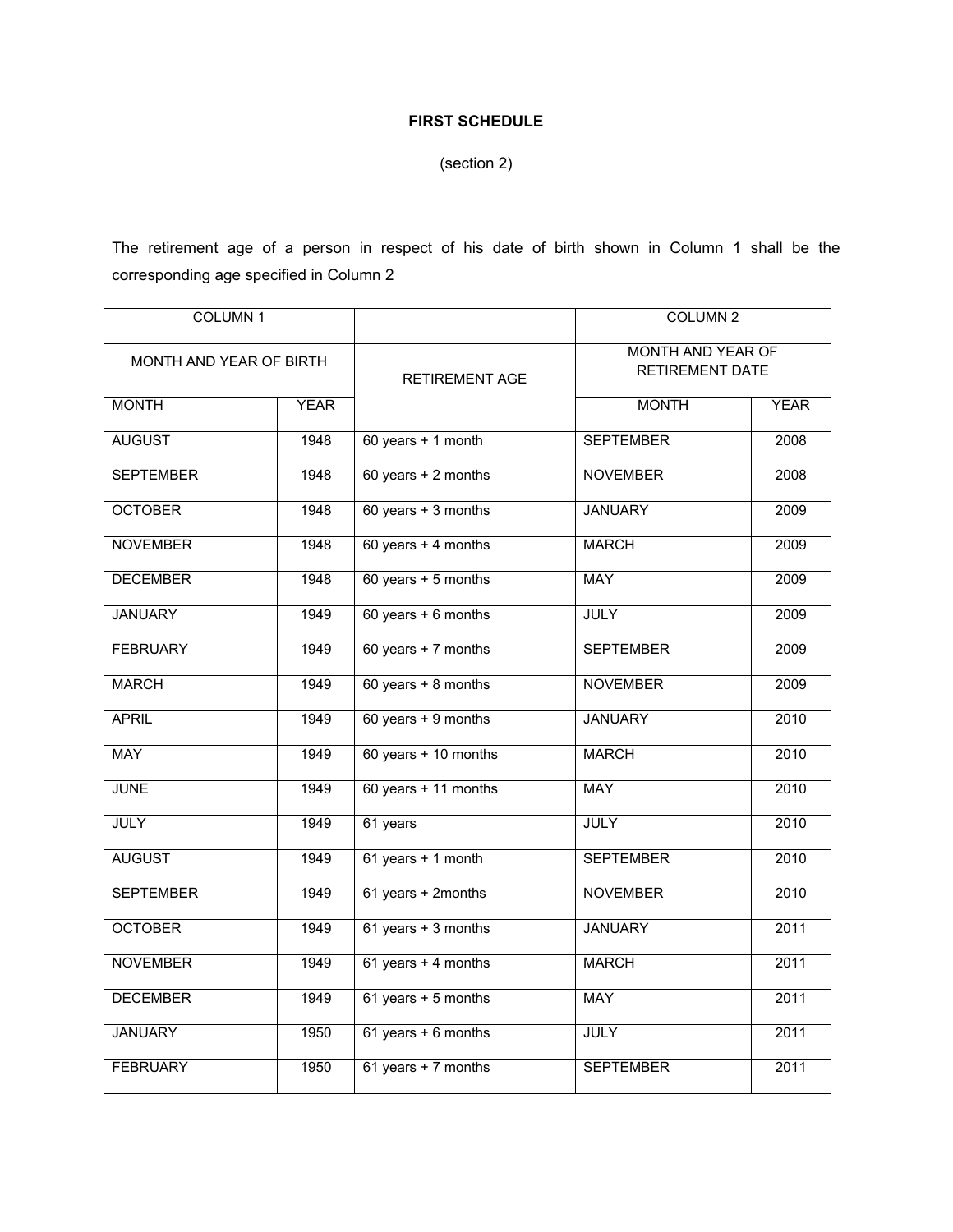**FIRST SCHEDULE**

(section 2)

The retirement age of a person in respect of his date of birth shown in Column 1 shall be the corresponding age specified in Column 2

| COLUMN 1 | | | COLUMN 2 | |
|---|---|---|---|---|
| MONTH AND YEAR OF BIRTH | | RETIREMENT AGE | MONTH AND YEAR OF RETIREMENT DATE | |
| MONTH | YEAR | | MONTH | YEAR |
| AUGUST | 1948 | 60 years + 1 month | SEPTEMBER | 2008 |
| SEPTEMBER | 1948 | 60 years + 2 months | NOVEMBER | 2008 |
| OCTOBER | 1948 | 60 years + 3 months | JANUARY | 2009 |
| NOVEMBER | 1948 | 60 years + 4 months | MARCH | 2009 |
| DECEMBER | 1948 | 60 years + 5 months | MAY | 2009 |
| JANUARY | 1949 | 60 years + 6 months | JULY | 2009 |
| FEBRUARY | 1949 | 60 years + 7 months | SEPTEMBER | 2009 |
| MARCH | 1949 | 60 years + 8 months | NOVEMBER | 2009 |
| APRIL | 1949 | 60 years + 9 months | JANUARY | 2010 |
| MAY | 1949 | 60 years + 10 months | MARCH | 2010 |
| JUNE | 1949 | 60 years + 11 months | MAY | 2010 |
| JULY | 1949 | 61 years | JULY | 2010 |
| AUGUST | 1949 | 61 years + 1 month | SEPTEMBER | 2010 |
| SEPTEMBER | 1949 | 61 years + 2months | NOVEMBER | 2010 |
| OCTOBER | 1949 | 61 years + 3 months | JANUARY | 2011 |
| NOVEMBER | 1949 | 61 years + 4 months | MARCH | 2011 |
| DECEMBER | 1949 | 61 years + 5 months | MAY | 2011 |
| JANUARY | 1950 | 61 years + 6 months | JULY | 2011 |
| FEBRUARY | 1950 | 61 years + 7 months | SEPTEMBER | 2011 |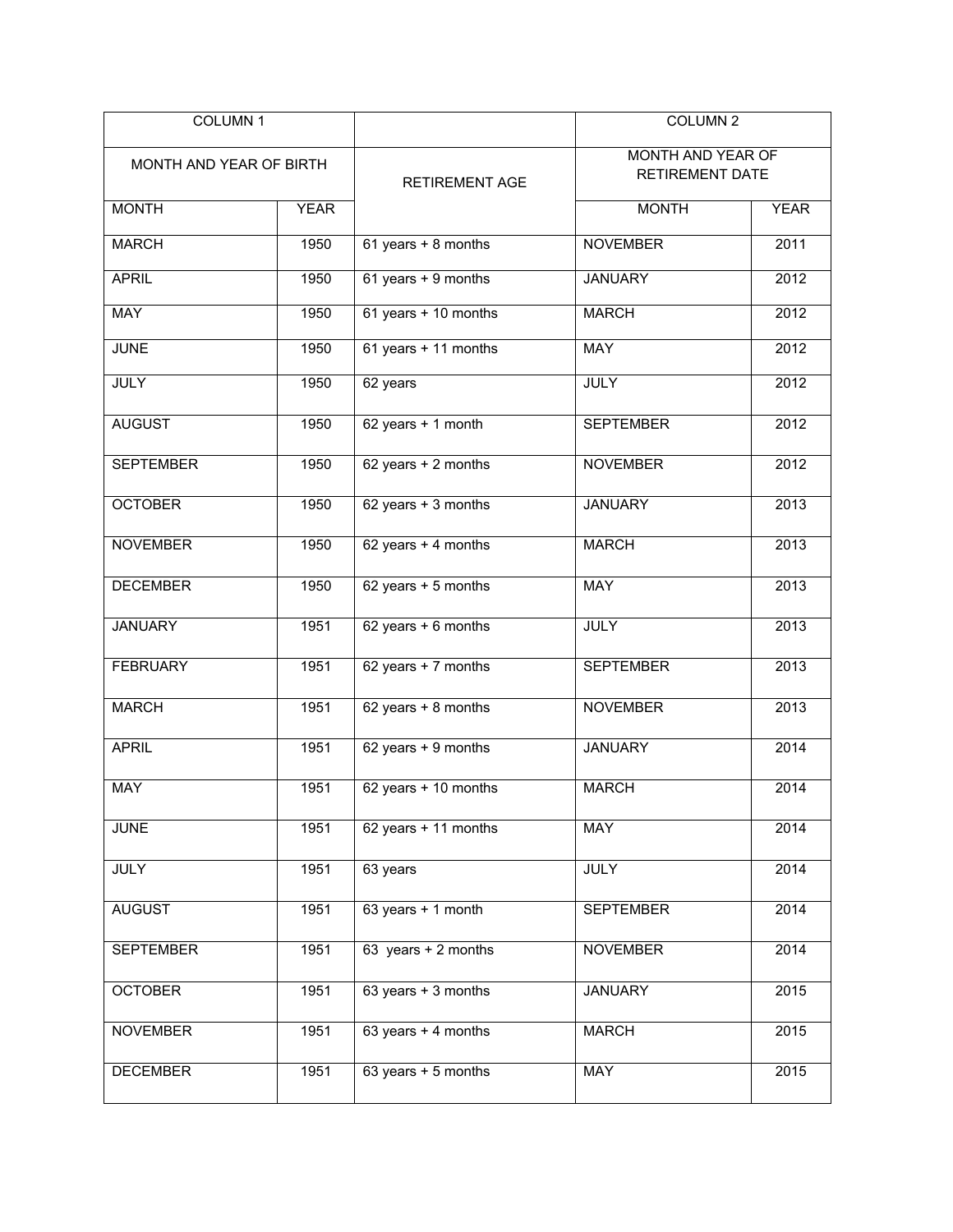| COLUMN 1 | | | COLUMN 2 | |
|---|---|---|---|---|
| MONTH AND YEAR OF BIRTH | | RETIREMENT AGE | MONTH AND YEAR OF RETIREMENT DATE | |
| MONTH | YEAR | | MONTH | YEAR |
| MARCH | 1950 | 61 years + 8 months | NOVEMBER | 2011 |
| APRIL | 1950 | 61 years + 9 months | JANUARY | 2012 |
| MAY | 1950 | 61 years + 10 months | MARCH | 2012 |
| JUNE | 1950 | 61 years + 11 months | MAY | 2012 |
| JULY | 1950 | 62 years | JULY | 2012 |
| AUGUST | 1950 | 62 years + 1 month | SEPTEMBER | 2012 |
| SEPTEMBER | 1950 | 62 years + 2 months | NOVEMBER | 2012 |
| OCTOBER | 1950 | 62 years + 3 months | JANUARY | 2013 |
| NOVEMBER | 1950 | 62 years + 4 months | MARCH | 2013 |
| DECEMBER | 1950 | 62 years + 5 months | MAY | 2013 |
| JANUARY | 1951 | 62 years + 6 months | JULY | 2013 |
| FEBRUARY | 1951 | 62 years + 7 months | SEPTEMBER | 2013 |
| MARCH | 1951 | 62 years + 8 months | NOVEMBER | 2013 |
| APRIL | 1951 | 62 years + 9 months | JANUARY | 2014 |
| MAY | 1951 | 62 years + 10 months | MARCH | 2014 |
| JUNE | 1951 | 62 years + 11 months | MAY | 2014 |
| JULY | 1951 | 63 years | JULY | 2014 |
| AUGUST | 1951 | 63 years + 1 month | SEPTEMBER | 2014 |
| SEPTEMBER | 1951 | 63 years + 2 months | NOVEMBER | 2014 |
| OCTOBER | 1951 | 63 years + 3 months | JANUARY | 2015 |
| NOVEMBER | 1951 | 63 years + 4 months | MARCH | 2015 |
| DECEMBER | 1951 | 63 years + 5 months | MAY | 2015 |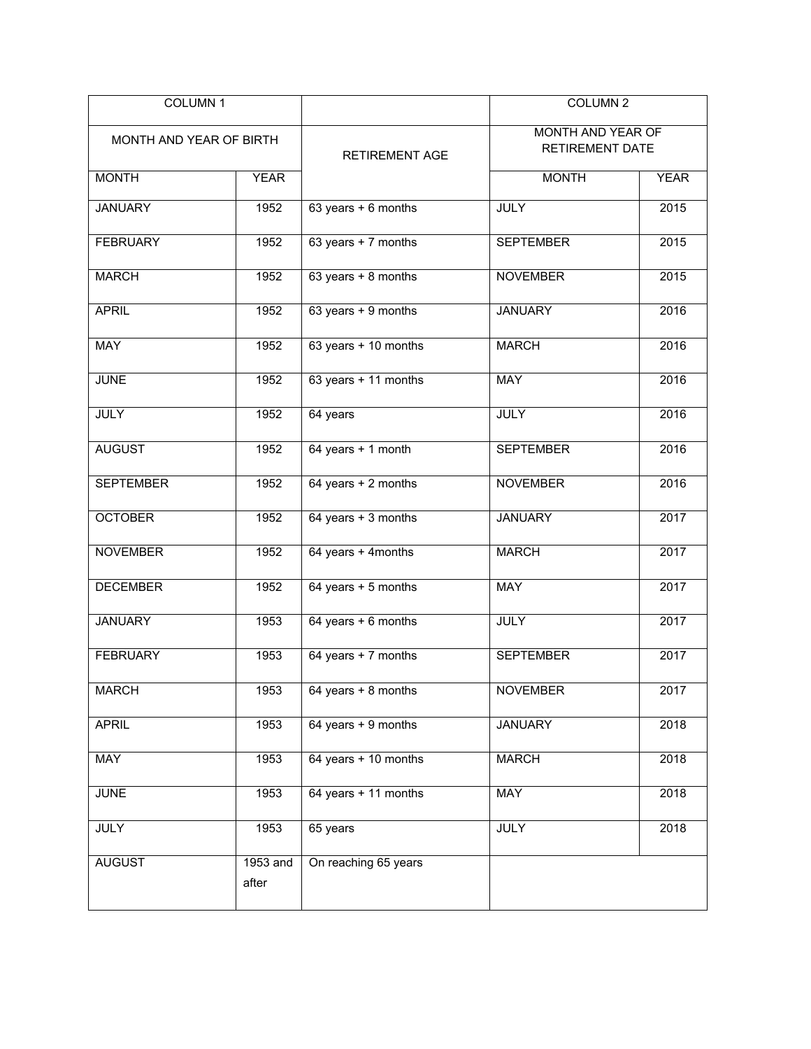| COLUMN 1 | | | COLUMN 2 | |
|---|---|---|---|---|
| MONTH AND YEAR OF BIRTH | | RETIREMENT AGE | MONTH AND YEAR OF RETIREMENT DATE | |
| MONTH | YEAR | | MONTH | YEAR |
| JANUARY | 1952 | 63 years + 6 months | JULY | 2015 |
| FEBRUARY | 1952 | 63 years + 7 months | SEPTEMBER | 2015 |
| MARCH | 1952 | 63 years + 8 months | NOVEMBER | 2015 |
| APRIL | 1952 | 63 years + 9 months | JANUARY | 2016 |
| MAY | 1952 | 63 years + 10 months | MARCH | 2016 |
| JUNE | 1952 | 63 years + 11 months | MAY | 2016 |
| JULY | 1952 | 64 years | JULY | 2016 |
| AUGUST | 1952 | 64 years + 1 month | SEPTEMBER | 2016 |
| SEPTEMBER | 1952 | 64 years + 2 months | NOVEMBER | 2016 |
| OCTOBER | 1952 | 64 years + 3 months | JANUARY | 2017 |
| NOVEMBER | 1952 | 64 years + 4months | MARCH | 2017 |
| DECEMBER | 1952 | 64 years + 5 months | MAY | 2017 |
| JANUARY | 1953 | 64 years + 6 months | JULY | 2017 |
| FEBRUARY | 1953 | 64 years + 7 months | SEPTEMBER | 2017 |
| MARCH | 1953 | 64 years + 8 months | NOVEMBER | 2017 |
| APRIL | 1953 | 64 years + 9 months | JANUARY | 2018 |
| MAY | 1953 | 64 years + 10 months | MARCH | 2018 |
| JUNE | 1953 | 64 years + 11 months | MAY | 2018 |
| JULY | 1953 | 65 years | JULY | 2018 |
| AUGUST | 1953 and after | On reaching 65 years | | |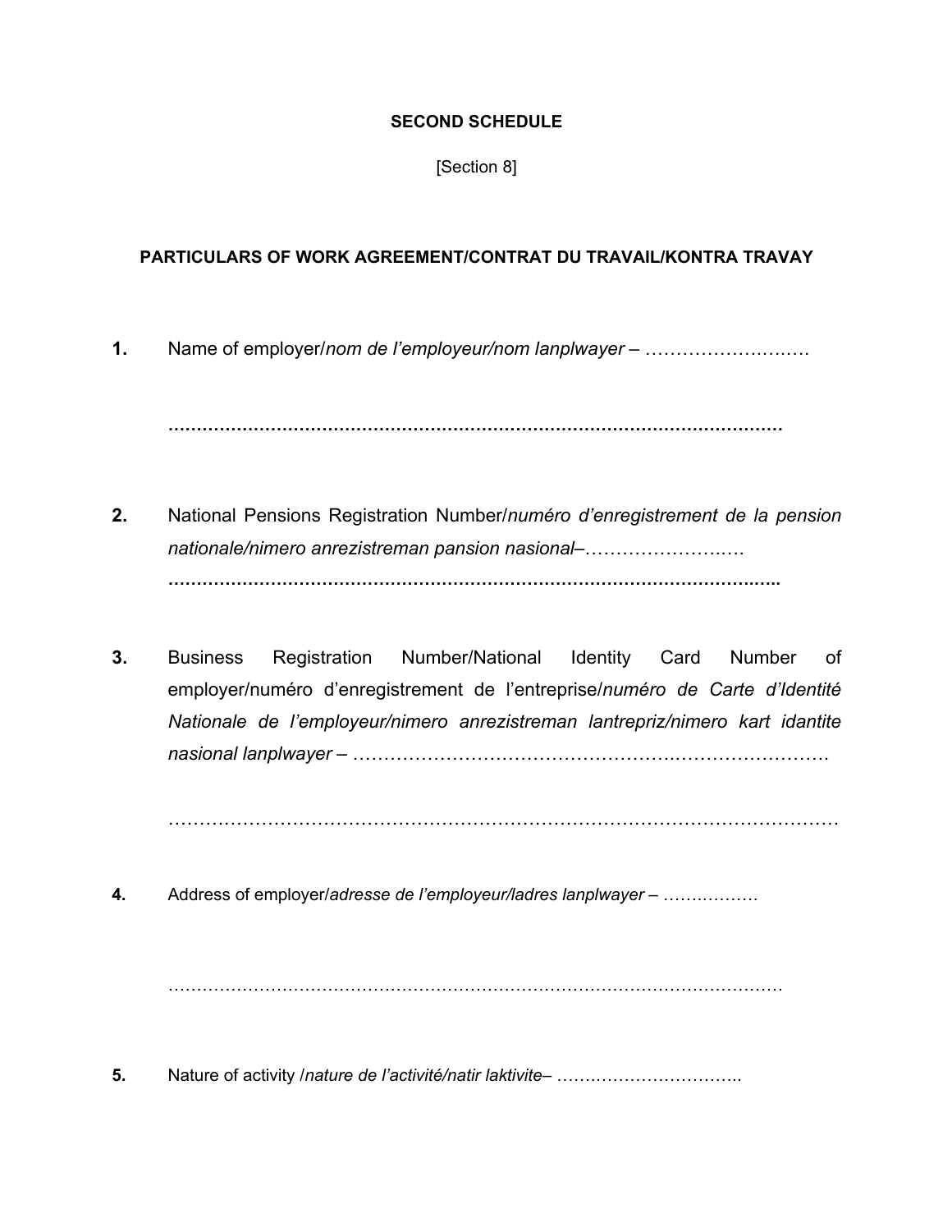**SECOND SCHEDULE**

[Section 8]

**PARTICULARS OF WORK AGREEMENT/CONTRAT DU TRAVAIL/KONTRA TRAVAY**

**1.** Name of employer/*nom de l'employeur/nom lanplwayer* – ……………………….

…………………………………………………………………………………………………

**2.** National Pensions Registration Number/*numéro d'enregistrement de la pension nationale/nimero anrezistreman pansion nasional*–…………………….…
…………………………………………………………………………………………….…..

**3.** Business Registration Number/National Identity Card Number of employer/numéro d'enregistrement de l'entreprise/*numéro de Carte d'Identité Nationale de l'employeur/nimero anrezistreman lantrepriz/nimero kart idantite nasional lanplwayer* – ……………………………………………….…………………….

…………………………………………………………………………………………………

**4.** Address of employer/*adresse de l'employeur/ladres lanplwayer* – ……..………

…………………………………………………………………………………………………

**5.** Nature of activity /*nature de l'activité/natir laktivite*– …………………………..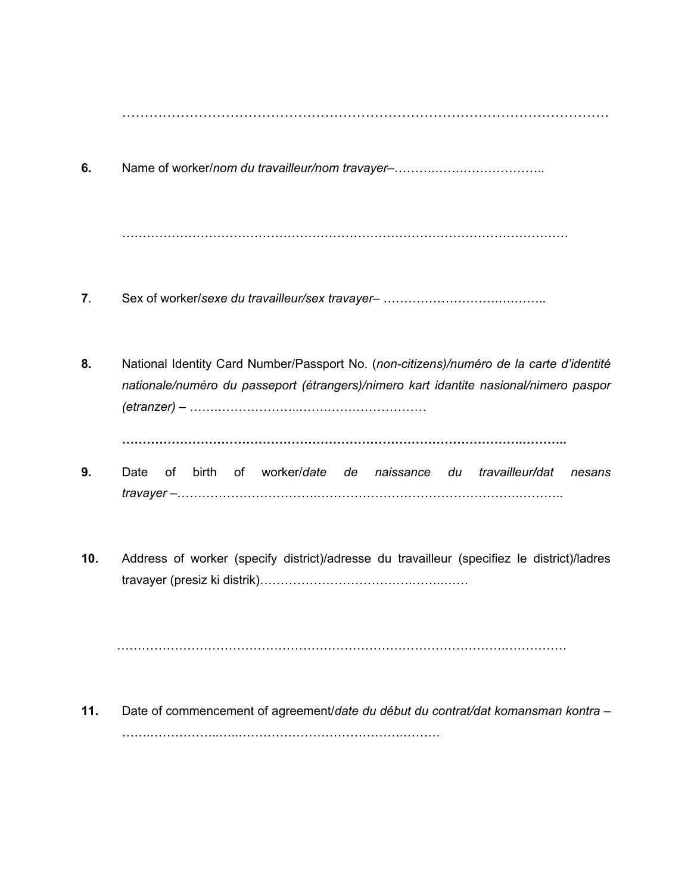…………………………………………………………………………………………………

**6.** Name of worker/*nom du travailleur/nom travayer*–…………………………………..

…………………………………………………………………………………………

**7**. Sex of worker/*sexe du travailleur/sex travayer*– ………………………………..

**8.** National Identity Card Number/Passport No. (*non-citizens)/numéro de la carte d'identité nationale/numéro du passeport (étrangers)/nimero kart idantite nasional/nimero paspor (etranzer)* – ……………………………………………………

**……………………………………………………………………………………………..**

**9.** Date of birth of worker/*date de naissance du travailleur/dat nesans travayer* –…………………………………………………………………………………..

**10.** Address of worker (specify district)/adresse du travailleur (specifiez le district)/ladres travayer (presiz ki distrik)……………………………………………

……………………………………………………………………………………………

**11.** Date of commencement of agreement/*date du début du contrat/dat komansman kontra* – ………………………………………………………………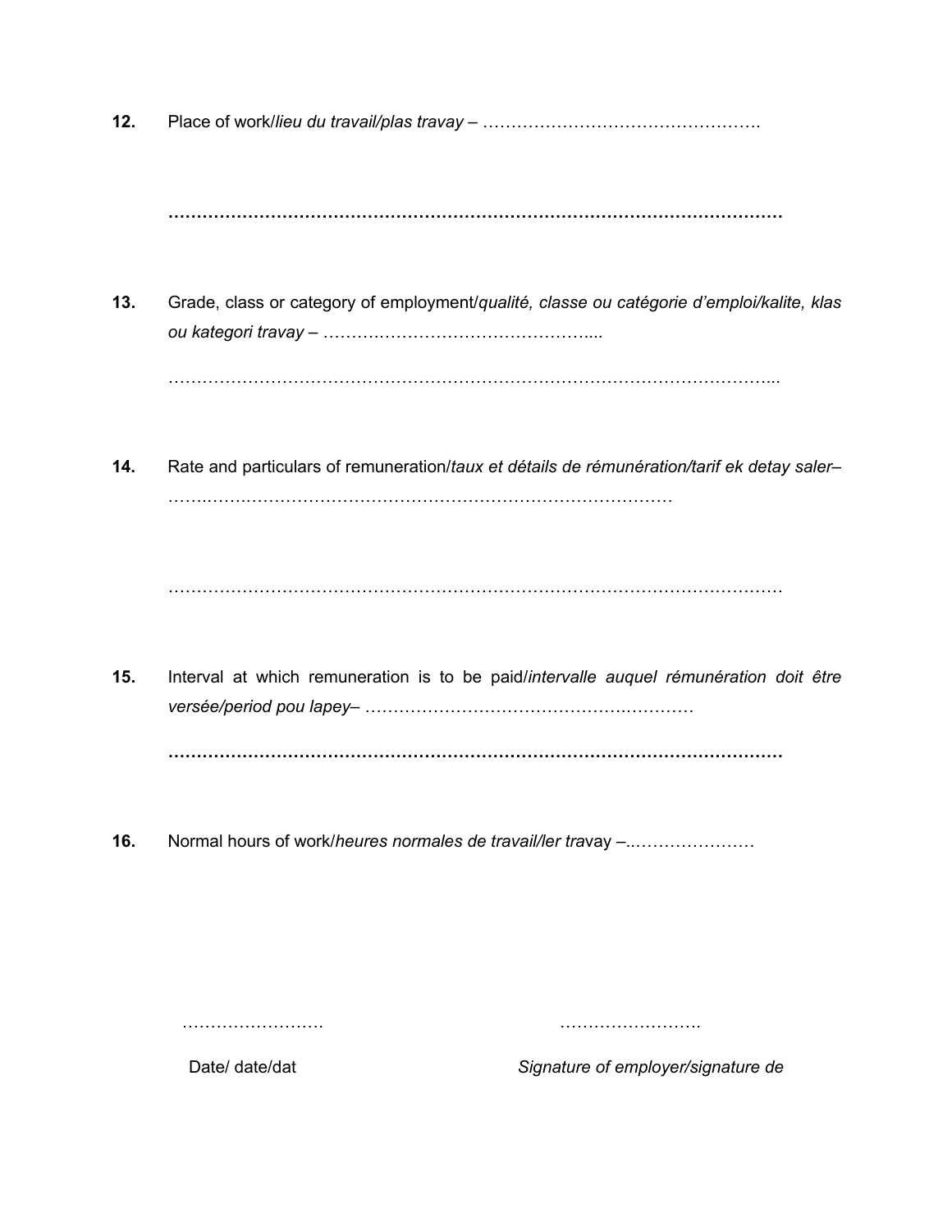**12.** Place of work/*lieu du travail/plas travay* – ………………………………………….

**…………………………………………………………………………………………………**

**13.** Grade, class or category of employment/*qualité, classe ou catégorie d'emploi/kalite, klas ou kategori travay* – …………………………………………....

……………………………………………………………………………………………...

**14.** Rate and particulars of remuneration/*taux et détails de rémunération/tarif ek detay saler*– …….…….……………………………………………………………

………………………………………………………………………………………………

**15.** Interval at which remuneration is to be paid/*intervalle auquel rémunération doit être versée/period pou lapey*– ……………………………………….…………

**…………………………………………………………………………………………………**

**16.** Normal hours of work/*heures normales de travail/ler tra*vay –..…………………

……………………… ……………………….

Date/ date/dat *Signature of employer/signature de*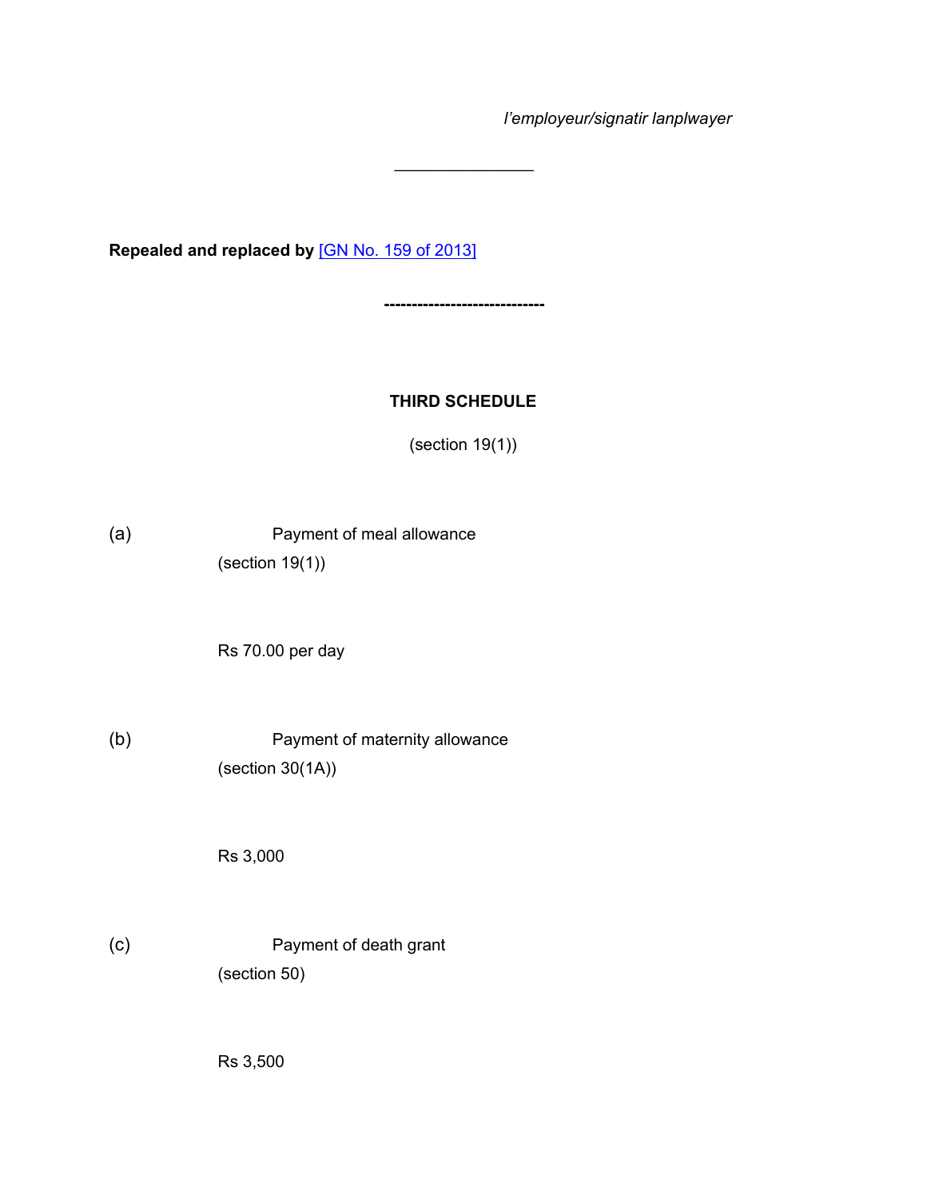*l'employeur/signatir lanplwayer*

_______________

**Repealed and replaced by** [GN No. 159 of 2013]

-----------------------------

**THIRD SCHEDULE**

(section 19(1))

(a) Payment of meal allowance
(section 19(1))

Rs 70.00 per day

(b) Payment of maternity allowance
(section 30(1A))

Rs 3,000

(c) Payment of death grant
(section 50)

Rs 3,500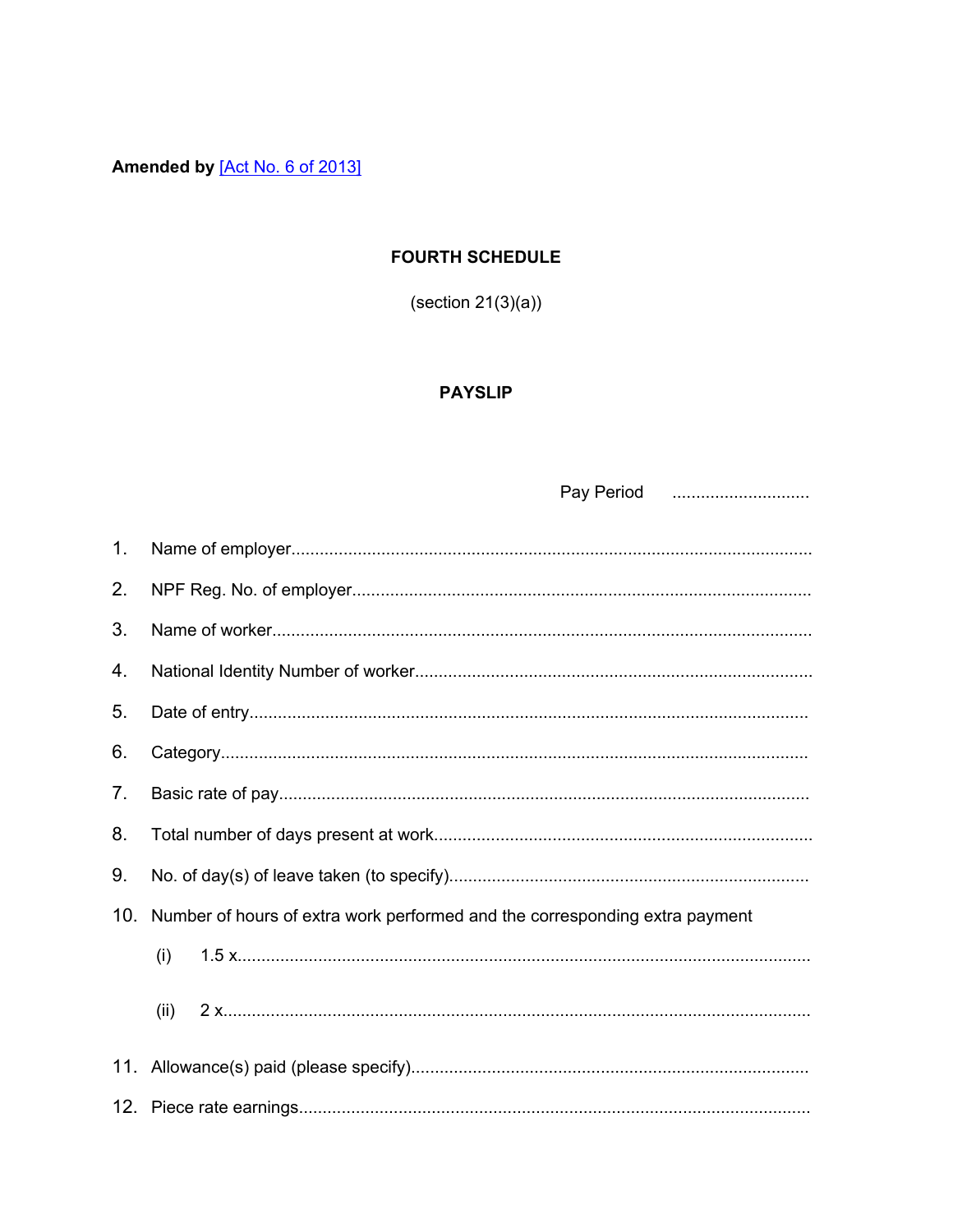**Amended by** [Act No. 6 of 2013]

## FOURTH SCHEDULE

(section 21(3)(a))

## PAYSLIP

Pay Period .............................

1. Name of employer.............................................................................................................
2. NPF Reg. No. of employer................................................................................................
3. Name of worker.................................................................................................................
4. National Identity Number of worker...................................................................................
5. Date of entry.....................................................................................................................
6. Category............................................................................................................................
7. Basic rate of pay...............................................................................................................
8. Total number of days present at work...............................................................................
9. No. of day(s) of leave taken (to specify)...........................................................................
10. Number of hours of extra work performed and the corresponding extra payment
    (i) 1.5 x.........................................................................................................................
    (ii) 2 x............................................................................................................................
11. Allowance(s) paid (please specify)...................................................................................
12. Piece rate earnings...........................................................................................................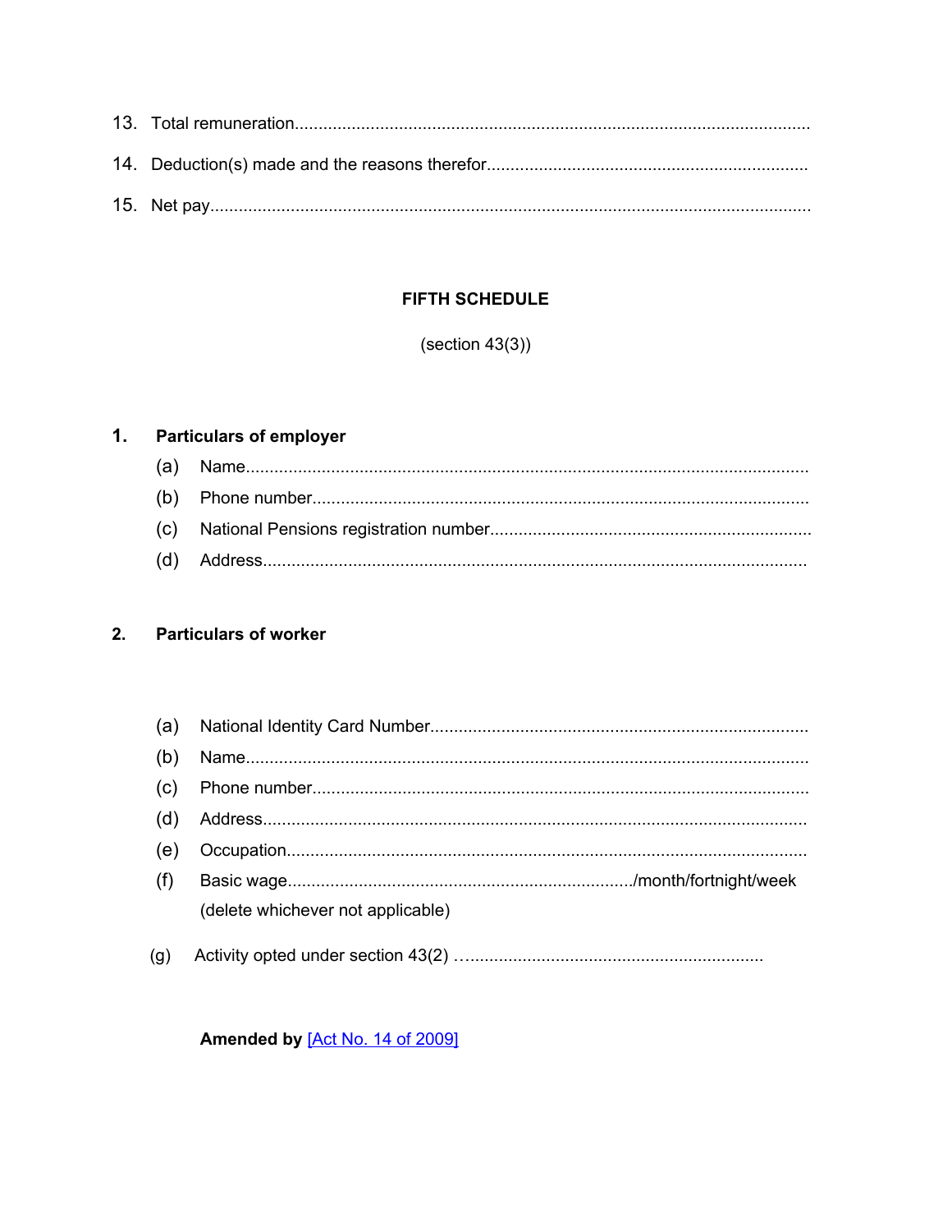13. Total remuneration............................................................................................................

14. Deduction(s) made and the reasons therefor...................................................................

15. Net pay.............................................................................................................................

**FIFTH SCHEDULE**

(section 43(3))

**1. Particulars of employer**

(a) Name.......................................................................................................................

(b) Phone number........................................................................................................

(c) National Pensions registration number...................................................................

(d) Address..................................................................................................................

**2. Particulars of worker**

(a) National Identity Card Number...............................................................................

(b) Name......................................................................................................................

(c) Phone number........................................................................................................

(d) Address..................................................................................................................

(e) Occupation.............................................................................................................

(f) Basic wage........................................................................./month/fortnight/week (delete whichever not applicable)

(g) Activity opted under section 43(2) …...............................................................

**Amended by** [Act No. 14 of 2009]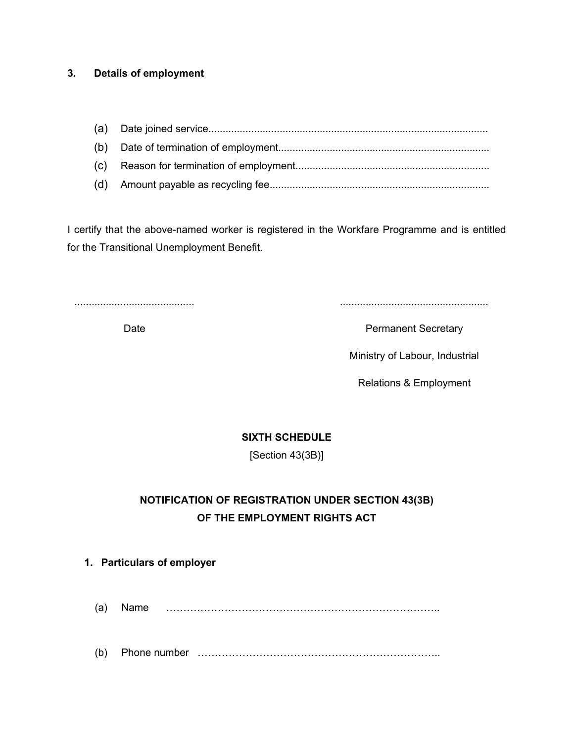**3. Details of employment**

(a) Date joined service..................................................................................................

(b) Date of termination of employment.........................................................................

(c) Reason for termination of employment...................................................................

(d) Amount payable as recycling fee............................................................................

I certify that the above-named worker is registered in the Workfare Programme and is entitled for the Transitional Unemployment Benefit.

.......................................... ....................................................

Date

Permanent Secretary

Ministry of Labour, Industrial

Relations & Employment

**SIXTH SCHEDULE**

[Section 43(3B)]

**NOTIFICATION OF REGISTRATION UNDER SECTION 43(3B) OF THE EMPLOYMENT RIGHTS ACT**

**1. Particulars of employer**

(a) Name ………………………………………………………………………..

(b) Phone number ……………………………………………………………..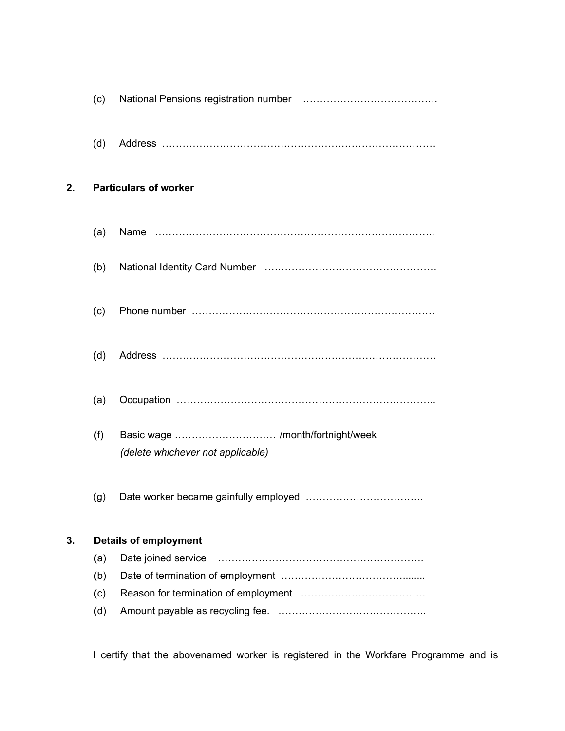(c) National Pensions registration number ………………………………….

(d) Address ……………………………………………………………………

**2. Particulars of worker**

(a) Name ……………………………………………………………………..

(b) National Identity Card Number ……………………………………………

(c) Phone number ………………………………………………………………

(d) Address ……………………………………………………………………

(a) Occupation …………………………………………………………………..

(f) Basic wage ………………………… /month/fortnight/week
*(delete whichever not applicable)*

(g) Date worker became gainfully employed ……………………………..

**3. Details of employment**

(a) Date joined service …………………………………………………….
(b) Date of termination of employment ……………………………….......
(c) Reason for termination of employment ……………………………….
(d) Amount payable as recycling fee. ……………………………………..

I certify that the abovenamed worker is registered in the Workfare Programme and is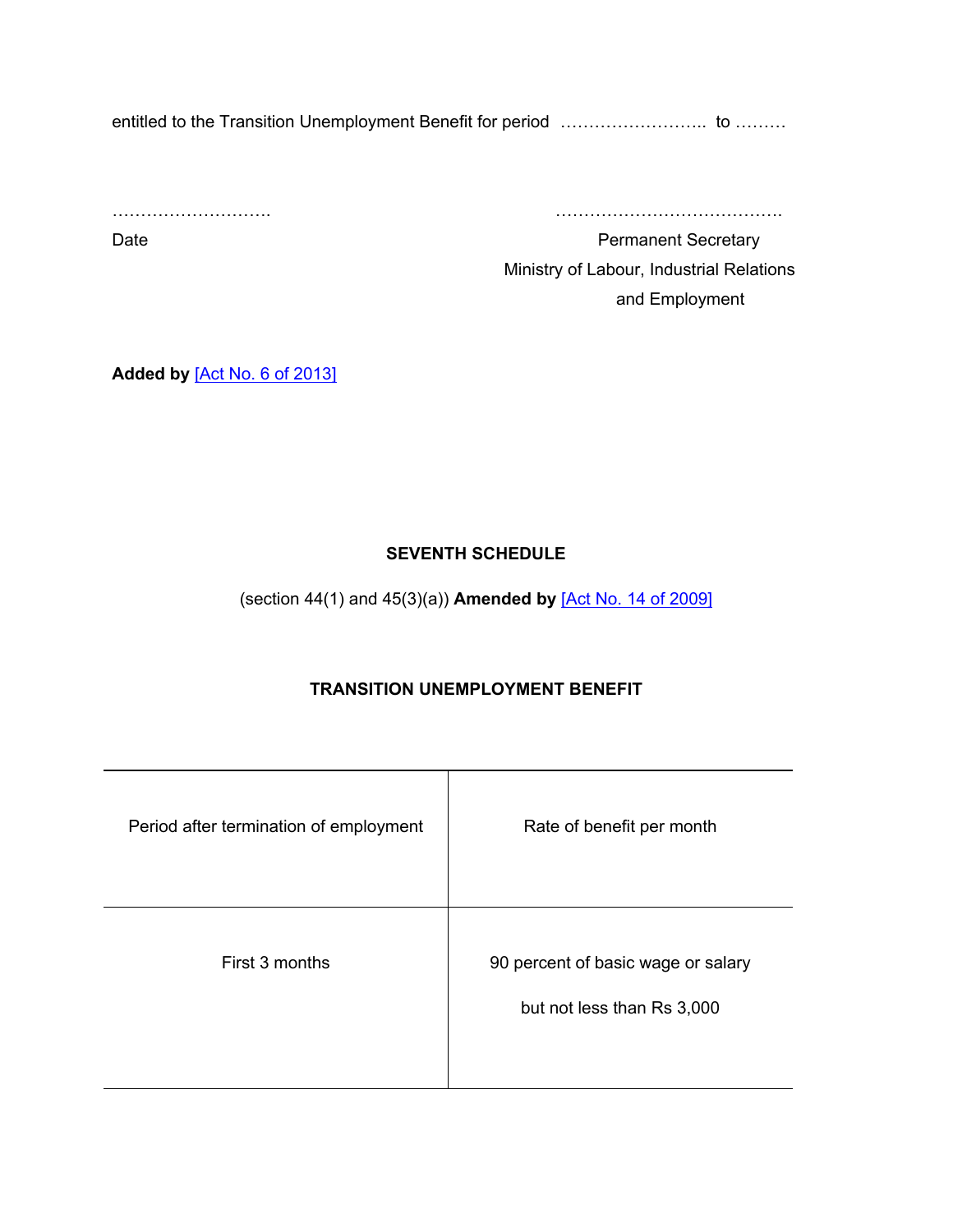entitled to the Transition Unemployment Benefit for period …………………….. to ………

……………………….                                        ………………………………….

Date

Permanent Secretary
Ministry of Labour, Industrial Relations
and Employment

**Added by** [Act No. 6 of 2013]

## SEVENTH SCHEDULE

(section 44(1) and 45(3)(a)) **Amended by** [Act No. 14 of 2009]

### TRANSITION UNEMPLOYMENT BENEFIT

| Period after termination of employment | Rate of benefit per month |
|---|---|
| First 3 months | 90 percent of basic wage or salary but not less than Rs 3,000 |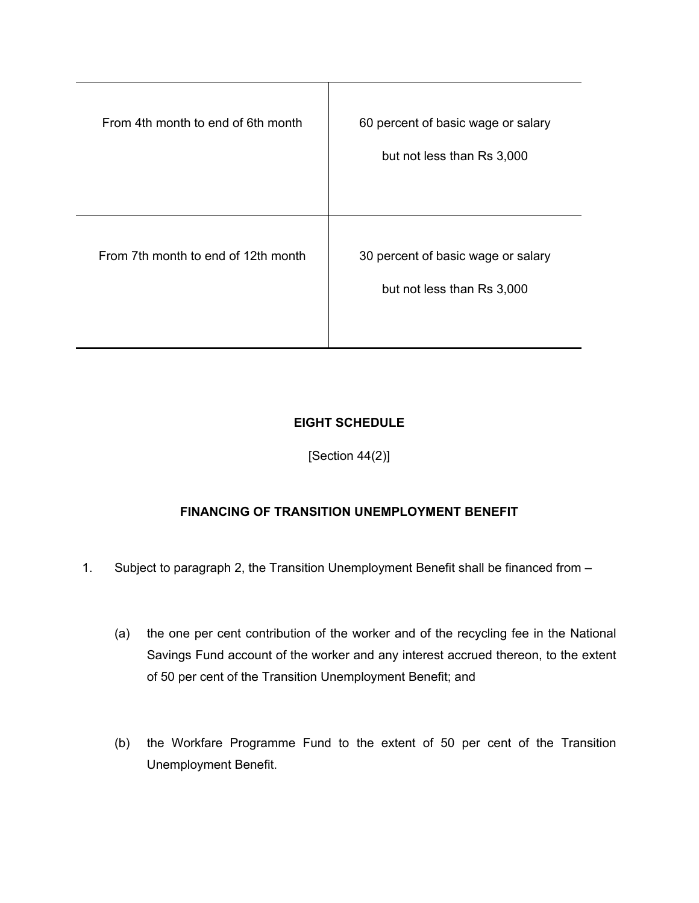| | |
|---|---|
| From 4th month to end of 6th month | 60 percent of basic wage or salary but not less than Rs 3,000 |
| From 7th month to end of 12th month | 30 percent of basic wage or salary but not less than Rs 3,000 |

**EIGHT SCHEDULE**

[Section 44(2)]

**FINANCING OF TRANSITION UNEMPLOYMENT BENEFIT**

1. Subject to paragraph 2, the Transition Unemployment Benefit shall be financed from –

   (a) the one per cent contribution of the worker and of the recycling fee in the National Savings Fund account of the worker and any interest accrued thereon, to the extent of 50 per cent of the Transition Unemployment Benefit; and

   (b) the Workfare Programme Fund to the extent of 50 per cent of the Transition Unemployment Benefit.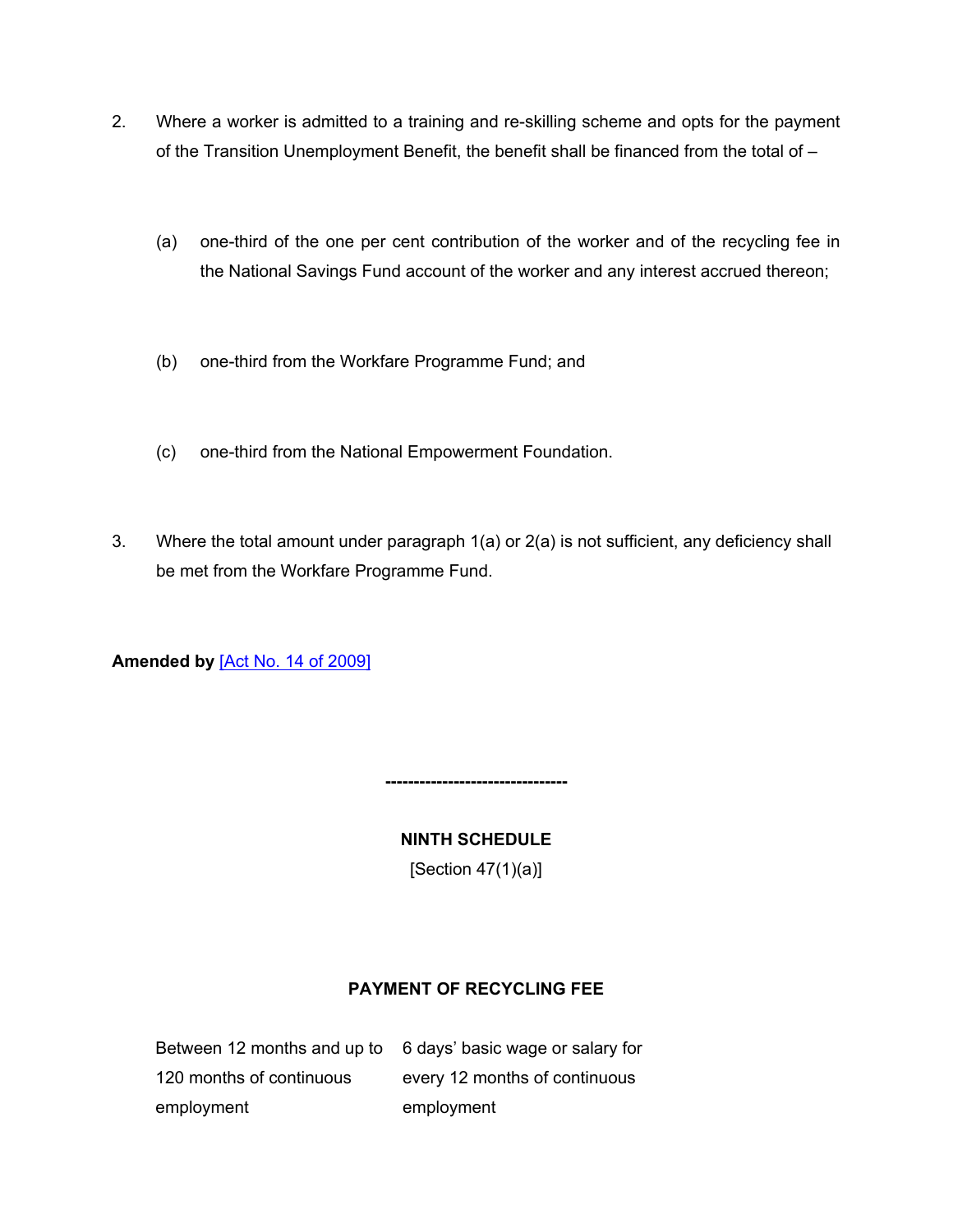2. Where a worker is admitted to a training and re-skilling scheme and opts for the payment of the Transition Unemployment Benefit, the benefit shall be financed from the total of –

   (a) one-third of the one per cent contribution of the worker and of the recycling fee in the National Savings Fund account of the worker and any interest accrued thereon;

   (b) one-third from the Workfare Programme Fund; and

   (c) one-third from the National Empowerment Foundation.

3. Where the total amount under paragraph 1(a) or 2(a) is not sufficient, any deficiency shall be met from the Workfare Programme Fund.

**Amended by** [Act No. 14 of 2009]

-------------------------------

## NINTH SCHEDULE

[Section 47(1)(a)]

### PAYMENT OF RECYCLING FEE

| | |
|---|---|
| Between 12 months and up to 120 months of continuous employment | 6 days' basic wage or salary for every 12 months of continuous employment |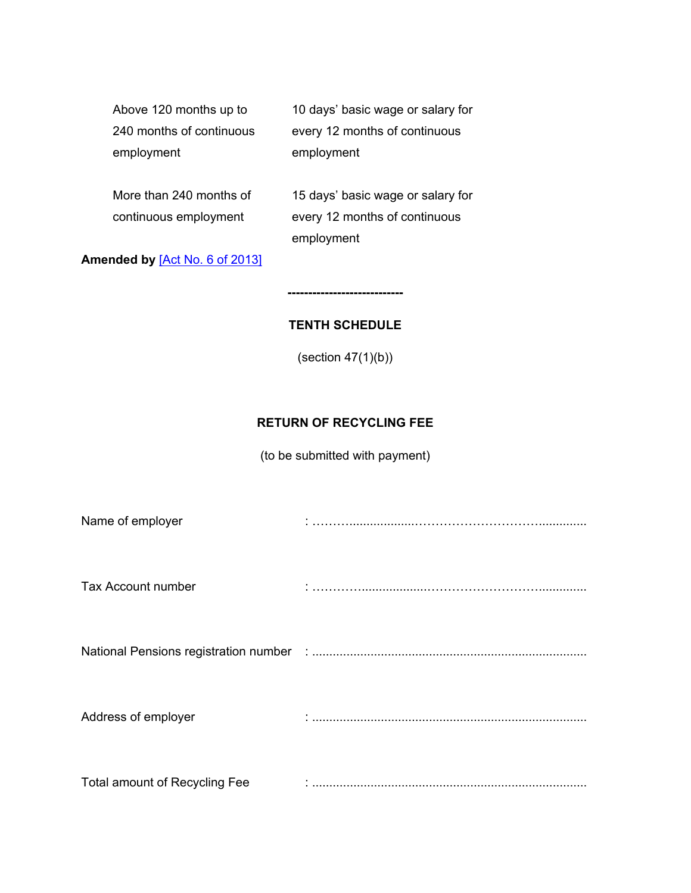| | |
|---|---|
| Above 120 months up to 240 months of continuous employment | 10 days' basic wage or salary for every 12 months of continuous employment |
| More than 240 months of continuous employment | 15 days' basic wage or salary for every 12 months of continuous employment |

**Amended by** [Act No. 6 of 2013]

---

**TENTH SCHEDULE**

(section 47(1)(b))

**RETURN OF RECYCLING FEE**

(to be submitted with payment)

Name of employer : ……….................…………………………..............

Tax Account number : ………….................……………………….............

National Pensions registration number : ................................................................................

Address of employer : ................................................................................

Total amount of Recycling Fee : ................................................................................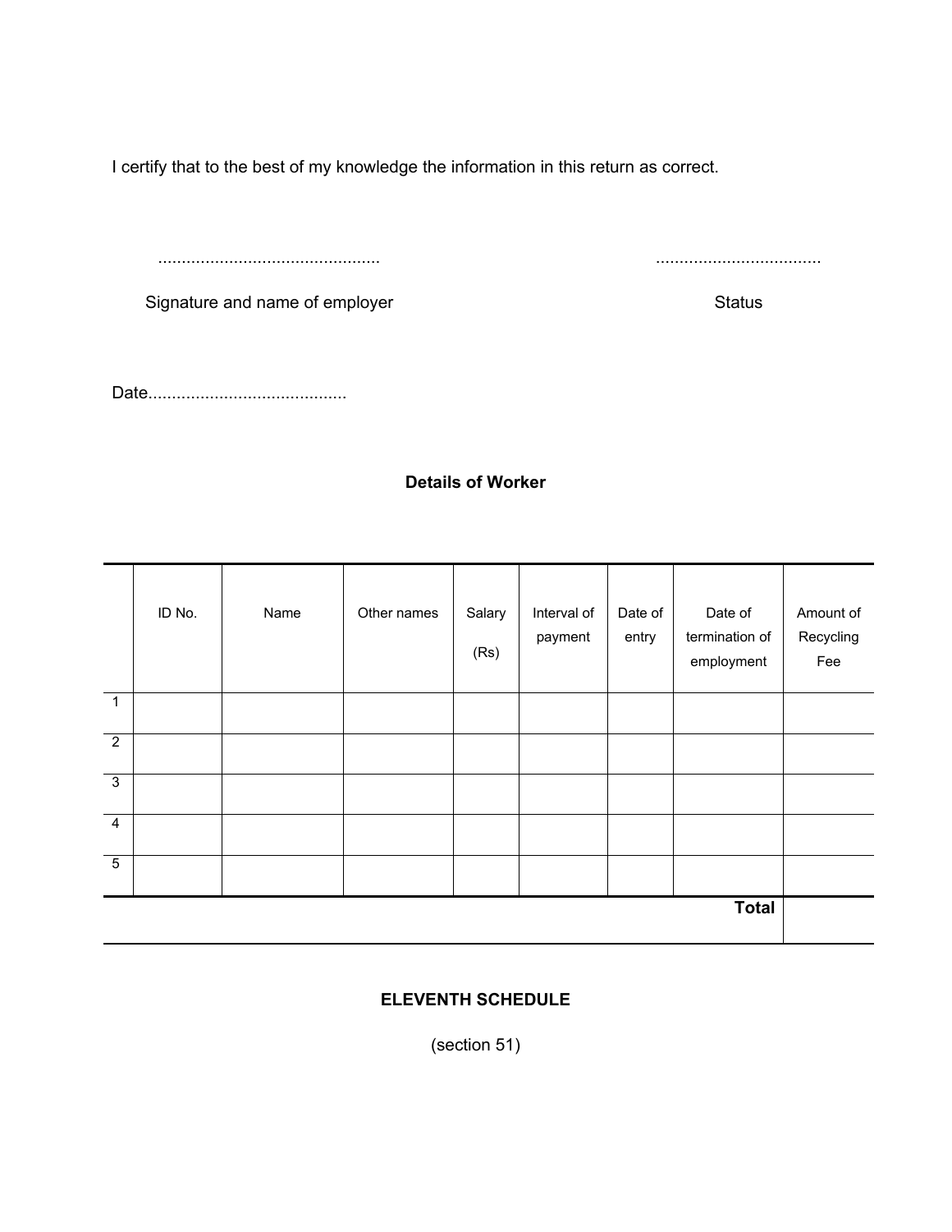I certify that to the best of my knowledge the information in this return as correct.

.............................................. ..................................

Signature and name of employer Status

Date..........................................

**Details of Worker**

| | ID No. | Name | Other names | Salary (Rs) | Interval of payment | Date of entry | Date of termination of employment | Amount of Recycling Fee |
|---|---|---|---|---|---|---|---|---|
| 1 | | | | | | | | |
| 2 | | | | | | | | |
| 3 | | | | | | | | |
| 4 | | | | | | | | |
| 5 | | | | | | | | |
| | | | | | | | **Total** | |

**ELEVENTH SCHEDULE**

(section 51)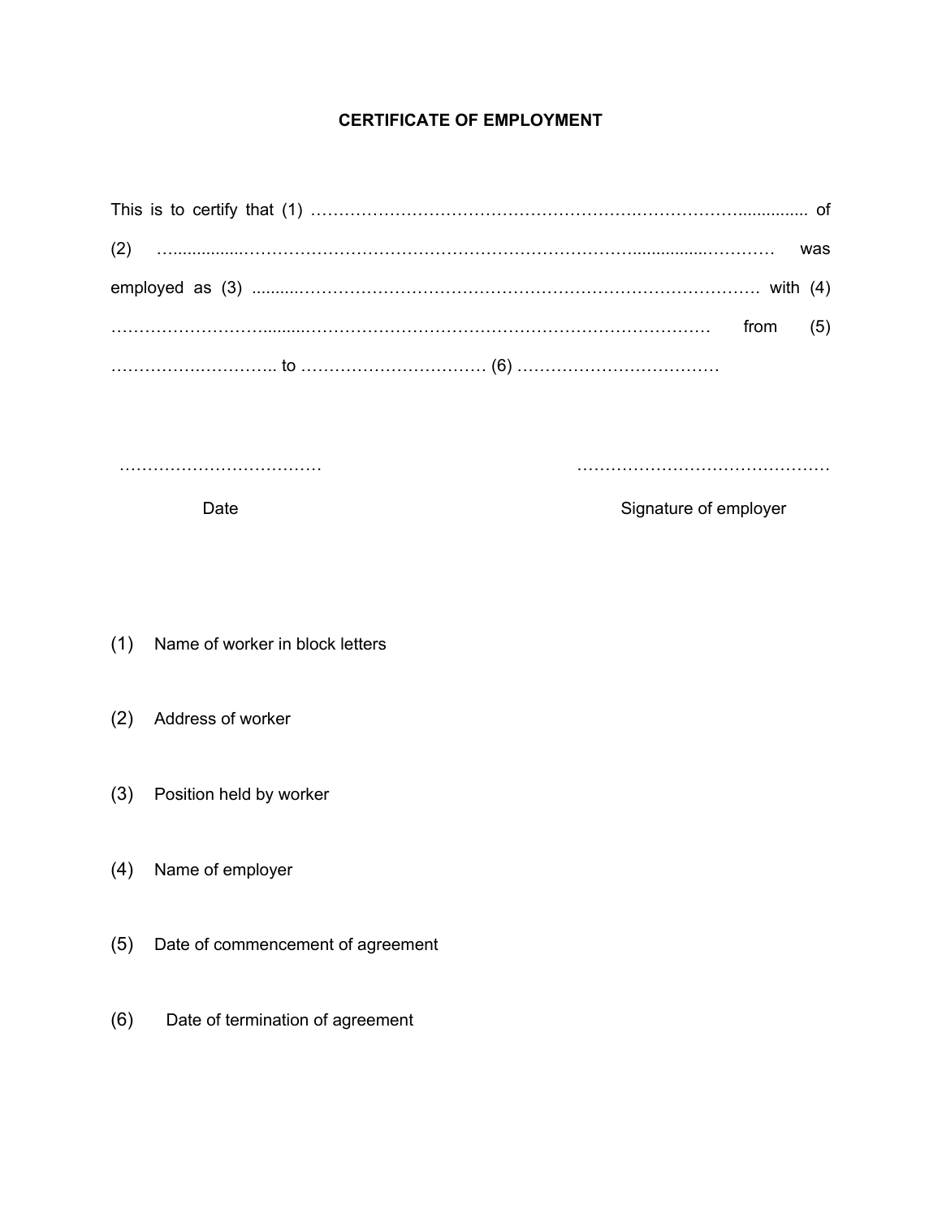# CERTIFICATE OF EMPLOYMENT

This is to certify that (1) …………………………………………………….…………….............. of (2) …..............……………………………………………………………..............………… was employed as (3) .........…………………………………………………………………………. with (4) ………………………........……………………………………………………………… from (5) …………….………….. to …………………………… (6) ………………………………

………………………………                                        ………………………………………

Date                                        Signature of employer

(1) Name of worker in block letters

(2) Address of worker

(3) Position held by worker

(4) Name of employer

(5) Date of commencement of agreement

(6) Date of termination of agreement